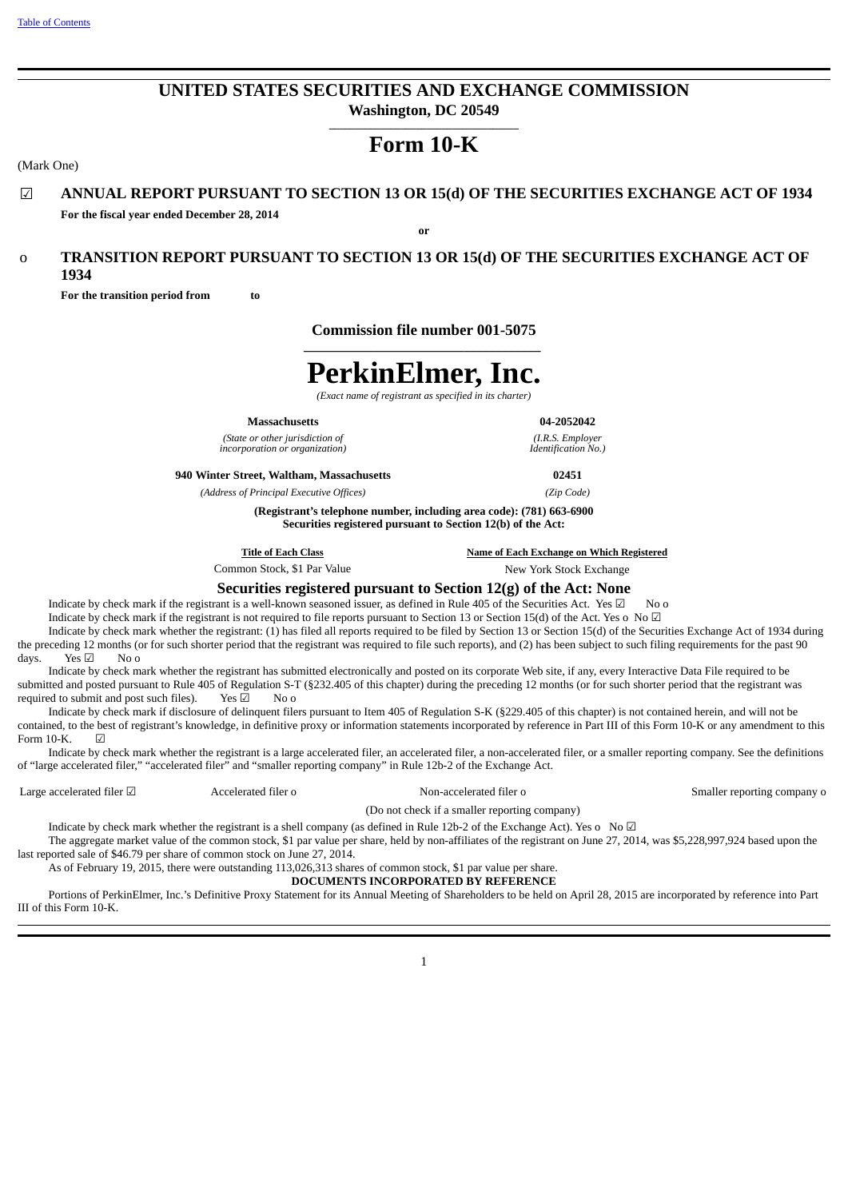Table of Contents

# UNITED STATES SECURITIES AND EXCHANGE COMMISSION

**Washington, DC 20549**

# Form 10-K

(Mark One)

☑ **ANNUAL REPORT PURSUANT TO SECTION 13 OR 15(d) OF THE SECURITIES EXCHANGE ACT OF 1934**

**For the fiscal year ended December 28, 2014**

**or**

o **TRANSITION REPORT PURSUANT TO SECTION 13 OR 15(d) OF THE SECURITIES EXCHANGE ACT OF 1934**

**For the transition period from to**

**Commission file number 001-5075**

# PerkinElmer, Inc.

*(Exact name of registrant as specified in its charter)*

| **Massachusetts** | **04-2052042** |
|---|---|
| *(State or other jurisdiction of incorporation or organization)* | *(I.R.S. Employer Identification No.)* |
| **940 Winter Street, Waltham, Massachusetts** | **02451** |
| *(Address of Principal Executive Offices)* | *(Zip Code)* |

**(Registrant's telephone number, including area code): (781) 663-6900**

**Securities registered pursuant to Section 12(b) of the Act:**

| Title of Each Class | Name of Each Exchange on Which Registered |
|---|---|
| Common Stock, $1 Par Value | New York Stock Exchange |

**Securities registered pursuant to Section 12(g) of the Act: None**

Indicate by check mark if the registrant is a well-known seasoned issuer, as defined in Rule 405 of the Securities Act. Yes ☑ No o

Indicate by check mark if the registrant is not required to file reports pursuant to Section 13 or Section 15(d) of the Act. Yes o No ☑

Indicate by check mark whether the registrant: (1) has filed all reports required to be filed by Section 13 or Section 15(d) of the Securities Exchange Act of 1934 during the preceding 12 months (or for such shorter period that the registrant was required to file such reports), and (2) has been subject to such filing requirements for the past 90 days. Yes ☑ No o

Indicate by check mark whether the registrant has submitted electronically and posted on its corporate Web site, if any, every Interactive Data File required to be submitted and posted pursuant to Rule 405 of Regulation S-T (§232.405 of this chapter) during the preceding 12 months (or for such shorter period that the registrant was required to submit and post such files). Yes ☑ No o

Indicate by check mark if disclosure of delinquent filers pursuant to Item 405 of Regulation S-K (§229.405 of this chapter) is not contained herein, and will not be contained, to the best of registrant's knowledge, in definitive proxy or information statements incorporated by reference in Part III of this Form 10-K or any amendment to this Form 10-K. ☑

Indicate by check mark whether the registrant is a large accelerated filer, an accelerated filer, a non-accelerated filer, or a smaller reporting company. See the definitions of "large accelerated filer," "accelerated filer" and "smaller reporting company" in Rule 12b-2 of the Exchange Act.

| Large accelerated filer ☑ | Accelerated filer o | Non-accelerated filer o | Smaller reporting company o |
|---|---|---|---|
| | | (Do not check if a smaller reporting company) | |

Indicate by check mark whether the registrant is a shell company (as defined in Rule 12b-2 of the Exchange Act). Yes o No ☑

The aggregate market value of the common stock, $1 par value per share, held by non-affiliates of the registrant on June 27, 2014, was $5,228,997,924 based upon the last reported sale of $46.79 per share of common stock on June 27, 2014.

As of February 19, 2015, there were outstanding 113,026,313 shares of common stock, $1 par value per share.

**DOCUMENTS INCORPORATED BY REFERENCE**

Portions of PerkinElmer, Inc.'s Definitive Proxy Statement for its Annual Meeting of Shareholders to be held on April 28, 2015 are incorporated by reference into Part III of this Form 10-K.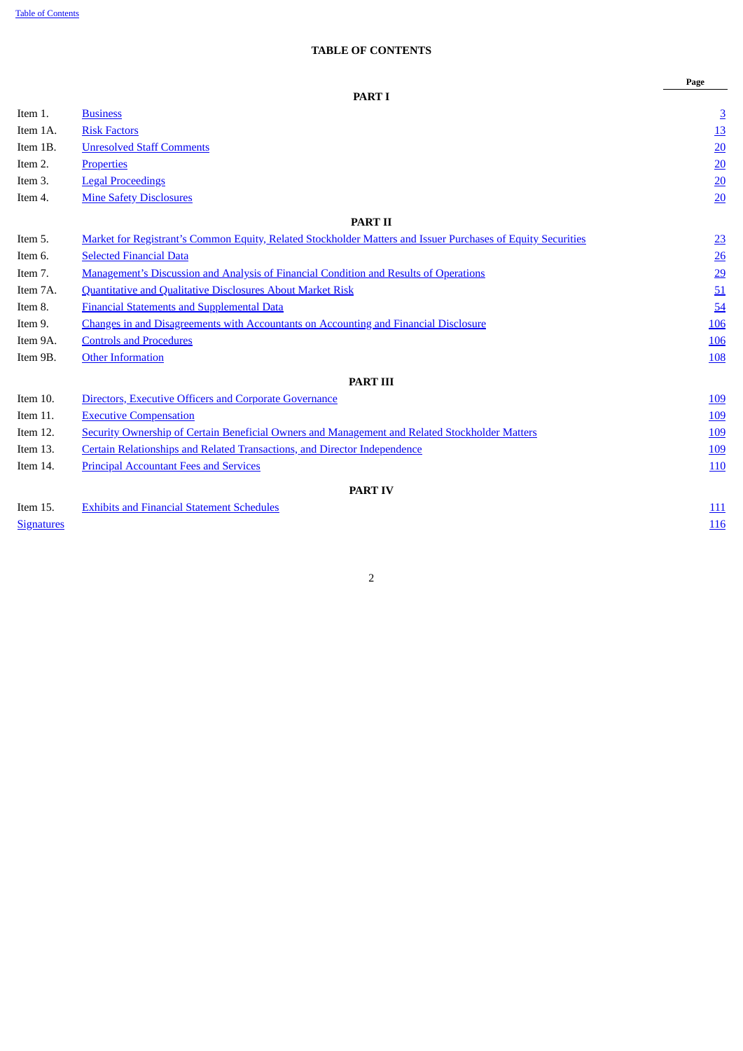## TABLE OF CONTENTS

| | | Page |
|---|---|---|
| | **PART I** | |
| Item 1. | Business | 3 |
| Item 1A. | Risk Factors | 13 |
| Item 1B. | Unresolved Staff Comments | 20 |
| Item 2. | Properties | 20 |
| Item 3. | Legal Proceedings | 20 |
| Item 4. | Mine Safety Disclosures | 20 |
| | **PART II** | |
| Item 5. | Market for Registrant’s Common Equity, Related Stockholder Matters and Issuer Purchases of Equity Securities | 23 |
| Item 6. | Selected Financial Data | 26 |
| Item 7. | Management’s Discussion and Analysis of Financial Condition and Results of Operations | 29 |
| Item 7A. | Quantitative and Qualitative Disclosures About Market Risk | 51 |
| Item 8. | Financial Statements and Supplemental Data | 54 |
| Item 9. | Changes in and Disagreements with Accountants on Accounting and Financial Disclosure | 106 |
| Item 9A. | Controls and Procedures | 106 |
| Item 9B. | Other Information | 108 |
| | **PART III** | |
| Item 10. | Directors, Executive Officers and Corporate Governance | 109 |
| Item 11. | Executive Compensation | 109 |
| Item 12. | Security Ownership of Certain Beneficial Owners and Management and Related Stockholder Matters | 109 |
| Item 13. | Certain Relationships and Related Transactions, and Director Independence | 109 |
| Item 14. | Principal Accountant Fees and Services | 110 |
| | **PART IV** | |
| Item 15. | Exhibits and Financial Statement Schedules | 111 |
| Signatures | | 116 |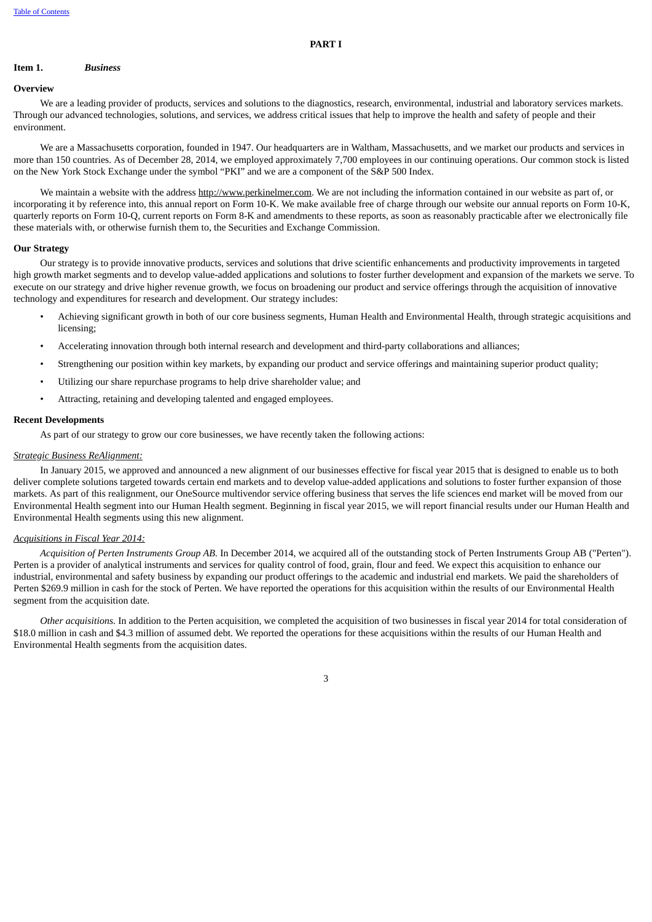# PART I

## Item 1. *Business*

### Overview

We are a leading provider of products, services and solutions to the diagnostics, research, environmental, industrial and laboratory services markets. Through our advanced technologies, solutions, and services, we address critical issues that help to improve the health and safety of people and their environment.

We are a Massachusetts corporation, founded in 1947. Our headquarters are in Waltham, Massachusetts, and we market our products and services in more than 150 countries. As of December 28, 2014, we employed approximately 7,700 employees in our continuing operations. Our common stock is listed on the New York Stock Exchange under the symbol "PKI" and we are a component of the S&P 500 Index.

We maintain a website with the address http://www.perkinelmer.com. We are not including the information contained in our website as part of, or incorporating it by reference into, this annual report on Form 10-K. We make available free of charge through our website our annual reports on Form 10-K, quarterly reports on Form 10-Q, current reports on Form 8-K and amendments to these reports, as soon as reasonably practicable after we electronically file these materials with, or otherwise furnish them to, the Securities and Exchange Commission.

### Our Strategy

Our strategy is to provide innovative products, services and solutions that drive scientific enhancements and productivity improvements in targeted high growth market segments and to develop value-added applications and solutions to foster further development and expansion of the markets we serve. To execute on our strategy and drive higher revenue growth, we focus on broadening our product and service offerings through the acquisition of innovative technology and expenditures for research and development. Our strategy includes:

- Achieving significant growth in both of our core business segments, Human Health and Environmental Health, through strategic acquisitions and licensing;
- Accelerating innovation through both internal research and development and third-party collaborations and alliances;
- Strengthening our position within key markets, by expanding our product and service offerings and maintaining superior product quality;
- Utilizing our share repurchase programs to help drive shareholder value; and
- Attracting, retaining and developing talented and engaged employees.

### Recent Developments

As part of our strategy to grow our core businesses, we have recently taken the following actions:

*Strategic Business ReAlignment:*

In January 2015, we approved and announced a new alignment of our businesses effective for fiscal year 2015 that is designed to enable us to both deliver complete solutions targeted towards certain end markets and to develop value-added applications and solutions to foster further expansion of those markets. As part of this realignment, our OneSource multivendor service offering business that serves the life sciences end market will be moved from our Environmental Health segment into our Human Health segment. Beginning in fiscal year 2015, we will report financial results under our Human Health and Environmental Health segments using this new alignment.

*Acquisitions in Fiscal Year 2014:*

*Acquisition of Perten Instruments Group AB.* In December 2014, we acquired all of the outstanding stock of Perten Instruments Group AB ("Perten"). Perten is a provider of analytical instruments and services for quality control of food, grain, flour and feed. We expect this acquisition to enhance our industrial, environmental and safety business by expanding our product offerings to the academic and industrial end markets. We paid the shareholders of Perten $269.9 million in cash for the stock of Perten. We have reported the operations for this acquisition within the results of our Environmental Health segment from the acquisition date.

*Other acquisitions.* In addition to the Perten acquisition, we completed the acquisition of two businesses in fiscal year 2014 for total consideration of $18.0 million in cash and $4.3 million of assumed debt. We reported the operations for these acquisitions within the results of our Human Health and Environmental Health segments from the acquisition dates.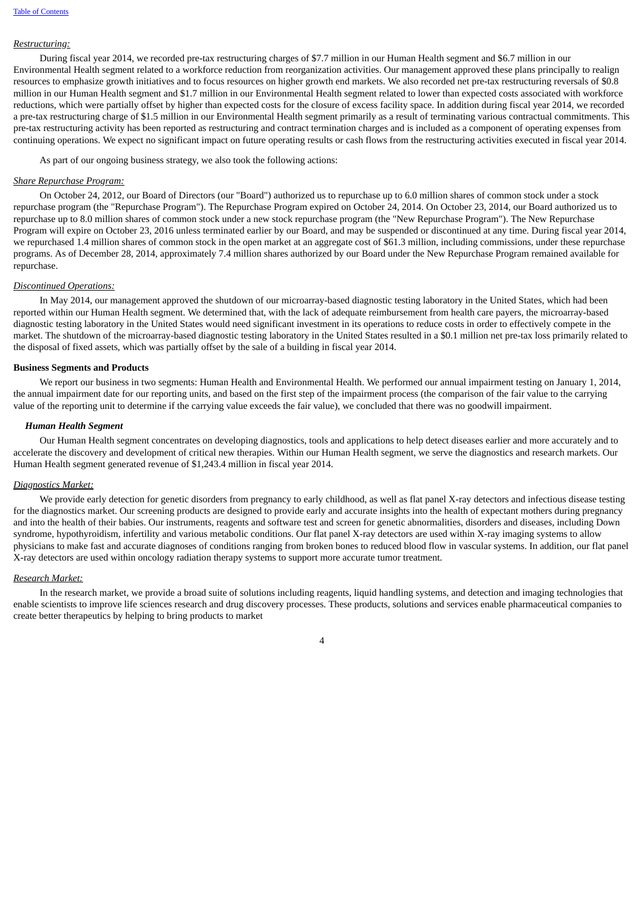*Restructuring:*

During fiscal year 2014, we recorded pre-tax restructuring charges of $7.7 million in our Human Health segment and $6.7 million in our Environmental Health segment related to a workforce reduction from reorganization activities. Our management approved these plans principally to realign resources to emphasize growth initiatives and to focus resources on higher growth end markets. We also recorded net pre-tax restructuring reversals of $0.8 million in our Human Health segment and $1.7 million in our Environmental Health segment related to lower than expected costs associated with workforce reductions, which were partially offset by higher than expected costs for the closure of excess facility space. In addition during fiscal year 2014, we recorded a pre-tax restructuring charge of $1.5 million in our Environmental Health segment primarily as a result of terminating various contractual commitments. This pre-tax restructuring activity has been reported as restructuring and contract termination charges and is included as a component of operating expenses from continuing operations. We expect no significant impact on future operating results or cash flows from the restructuring activities executed in fiscal year 2014.

As part of our ongoing business strategy, we also took the following actions:

*Share Repurchase Program:*

On October 24, 2012, our Board of Directors (our "Board") authorized us to repurchase up to 6.0 million shares of common stock under a stock repurchase program (the "Repurchase Program"). The Repurchase Program expired on October 24, 2014. On October 23, 2014, our Board authorized us to repurchase up to 8.0 million shares of common stock under a new stock repurchase program (the "New Repurchase Program"). The New Repurchase Program will expire on October 23, 2016 unless terminated earlier by our Board, and may be suspended or discontinued at any time. During fiscal year 2014, we repurchased 1.4 million shares of common stock in the open market at an aggregate cost of $61.3 million, including commissions, under these repurchase programs. As of December 28, 2014, approximately 7.4 million shares authorized by our Board under the New Repurchase Program remained available for repurchase.

*Discontinued Operations:*

In May 2014, our management approved the shutdown of our microarray-based diagnostic testing laboratory in the United States, which had been reported within our Human Health segment. We determined that, with the lack of adequate reimbursement from health care payers, the microarray-based diagnostic testing laboratory in the United States would need significant investment in its operations to reduce costs in order to effectively compete in the market. The shutdown of the microarray-based diagnostic testing laboratory in the United States resulted in a $0.1 million net pre-tax loss primarily related to the disposal of fixed assets, which was partially offset by the sale of a building in fiscal year 2014.

**Business Segments and Products**

We report our business in two segments: Human Health and Environmental Health. We performed our annual impairment testing on January 1, 2014, the annual impairment date for our reporting units, and based on the first step of the impairment process (the comparison of the fair value to the carrying value of the reporting unit to determine if the carrying value exceeds the fair value), we concluded that there was no goodwill impairment.

***Human Health Segment***

Our Human Health segment concentrates on developing diagnostics, tools and applications to help detect diseases earlier and more accurately and to accelerate the discovery and development of critical new therapies. Within our Human Health segment, we serve the diagnostics and research markets. Our Human Health segment generated revenue of $1,243.4 million in fiscal year 2014.

*Diagnostics Market:*

We provide early detection for genetic disorders from pregnancy to early childhood, as well as flat panel X-ray detectors and infectious disease testing for the diagnostics market. Our screening products are designed to provide early and accurate insights into the health of expectant mothers during pregnancy and into the health of their babies. Our instruments, reagents and software test and screen for genetic abnormalities, disorders and diseases, including Down syndrome, hypothyroidism, infertility and various metabolic conditions. Our flat panel X-ray detectors are used within X-ray imaging systems to allow physicians to make fast and accurate diagnoses of conditions ranging from broken bones to reduced blood flow in vascular systems. In addition, our flat panel X-ray detectors are used within oncology radiation therapy systems to support more accurate tumor treatment.

*Research Market:*

In the research market, we provide a broad suite of solutions including reagents, liquid handling systems, and detection and imaging technologies that enable scientists to improve life sciences research and drug discovery processes. These products, solutions and services enable pharmaceutical companies to create better therapeutics by helping to bring products to market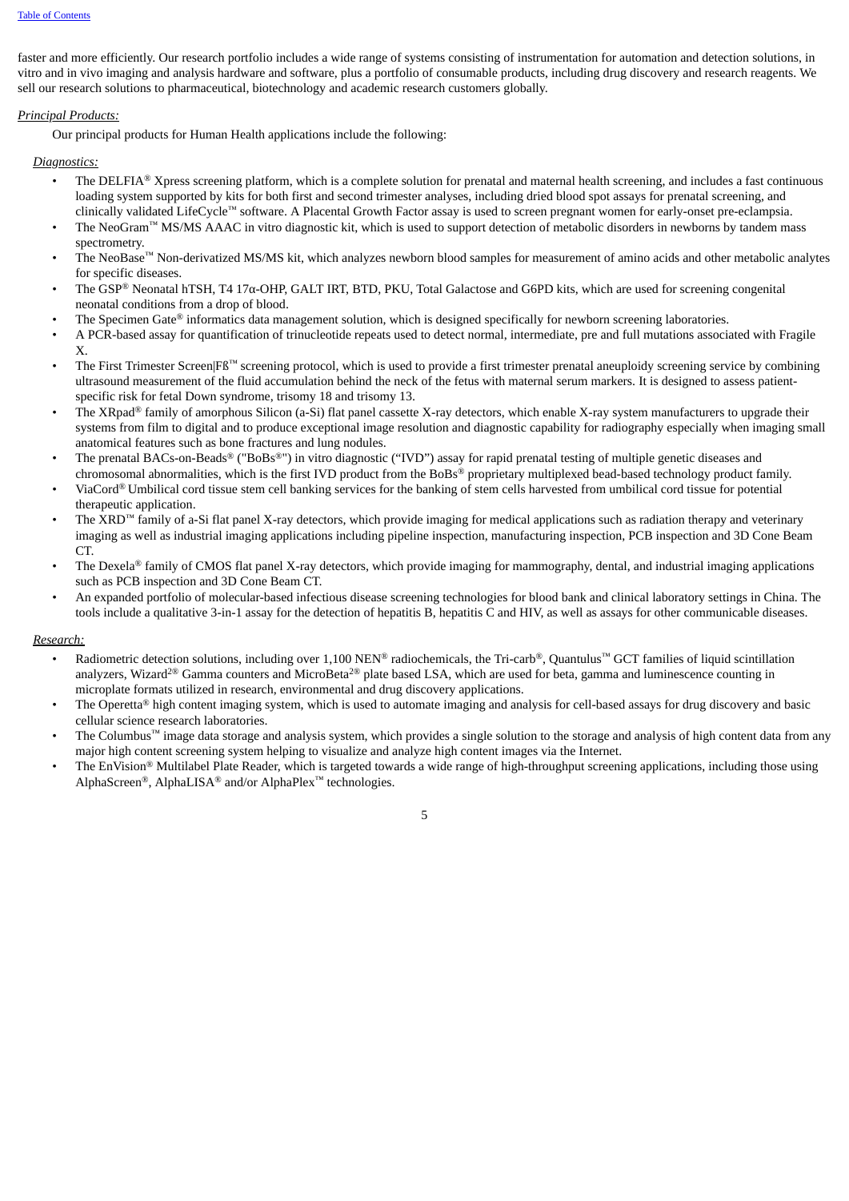faster and more efficiently. Our research portfolio includes a wide range of systems consisting of instrumentation for automation and detection solutions, in vitro and in vivo imaging and analysis hardware and software, plus a portfolio of consumable products, including drug discovery and research reagents. We sell our research solutions to pharmaceutical, biotechnology and academic research customers globally.

*Principal Products:*

Our principal products for Human Health applications include the following:

*Diagnostics:*

- The DELFIA® Xpress screening platform, which is a complete solution for prenatal and maternal health screening, and includes a fast continuous loading system supported by kits for both first and second trimester analyses, including dried blood spot assays for prenatal screening, and clinically validated LifeCycle™ software. A Placental Growth Factor assay is used to screen pregnant women for early-onset pre-eclampsia.
- The NeoGram™ MS/MS AAAC in vitro diagnostic kit, which is used to support detection of metabolic disorders in newborns by tandem mass spectrometry.
- The NeoBase™ Non-derivatized MS/MS kit, which analyzes newborn blood samples for measurement of amino acids and other metabolic analytes for specific diseases.
- The GSP® Neonatal hTSH, T4 17α-OHP, GALT IRT, BTD, PKU, Total Galactose and G6PD kits, which are used for screening congenital neonatal conditions from a drop of blood.
- The Specimen Gate® informatics data management solution, which is designed specifically for newborn screening laboratories.
- A PCR-based assay for quantification of trinucleotide repeats used to detect normal, intermediate, pre and full mutations associated with Fragile X.
- The First Trimester Screen|Fß™ screening protocol, which is used to provide a first trimester prenatal aneuploidy screening service by combining ultrasound measurement of the fluid accumulation behind the neck of the fetus with maternal serum markers. It is designed to assess patient-specific risk for fetal Down syndrome, trisomy 18 and trisomy 13.
- The XRpad® family of amorphous Silicon (a-Si) flat panel cassette X-ray detectors, which enable X-ray system manufacturers to upgrade their systems from film to digital and to produce exceptional image resolution and diagnostic capability for radiography especially when imaging small anatomical features such as bone fractures and lung nodules.
- The prenatal BACs-on-Beads® ("BoBs®") in vitro diagnostic ("IVD") assay for rapid prenatal testing of multiple genetic diseases and chromosomal abnormalities, which is the first IVD product from the BoBs® proprietary multiplexed bead-based technology product family.
- ViaCord® Umbilical cord tissue stem cell banking services for the banking of stem cells harvested from umbilical cord tissue for potential therapeutic application.
- The XRD™ family of a-Si flat panel X-ray detectors, which provide imaging for medical applications such as radiation therapy and veterinary imaging as well as industrial imaging applications including pipeline inspection, manufacturing inspection, PCB inspection and 3D Cone Beam CT.
- The Dexela® family of CMOS flat panel X-ray detectors, which provide imaging for mammography, dental, and industrial imaging applications such as PCB inspection and 3D Cone Beam CT.
- An expanded portfolio of molecular-based infectious disease screening technologies for blood bank and clinical laboratory settings in China. The tools include a qualitative 3-in-1 assay for the detection of hepatitis B, hepatitis C and HIV, as well as assays for other communicable diseases.

*Research:*

- Radiometric detection solutions, including over 1,100 NEN® radiochemicals, the Tri-carb®, Quantulus™ GCT families of liquid scintillation analyzers, Wizard²® Gamma counters and MicroBeta²® plate based LSA, which are used for beta, gamma and luminescence counting in microplate formats utilized in research, environmental and drug discovery applications.
- The Operetta® high content imaging system, which is used to automate imaging and analysis for cell-based assays for drug discovery and basic cellular science research laboratories.
- The Columbus™ image data storage and analysis system, which provides a single solution to the storage and analysis of high content data from any major high content screening system helping to visualize and analyze high content images via the Internet.
- The EnVision® Multilabel Plate Reader, which is targeted towards a wide range of high-throughput screening applications, including those using AlphaScreen®, AlphaLISA® and/or AlphaPlex™ technologies.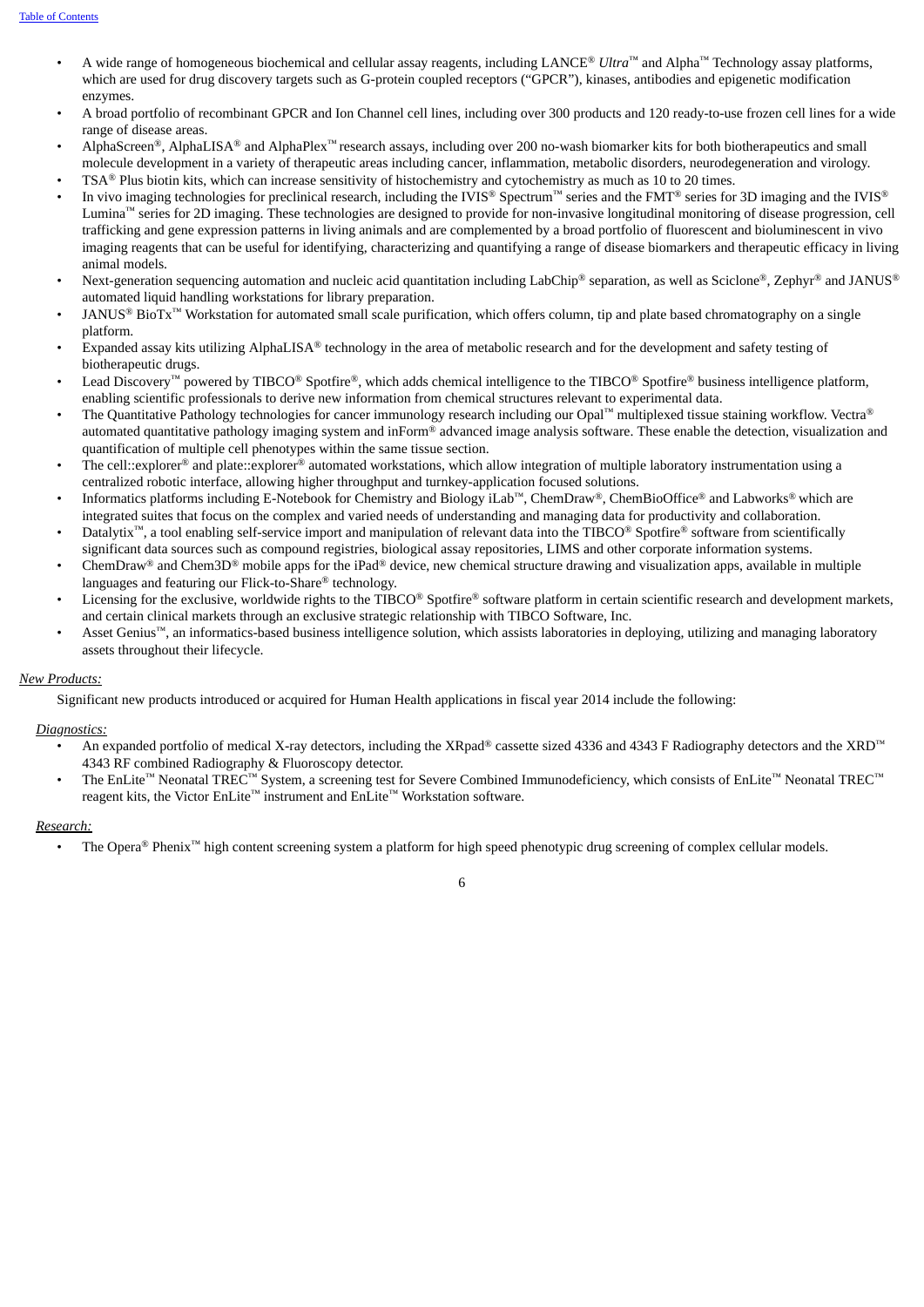- A wide range of homogeneous biochemical and cellular assay reagents, including LANCE® *Ultra*™ and Alpha™ Technology assay platforms, which are used for drug discovery targets such as G-protein coupled receptors ("GPCR"), kinases, antibodies and epigenetic modification enzymes.
- A broad portfolio of recombinant GPCR and Ion Channel cell lines, including over 300 products and 120 ready-to-use frozen cell lines for a wide range of disease areas.
- AlphaScreen®, AlphaLISA® and AlphaPlex™ research assays, including over 200 no-wash biomarker kits for both biotherapeutics and small molecule development in a variety of therapeutic areas including cancer, inflammation, metabolic disorders, neurodegeneration and virology.
- TSA® Plus biotin kits, which can increase sensitivity of histochemistry and cytochemistry as much as 10 to 20 times.
- In vivo imaging technologies for preclinical research, including the IVIS® Spectrum™ series and the FMT® series for 3D imaging and the IVIS® Lumina™ series for 2D imaging. These technologies are designed to provide for non-invasive longitudinal monitoring of disease progression, cell trafficking and gene expression patterns in living animals and are complemented by a broad portfolio of fluorescent and bioluminescent in vivo imaging reagents that can be useful for identifying, characterizing and quantifying a range of disease biomarkers and therapeutic efficacy in living animal models.
- Next-generation sequencing automation and nucleic acid quantitation including LabChip® separation, as well as Sciclone®, Zephyr® and JANUS® automated liquid handling workstations for library preparation.
- JANUS® BioTx™ Workstation for automated small scale purification, which offers column, tip and plate based chromatography on a single platform.
- Expanded assay kits utilizing AlphaLISA® technology in the area of metabolic research and for the development and safety testing of biotherapeutic drugs.
- Lead Discovery™ powered by TIBCO® Spotfire®, which adds chemical intelligence to the TIBCO® Spotfire® business intelligence platform, enabling scientific professionals to derive new information from chemical structures relevant to experimental data.
- The Quantitative Pathology technologies for cancer immunology research including our Opal™ multiplexed tissue staining workflow. Vectra® automated quantitative pathology imaging system and inForm® advanced image analysis software. These enable the detection, visualization and quantification of multiple cell phenotypes within the same tissue section.
- The cell::explorer® and plate::explorer® automated workstations, which allow integration of multiple laboratory instrumentation using a centralized robotic interface, allowing higher throughput and turnkey-application focused solutions.
- Informatics platforms including E-Notebook for Chemistry and Biology iLab™, ChemDraw®, ChemBioOffice® and Labworks® which are integrated suites that focus on the complex and varied needs of understanding and managing data for productivity and collaboration.
- Datalytix™, a tool enabling self-service import and manipulation of relevant data into the TIBCO® Spotfire® software from scientifically significant data sources such as compound registries, biological assay repositories, LIMS and other corporate information systems.
- ChemDraw® and Chem3D® mobile apps for the iPad® device, new chemical structure drawing and visualization apps, available in multiple languages and featuring our Flick-to-Share® technology.
- Licensing for the exclusive, worldwide rights to the TIBCO® Spotfire® software platform in certain scientific research and development markets, and certain clinical markets through an exclusive strategic relationship with TIBCO Software, Inc.
- Asset Genius™, an informatics-based business intelligence solution, which assists laboratories in deploying, utilizing and managing laboratory assets throughout their lifecycle.

*New Products:*

Significant new products introduced or acquired for Human Health applications in fiscal year 2014 include the following:

*Diagnostics:*

- An expanded portfolio of medical X-ray detectors, including the XRpad® cassette sized 4336 and 4343 F Radiography detectors and the XRD™ 4343 RF combined Radiography & Fluoroscopy detector.
- The EnLite™ Neonatal TREC™ System, a screening test for Severe Combined Immunodeficiency, which consists of EnLite™ Neonatal TREC™ reagent kits, the Victor EnLite™ instrument and EnLite™ Workstation software.

*Research:*

- The Opera® Phenix™ high content screening system a platform for high speed phenotypic drug screening of complex cellular models.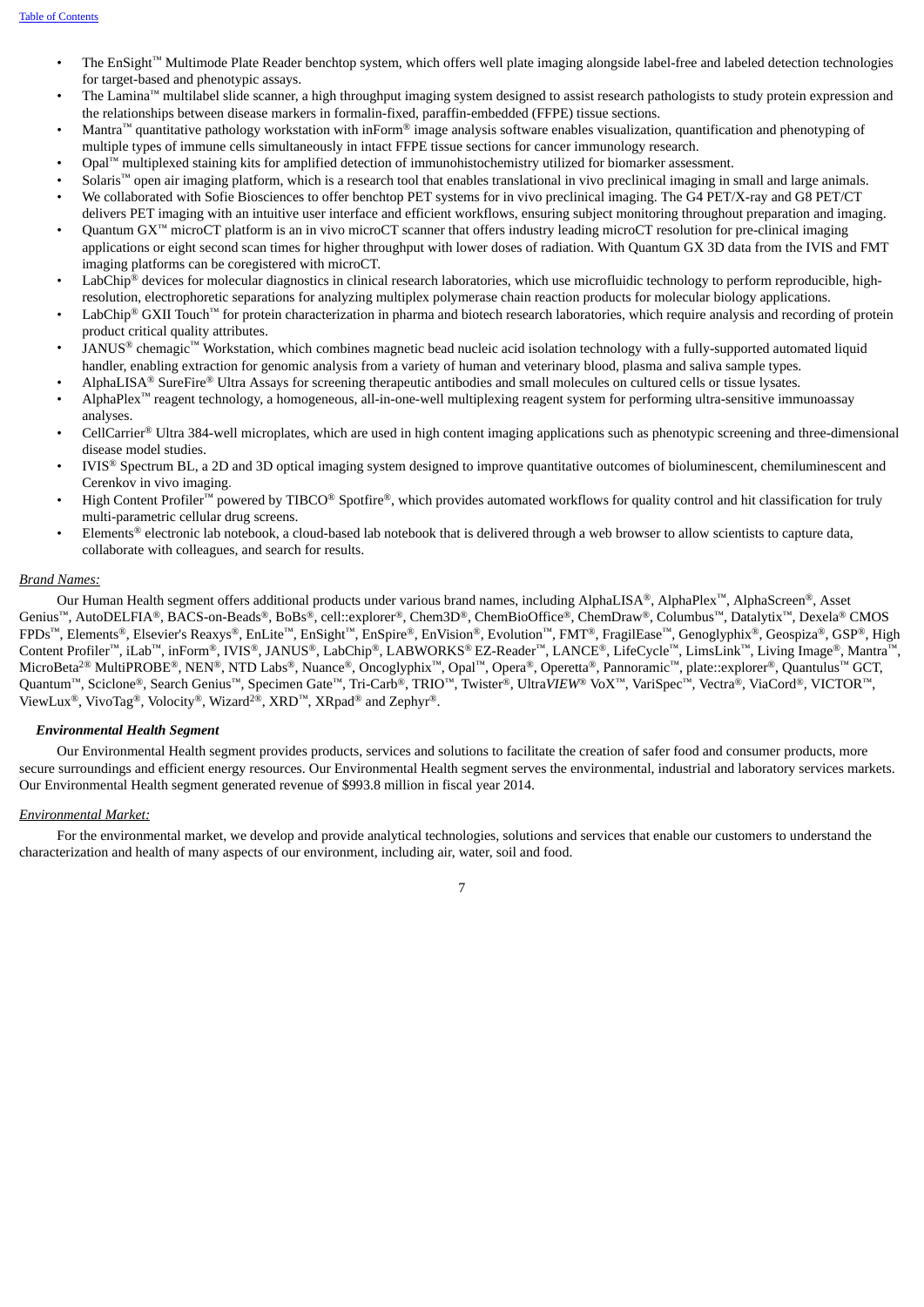- The EnSight™ Multimode Plate Reader benchtop system, which offers well plate imaging alongside label-free and labeled detection technologies for target-based and phenotypic assays.
- The Lamina™ multilabel slide scanner, a high throughput imaging system designed to assist research pathologists to study protein expression and the relationships between disease markers in formalin-fixed, paraffin-embedded (FFPE) tissue sections.
- Mantra™ quantitative pathology workstation with inForm® image analysis software enables visualization, quantification and phenotyping of multiple types of immune cells simultaneously in intact FFPE tissue sections for cancer immunology research.
- Opal™ multiplexed staining kits for amplified detection of immunohistochemistry utilized for biomarker assessment.
- Solaris™ open air imaging platform, which is a research tool that enables translational in vivo preclinical imaging in small and large animals.
- We collaborated with Sofie Biosciences to offer benchtop PET systems for in vivo preclinical imaging. The G4 PET/X-ray and G8 PET/CT delivers PET imaging with an intuitive user interface and efficient workflows, ensuring subject monitoring throughout preparation and imaging.
- Quantum GX™ microCT platform is an in vivo microCT scanner that offers industry leading microCT resolution for pre-clinical imaging applications or eight second scan times for higher throughput with lower doses of radiation. With Quantum GX 3D data from the IVIS and FMT imaging platforms can be coregistered with microCT.
- LabChip® devices for molecular diagnostics in clinical research laboratories, which use microfluidic technology to perform reproducible, high-resolution, electrophoretic separations for analyzing multiplex polymerase chain reaction products for molecular biology applications.
- LabChip® GXII Touch™ for protein characterization in pharma and biotech research laboratories, which require analysis and recording of protein product critical quality attributes.
- JANUS® chemagic™ Workstation, which combines magnetic bead nucleic acid isolation technology with a fully-supported automated liquid handler, enabling extraction for genomic analysis from a variety of human and veterinary blood, plasma and saliva sample types.
- AlphaLISA® SureFire® Ultra Assays for screening therapeutic antibodies and small molecules on cultured cells or tissue lysates.
- AlphaPlex™ reagent technology, a homogeneous, all-in-one-well multiplexing reagent system for performing ultra-sensitive immunoassay analyses.
- CellCarrier® Ultra 384-well microplates, which are used in high content imaging applications such as phenotypic screening and three-dimensional disease model studies.
- IVIS® Spectrum BL, a 2D and 3D optical imaging system designed to improve quantitative outcomes of bioluminescent, chemiluminescent and Cerenkov in vivo imaging.
- High Content Profiler™ powered by TIBCO® Spotfire®, which provides automated workflows for quality control and hit classification for truly multi-parametric cellular drug screens.
- Elements® electronic lab notebook, a cloud-based lab notebook that is delivered through a web browser to allow scientists to capture data, collaborate with colleagues, and search for results.

*Brand Names:*

Our Human Health segment offers additional products under various brand names, including AlphaLISA®, AlphaPlex™, AlphaScreen®, Asset Genius™, AutoDELFIA®, BACS-on-Beads®, BoBs®, cell::explorer®, Chem3D®, ChemBioOffice®, ChemDraw®, Columbus™, Datalytix™, Dexela® CMOS FPDs™, Elements®, Elsevier's Reaxys®, EnLite™, EnSight™, EnSpire®, EnVision®, Evolution™, FMT®, FragilEase™, Genoglyphix®, Geospiza®, GSP®, High Content Profiler™, iLab™, inForm®, IVIS®, JANUS®, LabChip®, LABWORKS® EZ-Reader™, LANCE®, LifeCycle™, LimsLink™, Living Image®, Mantra™, MicroBeta2® MultiPROBE®, NEN®, NTD Labs®, Nuance®, Oncoglyphix™, Opal™, Opera®, Operetta®, Pannoramic™, plate::explorer®, Quantulus™ GCT, Quantum™, Sciclone®, Search Genius™, Specimen Gate™, Tri-Carb®, TRIO™, Twister®, Ultra*VIEW*® VoX™, VariSpec™, Vectra®, ViaCord®, VICTOR™, ViewLux®, VivoTag®, Volocity®, Wizard2®, XRD™, XRpad® and Zephyr®.

### *Environmental Health Segment*

Our Environmental Health segment provides products, services and solutions to facilitate the creation of safer food and consumer products, more secure surroundings and efficient energy resources. Our Environmental Health segment serves the environmental, industrial and laboratory services markets. Our Environmental Health segment generated revenue of $993.8 million in fiscal year 2014.

*Environmental Market:*

For the environmental market, we develop and provide analytical technologies, solutions and services that enable our customers to understand the characterization and health of many aspects of our environment, including air, water, soil and food.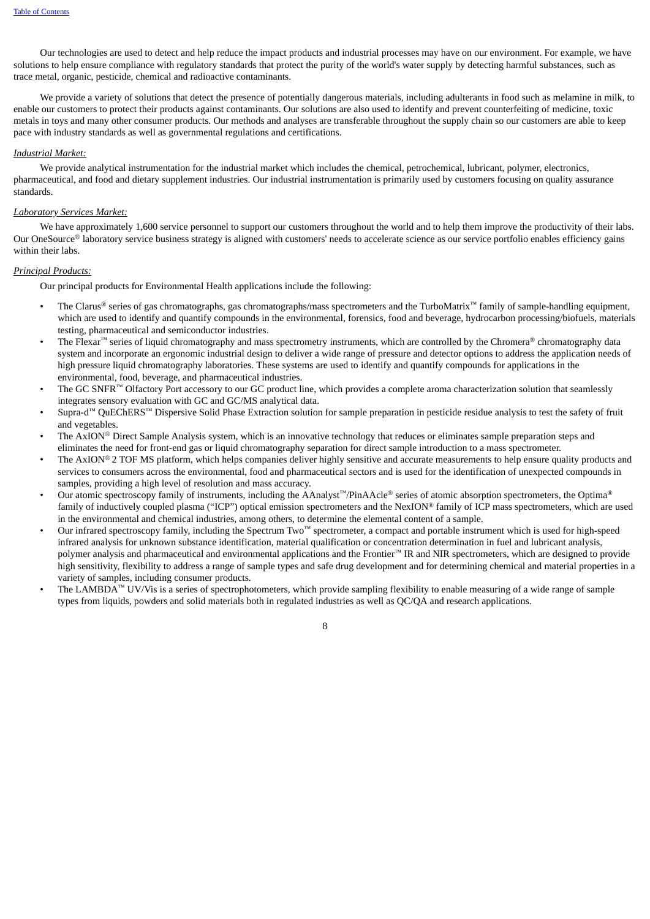Our technologies are used to detect and help reduce the impact products and industrial processes may have on our environment. For example, we have solutions to help ensure compliance with regulatory standards that protect the purity of the world's water supply by detecting harmful substances, such as trace metal, organic, pesticide, chemical and radioactive contaminants.

We provide a variety of solutions that detect the presence of potentially dangerous materials, including adulterants in food such as melamine in milk, to enable our customers to protect their products against contaminants. Our solutions are also used to identify and prevent counterfeiting of medicine, toxic metals in toys and many other consumer products. Our methods and analyses are transferable throughout the supply chain so our customers are able to keep pace with industry standards as well as governmental regulations and certifications.

*Industrial Market:*

We provide analytical instrumentation for the industrial market which includes the chemical, petrochemical, lubricant, polymer, electronics, pharmaceutical, and food and dietary supplement industries. Our industrial instrumentation is primarily used by customers focusing on quality assurance standards.

*Laboratory Services Market:*

We have approximately 1,600 service personnel to support our customers throughout the world and to help them improve the productivity of their labs. Our OneSource® laboratory service business strategy is aligned with customers' needs to accelerate science as our service portfolio enables efficiency gains within their labs.

*Principal Products:*

Our principal products for Environmental Health applications include the following:

- The Clarus® series of gas chromatographs, gas chromatographs/mass spectrometers and the TurboMatrix™ family of sample-handling equipment, which are used to identify and quantify compounds in the environmental, forensics, food and beverage, hydrocarbon processing/biofuels, materials testing, pharmaceutical and semiconductor industries.
- The Flexar™ series of liquid chromatography and mass spectrometry instruments, which are controlled by the Chromera® chromatography data system and incorporate an ergonomic industrial design to deliver a wide range of pressure and detector options to address the application needs of high pressure liquid chromatography laboratories. These systems are used to identify and quantify compounds for applications in the environmental, food, beverage, and pharmaceutical industries.
- The GC SNFR™ Olfactory Port accessory to our GC product line, which provides a complete aroma characterization solution that seamlessly integrates sensory evaluation with GC and GC/MS analytical data.
- Supra-d™ QuEChERS™ Dispersive Solid Phase Extraction solution for sample preparation in pesticide residue analysis to test the safety of fruit and vegetables.
- The AxION® Direct Sample Analysis system, which is an innovative technology that reduces or eliminates sample preparation steps and eliminates the need for front-end gas or liquid chromatography separation for direct sample introduction to a mass spectrometer.
- The AxION® 2 TOF MS platform, which helps companies deliver highly sensitive and accurate measurements to help ensure quality products and services to consumers across the environmental, food and pharmaceutical sectors and is used for the identification of unexpected compounds in samples, providing a high level of resolution and mass accuracy.
- Our atomic spectroscopy family of instruments, including the AAnalyst™/PinAAcle® series of atomic absorption spectrometers, the Optima® family of inductively coupled plasma ("ICP") optical emission spectrometers and the NexION® family of ICP mass spectrometers, which are used in the environmental and chemical industries, among others, to determine the elemental content of a sample.
- Our infrared spectroscopy family, including the Spectrum Two™ spectrometer, a compact and portable instrument which is used for high-speed infrared analysis for unknown substance identification, material qualification or concentration determination in fuel and lubricant analysis, polymer analysis and pharmaceutical and environmental applications and the Frontier™ IR and NIR spectrometers, which are designed to provide high sensitivity, flexibility to address a range of sample types and safe drug development and for determining chemical and material properties in a variety of samples, including consumer products.
- The LAMBDA™ UV/Vis is a series of spectrophotometers, which provide sampling flexibility to enable measuring of a wide range of sample types from liquids, powders and solid materials both in regulated industries as well as QC/QA and research applications.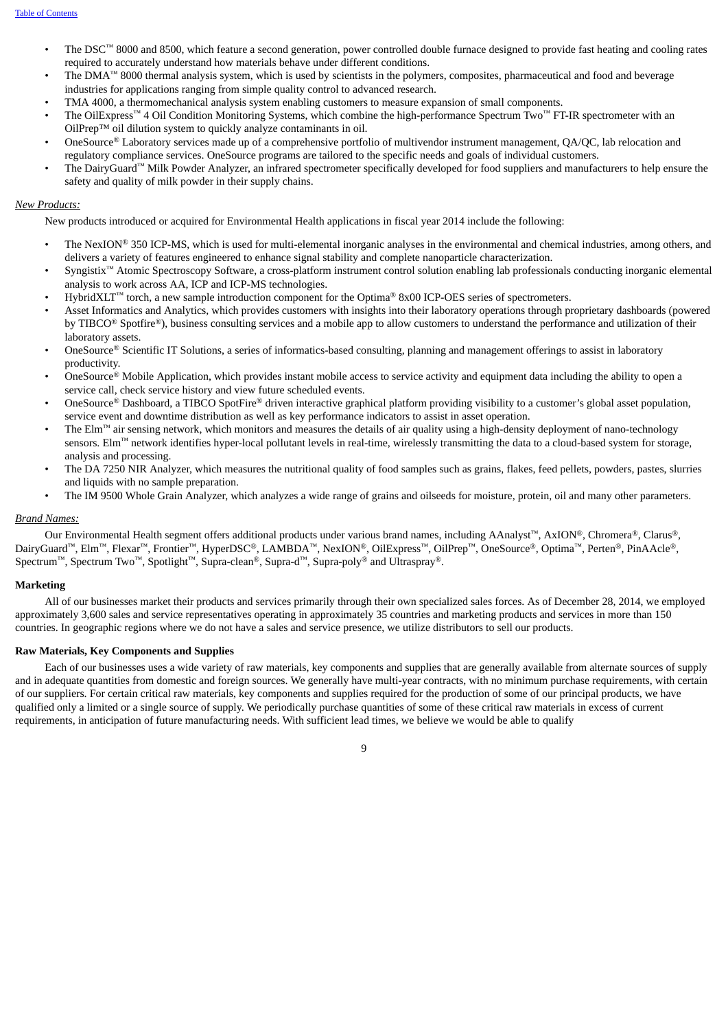- The DSC™ 8000 and 8500, which feature a second generation, power controlled double furnace designed to provide fast heating and cooling rates required to accurately understand how materials behave under different conditions.
- The DMA™ 8000 thermal analysis system, which is used by scientists in the polymers, composites, pharmaceutical and food and beverage industries for applications ranging from simple quality control to advanced research.
- TMA 4000, a thermomechanical analysis system enabling customers to measure expansion of small components.
- The OilExpress™ 4 Oil Condition Monitoring Systems, which combine the high-performance Spectrum Two™ FT-IR spectrometer with an OilPrep™ oil dilution system to quickly analyze contaminants in oil.
- OneSource® Laboratory services made up of a comprehensive portfolio of multivendor instrument management, QA/QC, lab relocation and regulatory compliance services. OneSource programs are tailored to the specific needs and goals of individual customers.
- The DairyGuard™ Milk Powder Analyzer, an infrared spectrometer specifically developed for food suppliers and manufacturers to help ensure the safety and quality of milk powder in their supply chains.

*New Products:*

New products introduced or acquired for Environmental Health applications in fiscal year 2014 include the following:

- The NexION® 350 ICP-MS, which is used for multi-elemental inorganic analyses in the environmental and chemical industries, among others, and delivers a variety of features engineered to enhance signal stability and complete nanoparticle characterization.
- Syngistix™ Atomic Spectroscopy Software, a cross-platform instrument control solution enabling lab professionals conducting inorganic elemental analysis to work across AA, ICP and ICP-MS technologies.
- HybridXLT™ torch, a new sample introduction component for the Optima® 8x00 ICP-OES series of spectrometers.
- Asset Informatics and Analytics, which provides customers with insights into their laboratory operations through proprietary dashboards (powered by TIBCO® Spotfire®), business consulting services and a mobile app to allow customers to understand the performance and utilization of their laboratory assets.
- OneSource® Scientific IT Solutions, a series of informatics-based consulting, planning and management offerings to assist in laboratory productivity.
- OneSource® Mobile Application, which provides instant mobile access to service activity and equipment data including the ability to open a service call, check service history and view future scheduled events.
- OneSource® Dashboard, a TIBCO SpotFire® driven interactive graphical platform providing visibility to a customer's global asset population, service event and downtime distribution as well as key performance indicators to assist in asset operation.
- The Elm™ air sensing network, which monitors and measures the details of air quality using a high-density deployment of nano-technology sensors. Elm™ network identifies hyper-local pollutant levels in real-time, wirelessly transmitting the data to a cloud-based system for storage, analysis and processing.
- The DA 7250 NIR Analyzer, which measures the nutritional quality of food samples such as grains, flakes, feed pellets, powders, pastes, slurries and liquids with no sample preparation.
- The IM 9500 Whole Grain Analyzer, which analyzes a wide range of grains and oilseeds for moisture, protein, oil and many other parameters.

*Brand Names:*

Our Environmental Health segment offers additional products under various brand names, including AAnalyst™, AxION®, Chromera®, Clarus®, DairyGuard™, Elm™, Flexar™, Frontier™, HyperDSC®, LAMBDA™, NexION®, OilExpress™, OilPrep™, OneSource®, Optima™, Perten®, PinAAcle®, Spectrum™, Spectrum Two™, Spotlight™, Supra-clean®, Supra-d™, Supra-poly® and Ultraspray®.

**Marketing**

All of our businesses market their products and services primarily through their own specialized sales forces. As of December 28, 2014, we employed approximately 3,600 sales and service representatives operating in approximately 35 countries and marketing products and services in more than 150 countries. In geographic regions where we do not have a sales and service presence, we utilize distributors to sell our products.

**Raw Materials, Key Components and Supplies**

Each of our businesses uses a wide variety of raw materials, key components and supplies that are generally available from alternate sources of supply and in adequate quantities from domestic and foreign sources. We generally have multi-year contracts, with no minimum purchase requirements, with certain of our suppliers. For certain critical raw materials, key components and supplies required for the production of some of our principal products, we have qualified only a limited or a single source of supply. We periodically purchase quantities of some of these critical raw materials in excess of current requirements, in anticipation of future manufacturing needs. With sufficient lead times, we believe we would be able to qualify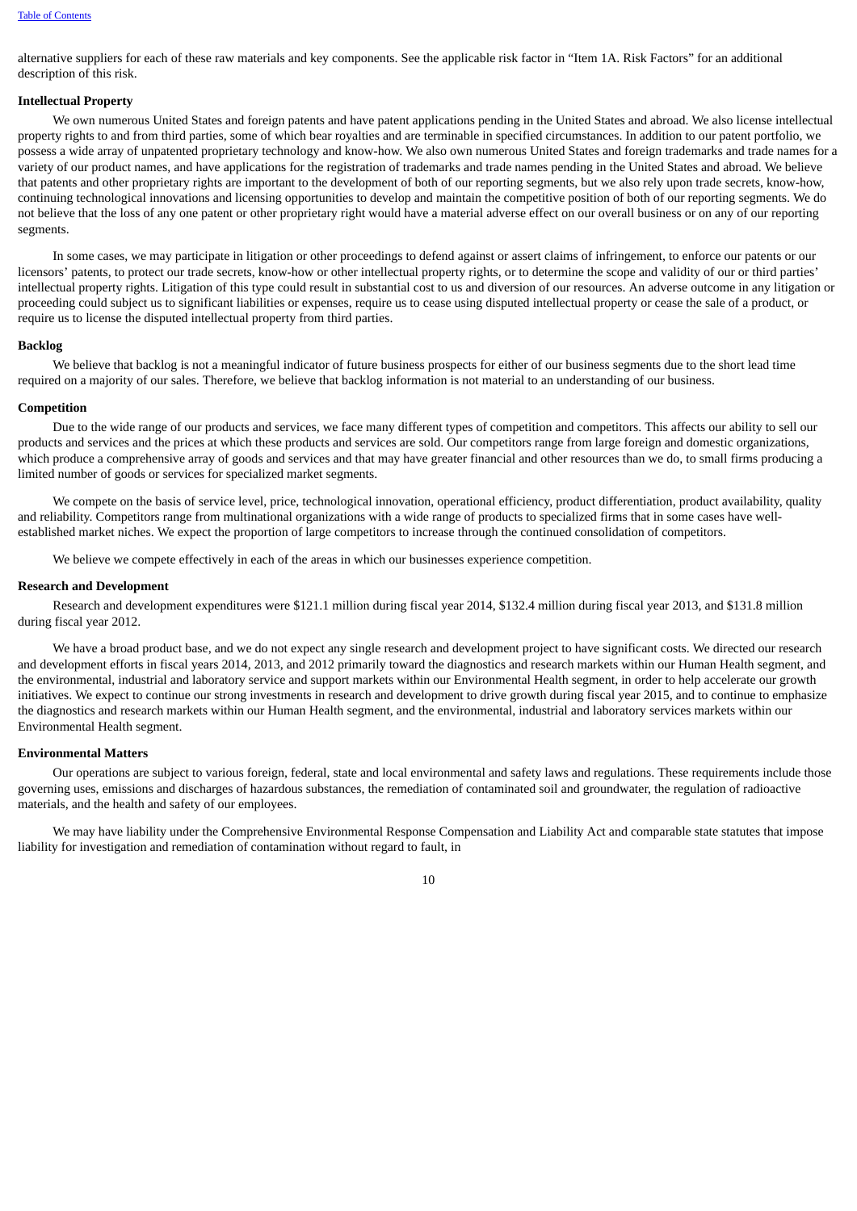alternative suppliers for each of these raw materials and key components. See the applicable risk factor in "Item 1A. Risk Factors" for an additional description of this risk.

**Intellectual Property**

We own numerous United States and foreign patents and have patent applications pending in the United States and abroad. We also license intellectual property rights to and from third parties, some of which bear royalties and are terminable in specified circumstances. In addition to our patent portfolio, we possess a wide array of unpatented proprietary technology and know-how. We also own numerous United States and foreign trademarks and trade names for a variety of our product names, and have applications for the registration of trademarks and trade names pending in the United States and abroad. We believe that patents and other proprietary rights are important to the development of both of our reporting segments, but we also rely upon trade secrets, know-how, continuing technological innovations and licensing opportunities to develop and maintain the competitive position of both of our reporting segments. We do not believe that the loss of any one patent or other proprietary right would have a material adverse effect on our overall business or on any of our reporting segments.

In some cases, we may participate in litigation or other proceedings to defend against or assert claims of infringement, to enforce our patents or our licensors' patents, to protect our trade secrets, know-how or other intellectual property rights, or to determine the scope and validity of our or third parties' intellectual property rights. Litigation of this type could result in substantial cost to us and diversion of our resources. An adverse outcome in any litigation or proceeding could subject us to significant liabilities or expenses, require us to cease using disputed intellectual property or cease the sale of a product, or require us to license the disputed intellectual property from third parties.

**Backlog**

We believe that backlog is not a meaningful indicator of future business prospects for either of our business segments due to the short lead time required on a majority of our sales. Therefore, we believe that backlog information is not material to an understanding of our business.

**Competition**

Due to the wide range of our products and services, we face many different types of competition and competitors. This affects our ability to sell our products and services and the prices at which these products and services are sold. Our competitors range from large foreign and domestic organizations, which produce a comprehensive array of goods and services and that may have greater financial and other resources than we do, to small firms producing a limited number of goods or services for specialized market segments.

We compete on the basis of service level, price, technological innovation, operational efficiency, product differentiation, product availability, quality and reliability. Competitors range from multinational organizations with a wide range of products to specialized firms that in some cases have well-established market niches. We expect the proportion of large competitors to increase through the continued consolidation of competitors.

We believe we compete effectively in each of the areas in which our businesses experience competition.

**Research and Development**

Research and development expenditures were $121.1 million during fiscal year 2014, $132.4 million during fiscal year 2013, and $131.8 million during fiscal year 2012.

We have a broad product base, and we do not expect any single research and development project to have significant costs. We directed our research and development efforts in fiscal years 2014, 2013, and 2012 primarily toward the diagnostics and research markets within our Human Health segment, and the environmental, industrial and laboratory service and support markets within our Environmental Health segment, in order to help accelerate our growth initiatives. We expect to continue our strong investments in research and development to drive growth during fiscal year 2015, and to continue to emphasize the diagnostics and research markets within our Human Health segment, and the environmental, industrial and laboratory services markets within our Environmental Health segment.

**Environmental Matters**

Our operations are subject to various foreign, federal, state and local environmental and safety laws and regulations. These requirements include those governing uses, emissions and discharges of hazardous substances, the remediation of contaminated soil and groundwater, the regulation of radioactive materials, and the health and safety of our employees.

We may have liability under the Comprehensive Environmental Response Compensation and Liability Act and comparable state statutes that impose liability for investigation and remediation of contamination without regard to fault, in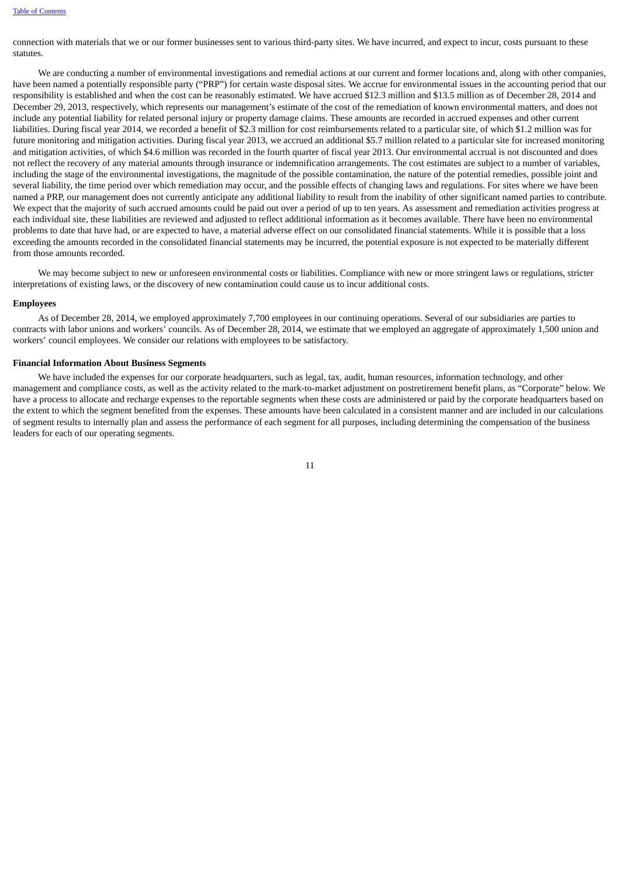connection with materials that we or our former businesses sent to various third-party sites. We have incurred, and expect to incur, costs pursuant to these statutes.

We are conducting a number of environmental investigations and remedial actions at our current and former locations and, along with other companies, have been named a potentially responsible party ("PRP") for certain waste disposal sites. We accrue for environmental issues in the accounting period that our responsibility is established and when the cost can be reasonably estimated. We have accrued $12.3 million and $13.5 million as of December 28, 2014 and December 29, 2013, respectively, which represents our management's estimate of the cost of the remediation of known environmental matters, and does not include any potential liability for related personal injury or property damage claims. These amounts are recorded in accrued expenses and other current liabilities. During fiscal year 2014, we recorded a benefit of $2.3 million for cost reimbursements related to a particular site, of which $1.2 million was for future monitoring and mitigation activities. During fiscal year 2013, we accrued an additional $5.7 million related to a particular site for increased monitoring and mitigation activities, of which $4.6 million was recorded in the fourth quarter of fiscal year 2013. Our environmental accrual is not discounted and does not reflect the recovery of any material amounts through insurance or indemnification arrangements. The cost estimates are subject to a number of variables, including the stage of the environmental investigations, the magnitude of the possible contamination, the nature of the potential remedies, possible joint and several liability, the time period over which remediation may occur, and the possible effects of changing laws and regulations. For sites where we have been named a PRP, our management does not currently anticipate any additional liability to result from the inability of other significant named parties to contribute. We expect that the majority of such accrued amounts could be paid out over a period of up to ten years. As assessment and remediation activities progress at each individual site, these liabilities are reviewed and adjusted to reflect additional information as it becomes available. There have been no environmental problems to date that have had, or are expected to have, a material adverse effect on our consolidated financial statements. While it is possible that a loss exceeding the amounts recorded in the consolidated financial statements may be incurred, the potential exposure is not expected to be materially different from those amounts recorded.

We may become subject to new or unforeseen environmental costs or liabilities. Compliance with new or more stringent laws or regulations, stricter interpretations of existing laws, or the discovery of new contamination could cause us to incur additional costs.

**Employees**

As of December 28, 2014, we employed approximately 7,700 employees in our continuing operations. Several of our subsidiaries are parties to contracts with labor unions and workers' councils. As of December 28, 2014, we estimate that we employed an aggregate of approximately 1,500 union and workers' council employees. We consider our relations with employees to be satisfactory.

**Financial Information About Business Segments**

We have included the expenses for our corporate headquarters, such as legal, tax, audit, human resources, information technology, and other management and compliance costs, as well as the activity related to the mark-to-market adjustment on postretirement benefit plans, as "Corporate" below. We have a process to allocate and recharge expenses to the reportable segments when these costs are administered or paid by the corporate headquarters based on the extent to which the segment benefited from the expenses. These amounts have been calculated in a consistent manner and are included in our calculations of segment results to internally plan and assess the performance of each segment for all purposes, including determining the compensation of the business leaders for each of our operating segments.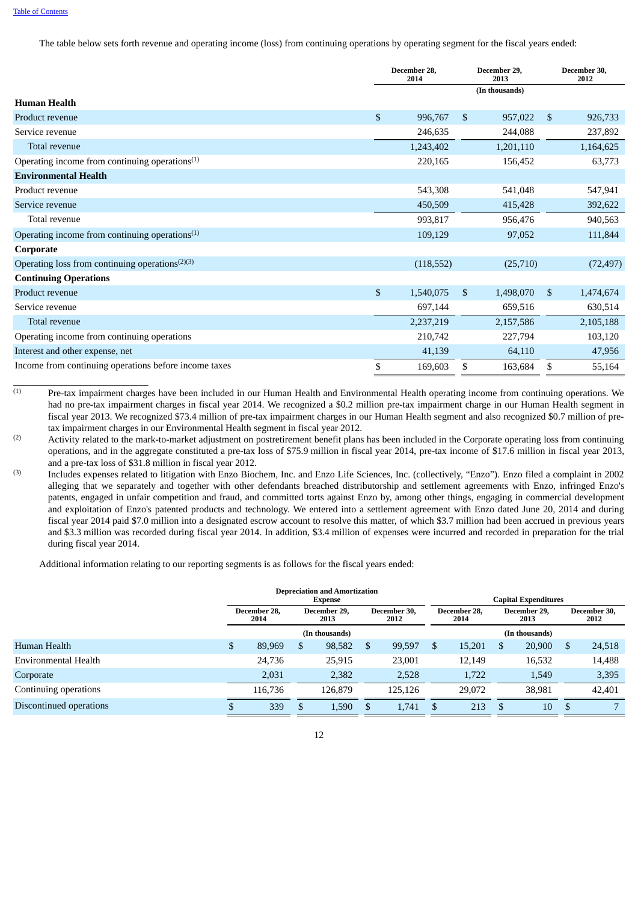The table below sets forth revenue and operating income (loss) from continuing operations by operating segment for the fiscal years ended:

| | December 28, 2014 | December 29, 2013 | December 30, 2012 |
|---|---|---|---|
| | | (In thousands) | |
| **Human Health** | | | |
| Product revenue | $ 996,767 | $ 957,022 | $ 926,733 |
| Service revenue | 246,635 | 244,088 | 237,892 |
| Total revenue | 1,243,402 | 1,201,110 | 1,164,625 |
| Operating income from continuing operations[1] | 220,165 | 156,452 | 63,773 |
| **Environmental Health** | | | |
| Product revenue | 543,308 | 541,048 | 547,941 |
| Service revenue | 450,509 | 415,428 | 392,622 |
| Total revenue | 993,817 | 956,476 | 940,563 |
| Operating income from continuing operations[1] | 109,129 | 97,052 | 111,844 |
| **Corporate** | | | |
| Operating loss from continuing operations[2][3] | (118,552) | (25,710) | (72,497) |
| **Continuing Operations** | | | |
| Product revenue | $ 1,540,075 | $ 1,498,070 | $ 1,474,674 |
| Service revenue | 697,144 | 659,516 | 630,514 |
| Total revenue | 2,237,219 | 2,157,586 | 2,105,188 |
| Operating income from continuing operations | 210,742 | 227,794 | 103,120 |
| Interest and other expense, net | 41,139 | 64,110 | 47,956 |
| Income from continuing operations before income taxes | $ 169,603 | $ 163,684 | $ 55,164 |

(1) Pre-tax impairment charges have been included in our Human Health and Environmental Health operating income from continuing operations. We had no pre-tax impairment charges in fiscal year 2014. We recognized a $0.2 million pre-tax impairment charge in our Human Health segment in fiscal year 2013. We recognized $73.4 million of pre-tax impairment charges in our Human Health segment and also recognized $0.7 million of pre-tax impairment charges in our Environmental Health segment in fiscal year 2012.

(2) Activity related to the mark-to-market adjustment on postretirement benefit plans has been included in the Corporate operating loss from continuing operations, and in the aggregate constituted a pre-tax loss of $75.9 million in fiscal year 2014, pre-tax income of $17.6 million in fiscal year 2013, and a pre-tax loss of $31.8 million in fiscal year 2012.

(3) Includes expenses related to litigation with Enzo Biochem, Inc. and Enzo Life Sciences, Inc. (collectively, "Enzo"). Enzo filed a complaint in 2002 alleging that we separately and together with other defendants breached distributorship and settlement agreements with Enzo, infringed Enzo's patents, engaged in unfair competition and fraud, and committed torts against Enzo by, among other things, engaging in commercial development and exploitation of Enzo's patented products and technology. We entered into a settlement agreement with Enzo dated June 20, 2014 and during fiscal year 2014 paid $7.0 million into a designated escrow account to resolve this matter, of which $3.7 million had been accrued in previous years and $3.3 million was recorded during fiscal year 2014. In addition, $3.4 million of expenses were incurred and recorded in preparation for the trial during fiscal year 2014.

Additional information relating to our reporting segments is as follows for the fiscal years ended:

| | Depreciation and Amortization Expense | | | Capital Expenditures | | |
|---|---|---|---|---|---|---|
| | December 28, 2014 | December 29, 2013 | December 30, 2012 | December 28, 2014 | December 29, 2013 | December 30, 2012 |
| | | (In thousands) | | | (In thousands) | |
| Human Health | $ 89,969 | $ 98,582 | $ 99,597 | $ 15,201 | $ 20,900 | $ 24,518 |
| Environmental Health | 24,736 | 25,915 | 23,001 | 12,149 | 16,532 | 14,488 |
| Corporate | 2,031 | 2,382 | 2,528 | 1,722 | 1,549 | 3,395 |
| Continuing operations | 116,736 | 126,879 | 125,126 | 29,072 | 38,981 | 42,401 |
| Discontinued operations | $ 339 | $ 1,590 | $ 1,741 | $ 213 | $ 10 | $ 7 |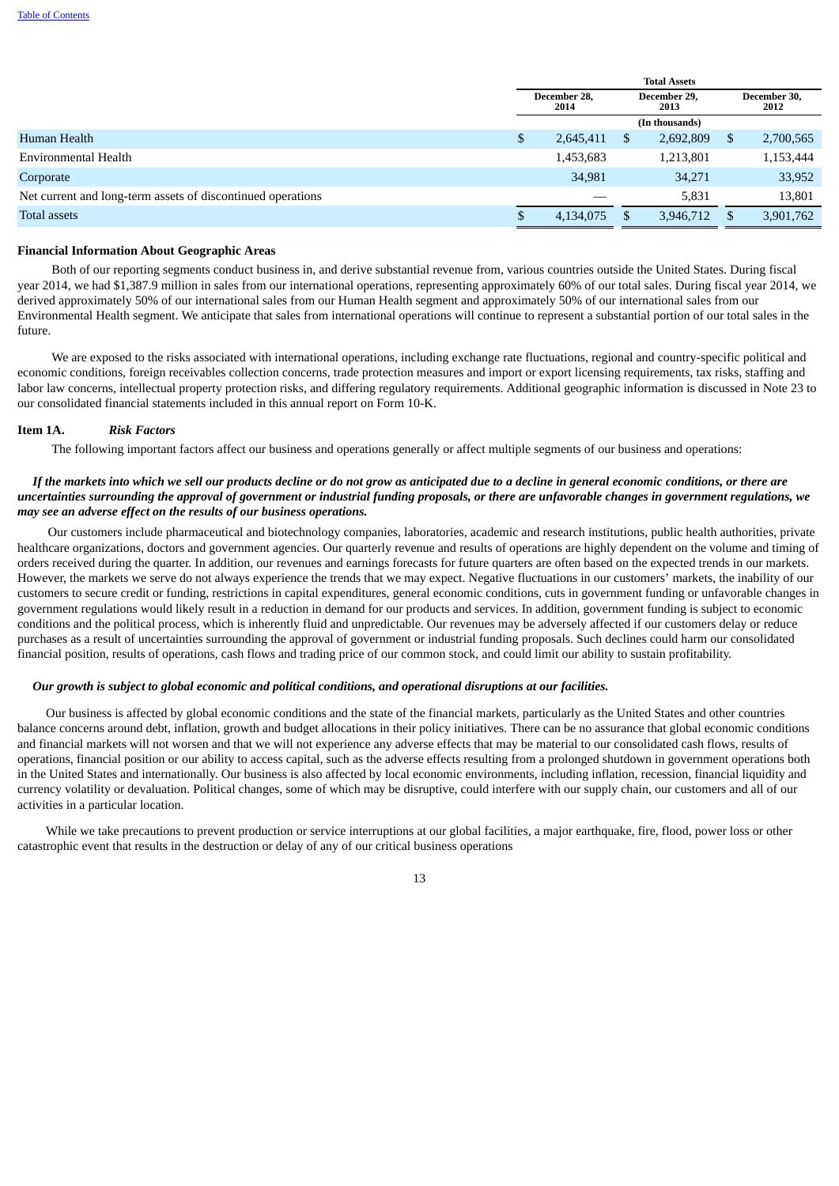| | Total Assets | | |
|---|---|---|---|
| | December 28, 2014 | December 29, 2013 | December 30, 2012 |
| | (In thousands) | | |
| Human Health | $ 2,645,411 | $ 2,692,809 | $ 2,700,565 |
| Environmental Health | 1,453,683 | 1,213,801 | 1,153,444 |
| Corporate | 34,981 | 34,271 | 33,952 |
| Net current and long-term assets of discontinued operations | — | 5,831 | 13,801 |
| Total assets | $ 4,134,075 | $ 3,946,712 | $ 3,901,762 |

**Financial Information About Geographic Areas**

Both of our reporting segments conduct business in, and derive substantial revenue from, various countries outside the United States. During fiscal year 2014, we had $1,387.9 million in sales from our international operations, representing approximately 60% of our total sales. During fiscal year 2014, we derived approximately 50% of our international sales from our Human Health segment and approximately 50% of our international sales from our Environmental Health segment. We anticipate that sales from international operations will continue to represent a substantial portion of our total sales in the future.

We are exposed to the risks associated with international operations, including exchange rate fluctuations, regional and country-specific political and economic conditions, foreign receivables collection concerns, trade protection measures and import or export licensing requirements, tax risks, staffing and labor law concerns, intellectual property protection risks, and differing regulatory requirements. Additional geographic information is discussed in Note 23 to our consolidated financial statements included in this annual report on Form 10-K.

## Item 1A. *Risk Factors*

The following important factors affect our business and operations generally or affect multiple segments of our business and operations:

***If the markets into which we sell our products decline or do not grow as anticipated due to a decline in general economic conditions, or there are uncertainties surrounding the approval of government or industrial funding proposals, or there are unfavorable changes in government regulations, we may see an adverse effect on the results of our business operations.***

Our customers include pharmaceutical and biotechnology companies, laboratories, academic and research institutions, public health authorities, private healthcare organizations, doctors and government agencies. Our quarterly revenue and results of operations are highly dependent on the volume and timing of orders received during the quarter. In addition, our revenues and earnings forecasts for future quarters are often based on the expected trends in our markets. However, the markets we serve do not always experience the trends that we may expect. Negative fluctuations in our customers' markets, the inability of our customers to secure credit or funding, restrictions in capital expenditures, general economic conditions, cuts in government funding or unfavorable changes in government regulations would likely result in a reduction in demand for our products and services. In addition, government funding is subject to economic conditions and the political process, which is inherently fluid and unpredictable. Our revenues may be adversely affected if our customers delay or reduce purchases as a result of uncertainties surrounding the approval of government or industrial funding proposals. Such declines could harm our consolidated financial position, results of operations, cash flows and trading price of our common stock, and could limit our ability to sustain profitability.

***Our growth is subject to global economic and political conditions, and operational disruptions at our facilities.***

Our business is affected by global economic conditions and the state of the financial markets, particularly as the United States and other countries balance concerns around debt, inflation, growth and budget allocations in their policy initiatives. There can be no assurance that global economic conditions and financial markets will not worsen and that we will not experience any adverse effects that may be material to our consolidated cash flows, results of operations, financial position or our ability to access capital, such as the adverse effects resulting from a prolonged shutdown in government operations both in the United States and internationally. Our business is also affected by local economic environments, including inflation, recession, financial liquidity and currency volatility or devaluation. Political changes, some of which may be disruptive, could interfere with our supply chain, our customers and all of our activities in a particular location.

While we take precautions to prevent production or service interruptions at our global facilities, a major earthquake, fire, flood, power loss or other catastrophic event that results in the destruction or delay of any of our critical business operations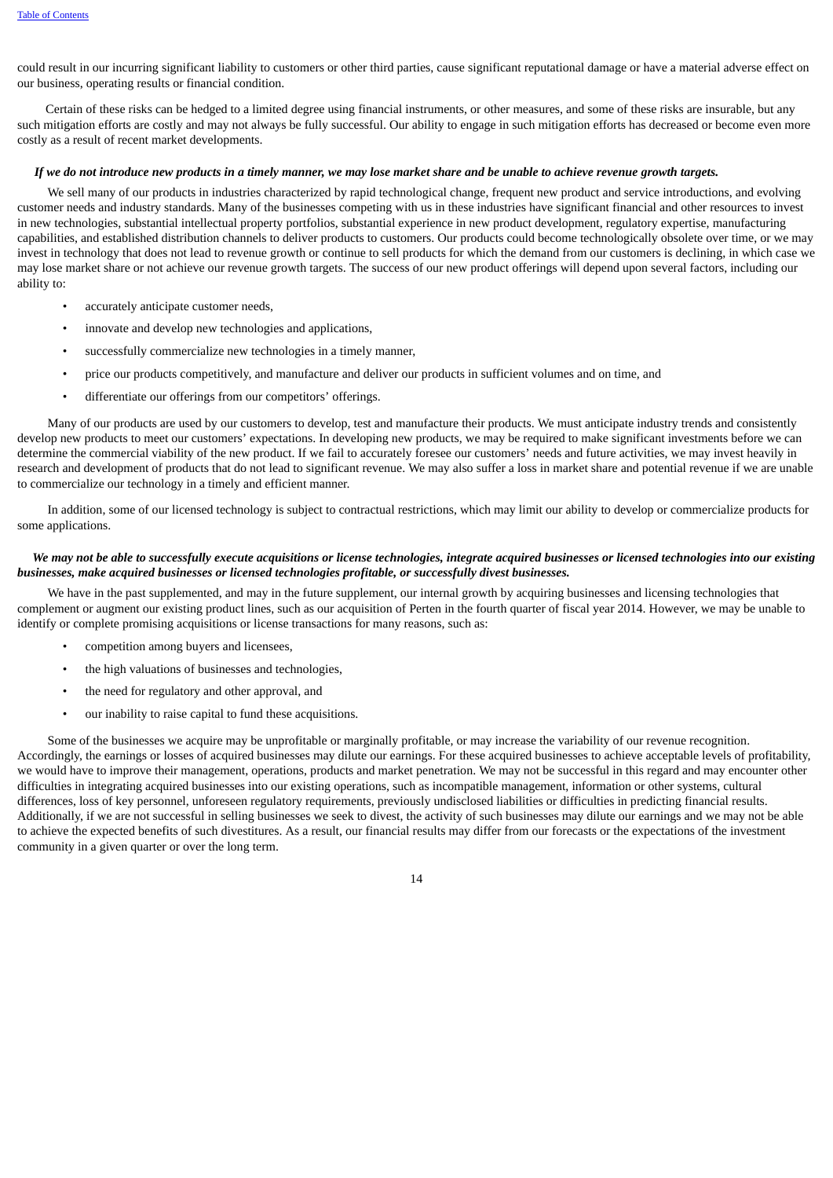could result in our incurring significant liability to customers or other third parties, cause significant reputational damage or have a material adverse effect on our business, operating results or financial condition.

Certain of these risks can be hedged to a limited degree using financial instruments, or other measures, and some of these risks are insurable, but any such mitigation efforts are costly and may not always be fully successful. Our ability to engage in such mitigation efforts has decreased or become even more costly as a result of recent market developments.

***If we do not introduce new products in a timely manner, we may lose market share and be unable to achieve revenue growth targets.***

We sell many of our products in industries characterized by rapid technological change, frequent new product and service introductions, and evolving customer needs and industry standards. Many of the businesses competing with us in these industries have significant financial and other resources to invest in new technologies, substantial intellectual property portfolios, substantial experience in new product development, regulatory expertise, manufacturing capabilities, and established distribution channels to deliver products to customers. Our products could become technologically obsolete over time, or we may invest in technology that does not lead to revenue growth or continue to sell products for which the demand from our customers is declining, in which case we may lose market share or not achieve our revenue growth targets. The success of our new product offerings will depend upon several factors, including our ability to:

- accurately anticipate customer needs,
- innovate and develop new technologies and applications,
- successfully commercialize new technologies in a timely manner,
- price our products competitively, and manufacture and deliver our products in sufficient volumes and on time, and
- differentiate our offerings from our competitors' offerings.

Many of our products are used by our customers to develop, test and manufacture their products. We must anticipate industry trends and consistently develop new products to meet our customers' expectations. In developing new products, we may be required to make significant investments before we can determine the commercial viability of the new product. If we fail to accurately foresee our customers' needs and future activities, we may invest heavily in research and development of products that do not lead to significant revenue. We may also suffer a loss in market share and potential revenue if we are unable to commercialize our technology in a timely and efficient manner.

In addition, some of our licensed technology is subject to contractual restrictions, which may limit our ability to develop or commercialize products for some applications.

***We may not be able to successfully execute acquisitions or license technologies, integrate acquired businesses or licensed technologies into our existing businesses, make acquired businesses or licensed technologies profitable, or successfully divest businesses.***

We have in the past supplemented, and may in the future supplement, our internal growth by acquiring businesses and licensing technologies that complement or augment our existing product lines, such as our acquisition of Perten in the fourth quarter of fiscal year 2014. However, we may be unable to identify or complete promising acquisitions or license transactions for many reasons, such as:

- competition among buyers and licensees,
- the high valuations of businesses and technologies,
- the need for regulatory and other approval, and
- our inability to raise capital to fund these acquisitions.

Some of the businesses we acquire may be unprofitable or marginally profitable, or may increase the variability of our revenue recognition. Accordingly, the earnings or losses of acquired businesses may dilute our earnings. For these acquired businesses to achieve acceptable levels of profitability, we would have to improve their management, operations, products and market penetration. We may not be successful in this regard and may encounter other difficulties in integrating acquired businesses into our existing operations, such as incompatible management, information or other systems, cultural differences, loss of key personnel, unforeseen regulatory requirements, previously undisclosed liabilities or difficulties in predicting financial results. Additionally, if we are not successful in selling businesses we seek to divest, the activity of such businesses may dilute our earnings and we may not be able to achieve the expected benefits of such divestitures. As a result, our financial results may differ from our forecasts or the expectations of the investment community in a given quarter or over the long term.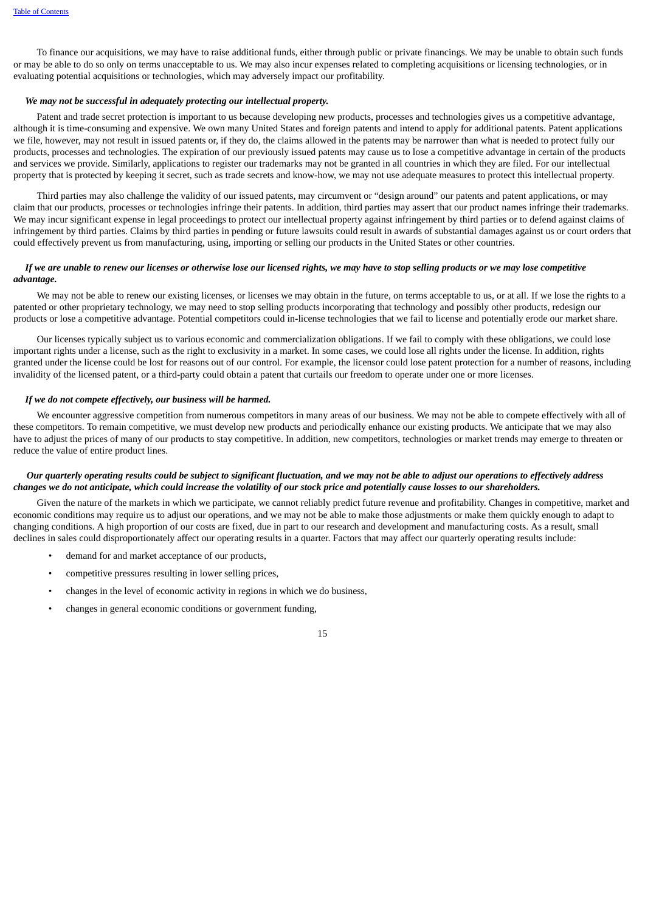To finance our acquisitions, we may have to raise additional funds, either through public or private financings. We may be unable to obtain such funds or may be able to do so only on terms unacceptable to us. We may also incur expenses related to completing acquisitions or licensing technologies, or in evaluating potential acquisitions or technologies, which may adversely impact our profitability.

***We may not be successful in adequately protecting our intellectual property.***

Patent and trade secret protection is important to us because developing new products, processes and technologies gives us a competitive advantage, although it is time-consuming and expensive. We own many United States and foreign patents and intend to apply for additional patents. Patent applications we file, however, may not result in issued patents or, if they do, the claims allowed in the patents may be narrower than what is needed to protect fully our products, processes and technologies. The expiration of our previously issued patents may cause us to lose a competitive advantage in certain of the products and services we provide. Similarly, applications to register our trademarks may not be granted in all countries in which they are filed. For our intellectual property that is protected by keeping it secret, such as trade secrets and know-how, we may not use adequate measures to protect this intellectual property.

Third parties may also challenge the validity of our issued patents, may circumvent or "design around" our patents and patent applications, or may claim that our products, processes or technologies infringe their patents. In addition, third parties may assert that our product names infringe their trademarks. We may incur significant expense in legal proceedings to protect our intellectual property against infringement by third parties or to defend against claims of infringement by third parties. Claims by third parties in pending or future lawsuits could result in awards of substantial damages against us or court orders that could effectively prevent us from manufacturing, using, importing or selling our products in the United States or other countries.

***If we are unable to renew our licenses or otherwise lose our licensed rights, we may have to stop selling products or we may lose competitive advantage.***

We may not be able to renew our existing licenses, or licenses we may obtain in the future, on terms acceptable to us, or at all. If we lose the rights to a patented or other proprietary technology, we may need to stop selling products incorporating that technology and possibly other products, redesign our products or lose a competitive advantage. Potential competitors could in-license technologies that we fail to license and potentially erode our market share.

Our licenses typically subject us to various economic and commercialization obligations. If we fail to comply with these obligations, we could lose important rights under a license, such as the right to exclusivity in a market. In some cases, we could lose all rights under the license. In addition, rights granted under the license could be lost for reasons out of our control. For example, the licensor could lose patent protection for a number of reasons, including invalidity of the licensed patent, or a third-party could obtain a patent that curtails our freedom to operate under one or more licenses.

***If we do not compete effectively, our business will be harmed.***

We encounter aggressive competition from numerous competitors in many areas of our business. We may not be able to compete effectively with all of these competitors. To remain competitive, we must develop new products and periodically enhance our existing products. We anticipate that we may also have to adjust the prices of many of our products to stay competitive. In addition, new competitors, technologies or market trends may emerge to threaten or reduce the value of entire product lines.

***Our quarterly operating results could be subject to significant fluctuation, and we may not be able to adjust our operations to effectively address changes we do not anticipate, which could increase the volatility of our stock price and potentially cause losses to our shareholders.***

Given the nature of the markets in which we participate, we cannot reliably predict future revenue and profitability. Changes in competitive, market and economic conditions may require us to adjust our operations, and we may not be able to make those adjustments or make them quickly enough to adapt to changing conditions. A high proportion of our costs are fixed, due in part to our research and development and manufacturing costs. As a result, small declines in sales could disproportionately affect our operating results in a quarter. Factors that may affect our quarterly operating results include:

- demand for and market acceptance of our products,
- competitive pressures resulting in lower selling prices,
- changes in the level of economic activity in regions in which we do business,
- changes in general economic conditions or government funding,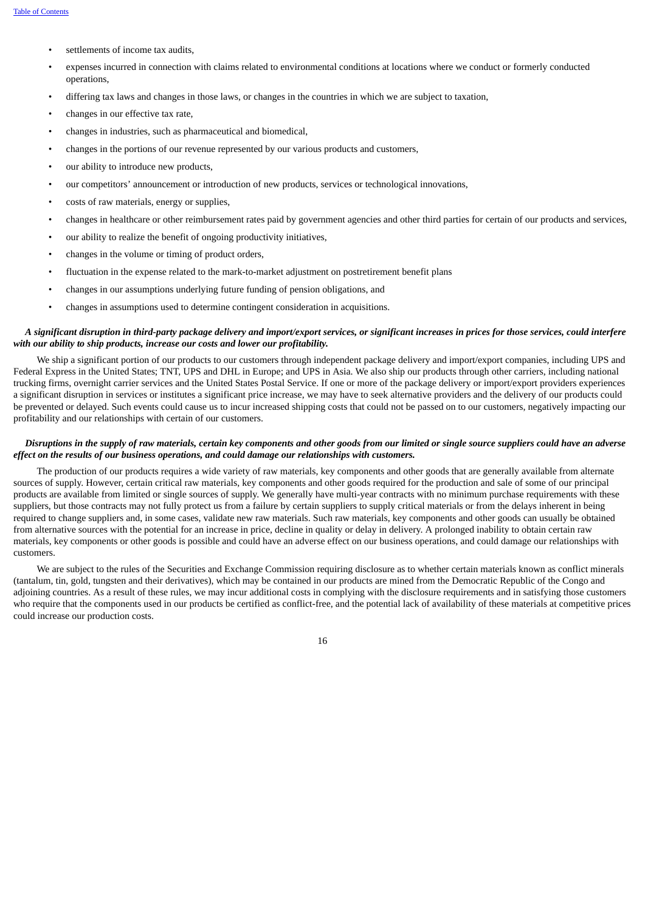- settlements of income tax audits,
- expenses incurred in connection with claims related to environmental conditions at locations where we conduct or formerly conducted operations,
- differing tax laws and changes in those laws, or changes in the countries in which we are subject to taxation,
- changes in our effective tax rate,
- changes in industries, such as pharmaceutical and biomedical,
- changes in the portions of our revenue represented by our various products and customers,
- our ability to introduce new products,
- our competitors' announcement or introduction of new products, services or technological innovations,
- costs of raw materials, energy or supplies,
- changes in healthcare or other reimbursement rates paid by government agencies and other third parties for certain of our products and services,
- our ability to realize the benefit of ongoing productivity initiatives,
- changes in the volume or timing of product orders,
- fluctuation in the expense related to the mark-to-market adjustment on postretirement benefit plans
- changes in our assumptions underlying future funding of pension obligations, and
- changes in assumptions used to determine contingent consideration in acquisitions.

***A significant disruption in third-party package delivery and import/export services, or significant increases in prices for those services, could interfere with our ability to ship products, increase our costs and lower our profitability.***

We ship a significant portion of our products to our customers through independent package delivery and import/export companies, including UPS and Federal Express in the United States; TNT, UPS and DHL in Europe; and UPS in Asia. We also ship our products through other carriers, including national trucking firms, overnight carrier services and the United States Postal Service. If one or more of the package delivery or import/export providers experiences a significant disruption in services or institutes a significant price increase, we may have to seek alternative providers and the delivery of our products could be prevented or delayed. Such events could cause us to incur increased shipping costs that could not be passed on to our customers, negatively impacting our profitability and our relationships with certain of our customers.

***Disruptions in the supply of raw materials, certain key components and other goods from our limited or single source suppliers could have an adverse effect on the results of our business operations, and could damage our relationships with customers.***

The production of our products requires a wide variety of raw materials, key components and other goods that are generally available from alternate sources of supply. However, certain critical raw materials, key components and other goods required for the production and sale of some of our principal products are available from limited or single sources of supply. We generally have multi-year contracts with no minimum purchase requirements with these suppliers, but those contracts may not fully protect us from a failure by certain suppliers to supply critical materials or from the delays inherent in being required to change suppliers and, in some cases, validate new raw materials. Such raw materials, key components and other goods can usually be obtained from alternative sources with the potential for an increase in price, decline in quality or delay in delivery. A prolonged inability to obtain certain raw materials, key components or other goods is possible and could have an adverse effect on our business operations, and could damage our relationships with customers.

We are subject to the rules of the Securities and Exchange Commission requiring disclosure as to whether certain materials known as conflict minerals (tantalum, tin, gold, tungsten and their derivatives), which may be contained in our products are mined from the Democratic Republic of the Congo and adjoining countries. As a result of these rules, we may incur additional costs in complying with the disclosure requirements and in satisfying those customers who require that the components used in our products be certified as conflict-free, and the potential lack of availability of these materials at competitive prices could increase our production costs.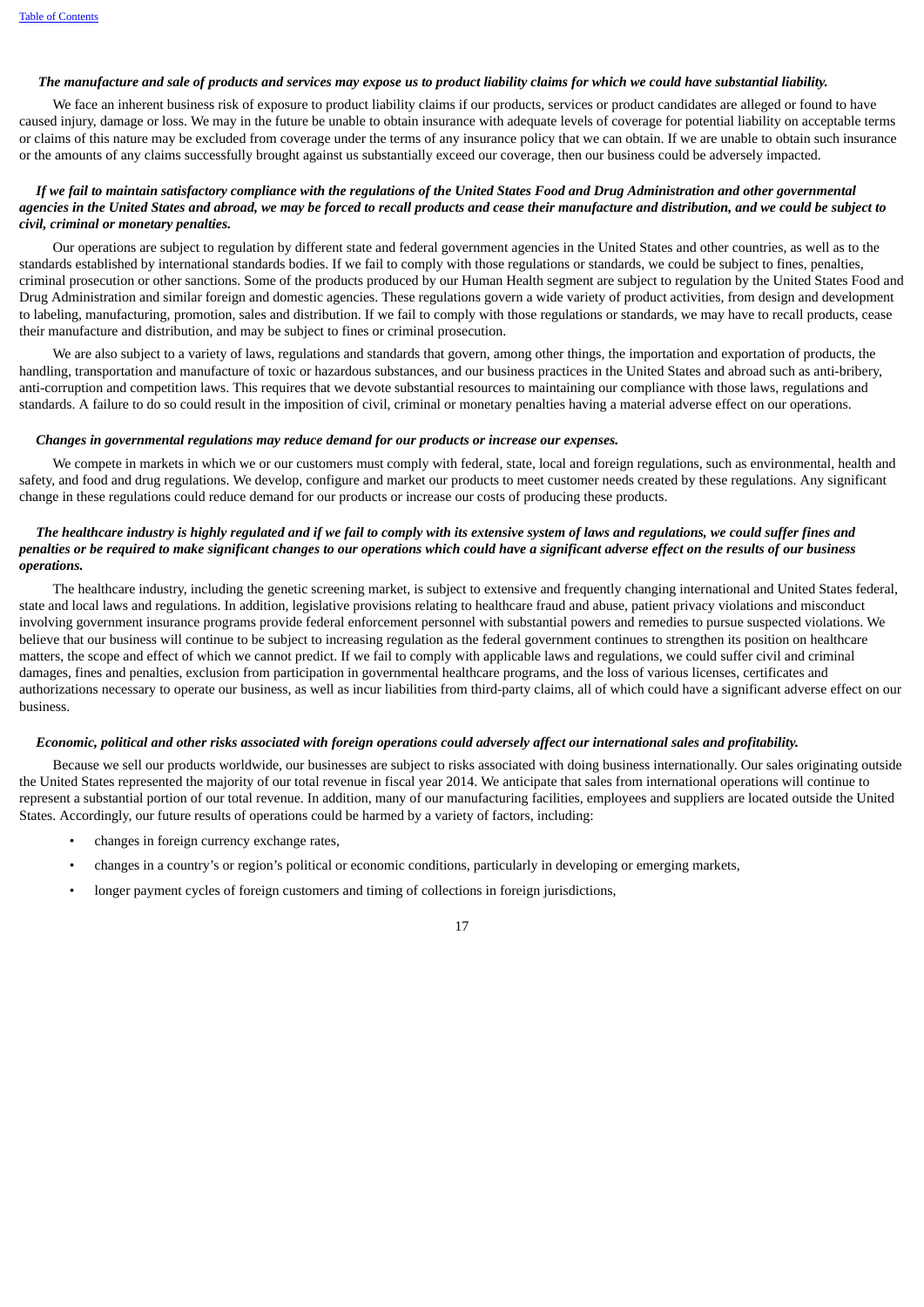***The manufacture and sale of products and services may expose us to product liability claims for which we could have substantial liability.***

We face an inherent business risk of exposure to product liability claims if our products, services or product candidates are alleged or found to have caused injury, damage or loss. We may in the future be unable to obtain insurance with adequate levels of coverage for potential liability on acceptable terms or claims of this nature may be excluded from coverage under the terms of any insurance policy that we can obtain. If we are unable to obtain such insurance or the amounts of any claims successfully brought against us substantially exceed our coverage, then our business could be adversely impacted.

***If we fail to maintain satisfactory compliance with the regulations of the United States Food and Drug Administration and other governmental agencies in the United States and abroad, we may be forced to recall products and cease their manufacture and distribution, and we could be subject to civil, criminal or monetary penalties.***

Our operations are subject to regulation by different state and federal government agencies in the United States and other countries, as well as to the standards established by international standards bodies. If we fail to comply with those regulations or standards, we could be subject to fines, penalties, criminal prosecution or other sanctions. Some of the products produced by our Human Health segment are subject to regulation by the United States Food and Drug Administration and similar foreign and domestic agencies. These regulations govern a wide variety of product activities, from design and development to labeling, manufacturing, promotion, sales and distribution. If we fail to comply with those regulations or standards, we may have to recall products, cease their manufacture and distribution, and may be subject to fines or criminal prosecution.

We are also subject to a variety of laws, regulations and standards that govern, among other things, the importation and exportation of products, the handling, transportation and manufacture of toxic or hazardous substances, and our business practices in the United States and abroad such as anti-bribery, anti-corruption and competition laws. This requires that we devote substantial resources to maintaining our compliance with those laws, regulations and standards. A failure to do so could result in the imposition of civil, criminal or monetary penalties having a material adverse effect on our operations.

***Changes in governmental regulations may reduce demand for our products or increase our expenses.***

We compete in markets in which we or our customers must comply with federal, state, local and foreign regulations, such as environmental, health and safety, and food and drug regulations. We develop, configure and market our products to meet customer needs created by these regulations. Any significant change in these regulations could reduce demand for our products or increase our costs of producing these products.

***The healthcare industry is highly regulated and if we fail to comply with its extensive system of laws and regulations, we could suffer fines and penalties or be required to make significant changes to our operations which could have a significant adverse effect on the results of our business operations.***

The healthcare industry, including the genetic screening market, is subject to extensive and frequently changing international and United States federal, state and local laws and regulations. In addition, legislative provisions relating to healthcare fraud and abuse, patient privacy violations and misconduct involving government insurance programs provide federal enforcement personnel with substantial powers and remedies to pursue suspected violations. We believe that our business will continue to be subject to increasing regulation as the federal government continues to strengthen its position on healthcare matters, the scope and effect of which we cannot predict. If we fail to comply with applicable laws and regulations, we could suffer civil and criminal damages, fines and penalties, exclusion from participation in governmental healthcare programs, and the loss of various licenses, certificates and authorizations necessary to operate our business, as well as incur liabilities from third-party claims, all of which could have a significant adverse effect on our business.

***Economic, political and other risks associated with foreign operations could adversely affect our international sales and profitability.***

Because we sell our products worldwide, our businesses are subject to risks associated with doing business internationally. Our sales originating outside the United States represented the majority of our total revenue in fiscal year 2014. We anticipate that sales from international operations will continue to represent a substantial portion of our total revenue. In addition, many of our manufacturing facilities, employees and suppliers are located outside the United States. Accordingly, our future results of operations could be harmed by a variety of factors, including:

- changes in foreign currency exchange rates,
- changes in a country's or region's political or economic conditions, particularly in developing or emerging markets,
- longer payment cycles of foreign customers and timing of collections in foreign jurisdictions,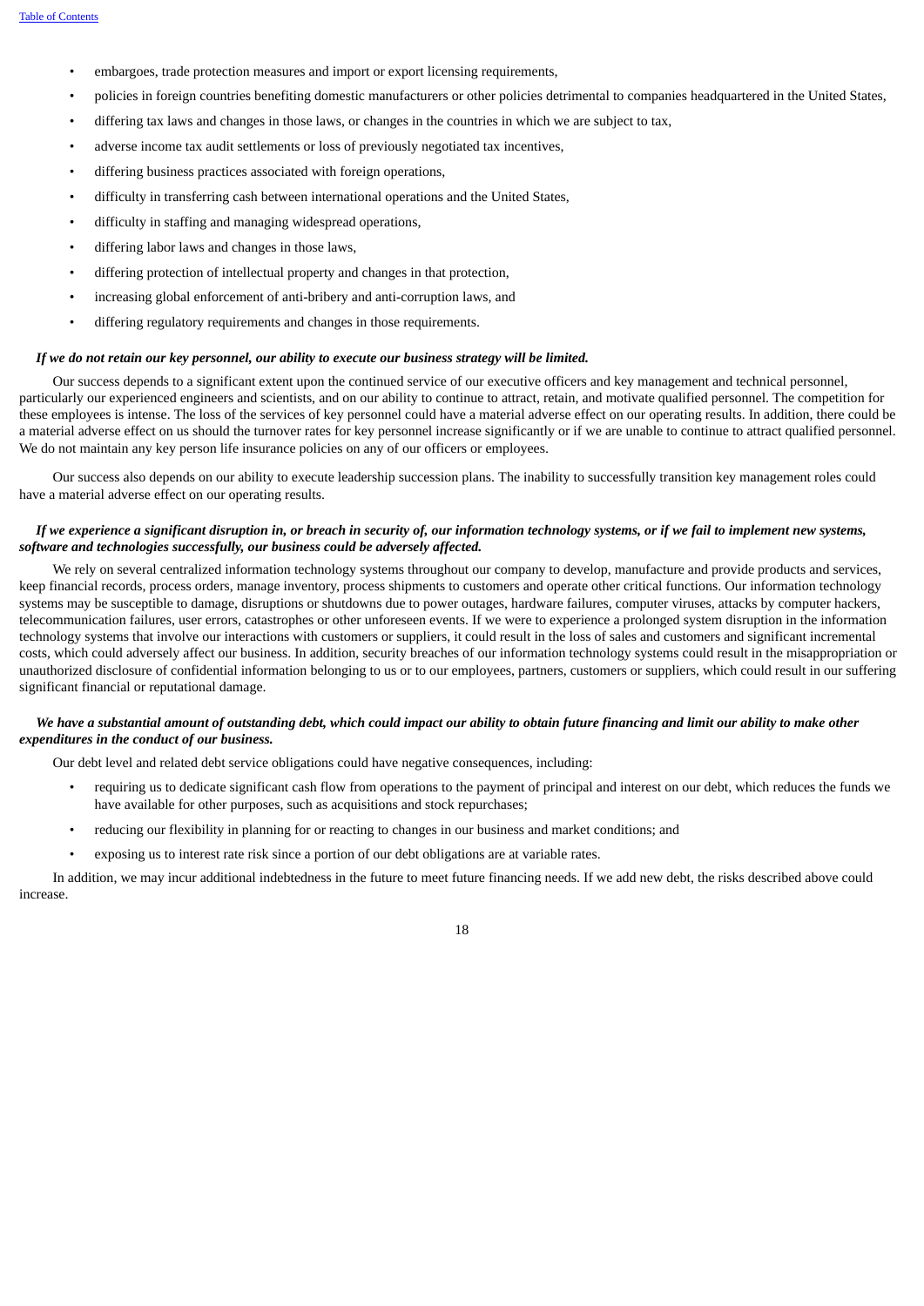- embargoes, trade protection measures and import or export licensing requirements,
- policies in foreign countries benefiting domestic manufacturers or other policies detrimental to companies headquartered in the United States,
- differing tax laws and changes in those laws, or changes in the countries in which we are subject to tax,
- adverse income tax audit settlements or loss of previously negotiated tax incentives,
- differing business practices associated with foreign operations,
- difficulty in transferring cash between international operations and the United States,
- difficulty in staffing and managing widespread operations,
- differing labor laws and changes in those laws,
- differing protection of intellectual property and changes in that protection,
- increasing global enforcement of anti-bribery and anti-corruption laws, and
- differing regulatory requirements and changes in those requirements.

***If we do not retain our key personnel, our ability to execute our business strategy will be limited.***

Our success depends to a significant extent upon the continued service of our executive officers and key management and technical personnel, particularly our experienced engineers and scientists, and on our ability to continue to attract, retain, and motivate qualified personnel. The competition for these employees is intense. The loss of the services of key personnel could have a material adverse effect on our operating results. In addition, there could be a material adverse effect on us should the turnover rates for key personnel increase significantly or if we are unable to continue to attract qualified personnel. We do not maintain any key person life insurance policies on any of our officers or employees.

Our success also depends on our ability to execute leadership succession plans. The inability to successfully transition key management roles could have a material adverse effect on our operating results.

***If we experience a significant disruption in, or breach in security of, our information technology systems, or if we fail to implement new systems, software and technologies successfully, our business could be adversely affected.***

We rely on several centralized information technology systems throughout our company to develop, manufacture and provide products and services, keep financial records, process orders, manage inventory, process shipments to customers and operate other critical functions. Our information technology systems may be susceptible to damage, disruptions or shutdowns due to power outages, hardware failures, computer viruses, attacks by computer hackers, telecommunication failures, user errors, catastrophes or other unforeseen events. If we were to experience a prolonged system disruption in the information technology systems that involve our interactions with customers or suppliers, it could result in the loss of sales and customers and significant incremental costs, which could adversely affect our business. In addition, security breaches of our information technology systems could result in the misappropriation or unauthorized disclosure of confidential information belonging to us or to our employees, partners, customers or suppliers, which could result in our suffering significant financial or reputational damage.

***We have a substantial amount of outstanding debt, which could impact our ability to obtain future financing and limit our ability to make other expenditures in the conduct of our business.***

Our debt level and related debt service obligations could have negative consequences, including:

- requiring us to dedicate significant cash flow from operations to the payment of principal and interest on our debt, which reduces the funds we have available for other purposes, such as acquisitions and stock repurchases;
- reducing our flexibility in planning for or reacting to changes in our business and market conditions; and
- exposing us to interest rate risk since a portion of our debt obligations are at variable rates.

In addition, we may incur additional indebtedness in the future to meet future financing needs. If we add new debt, the risks described above could increase.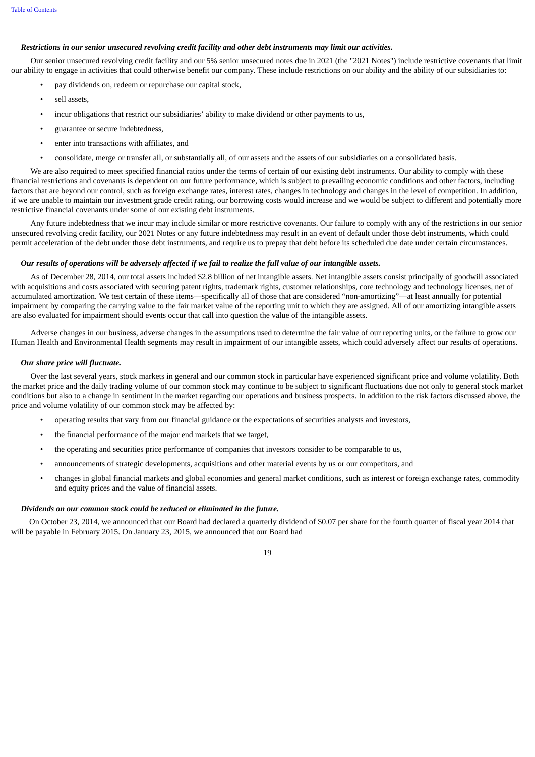***Restrictions in our senior unsecured revolving credit facility and other debt instruments may limit our activities.***

Our senior unsecured revolving credit facility and our 5% senior unsecured notes due in 2021 (the "2021 Notes") include restrictive covenants that limit our ability to engage in activities that could otherwise benefit our company. These include restrictions on our ability and the ability of our subsidiaries to:

- pay dividends on, redeem or repurchase our capital stock,
- sell assets,
- incur obligations that restrict our subsidiaries' ability to make dividend or other payments to us,
- guarantee or secure indebtedness,
- enter into transactions with affiliates, and
- consolidate, merge or transfer all, or substantially all, of our assets and the assets of our subsidiaries on a consolidated basis.

We are also required to meet specified financial ratios under the terms of certain of our existing debt instruments. Our ability to comply with these financial restrictions and covenants is dependent on our future performance, which is subject to prevailing economic conditions and other factors, including factors that are beyond our control, such as foreign exchange rates, interest rates, changes in technology and changes in the level of competition. In addition, if we are unable to maintain our investment grade credit rating, our borrowing costs would increase and we would be subject to different and potentially more restrictive financial covenants under some of our existing debt instruments.

Any future indebtedness that we incur may include similar or more restrictive covenants. Our failure to comply with any of the restrictions in our senior unsecured revolving credit facility, our 2021 Notes or any future indebtedness may result in an event of default under those debt instruments, which could permit acceleration of the debt under those debt instruments, and require us to prepay that debt before its scheduled due date under certain circumstances.

***Our results of operations will be adversely affected if we fail to realize the full value of our intangible assets.***

As of December 28, 2014, our total assets included $2.8 billion of net intangible assets. Net intangible assets consist principally of goodwill associated with acquisitions and costs associated with securing patent rights, trademark rights, customer relationships, core technology and technology licenses, net of accumulated amortization. We test certain of these items—specifically all of those that are considered "non-amortizing"—at least annually for potential impairment by comparing the carrying value to the fair market value of the reporting unit to which they are assigned. All of our amortizing intangible assets are also evaluated for impairment should events occur that call into question the value of the intangible assets.

Adverse changes in our business, adverse changes in the assumptions used to determine the fair value of our reporting units, or the failure to grow our Human Health and Environmental Health segments may result in impairment of our intangible assets, which could adversely affect our results of operations.

***Our share price will fluctuate.***

Over the last several years, stock markets in general and our common stock in particular have experienced significant price and volume volatility. Both the market price and the daily trading volume of our common stock may continue to be subject to significant fluctuations due not only to general stock market conditions but also to a change in sentiment in the market regarding our operations and business prospects. In addition to the risk factors discussed above, the price and volume volatility of our common stock may be affected by:

- operating results that vary from our financial guidance or the expectations of securities analysts and investors,
- the financial performance of the major end markets that we target,
- the operating and securities price performance of companies that investors consider to be comparable to us,
- announcements of strategic developments, acquisitions and other material events by us or our competitors, and
- changes in global financial markets and global economies and general market conditions, such as interest or foreign exchange rates, commodity and equity prices and the value of financial assets.

***Dividends on our common stock could be reduced or eliminated in the future.***

On October 23, 2014, we announced that our Board had declared a quarterly dividend of $0.07 per share for the fourth quarter of fiscal year 2014 that will be payable in February 2015. On January 23, 2015, we announced that our Board had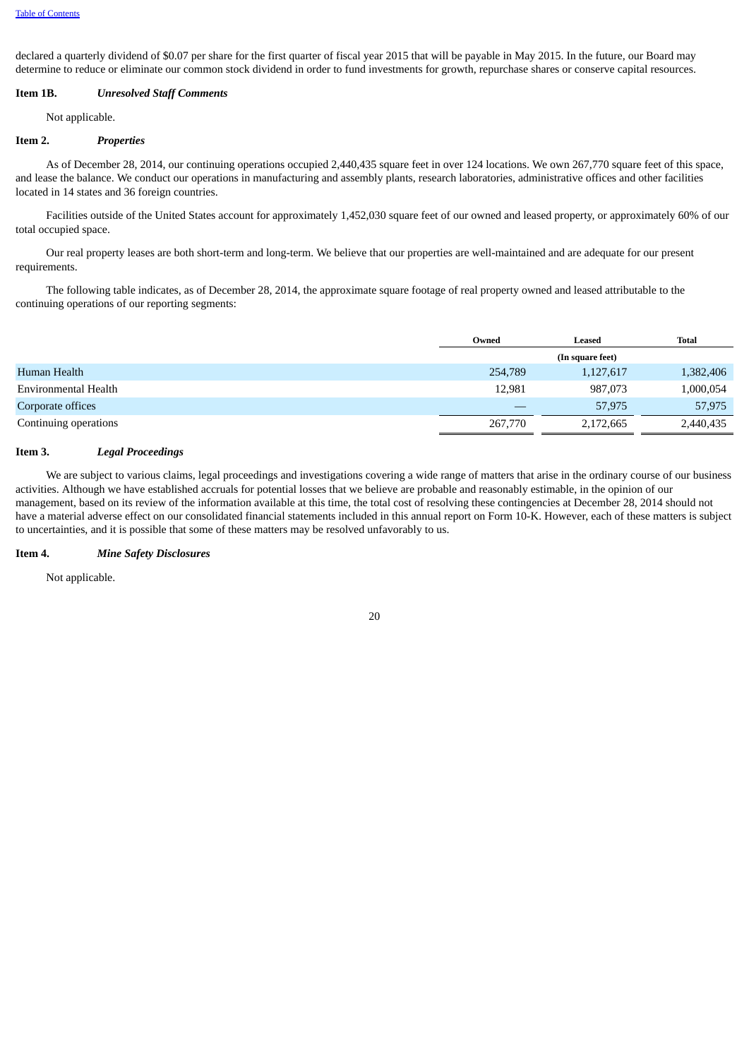declared a quarterly dividend of $0.07 per share for the first quarter of fiscal year 2015 that will be payable in May 2015. In the future, our Board may determine to reduce or eliminate our common stock dividend in order to fund investments for growth, repurchase shares or conserve capital resources.

**Item 1B.** ***Unresolved Staff Comments***

Not applicable.

**Item 2.** ***Properties***

As of December 28, 2014, our continuing operations occupied 2,440,435 square feet in over 124 locations. We own 267,770 square feet of this space, and lease the balance. We conduct our operations in manufacturing and assembly plants, research laboratories, administrative offices and other facilities located in 14 states and 36 foreign countries.

Facilities outside of the United States account for approximately 1,452,030 square feet of our owned and leased property, or approximately 60% of our total occupied space.

Our real property leases are both short-term and long-term. We believe that our properties are well-maintained and are adequate for our present requirements.

The following table indicates, as of December 28, 2014, the approximate square footage of real property owned and leased attributable to the continuing operations of our reporting segments:

| | Owned | Leased | Total |
|---|---|---|---|
| | | (In square feet) | |
| Human Health | 254,789 | 1,127,617 | 1,382,406 |
| Environmental Health | 12,981 | 987,073 | 1,000,054 |
| Corporate offices | — | 57,975 | 57,975 |
| Continuing operations | 267,770 | 2,172,665 | 2,440,435 |

**Item 3.** ***Legal Proceedings***

We are subject to various claims, legal proceedings and investigations covering a wide range of matters that arise in the ordinary course of our business activities. Although we have established accruals for potential losses that we believe are probable and reasonably estimable, in the opinion of our management, based on its review of the information available at this time, the total cost of resolving these contingencies at December 28, 2014 should not have a material adverse effect on our consolidated financial statements included in this annual report on Form 10-K. However, each of these matters is subject to uncertainties, and it is possible that some of these matters may be resolved unfavorably to us.

**Item 4.** ***Mine Safety Disclosures***

Not applicable.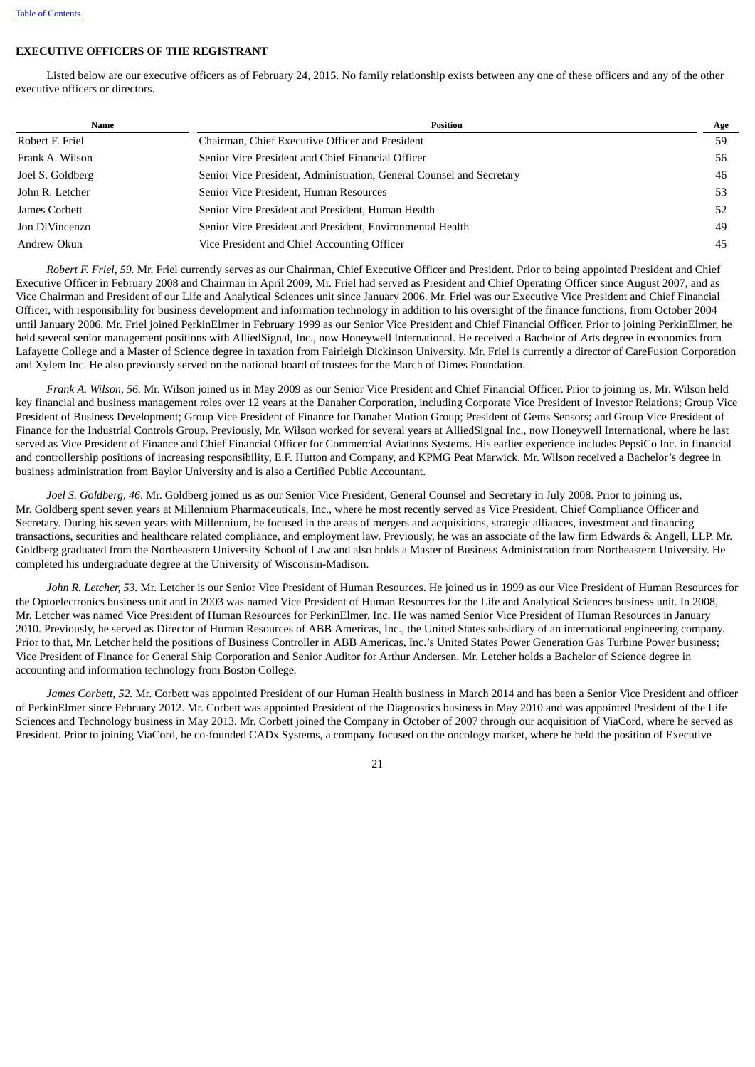## EXECUTIVE OFFICERS OF THE REGISTRANT

Listed below are our executive officers as of February 24, 2015. No family relationship exists between any one of these officers and any of the other executive officers or directors.

| Name | Position | Age |
|---|---|---|
| Robert F. Friel | Chairman, Chief Executive Officer and President | 59 |
| Frank A. Wilson | Senior Vice President and Chief Financial Officer | 56 |
| Joel S. Goldberg | Senior Vice President, Administration, General Counsel and Secretary | 46 |
| John R. Letcher | Senior Vice President, Human Resources | 53 |
| James Corbett | Senior Vice President and President, Human Health | 52 |
| Jon DiVincenzo | Senior Vice President and President, Environmental Health | 49 |
| Andrew Okun | Vice President and Chief Accounting Officer | 45 |

*Robert F. Friel, 59.* Mr. Friel currently serves as our Chairman, Chief Executive Officer and President. Prior to being appointed President and Chief Executive Officer in February 2008 and Chairman in April 2009, Mr. Friel had served as President and Chief Operating Officer since August 2007, and as Vice Chairman and President of our Life and Analytical Sciences unit since January 2006. Mr. Friel was our Executive Vice President and Chief Financial Officer, with responsibility for business development and information technology in addition to his oversight of the finance functions, from October 2004 until January 2006. Mr. Friel joined PerkinElmer in February 1999 as our Senior Vice President and Chief Financial Officer. Prior to joining PerkinElmer, he held several senior management positions with AlliedSignal, Inc., now Honeywell International. He received a Bachelor of Arts degree in economics from Lafayette College and a Master of Science degree in taxation from Fairleigh Dickinson University. Mr. Friel is currently a director of CareFusion Corporation and Xylem Inc. He also previously served on the national board of trustees for the March of Dimes Foundation.

*Frank A. Wilson, 56.* Mr. Wilson joined us in May 2009 as our Senior Vice President and Chief Financial Officer. Prior to joining us, Mr. Wilson held key financial and business management roles over 12 years at the Danaher Corporation, including Corporate Vice President of Investor Relations; Group Vice President of Business Development; Group Vice President of Finance for Danaher Motion Group; President of Gems Sensors; and Group Vice President of Finance for the Industrial Controls Group. Previously, Mr. Wilson worked for several years at AlliedSignal Inc., now Honeywell International, where he last served as Vice President of Finance and Chief Financial Officer for Commercial Aviations Systems. His earlier experience includes PepsiCo Inc. in financial and controllership positions of increasing responsibility, E.F. Hutton and Company, and KPMG Peat Marwick. Mr. Wilson received a Bachelor's degree in business administration from Baylor University and is also a Certified Public Accountant.

*Joel S. Goldberg, 46*. Mr. Goldberg joined us as our Senior Vice President, General Counsel and Secretary in July 2008. Prior to joining us, Mr. Goldberg spent seven years at Millennium Pharmaceuticals, Inc., where he most recently served as Vice President, Chief Compliance Officer and Secretary. During his seven years with Millennium, he focused in the areas of mergers and acquisitions, strategic alliances, investment and financing transactions, securities and healthcare related compliance, and employment law. Previously, he was an associate of the law firm Edwards & Angell, LLP. Mr. Goldberg graduated from the Northeastern University School of Law and also holds a Master of Business Administration from Northeastern University. He completed his undergraduate degree at the University of Wisconsin-Madison.

*John R. Letcher, 53.* Mr. Letcher is our Senior Vice President of Human Resources. He joined us in 1999 as our Vice President of Human Resources for the Optoelectronics business unit and in 2003 was named Vice President of Human Resources for the Life and Analytical Sciences business unit. In 2008, Mr. Letcher was named Vice President of Human Resources for PerkinElmer, Inc. He was named Senior Vice President of Human Resources in January 2010. Previously, he served as Director of Human Resources of ABB Americas, Inc., the United States subsidiary of an international engineering company. Prior to that, Mr. Letcher held the positions of Business Controller in ABB Americas, Inc.'s United States Power Generation Gas Turbine Power business; Vice President of Finance for General Ship Corporation and Senior Auditor for Arthur Andersen. Mr. Letcher holds a Bachelor of Science degree in accounting and information technology from Boston College.

*James Corbett, 52.* Mr. Corbett was appointed President of our Human Health business in March 2014 and has been a Senior Vice President and officer of PerkinElmer since February 2012. Mr. Corbett was appointed President of the Diagnostics business in May 2010 and was appointed President of the Life Sciences and Technology business in May 2013. Mr. Corbett joined the Company in October of 2007 through our acquisition of ViaCord, where he served as President. Prior to joining ViaCord, he co-founded CADx Systems, a company focused on the oncology market, where he held the position of Executive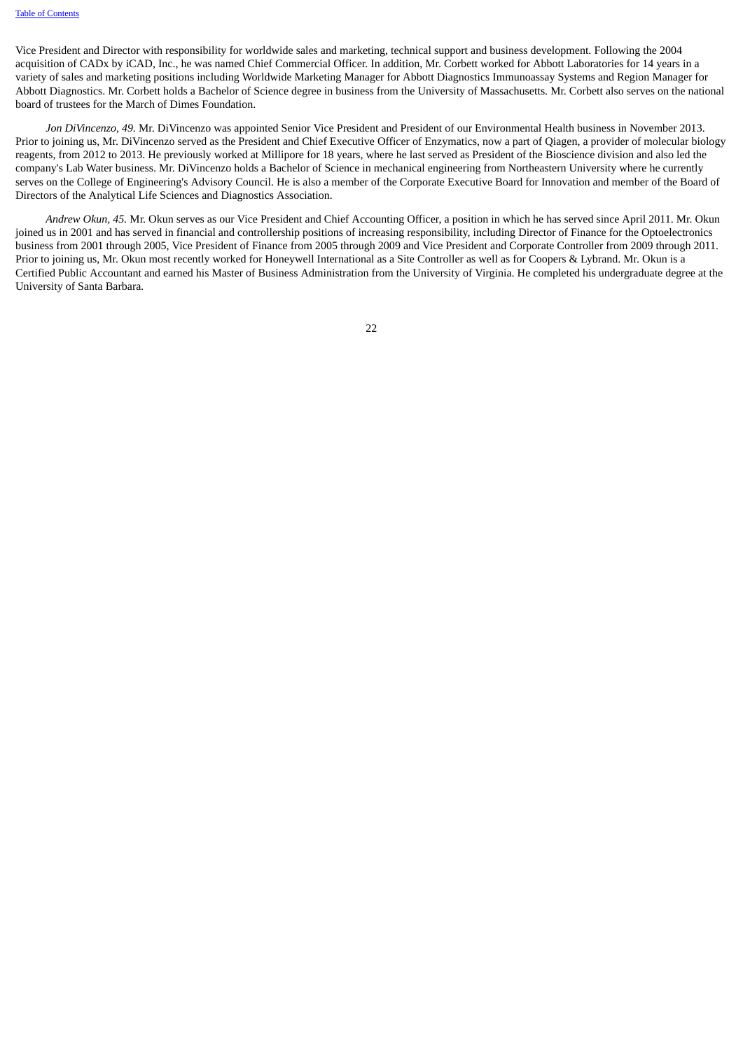Vice President and Director with responsibility for worldwide sales and marketing, technical support and business development. Following the 2004 acquisition of CADx by iCAD, Inc., he was named Chief Commercial Officer. In addition, Mr. Corbett worked for Abbott Laboratories for 14 years in a variety of sales and marketing positions including Worldwide Marketing Manager for Abbott Diagnostics Immunoassay Systems and Region Manager for Abbott Diagnostics. Mr. Corbett holds a Bachelor of Science degree in business from the University of Massachusetts. Mr. Corbett also serves on the national board of trustees for the March of Dimes Foundation.

*Jon DiVincenzo, 49.* Mr. DiVincenzo was appointed Senior Vice President and President of our Environmental Health business in November 2013. Prior to joining us, Mr. DiVincenzo served as the President and Chief Executive Officer of Enzymatics, now a part of Qiagen, a provider of molecular biology reagents, from 2012 to 2013. He previously worked at Millipore for 18 years, where he last served as President of the Bioscience division and also led the company's Lab Water business. Mr. DiVincenzo holds a Bachelor of Science in mechanical engineering from Northeastern University where he currently serves on the College of Engineering's Advisory Council. He is also a member of the Corporate Executive Board for Innovation and member of the Board of Directors of the Analytical Life Sciences and Diagnostics Association.

*Andrew Okun, 45.* Mr. Okun serves as our Vice President and Chief Accounting Officer, a position in which he has served since April 2011. Mr. Okun joined us in 2001 and has served in financial and controllership positions of increasing responsibility, including Director of Finance for the Optoelectronics business from 2001 through 2005, Vice President of Finance from 2005 through 2009 and Vice President and Corporate Controller from 2009 through 2011. Prior to joining us, Mr. Okun most recently worked for Honeywell International as a Site Controller as well as for Coopers & Lybrand. Mr. Okun is a Certified Public Accountant and earned his Master of Business Administration from the University of Virginia. He completed his undergraduate degree at the University of Santa Barbara.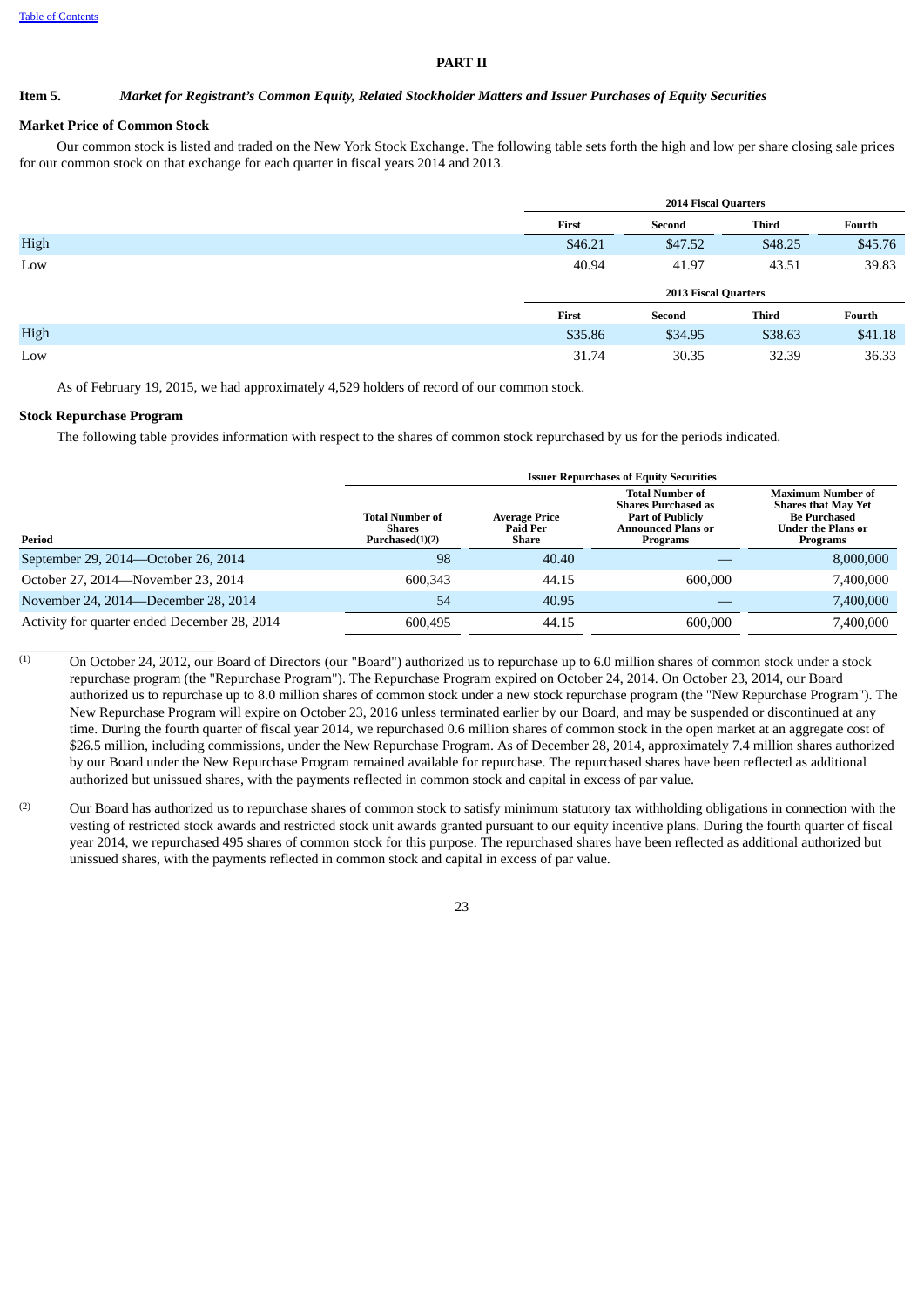# PART II

### Item 5. *Market for Registrant's Common Equity, Related Stockholder Matters and Issuer Purchases of Equity Securities*

**Market Price of Common Stock**

Our common stock is listed and traded on the New York Stock Exchange. The following table sets forth the high and low per share closing sale prices for our common stock on that exchange for each quarter in fiscal years 2014 and 2013.

| | 2014 Fiscal Quarters | | | |
|---|---|---|---|---|
| | First | Second | Third | Fourth |
| High | $46.21 | $47.52 | $48.25 | $45.76 |
| Low | 40.94 | 41.97 | 43.51 | 39.83 |
| | **2013 Fiscal Quarters** | | | |
| | **First** | **Second** | **Third** | **Fourth** |
| High | $35.86 | $34.95 | $38.63 | $41.18 |
| Low | 31.74 | 30.35 | 32.39 | 36.33 |

As of February 19, 2015, we had approximately 4,529 holders of record of our common stock.

**Stock Repurchase Program**

The following table provides information with respect to the shares of common stock repurchased by us for the periods indicated.

| | Issuer Repurchases of Equity Securities | | | |
|---|---|---|---|---|
| Period | Total Number of Shares Purchased(1)(2) | Average Price Paid Per Share | Total Number of Shares Purchased as Part of Publicly Announced Plans or Programs | Maximum Number of Shares that May Yet Be Purchased Under the Plans or Programs |
| September 29, 2014—October 26, 2014 | 98 | 40.40 | — | 8,000,000 |
| October 27, 2014—November 23, 2014 | 600,343 | 44.15 | 600,000 | 7,400,000 |
| November 24, 2014—December 28, 2014 | 54 | 40.95 | — | 7,400,000 |
| Activity for quarter ended December 28, 2014 | 600,495 | 44.15 | 600,000 | 7,400,000 |

(1) On October 24, 2012, our Board of Directors (our "Board") authorized us to repurchase up to 6.0 million shares of common stock under a stock repurchase program (the "Repurchase Program"). The Repurchase Program expired on October 24, 2014. On October 23, 2014, our Board authorized us to repurchase up to 8.0 million shares of common stock under a new stock repurchase program (the "New Repurchase Program"). The New Repurchase Program will expire on October 23, 2016 unless terminated earlier by our Board, and may be suspended or discontinued at any time. During the fourth quarter of fiscal year 2014, we repurchased 0.6 million shares of common stock in the open market at an aggregate cost of $26.5 million, including commissions, under the New Repurchase Program. As of December 28, 2014, approximately 7.4 million shares authorized by our Board under the New Repurchase Program remained available for repurchase. The repurchased shares have been reflected as additional authorized but unissued shares, with the payments reflected in common stock and capital in excess of par value.

(2) Our Board has authorized us to repurchase shares of common stock to satisfy minimum statutory tax withholding obligations in connection with the vesting of restricted stock awards and restricted stock unit awards granted pursuant to our equity incentive plans. During the fourth quarter of fiscal year 2014, we repurchased 495 shares of common stock for this purpose. The repurchased shares have been reflected as additional authorized but unissued shares, with the payments reflected in common stock and capital in excess of par value.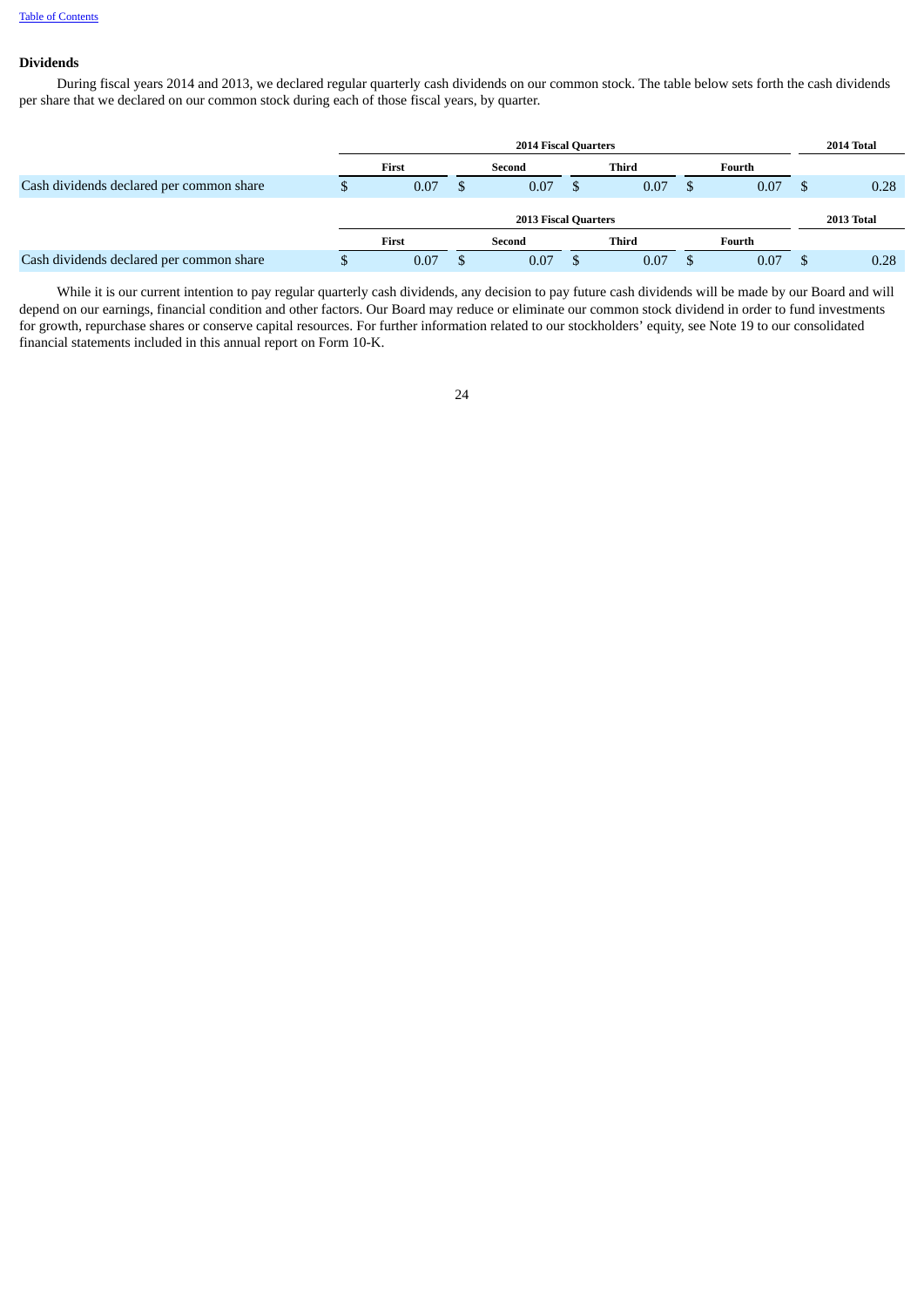### Dividends

During fiscal years 2014 and 2013, we declared regular quarterly cash dividends on our common stock. The table below sets forth the cash dividends per share that we declared on our common stock during each of those fiscal years, by quarter.

| | 2014 Fiscal Quarters | | | | 2014 Total |
|---|---|---|---|---|---|
| | First | Second | Third | Fourth | |
| Cash dividends declared per common share | $ 0.07 | $ 0.07 | $ 0.07 | $ 0.07 | $ 0.28 |

| | 2013 Fiscal Quarters | | | | 2013 Total |
|---|---|---|---|---|---|
| | First | Second | Third | Fourth | |
| Cash dividends declared per common share | $ 0.07 | $ 0.07 | $ 0.07 | $ 0.07 | $ 0.28 |

While it is our current intention to pay regular quarterly cash dividends, any decision to pay future cash dividends will be made by our Board and will depend on our earnings, financial condition and other factors. Our Board may reduce or eliminate our common stock dividend in order to fund investments for growth, repurchase shares or conserve capital resources. For further information related to our stockholders' equity, see Note 19 to our consolidated financial statements included in this annual report on Form 10-K.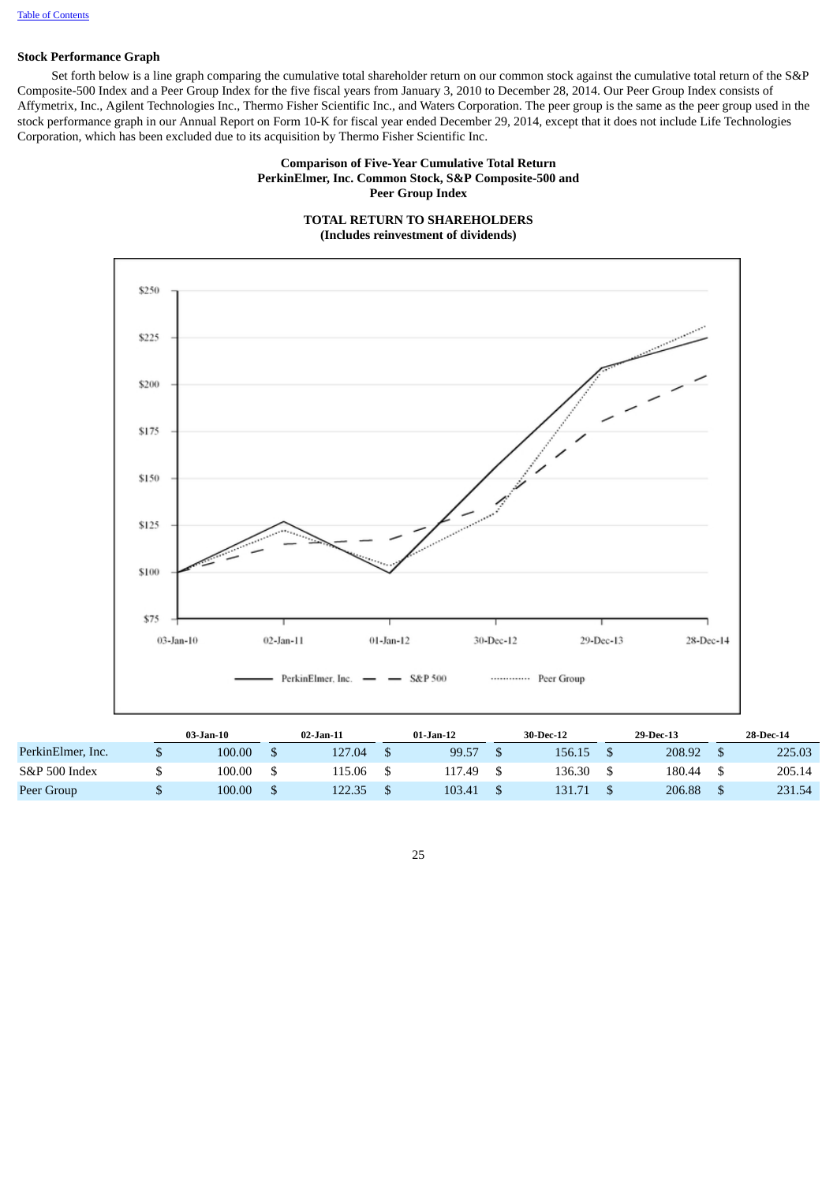### Stock Performance Graph

Set forth below is a line graph comparing the cumulative total shareholder return on our common stock against the cumulative total return of the S&P Composite-500 Index and a Peer Group Index for the five fiscal years from January 3, 2010 to December 28, 2014. Our Peer Group Index consists of Affymetrix, Inc., Agilent Technologies Inc., Thermo Fisher Scientific Inc., and Waters Corporation. The peer group is the same as the peer group used in the stock performance graph in our Annual Report on Form 10-K for fiscal year ended December 29, 2014, except that it does not include Life Technologies Corporation, which has been excluded due to its acquisition by Thermo Fisher Scientific Inc.

**Comparison of Five-Year Cumulative Total Return**
**PerkinElmer, Inc. Common Stock, S&P Composite-500 and**
**Peer Group Index**

**TOTAL RETURN TO SHAREHOLDERS**
**(Includes reinvestment of dividends)**

| | 03-Jan-10 | 02-Jan-11 | 01-Jan-12 | 30-Dec-12 | 29-Dec-13 | 28-Dec-14 |
|---|---|---|---|---|---|---|
| PerkinElmer, Inc. | $ 100.00 | $ 127.04 | $ 99.57 | $ 156.15 | $ 208.92 | $ 225.03 |
| S&P 500 Index | $ 100.00 | $ 115.06 | $ 117.49 | $ 136.30 | $ 180.44 | $ 205.14 |
| Peer Group | $ 100.00 | $ 122.35 | $ 103.41 | $ 131.71 | $ 206.88 | $ 231.54 |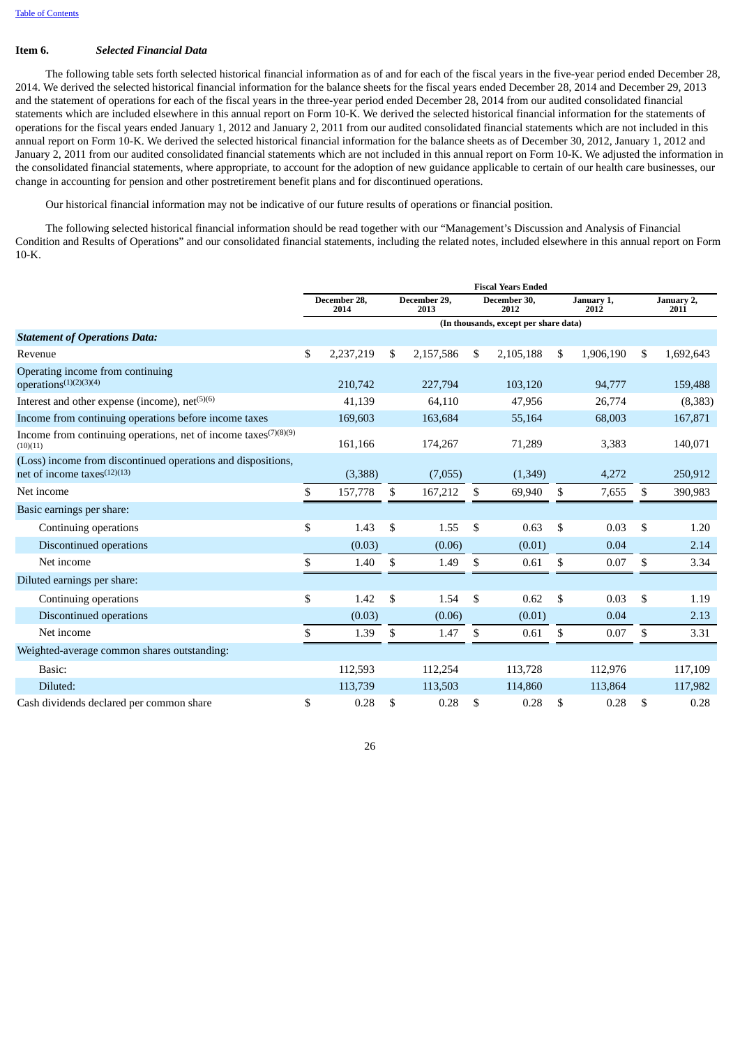### Item 6. *Selected Financial Data*

The following table sets forth selected historical financial information as of and for each of the fiscal years in the five-year period ended December 28, 2014. We derived the selected historical financial information for the balance sheets for the fiscal years ended December 28, 2014 and December 29, 2013 and the statement of operations for each of the fiscal years in the three-year period ended December 28, 2014 from our audited consolidated financial statements which are included elsewhere in this annual report on Form 10-K. We derived the selected historical financial information for the statements of operations for the fiscal years ended January 1, 2012 and January 2, 2011 from our audited consolidated financial statements which are not included in this annual report on Form 10-K. We derived the selected historical financial information for the balance sheets as of December 30, 2012, January 1, 2012 and January 2, 2011 from our audited consolidated financial statements which are not included in this annual report on Form 10-K. We adjusted the information in the consolidated financial statements, where appropriate, to account for the adoption of new guidance applicable to certain of our health care businesses, our change in accounting for pension and other postretirement benefit plans and for discontinued operations.

Our historical financial information may not be indicative of our future results of operations or financial position.

The following selected historical financial information should be read together with our "Management's Discussion and Analysis of Financial Condition and Results of Operations" and our consolidated financial statements, including the related notes, included elsewhere in this annual report on Form 10-K.

| | Fiscal Years Ended | | | | |
|---|---|---|---|---|---|
| | December 28, 2014 | December 29, 2013 | December 30, 2012 | January 1, 2012 | January 2, 2011 |
| | (In thousands, except per share data) | | | | |
| ***Statement of Operations Data:*** | | | | | |
| Revenue | $ 2,237,219 | $ 2,157,586 | $ 2,105,188 | $ 1,906,190 | $ 1,692,643 |
| Operating income from continuing operations[(1)(2)(3)(4)] | 210,742 | 227,794 | 103,120 | 94,777 | 159,488 |
| Interest and other expense (income), net[(5)(6)] | 41,139 | 64,110 | 47,956 | 26,774 | (8,383) |
| Income from continuing operations before income taxes | 169,603 | 163,684 | 55,164 | 68,003 | 167,871 |
| Income from continuing operations, net of income taxes[(7)(8)(9)(10)(11)] | 161,166 | 174,267 | 71,289 | 3,383 | 140,071 |
| (Loss) income from discontinued operations and dispositions, net of income taxes[(12)(13)] | (3,388) | (7,055) | (1,349) | 4,272 | 250,912 |
| Net income | $ 157,778 | $ 167,212 | $ 69,940 | $ 7,655 | $ 390,983 |
| Basic earnings per share: | | | | | |
| Continuing operations | $ 1.43 | $ 1.55 | $ 0.63 | $ 0.03 | $ 1.20 |
| Discontinued operations | (0.03) | (0.06) | (0.01) | 0.04 | 2.14 |
| Net income | $ 1.40 | $ 1.49 | $ 0.61 | $ 0.07 | $ 3.34 |
| Diluted earnings per share: | | | | | |
| Continuing operations | $ 1.42 | $ 1.54 | $ 0.62 | $ 0.03 | $ 1.19 |
| Discontinued operations | (0.03) | (0.06) | (0.01) | 0.04 | 2.13 |
| Net income | $ 1.39 | $ 1.47 | $ 0.61 | $ 0.07 | $ 3.31 |
| Weighted-average common shares outstanding: | | | | | |
| Basic: | 112,593 | 112,254 | 113,728 | 112,976 | 117,109 |
| Diluted: | 113,739 | 113,503 | 114,860 | 113,864 | 117,982 |
| Cash dividends declared per common share | $ 0.28 | $ 0.28 | $ 0.28 | $ 0.28 | $ 0.28 |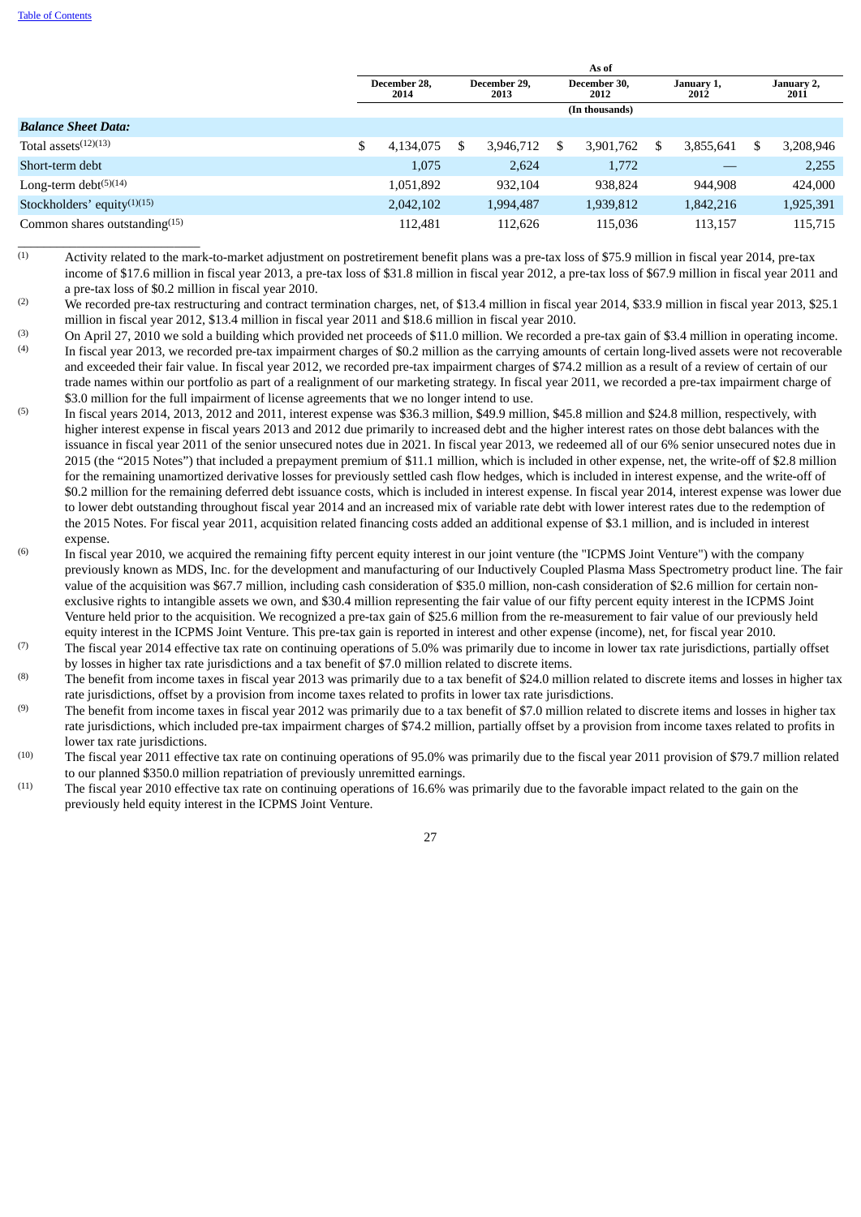| | As of | | | | |
|---|---|---|---|---|---|
| | December 28, 2014 | December 29, 2013 | December 30, 2012 | January 1, 2012 | January 2, 2011 |
| | (In thousands) | | | | |
| ***Balance Sheet Data:*** | | | | | |
| Total assets[12][13] | $ 4,134,075 | $ 3,946,712 | $ 3,901,762 | $ 3,855,641 | $ 3,208,946 |
| Short-term debt | 1,075 | 2,624 | 1,772 | — | 2,255 |
| Long-term debt[5][14] | 1,051,892 | 932,104 | 938,824 | 944,908 | 424,000 |
| Stockholders' equity[1][15] | 2,042,102 | 1,994,487 | 1,939,812 | 1,842,216 | 1,925,391 |
| Common shares outstanding[15] | 112,481 | 112,626 | 115,036 | 113,157 | 115,715 |

(1) Activity related to the mark-to-market adjustment on postretirement benefit plans was a pre-tax loss of $75.9 million in fiscal year 2014, pre-tax income of $17.6 million in fiscal year 2013, a pre-tax loss of $31.8 million in fiscal year 2012, a pre-tax loss of $67.9 million in fiscal year 2011 and a pre-tax loss of $0.2 million in fiscal year 2010.

(2) We recorded pre-tax restructuring and contract termination charges, net, of $13.4 million in fiscal year 2014, $33.9 million in fiscal year 2013, $25.1 million in fiscal year 2012, $13.4 million in fiscal year 2011 and $18.6 million in fiscal year 2010.

(3) On April 27, 2010 we sold a building which provided net proceeds of $11.0 million. We recorded a pre-tax gain of $3.4 million in operating income.

(4) In fiscal year 2013, we recorded pre-tax impairment charges of $0.2 million as the carrying amounts of certain long-lived assets were not recoverable and exceeded their fair value. In fiscal year 2012, we recorded pre-tax impairment charges of $74.2 million as a result of a review of certain of our trade names within our portfolio as part of a realignment of our marketing strategy. In fiscal year 2011, we recorded a pre-tax impairment charge of $3.0 million for the full impairment of license agreements that we no longer intend to use.

(5) In fiscal years 2014, 2013, 2012 and 2011, interest expense was $36.3 million, $49.9 million, $45.8 million and $24.8 million, respectively, with higher interest expense in fiscal years 2013 and 2012 due primarily to increased debt and the higher interest rates on those debt balances with the issuance in fiscal year 2011 of the senior unsecured notes due in 2021. In fiscal year 2013, we redeemed all of our 6% senior unsecured notes due in 2015 (the "2015 Notes") that included a prepayment premium of $11.1 million, which is included in other expense, net, the write-off of $2.8 million for the remaining unamortized derivative losses for previously settled cash flow hedges, which is included in interest expense, and the write-off of $0.2 million for the remaining deferred debt issuance costs, which is included in interest expense. In fiscal year 2014, interest expense was lower due to lower debt outstanding throughout fiscal year 2014 and an increased mix of variable rate debt with lower interest rates due to the redemption of the 2015 Notes. For fiscal year 2011, acquisition related financing costs added an additional expense of $3.1 million, and is included in interest expense.

(6) In fiscal year 2010, we acquired the remaining fifty percent equity interest in our joint venture (the "ICPMS Joint Venture") with the company previously known as MDS, Inc. for the development and manufacturing of our Inductively Coupled Plasma Mass Spectrometry product line. The fair value of the acquisition was $67.7 million, including cash consideration of $35.0 million, non-cash consideration of $2.6 million for certain non-exclusive rights to intangible assets we own, and $30.4 million representing the fair value of our fifty percent equity interest in the ICPMS Joint Venture held prior to the acquisition. We recognized a pre-tax gain of $25.6 million from the re-measurement to fair value of our previously held equity interest in the ICPMS Joint Venture. This pre-tax gain is reported in interest and other expense (income), net, for fiscal year 2010.

(7) The fiscal year 2014 effective tax rate on continuing operations of 5.0% was primarily due to income in lower tax rate jurisdictions, partially offset by losses in higher tax rate jurisdictions and a tax benefit of $7.0 million related to discrete items.

(8) The benefit from income taxes in fiscal year 2013 was primarily due to a tax benefit of $24.0 million related to discrete items and losses in higher tax rate jurisdictions, offset by a provision from income taxes related to profits in lower tax rate jurisdictions.

(9) The benefit from income taxes in fiscal year 2012 was primarily due to a tax benefit of $7.0 million related to discrete items and losses in higher tax rate jurisdictions, which included pre-tax impairment charges of $74.2 million, partially offset by a provision from income taxes related to profits in lower tax rate jurisdictions.

(10) The fiscal year 2011 effective tax rate on continuing operations of 95.0% was primarily due to the fiscal year 2011 provision of $79.7 million related to our planned $350.0 million repatriation of previously unremitted earnings.

(11) The fiscal year 2010 effective tax rate on continuing operations of 16.6% was primarily due to the favorable impact related to the gain on the previously held equity interest in the ICPMS Joint Venture.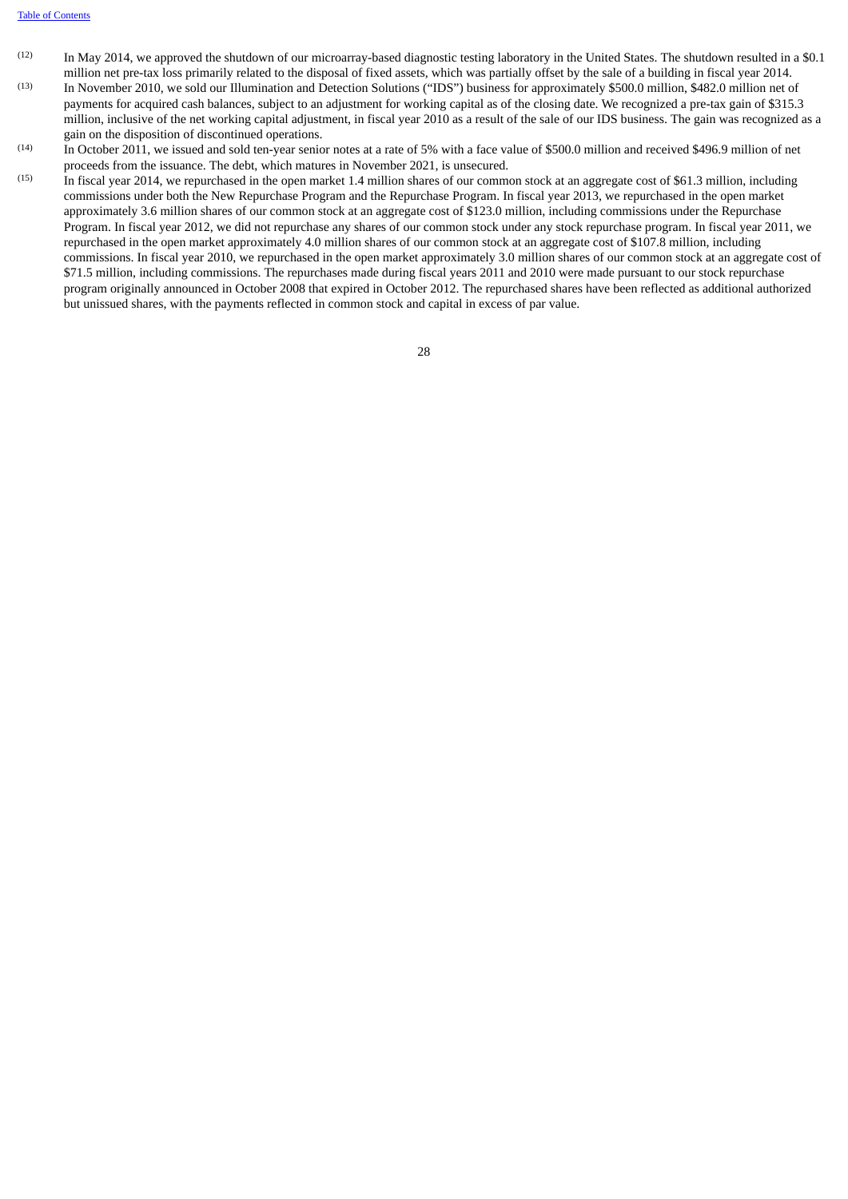[12] In May 2014, we approved the shutdown of our microarray-based diagnostic testing laboratory in the United States. The shutdown resulted in a $0.1 million net pre-tax loss primarily related to the disposal of fixed assets, which was partially offset by the sale of a building in fiscal year 2014.

[13] In November 2010, we sold our Illumination and Detection Solutions ("IDS") business for approximately $500.0 million, $482.0 million net of payments for acquired cash balances, subject to an adjustment for working capital as of the closing date. We recognized a pre-tax gain of $315.3 million, inclusive of the net working capital adjustment, in fiscal year 2010 as a result of the sale of our IDS business. The gain was recognized as a gain on the disposition of discontinued operations.

[14] In October 2011, we issued and sold ten-year senior notes at a rate of 5% with a face value of $500.0 million and received $496.9 million of net proceeds from the issuance. The debt, which matures in November 2021, is unsecured.

[15] In fiscal year 2014, we repurchased in the open market 1.4 million shares of our common stock at an aggregate cost of $61.3 million, including commissions under both the New Repurchase Program and the Repurchase Program. In fiscal year 2013, we repurchased in the open market approximately 3.6 million shares of our common stock at an aggregate cost of $123.0 million, including commissions under the Repurchase Program. In fiscal year 2012, we did not repurchase any shares of our common stock under any stock repurchase program. In fiscal year 2011, we repurchased in the open market approximately 4.0 million shares of our common stock at an aggregate cost of $107.8 million, including commissions. In fiscal year 2010, we repurchased in the open market approximately 3.0 million shares of our common stock at an aggregate cost of $71.5 million, including commissions. The repurchases made during fiscal years 2011 and 2010 were made pursuant to our stock repurchase program originally announced in October 2008 that expired in October 2012. The repurchased shares have been reflected as additional authorized but unissued shares, with the payments reflected in common stock and capital in excess of par value.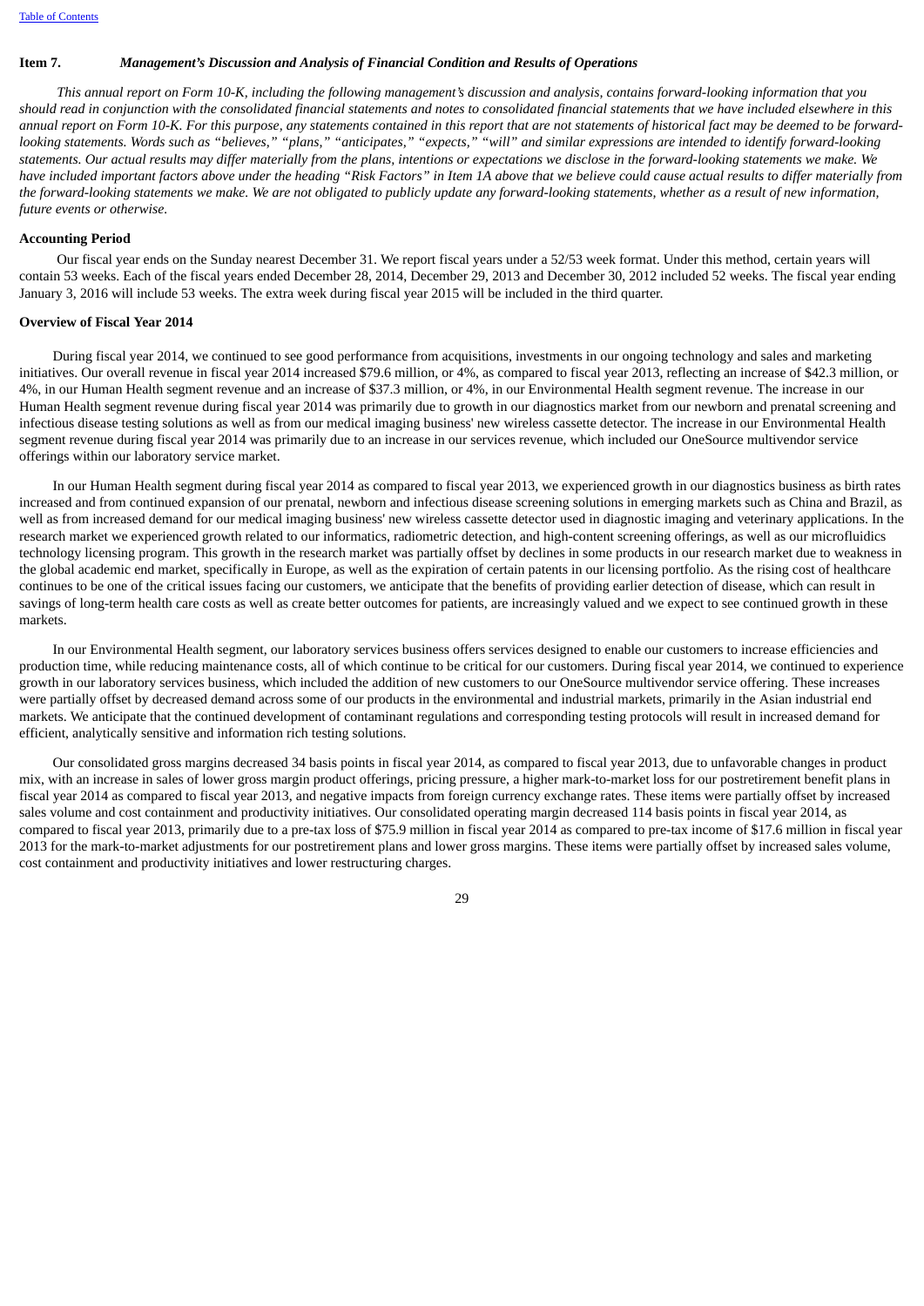## Item 7. *Management's Discussion and Analysis of Financial Condition and Results of Operations*

*This annual report on Form 10-K, including the following management's discussion and analysis, contains forward-looking information that you should read in conjunction with the consolidated financial statements and notes to consolidated financial statements that we have included elsewhere in this annual report on Form 10-K. For this purpose, any statements contained in this report that are not statements of historical fact may be deemed to be forward-looking statements. Words such as "believes," "plans," "anticipates," "expects," "will" and similar expressions are intended to identify forward-looking statements. Our actual results may differ materially from the plans, intentions or expectations we disclose in the forward-looking statements we make. We have included important factors above under the heading "Risk Factors" in Item 1A above that we believe could cause actual results to differ materially from the forward-looking statements we make. We are not obligated to publicly update any forward-looking statements, whether as a result of new information, future events or otherwise.*

### Accounting Period

Our fiscal year ends on the Sunday nearest December 31. We report fiscal years under a 52/53 week format. Under this method, certain years will contain 53 weeks. Each of the fiscal years ended December 28, 2014, December 29, 2013 and December 30, 2012 included 52 weeks. The fiscal year ending January 3, 2016 will include 53 weeks. The extra week during fiscal year 2015 will be included in the third quarter.

### Overview of Fiscal Year 2014

During fiscal year 2014, we continued to see good performance from acquisitions, investments in our ongoing technology and sales and marketing initiatives. Our overall revenue in fiscal year 2014 increased $79.6 million, or 4%, as compared to fiscal year 2013, reflecting an increase of $42.3 million, or 4%, in our Human Health segment revenue and an increase of $37.3 million, or 4%, in our Environmental Health segment revenue. The increase in our Human Health segment revenue during fiscal year 2014 was primarily due to growth in our diagnostics market from our newborn and prenatal screening and infectious disease testing solutions as well as from our medical imaging business' new wireless cassette detector. The increase in our Environmental Health segment revenue during fiscal year 2014 was primarily due to an increase in our services revenue, which included our OneSource multivendor service offerings within our laboratory service market.

In our Human Health segment during fiscal year 2014 as compared to fiscal year 2013, we experienced growth in our diagnostics business as birth rates increased and from continued expansion of our prenatal, newborn and infectious disease screening solutions in emerging markets such as China and Brazil, as well as from increased demand for our medical imaging business' new wireless cassette detector used in diagnostic imaging and veterinary applications. In the research market we experienced growth related to our informatics, radiometric detection, and high-content screening offerings, as well as our microfluidics technology licensing program. This growth in the research market was partially offset by declines in some products in our research market due to weakness in the global academic end market, specifically in Europe, as well as the expiration of certain patents in our licensing portfolio. As the rising cost of healthcare continues to be one of the critical issues facing our customers, we anticipate that the benefits of providing earlier detection of disease, which can result in savings of long-term health care costs as well as create better outcomes for patients, are increasingly valued and we expect to see continued growth in these markets.

In our Environmental Health segment, our laboratory services business offers services designed to enable our customers to increase efficiencies and production time, while reducing maintenance costs, all of which continue to be critical for our customers. During fiscal year 2014, we continued to experience growth in our laboratory services business, which included the addition of new customers to our OneSource multivendor service offering. These increases were partially offset by decreased demand across some of our products in the environmental and industrial markets, primarily in the Asian industrial end markets. We anticipate that the continued development of contaminant regulations and corresponding testing protocols will result in increased demand for efficient, analytically sensitive and information rich testing solutions.

Our consolidated gross margins decreased 34 basis points in fiscal year 2014, as compared to fiscal year 2013, due to unfavorable changes in product mix, with an increase in sales of lower gross margin product offerings, pricing pressure, a higher mark-to-market loss for our postretirement benefit plans in fiscal year 2014 as compared to fiscal year 2013, and negative impacts from foreign currency exchange rates. These items were partially offset by increased sales volume and cost containment and productivity initiatives. Our consolidated operating margin decreased 114 basis points in fiscal year 2014, as compared to fiscal year 2013, primarily due to a pre-tax loss of $75.9 million in fiscal year 2014 as compared to pre-tax income of $17.6 million in fiscal year 2013 for the mark-to-market adjustments for our postretirement plans and lower gross margins. These items were partially offset by increased sales volume, cost containment and productivity initiatives and lower restructuring charges.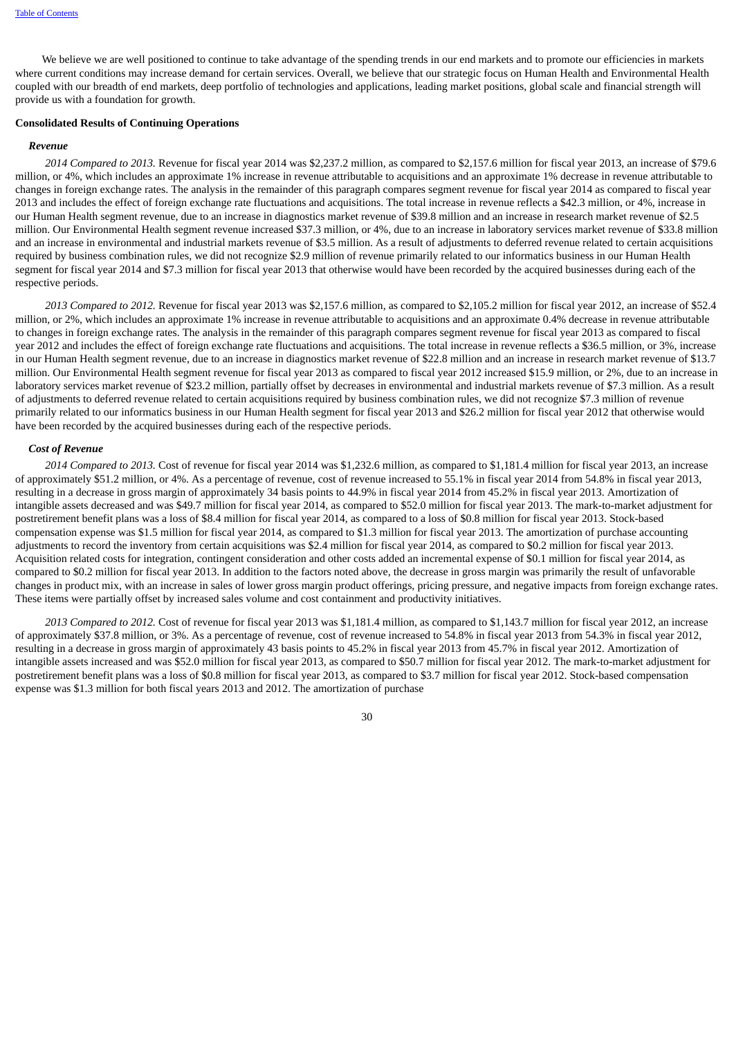We believe we are well positioned to continue to take advantage of the spending trends in our end markets and to promote our efficiencies in markets where current conditions may increase demand for certain services. Overall, we believe that our strategic focus on Human Health and Environmental Health coupled with our breadth of end markets, deep portfolio of technologies and applications, leading market positions, global scale and financial strength will provide us with a foundation for growth.

**Consolidated Results of Continuing Operations**

***Revenue***

*2014 Compared to 2013.* Revenue for fiscal year 2014 was $2,237.2 million, as compared to $2,157.6 million for fiscal year 2013, an increase of $79.6 million, or 4%, which includes an approximate 1% increase in revenue attributable to acquisitions and an approximate 1% decrease in revenue attributable to changes in foreign exchange rates. The analysis in the remainder of this paragraph compares segment revenue for fiscal year 2014 as compared to fiscal year 2013 and includes the effect of foreign exchange rate fluctuations and acquisitions. The total increase in revenue reflects a $42.3 million, or 4%, increase in our Human Health segment revenue, due to an increase in diagnostics market revenue of $39.8 million and an increase in research market revenue of $2.5 million. Our Environmental Health segment revenue increased $37.3 million, or 4%, due to an increase in laboratory services market revenue of $33.8 million and an increase in environmental and industrial markets revenue of $3.5 million. As a result of adjustments to deferred revenue related to certain acquisitions required by business combination rules, we did not recognize $2.9 million of revenue primarily related to our informatics business in our Human Health segment for fiscal year 2014 and $7.3 million for fiscal year 2013 that otherwise would have been recorded by the acquired businesses during each of the respective periods.

*2013 Compared to 2012.* Revenue for fiscal year 2013 was $2,157.6 million, as compared to $2,105.2 million for fiscal year 2012, an increase of $52.4 million, or 2%, which includes an approximate 1% increase in revenue attributable to acquisitions and an approximate 0.4% decrease in revenue attributable to changes in foreign exchange rates. The analysis in the remainder of this paragraph compares segment revenue for fiscal year 2013 as compared to fiscal year 2012 and includes the effect of foreign exchange rate fluctuations and acquisitions. The total increase in revenue reflects a $36.5 million, or 3%, increase in our Human Health segment revenue, due to an increase in diagnostics market revenue of $22.8 million and an increase in research market revenue of $13.7 million. Our Environmental Health segment revenue for fiscal year 2013 as compared to fiscal year 2012 increased $15.9 million, or 2%, due to an increase in laboratory services market revenue of $23.2 million, partially offset by decreases in environmental and industrial markets revenue of $7.3 million. As a result of adjustments to deferred revenue related to certain acquisitions required by business combination rules, we did not recognize $7.3 million of revenue primarily related to our informatics business in our Human Health segment for fiscal year 2013 and $26.2 million for fiscal year 2012 that otherwise would have been recorded by the acquired businesses during each of the respective periods.

***Cost of Revenue***

*2014 Compared to 2013.* Cost of revenue for fiscal year 2014 was $1,232.6 million, as compared to $1,181.4 million for fiscal year 2013, an increase of approximately $51.2 million, or 4%. As a percentage of revenue, cost of revenue increased to 55.1% in fiscal year 2014 from 54.8% in fiscal year 2013, resulting in a decrease in gross margin of approximately 34 basis points to 44.9% in fiscal year 2014 from 45.2% in fiscal year 2013. Amortization of intangible assets decreased and was $49.7 million for fiscal year 2014, as compared to $52.0 million for fiscal year 2013. The mark-to-market adjustment for postretirement benefit plans was a loss of $8.4 million for fiscal year 2014, as compared to a loss of $0.8 million for fiscal year 2013. Stock-based compensation expense was $1.5 million for fiscal year 2014, as compared to $1.3 million for fiscal year 2013. The amortization of purchase accounting adjustments to record the inventory from certain acquisitions was $2.4 million for fiscal year 2014, as compared to $0.2 million for fiscal year 2013. Acquisition related costs for integration, contingent consideration and other costs added an incremental expense of $0.1 million for fiscal year 2014, as compared to $0.2 million for fiscal year 2013. In addition to the factors noted above, the decrease in gross margin was primarily the result of unfavorable changes in product mix, with an increase in sales of lower gross margin product offerings, pricing pressure, and negative impacts from foreign exchange rates. These items were partially offset by increased sales volume and cost containment and productivity initiatives.

*2013 Compared to 2012.* Cost of revenue for fiscal year 2013 was $1,181.4 million, as compared to $1,143.7 million for fiscal year 2012, an increase of approximately $37.8 million, or 3%. As a percentage of revenue, cost of revenue increased to 54.8% in fiscal year 2013 from 54.3% in fiscal year 2012, resulting in a decrease in gross margin of approximately 43 basis points to 45.2% in fiscal year 2013 from 45.7% in fiscal year 2012. Amortization of intangible assets increased and was $52.0 million for fiscal year 2013, as compared to $50.7 million for fiscal year 2012. The mark-to-market adjustment for postretirement benefit plans was a loss of $0.8 million for fiscal year 2013, as compared to $3.7 million for fiscal year 2012. Stock-based compensation expense was $1.3 million for both fiscal years 2013 and 2012. The amortization of purchase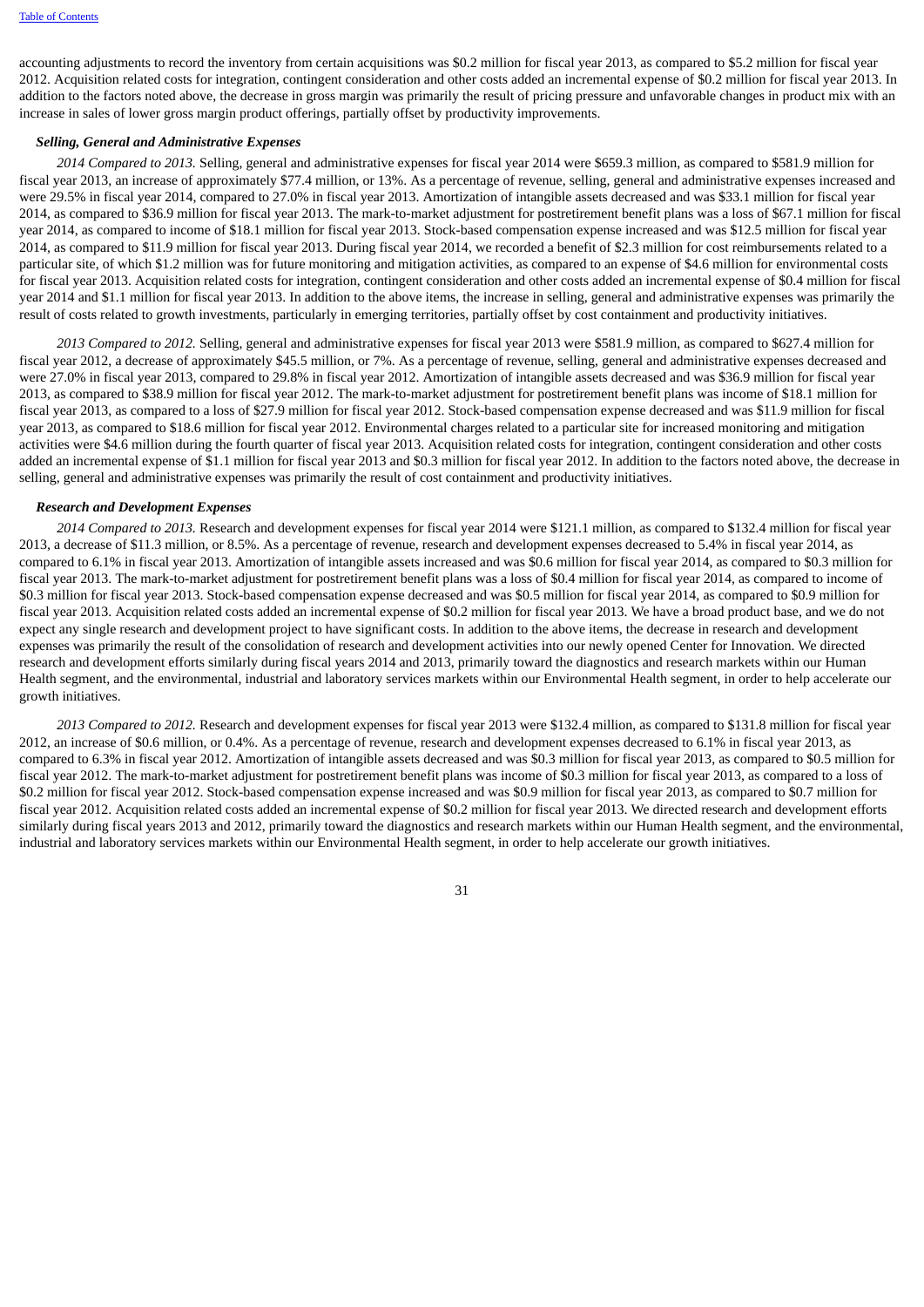accounting adjustments to record the inventory from certain acquisitions was $0.2 million for fiscal year 2013, as compared to $5.2 million for fiscal year 2012. Acquisition related costs for integration, contingent consideration and other costs added an incremental expense of $0.2 million for fiscal year 2013. In addition to the factors noted above, the decrease in gross margin was primarily the result of pricing pressure and unfavorable changes in product mix with an increase in sales of lower gross margin product offerings, partially offset by productivity improvements.

***Selling, General and Administrative Expenses***

*2014 Compared to 2013.* Selling, general and administrative expenses for fiscal year 2014 were $659.3 million, as compared to $581.9 million for fiscal year 2013, an increase of approximately $77.4 million, or 13%. As a percentage of revenue, selling, general and administrative expenses increased and were 29.5% in fiscal year 2014, compared to 27.0% in fiscal year 2013. Amortization of intangible assets decreased and was $33.1 million for fiscal year 2014, as compared to $36.9 million for fiscal year 2013. The mark-to-market adjustment for postretirement benefit plans was a loss of $67.1 million for fiscal year 2014, as compared to income of $18.1 million for fiscal year 2013. Stock-based compensation expense increased and was $12.5 million for fiscal year 2014, as compared to $11.9 million for fiscal year 2013. During fiscal year 2014, we recorded a benefit of $2.3 million for cost reimbursements related to a particular site, of which $1.2 million was for future monitoring and mitigation activities, as compared to an expense of $4.6 million for environmental costs for fiscal year 2013. Acquisition related costs for integration, contingent consideration and other costs added an incremental expense of $0.4 million for fiscal year 2014 and $1.1 million for fiscal year 2013. In addition to the above items, the increase in selling, general and administrative expenses was primarily the result of costs related to growth investments, particularly in emerging territories, partially offset by cost containment and productivity initiatives.

*2013 Compared to 2012.* Selling, general and administrative expenses for fiscal year 2013 were $581.9 million, as compared to $627.4 million for fiscal year 2012, a decrease of approximately $45.5 million, or 7%. As a percentage of revenue, selling, general and administrative expenses decreased and were 27.0% in fiscal year 2013, compared to 29.8% in fiscal year 2012. Amortization of intangible assets decreased and was $36.9 million for fiscal year 2013, as compared to $38.9 million for fiscal year 2012. The mark-to-market adjustment for postretirement benefit plans was income of $18.1 million for fiscal year 2013, as compared to a loss of $27.9 million for fiscal year 2012. Stock-based compensation expense decreased and was $11.9 million for fiscal year 2013, as compared to $18.6 million for fiscal year 2012. Environmental charges related to a particular site for increased monitoring and mitigation activities were $4.6 million during the fourth quarter of fiscal year 2013. Acquisition related costs for integration, contingent consideration and other costs added an incremental expense of $1.1 million for fiscal year 2013 and $0.3 million for fiscal year 2012. In addition to the factors noted above, the decrease in selling, general and administrative expenses was primarily the result of cost containment and productivity initiatives.

***Research and Development Expenses***

*2014 Compared to 2013.* Research and development expenses for fiscal year 2014 were $121.1 million, as compared to $132.4 million for fiscal year 2013, a decrease of $11.3 million, or 8.5%. As a percentage of revenue, research and development expenses decreased to 5.4% in fiscal year 2014, as compared to 6.1% in fiscal year 2013. Amortization of intangible assets increased and was $0.6 million for fiscal year 2014, as compared to $0.3 million for fiscal year 2013. The mark-to-market adjustment for postretirement benefit plans was a loss of $0.4 million for fiscal year 2014, as compared to income of $0.3 million for fiscal year 2013. Stock-based compensation expense decreased and was $0.5 million for fiscal year 2014, as compared to $0.9 million for fiscal year 2013. Acquisition related costs added an incremental expense of $0.2 million for fiscal year 2013. We have a broad product base, and we do not expect any single research and development project to have significant costs. In addition to the above items, the decrease in research and development expenses was primarily the result of the consolidation of research and development activities into our newly opened Center for Innovation. We directed research and development efforts similarly during fiscal years 2014 and 2013, primarily toward the diagnostics and research markets within our Human Health segment, and the environmental, industrial and laboratory services markets within our Environmental Health segment, in order to help accelerate our growth initiatives.

*2013 Compared to 2012.* Research and development expenses for fiscal year 2013 were $132.4 million, as compared to $131.8 million for fiscal year 2012, an increase of $0.6 million, or 0.4%. As a percentage of revenue, research and development expenses decreased to 6.1% in fiscal year 2013, as compared to 6.3% in fiscal year 2012. Amortization of intangible assets decreased and was $0.3 million for fiscal year 2013, as compared to $0.5 million for fiscal year 2012. The mark-to-market adjustment for postretirement benefit plans was income of $0.3 million for fiscal year 2013, as compared to a loss of $0.2 million for fiscal year 2012. Stock-based compensation expense increased and was $0.9 million for fiscal year 2013, as compared to $0.7 million for fiscal year 2012. Acquisition related costs added an incremental expense of $0.2 million for fiscal year 2013. We directed research and development efforts similarly during fiscal years 2013 and 2012, primarily toward the diagnostics and research markets within our Human Health segment, and the environmental, industrial and laboratory services markets within our Environmental Health segment, in order to help accelerate our growth initiatives.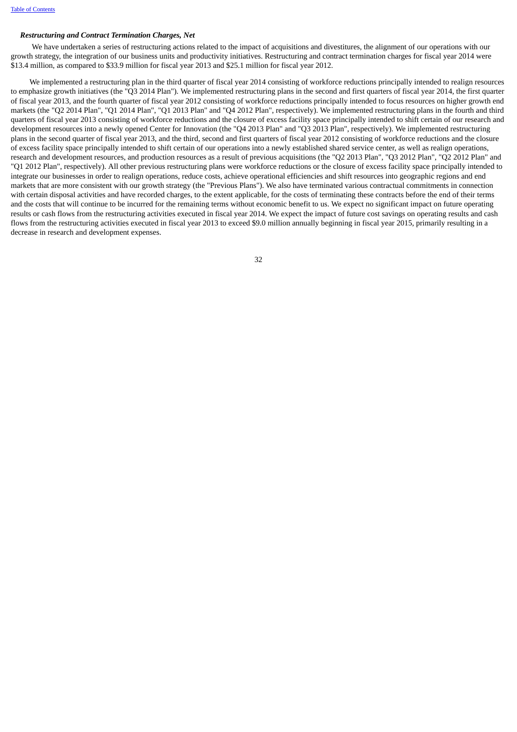***Restructuring and Contract Termination Charges, Net***

We have undertaken a series of restructuring actions related to the impact of acquisitions and divestitures, the alignment of our operations with our growth strategy, the integration of our business units and productivity initiatives. Restructuring and contract termination charges for fiscal year 2014 were $13.4 million, as compared to $33.9 million for fiscal year 2013 and $25.1 million for fiscal year 2012.

We implemented a restructuring plan in the third quarter of fiscal year 2014 consisting of workforce reductions principally intended to realign resources to emphasize growth initiatives (the "Q3 2014 Plan"). We implemented restructuring plans in the second and first quarters of fiscal year 2014, the first quarter of fiscal year 2013, and the fourth quarter of fiscal year 2012 consisting of workforce reductions principally intended to focus resources on higher growth end markets (the "Q2 2014 Plan", "Q1 2014 Plan", "Q1 2013 Plan" and "Q4 2012 Plan", respectively). We implemented restructuring plans in the fourth and third quarters of fiscal year 2013 consisting of workforce reductions and the closure of excess facility space principally intended to shift certain of our research and development resources into a newly opened Center for Innovation (the "Q4 2013 Plan" and "Q3 2013 Plan", respectively). We implemented restructuring plans in the second quarter of fiscal year 2013, and the third, second and first quarters of fiscal year 2012 consisting of workforce reductions and the closure of excess facility space principally intended to shift certain of our operations into a newly established shared service center, as well as realign operations, research and development resources, and production resources as a result of previous acquisitions (the "Q2 2013 Plan", "Q3 2012 Plan", "Q2 2012 Plan" and "Q1 2012 Plan", respectively). All other previous restructuring plans were workforce reductions or the closure of excess facility space principally intended to integrate our businesses in order to realign operations, reduce costs, achieve operational efficiencies and shift resources into geographic regions and end markets that are more consistent with our growth strategy (the "Previous Plans"). We also have terminated various contractual commitments in connection with certain disposal activities and have recorded charges, to the extent applicable, for the costs of terminating these contracts before the end of their terms and the costs that will continue to be incurred for the remaining terms without economic benefit to us. We expect no significant impact on future operating results or cash flows from the restructuring activities executed in fiscal year 2014. We expect the impact of future cost savings on operating results and cash flows from the restructuring activities executed in fiscal year 2013 to exceed $9.0 million annually beginning in fiscal year 2015, primarily resulting in a decrease in research and development expenses.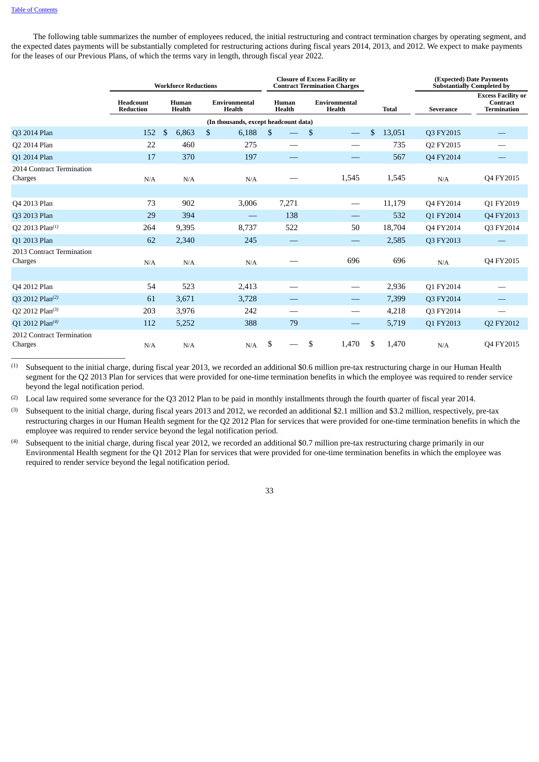The following table summarizes the number of employees reduced, the initial restructuring and contract termination charges by operating segment, and the expected dates payments will be substantially completed for restructuring actions during fiscal years 2014, 2013, and 2012. We expect to make payments for the leases of our Previous Plans, of which the terms vary in length, through fiscal year 2022.

| | Workforce Reductions | | | Closure of Excess Facility or Contract Termination Charges | | | (Expected) Date Payments Substantially Completed by | |
|---|---|---|---|---|---|---|---|---|
| | Headcount Reduction | Human Health | Environmental Health | Human Health | Environmental Health | Total | Severance | Excess Facility or Contract Termination |
| | (In thousands, except headcount data) | | | | | | | |
| Q3 2014 Plan | 152 | $ 6,863 | $ 6,188 | $ — | $ — | $ 13,051 | Q3 FY2015 | — |
| Q2 2014 Plan | 22 | 460 | 275 | — | — | 735 | Q2 FY2015 | — |
| Q1 2014 Plan | 17 | 370 | 197 | — | — | 567 | Q4 FY2014 | — |
| 2014 Contract Termination Charges | N/A | N/A | N/A | — | 1,545 | 1,545 | N/A | Q4 FY2015 |
| | | | | | | | | |
| Q4 2013 Plan | 73 | 902 | 3,006 | 7,271 | — | 11,179 | Q4 FY2014 | Q1 FY2019 |
| Q3 2013 Plan | 29 | 394 | — | 138 | — | 532 | Q1 FY2014 | Q4 FY2013 |
| Q2 2013 Plan[(1)] | 264 | 9,395 | 8,737 | 522 | 50 | 18,704 | Q4 FY2014 | Q3 FY2014 |
| Q1 2013 Plan | 62 | 2,340 | 245 | — | — | 2,585 | Q3 FY2013 | — |
| 2013 Contract Termination Charges | N/A | N/A | N/A | — | 696 | 696 | N/A | Q4 FY2015 |
| | | | | | | | | |
| Q4 2012 Plan | 54 | 523 | 2,413 | — | — | 2,936 | Q1 FY2014 | — |
| Q3 2012 Plan[(2)] | 61 | 3,671 | 3,728 | — | — | 7,399 | Q3 FY2014 | — |
| Q2 2012 Plan[(3)] | 203 | 3,976 | 242 | — | — | 4,218 | Q3 FY2014 | — |
| Q1 2012 Plan[(4)] | 112 | 5,252 | 388 | 79 | — | 5,719 | Q1 FY2013 | Q2 FY2012 |
| 2012 Contract Termination Charges | N/A | N/A | N/A | $ — | $ 1,470 | $ 1,470 | N/A | Q4 FY2015 |

(1) Subsequent to the initial charge, during fiscal year 2013, we recorded an additional $0.6 million pre-tax restructuring charge in our Human Health segment for the Q2 2013 Plan for services that were provided for one-time termination benefits in which the employee was required to render service beyond the legal notification period.

(2) Local law required some severance for the Q3 2012 Plan to be paid in monthly installments through the fourth quarter of fiscal year 2014.

(3) Subsequent to the initial charge, during fiscal years 2013 and 2012, we recorded an additional $2.1 million and $3.2 million, respectively, pre-tax restructuring charges in our Human Health segment for the Q2 2012 Plan for services that were provided for one-time termination benefits in which the employee was required to render service beyond the legal notification period.

(4) Subsequent to the initial charge, during fiscal year 2012, we recorded an additional $0.7 million pre-tax restructuring charge primarily in our Environmental Health segment for the Q1 2012 Plan for services that were provided for one-time termination benefits in which the employee was required to render service beyond the legal notification period.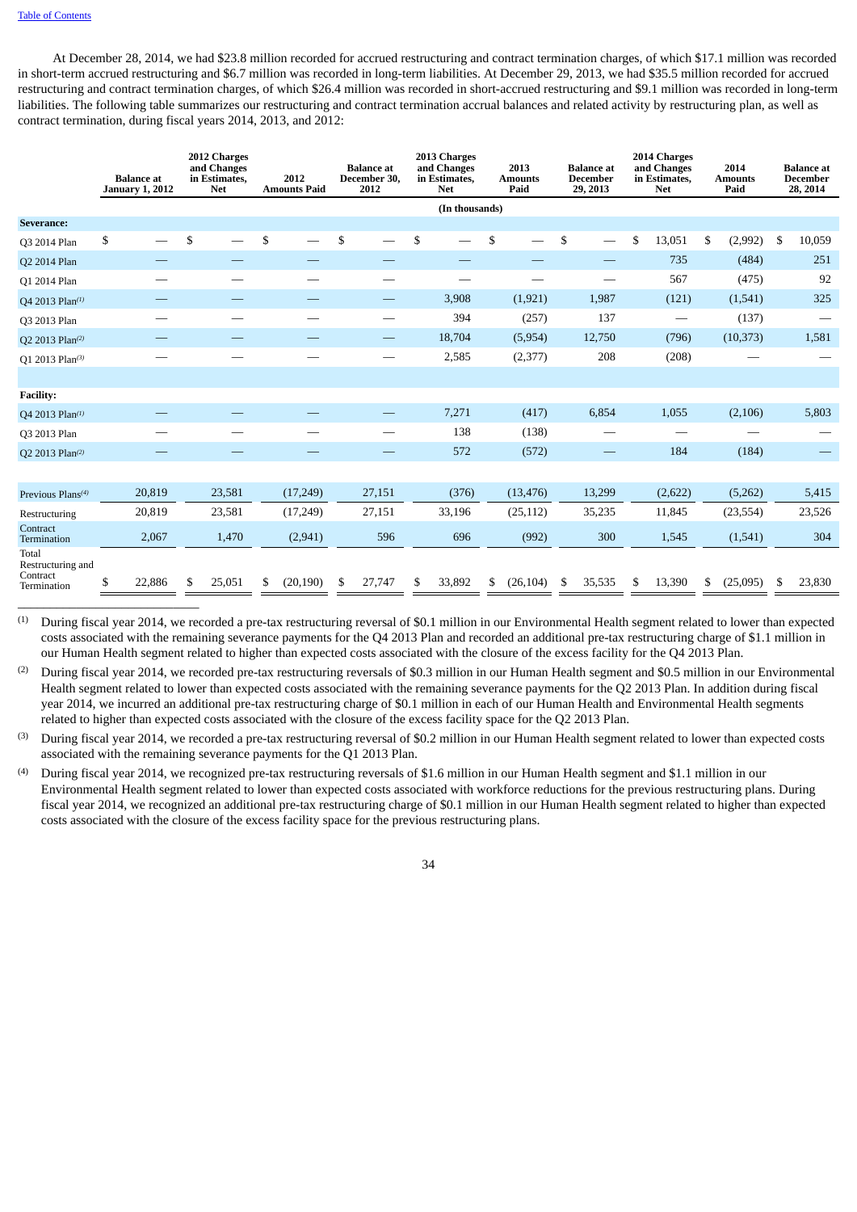At December 28, 2014, we had $23.8 million recorded for accrued restructuring and contract termination charges, of which $17.1 million was recorded in short-term accrued restructuring and $6.7 million was recorded in long-term liabilities. At December 29, 2013, we had $35.5 million recorded for accrued restructuring and contract termination charges, of which $26.4 million was recorded in short-accrued restructuring and $9.1 million was recorded in long-term liabilities. The following table summarizes our restructuring and contract termination accrual balances and related activity by restructuring plan, as well as contract termination, during fiscal years 2014, 2013, and 2012:

| | Balance at January 1, 2012 | 2012 Charges and Changes in Estimates, Net | 2012 Amounts Paid | Balance at December 30, 2012 | 2013 Charges and Changes in Estimates, Net | 2013 Amounts Paid | Balance at December 29, 2013 | 2014 Charges and Changes in Estimates, Net | 2014 Amounts Paid | Balance at December 28, 2014 |
|---|---|---|---|---|---|---|---|---|---|---|
| | | | | | (In thousands) | | | | | |
| **Severance:** | | | | | | | | | | |
| Q3 2014 Plan | $ — | $ — | $ — | $ — | $ — | $ — | $ — | $ 13,051 | $ (2,992) | $ 10,059 |
| Q2 2014 Plan | — | — | — | — | — | — | — | 735 | (484) | 251 |
| Q1 2014 Plan | — | — | — | — | — | — | — | 567 | (475) | 92 |
| Q4 2013 Plan[(1)] | — | — | — | — | 3,908 | (1,921) | 1,987 | (121) | (1,541) | 325 |
| Q3 2013 Plan | — | — | — | — | 394 | (257) | 137 | — | (137) | — |
| Q2 2013 Plan[(2)] | — | — | — | — | 18,704 | (5,954) | 12,750 | (796) | (10,373) | 1,581 |
| Q1 2013 Plan[(3)] | — | — | — | — | 2,585 | (2,377) | 208 | (208) | — | — |
| **Facility:** | | | | | | | | | | |
| Q4 2013 Plan[(1)] | — | — | — | — | 7,271 | (417) | 6,854 | 1,055 | (2,106) | 5,803 |
| Q3 2013 Plan | — | — | — | — | 138 | (138) | — | — | — | — |
| Q2 2013 Plan[(2)] | — | — | — | — | 572 | (572) | — | 184 | (184) | — |
| Previous Plans[(4)] | 20,819 | 23,581 | (17,249) | 27,151 | (376) | (13,476) | 13,299 | (2,622) | (5,262) | 5,415 |
| Restructuring | 20,819 | 23,581 | (17,249) | 27,151 | 33,196 | (25,112) | 35,235 | 11,845 | (23,554) | 23,526 |
| Contract Termination | 2,067 | 1,470 | (2,941) | 596 | 696 | (992) | 300 | 1,545 | (1,541) | 304 |
| Total Restructuring and Contract Termination | $ 22,886 | $ 25,051 | $ (20,190) | $ 27,747 | $ 33,892 | $ (26,104) | $ 35,535 | $ 13,390 | $ (25,095) | $ 23,830 |

(1) During fiscal year 2014, we recorded a pre-tax restructuring reversal of $0.1 million in our Environmental Health segment related to lower than expected costs associated with the remaining severance payments for the Q4 2013 Plan and recorded an additional pre-tax restructuring charge of $1.1 million in our Human Health segment related to higher than expected costs associated with the closure of the excess facility for the Q4 2013 Plan.

(2) During fiscal year 2014, we recorded pre-tax restructuring reversals of $0.3 million in our Human Health segment and $0.5 million in our Environmental Health segment related to lower than expected costs associated with the remaining severance payments for the Q2 2013 Plan. In addition during fiscal year 2014, we incurred an additional pre-tax restructuring charge of $0.1 million in each of our Human Health and Environmental Health segments related to higher than expected costs associated with the closure of the excess facility space for the Q2 2013 Plan.

(3) During fiscal year 2014, we recorded a pre-tax restructuring reversal of $0.2 million in our Human Health segment related to lower than expected costs associated with the remaining severance payments for the Q1 2013 Plan.

(4) During fiscal year 2014, we recognized pre-tax restructuring reversals of $1.6 million in our Human Health segment and $1.1 million in our Environmental Health segment related to lower than expected costs associated with workforce reductions for the previous restructuring plans. During fiscal year 2014, we recognized an additional pre-tax restructuring charge of $0.1 million in our Human Health segment related to higher than expected costs associated with the closure of the excess facility space for the previous restructuring plans.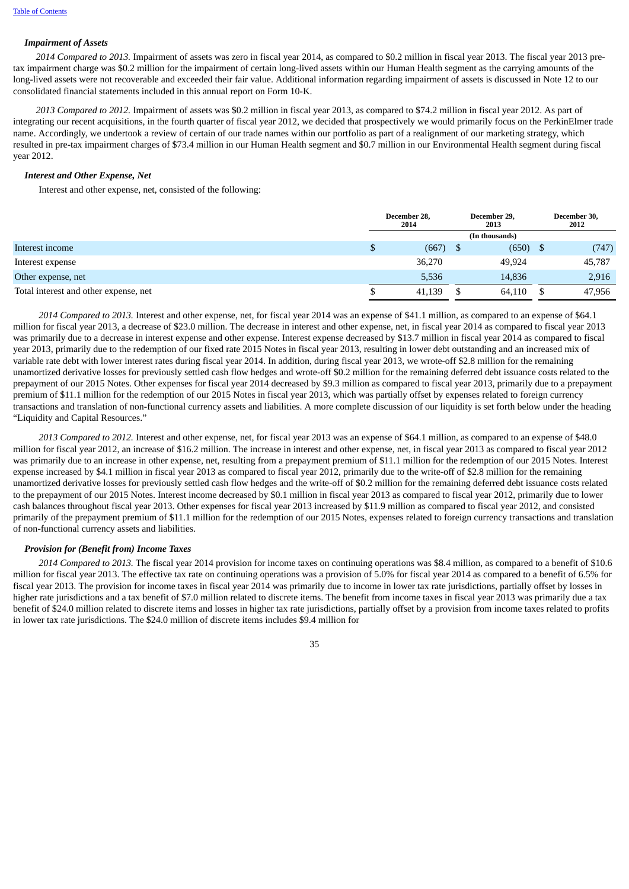### *Impairment of Assets*

*2014 Compared to 2013.* Impairment of assets was zero in fiscal year 2014, as compared to $0.2 million in fiscal year 2013. The fiscal year 2013 pre-tax impairment charge was $0.2 million for the impairment of certain long-lived assets within our Human Health segment as the carrying amounts of the long-lived assets were not recoverable and exceeded their fair value. Additional information regarding impairment of assets is discussed in Note 12 to our consolidated financial statements included in this annual report on Form 10-K.

*2013 Compared to 2012.* Impairment of assets was $0.2 million in fiscal year 2013, as compared to $74.2 million in fiscal year 2012. As part of integrating our recent acquisitions, in the fourth quarter of fiscal year 2012, we decided that prospectively we would primarily focus on the PerkinElmer trade name. Accordingly, we undertook a review of certain of our trade names within our portfolio as part of a realignment of our marketing strategy, which resulted in pre-tax impairment charges of $73.4 million in our Human Health segment and $0.7 million in our Environmental Health segment during fiscal year 2012.

### *Interest and Other Expense, Net*

Interest and other expense, net, consisted of the following:

| | December 28, 2014 | December 29, 2013 | December 30, 2012 |
|---|---|---|---|
| | | (In thousands) | |
| Interest income | $ (667) | $ (650) | $ (747) |
| Interest expense | 36,270 | 49,924 | 45,787 |
| Other expense, net | 5,536 | 14,836 | 2,916 |
| Total interest and other expense, net | $ 41,139 | $ 64,110 | $ 47,956 |

*2014 Compared to 2013.* Interest and other expense, net, for fiscal year 2014 was an expense of $41.1 million, as compared to an expense of $64.1 million for fiscal year 2013, a decrease of $23.0 million. The decrease in interest and other expense, net, in fiscal year 2014 as compared to fiscal year 2013 was primarily due to a decrease in interest expense and other expense. Interest expense decreased by $13.7 million in fiscal year 2014 as compared to fiscal year 2013, primarily due to the redemption of our fixed rate 2015 Notes in fiscal year 2013, resulting in lower debt outstanding and an increased mix of variable rate debt with lower interest rates during fiscal year 2014. In addition, during fiscal year 2013, we wrote-off $2.8 million for the remaining unamortized derivative losses for previously settled cash flow hedges and wrote-off $0.2 million for the remaining deferred debt issuance costs related to the prepayment of our 2015 Notes. Other expenses for fiscal year 2014 decreased by $9.3 million as compared to fiscal year 2013, primarily due to a prepayment premium of $11.1 million for the redemption of our 2015 Notes in fiscal year 2013, which was partially offset by expenses related to foreign currency transactions and translation of non-functional currency assets and liabilities. A more complete discussion of our liquidity is set forth below under the heading "Liquidity and Capital Resources."

*2013 Compared to 2012.* Interest and other expense, net, for fiscal year 2013 was an expense of $64.1 million, as compared to an expense of $48.0 million for fiscal year 2012, an increase of $16.2 million. The increase in interest and other expense, net, in fiscal year 2013 as compared to fiscal year 2012 was primarily due to an increase in other expense, net, resulting from a prepayment premium of $11.1 million for the redemption of our 2015 Notes. Interest expense increased by $4.1 million in fiscal year 2013 as compared to fiscal year 2012, primarily due to the write-off of $2.8 million for the remaining unamortized derivative losses for previously settled cash flow hedges and the write-off of $0.2 million for the remaining deferred debt issuance costs related to the prepayment of our 2015 Notes. Interest income decreased by $0.1 million in fiscal year 2013 as compared to fiscal year 2012, primarily due to lower cash balances throughout fiscal year 2013. Other expenses for fiscal year 2013 increased by $11.9 million as compared to fiscal year 2012, and consisted primarily of the prepayment premium of $11.1 million for the redemption of our 2015 Notes, expenses related to foreign currency transactions and translation of non-functional currency assets and liabilities.

### *Provision for (Benefit from) Income Taxes*

*2014 Compared to 2013.* The fiscal year 2014 provision for income taxes on continuing operations was $8.4 million, as compared to a benefit of $10.6 million for fiscal year 2013. The effective tax rate on continuing operations was a provision of 5.0% for fiscal year 2014 as compared to a benefit of 6.5% for fiscal year 2013. The provision for income taxes in fiscal year 2014 was primarily due to income in lower tax rate jurisdictions, partially offset by losses in higher rate jurisdictions and a tax benefit of $7.0 million related to discrete items. The benefit from income taxes in fiscal year 2013 was primarily due a tax benefit of $24.0 million related to discrete items and losses in higher tax rate jurisdictions, partially offset by a provision from income taxes related to profits in lower tax rate jurisdictions. The $24.0 million of discrete items includes $9.4 million for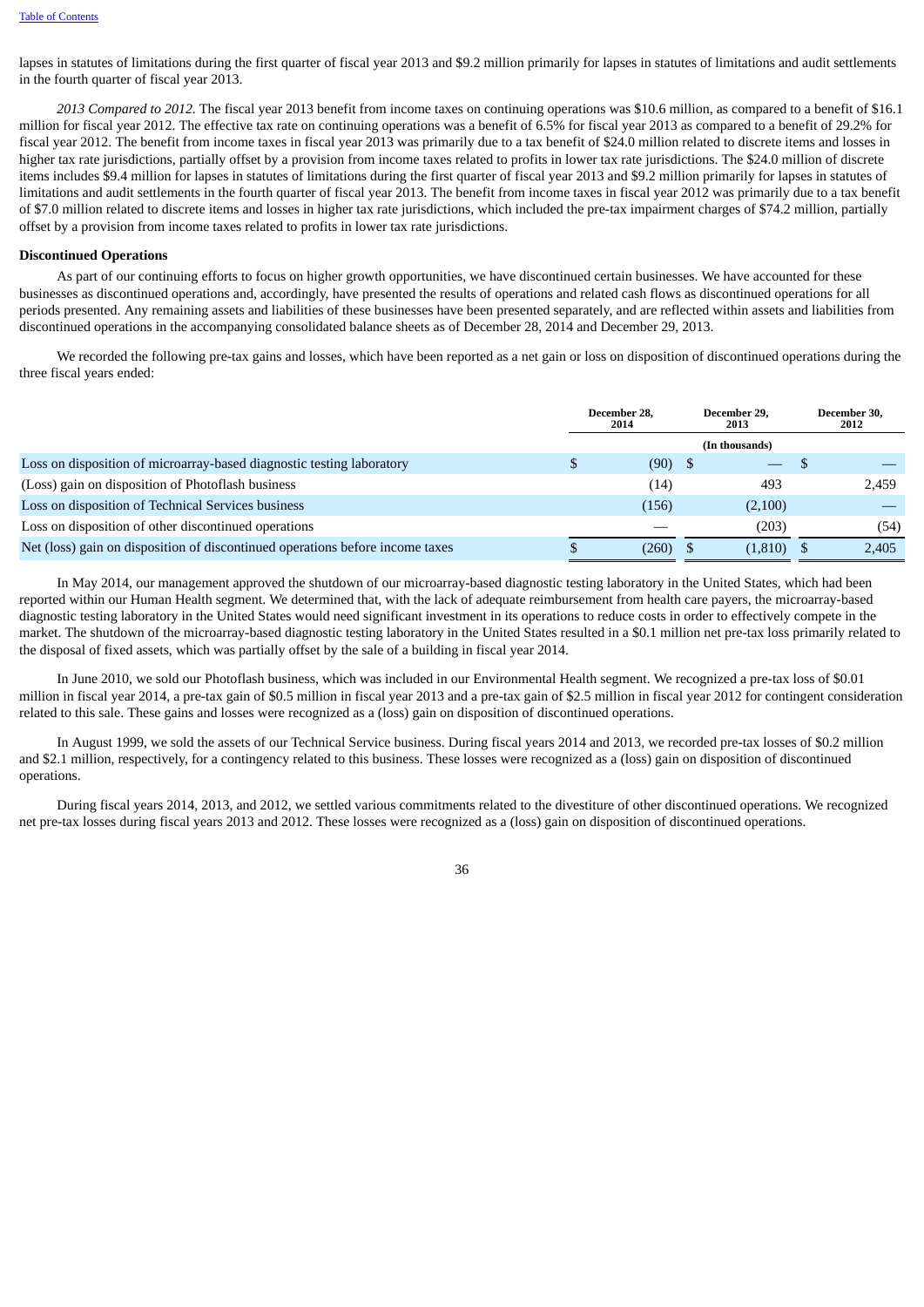lapses in statutes of limitations during the first quarter of fiscal year 2013 and $9.2 million primarily for lapses in statutes of limitations and audit settlements in the fourth quarter of fiscal year 2013.

*2013 Compared to 2012.* The fiscal year 2013 benefit from income taxes on continuing operations was $10.6 million, as compared to a benefit of $16.1 million for fiscal year 2012. The effective tax rate on continuing operations was a benefit of 6.5% for fiscal year 2013 as compared to a benefit of 29.2% for fiscal year 2012. The benefit from income taxes in fiscal year 2013 was primarily due to a tax benefit of $24.0 million related to discrete items and losses in higher tax rate jurisdictions, partially offset by a provision from income taxes related to profits in lower tax rate jurisdictions. The $24.0 million of discrete items includes $9.4 million for lapses in statutes of limitations during the first quarter of fiscal year 2013 and $9.2 million primarily for lapses in statutes of limitations and audit settlements in the fourth quarter of fiscal year 2013. The benefit from income taxes in fiscal year 2012 was primarily due to a tax benefit of $7.0 million related to discrete items and losses in higher tax rate jurisdictions, which included the pre-tax impairment charges of $74.2 million, partially offset by a provision from income taxes related to profits in lower tax rate jurisdictions.

**Discontinued Operations**

As part of our continuing efforts to focus on higher growth opportunities, we have discontinued certain businesses. We have accounted for these businesses as discontinued operations and, accordingly, have presented the results of operations and related cash flows as discontinued operations for all periods presented. Any remaining assets and liabilities of these businesses have been presented separately, and are reflected within assets and liabilities from discontinued operations in the accompanying consolidated balance sheets as of December 28, 2014 and December 29, 2013.

We recorded the following pre-tax gains and losses, which have been reported as a net gain or loss on disposition of discontinued operations during the three fiscal years ended:

| | December 28, 2014 | December 29, 2013 | December 30, 2012 |
|---|---|---|---|
| | | (In thousands) | |
| Loss on disposition of microarray-based diagnostic testing laboratory | $ (90) | $ — | $ — |
| (Loss) gain on disposition of Photoflash business | (14) | 493 | 2,459 |
| Loss on disposition of Technical Services business | (156) | (2,100) | — |
| Loss on disposition of other discontinued operations | — | (203) | (54) |
| Net (loss) gain on disposition of discontinued operations before income taxes | $ (260) | $ (1,810) | $ 2,405 |

In May 2014, our management approved the shutdown of our microarray-based diagnostic testing laboratory in the United States, which had been reported within our Human Health segment. We determined that, with the lack of adequate reimbursement from health care payers, the microarray-based diagnostic testing laboratory in the United States would need significant investment in its operations to reduce costs in order to effectively compete in the market. The shutdown of the microarray-based diagnostic testing laboratory in the United States resulted in a $0.1 million net pre-tax loss primarily related to the disposal of fixed assets, which was partially offset by the sale of a building in fiscal year 2014.

In June 2010, we sold our Photoflash business, which was included in our Environmental Health segment. We recognized a pre-tax loss of $0.01 million in fiscal year 2014, a pre-tax gain of $0.5 million in fiscal year 2013 and a pre-tax gain of $2.5 million in fiscal year 2012 for contingent consideration related to this sale. These gains and losses were recognized as a (loss) gain on disposition of discontinued operations.

In August 1999, we sold the assets of our Technical Service business. During fiscal years 2014 and 2013, we recorded pre-tax losses of $0.2 million and $2.1 million, respectively, for a contingency related to this business. These losses were recognized as a (loss) gain on disposition of discontinued operations.

During fiscal years 2014, 2013, and 2012, we settled various commitments related to the divestiture of other discontinued operations. We recognized net pre-tax losses during fiscal years 2013 and 2012. These losses were recognized as a (loss) gain on disposition of discontinued operations.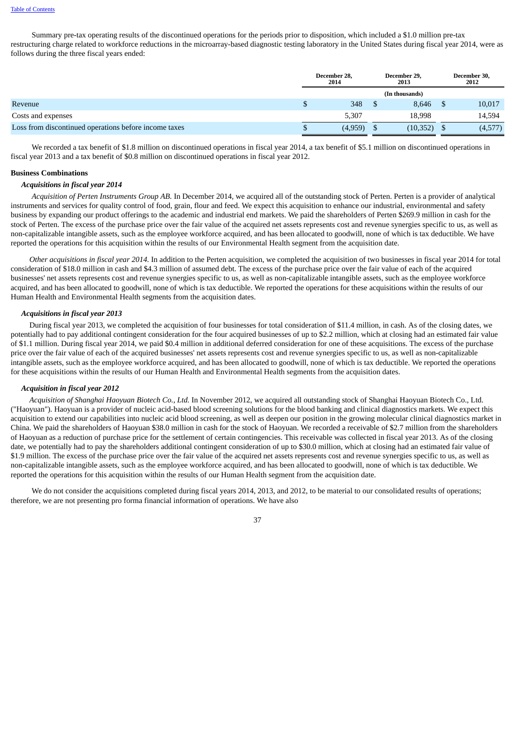Summary pre-tax operating results of the discontinued operations for the periods prior to disposition, which included a $1.0 million pre-tax restructuring charge related to workforce reductions in the microarray-based diagnostic testing laboratory in the United States during fiscal year 2014, were as follows during the three fiscal years ended:

| | December 28, 2014 | December 29, 2013 | December 30, 2012 |
|---|---|---|---|
| | | (In thousands) | |
| Revenue | $ 348 | $ 8,646 | $ 10,017 |
| Costs and expenses | 5,307 | 18,998 | 14,594 |
| Loss from discontinued operations before income taxes | $ (4,959) | $ (10,352) | $ (4,577) |

We recorded a tax benefit of $1.8 million on discontinued operations in fiscal year 2014, a tax benefit of $5.1 million on discontinued operations in fiscal year 2013 and a tax benefit of $0.8 million on discontinued operations in fiscal year 2012.

**Business Combinations**

***Acquisitions in fiscal year 2014***

*Acquisition of Perten Instruments Group AB.* In December 2014, we acquired all of the outstanding stock of Perten. Perten is a provider of analytical instruments and services for quality control of food, grain, flour and feed. We expect this acquisition to enhance our industrial, environmental and safety business by expanding our product offerings to the academic and industrial end markets. We paid the shareholders of Perten $269.9 million in cash for the stock of Perten. The excess of the purchase price over the fair value of the acquired net assets represents cost and revenue synergies specific to us, as well as non-capitalizable intangible assets, such as the employee workforce acquired, and has been allocated to goodwill, none of which is tax deductible. We have reported the operations for this acquisition within the results of our Environmental Health segment from the acquisition date.

*Other acquisitions in fiscal year 2014.* In addition to the Perten acquisition, we completed the acquisition of two businesses in fiscal year 2014 for total consideration of $18.0 million in cash and $4.3 million of assumed debt. The excess of the purchase price over the fair value of each of the acquired businesses' net assets represents cost and revenue synergies specific to us, as well as non-capitalizable intangible assets, such as the employee workforce acquired, and has been allocated to goodwill, none of which is tax deductible. We reported the operations for these acquisitions within the results of our Human Health and Environmental Health segments from the acquisition dates.

***Acquisitions in fiscal year 2013***

During fiscal year 2013, we completed the acquisition of four businesses for total consideration of $11.4 million, in cash. As of the closing dates, we potentially had to pay additional contingent consideration for the four acquired businesses of up to $2.2 million, which at closing had an estimated fair value of $1.1 million. During fiscal year 2014, we paid $0.4 million in additional deferred consideration for one of these acquisitions. The excess of the purchase price over the fair value of each of the acquired businesses' net assets represents cost and revenue synergies specific to us, as well as non-capitalizable intangible assets, such as the employee workforce acquired, and has been allocated to goodwill, none of which is tax deductible. We reported the operations for these acquisitions within the results of our Human Health and Environmental Health segments from the acquisition dates.

***Acquisition in fiscal year 2012***

*Acquisition of Shanghai Haoyuan Biotech Co., Ltd.* In November 2012, we acquired all outstanding stock of Shanghai Haoyuan Biotech Co., Ltd. ("Haoyuan"). Haoyuan is a provider of nucleic acid-based blood screening solutions for the blood banking and clinical diagnostics markets. We expect this acquisition to extend our capabilities into nucleic acid blood screening, as well as deepen our position in the growing molecular clinical diagnostics market in China. We paid the shareholders of Haoyuan $38.0 million in cash for the stock of Haoyuan. We recorded a receivable of $2.7 million from the shareholders of Haoyuan as a reduction of purchase price for the settlement of certain contingencies. This receivable was collected in fiscal year 2013. As of the closing date, we potentially had to pay the shareholders additional contingent consideration of up to $30.0 million, which at closing had an estimated fair value of $1.9 million. The excess of the purchase price over the fair value of the acquired net assets represents cost and revenue synergies specific to us, as well as non-capitalizable intangible assets, such as the employee workforce acquired, and has been allocated to goodwill, none of which is tax deductible. We reported the operations for this acquisition within the results of our Human Health segment from the acquisition date.

We do not consider the acquisitions completed during fiscal years 2014, 2013, and 2012, to be material to our consolidated results of operations; therefore, we are not presenting pro forma financial information of operations. We have also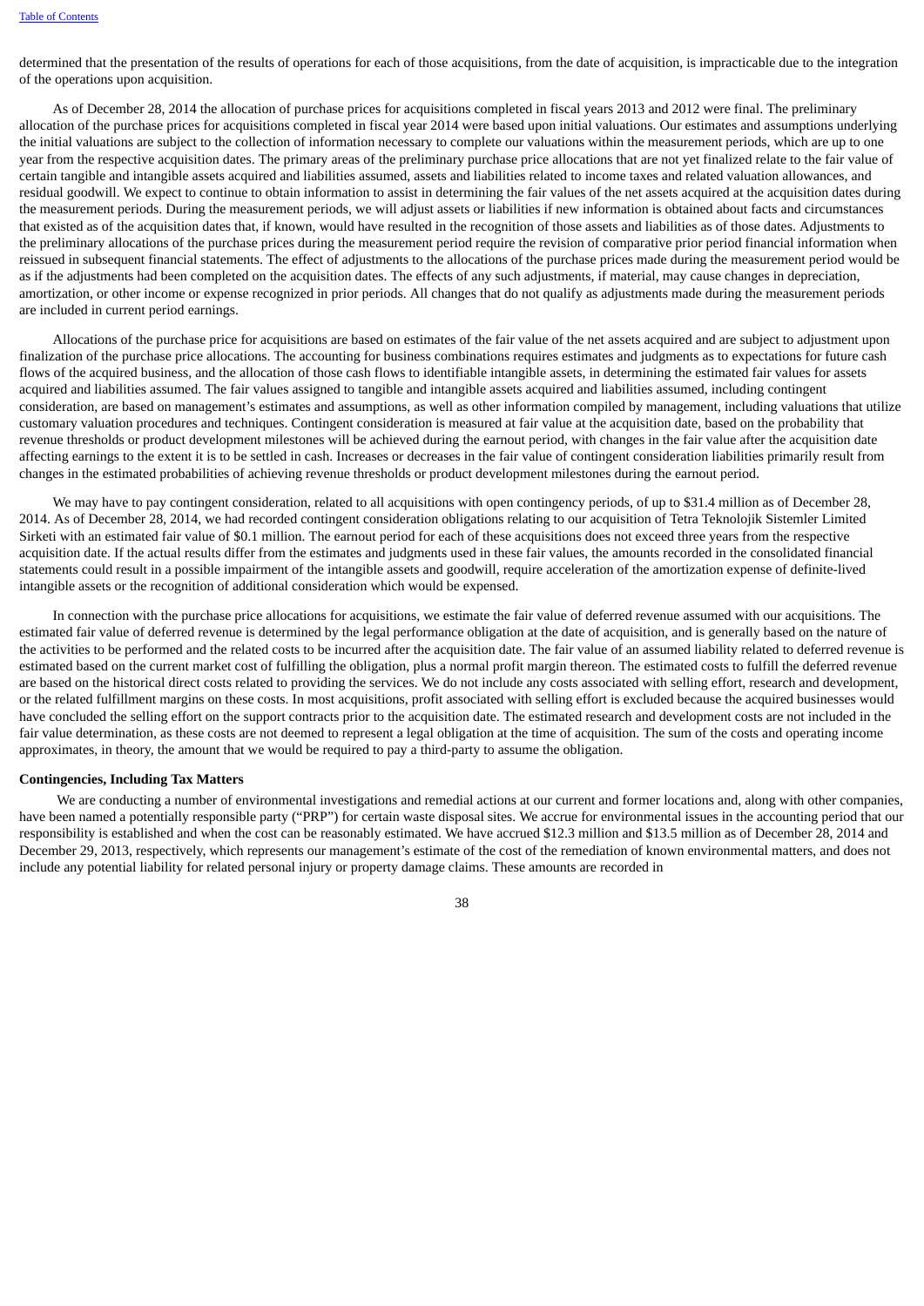determined that the presentation of the results of operations for each of those acquisitions, from the date of acquisition, is impracticable due to the integration of the operations upon acquisition.

As of December 28, 2014 the allocation of purchase prices for acquisitions completed in fiscal years 2013 and 2012 were final. The preliminary allocation of the purchase prices for acquisitions completed in fiscal year 2014 were based upon initial valuations. Our estimates and assumptions underlying the initial valuations are subject to the collection of information necessary to complete our valuations within the measurement periods, which are up to one year from the respective acquisition dates. The primary areas of the preliminary purchase price allocations that are not yet finalized relate to the fair value of certain tangible and intangible assets acquired and liabilities assumed, assets and liabilities related to income taxes and related valuation allowances, and residual goodwill. We expect to continue to obtain information to assist in determining the fair values of the net assets acquired at the acquisition dates during the measurement periods. During the measurement periods, we will adjust assets or liabilities if new information is obtained about facts and circumstances that existed as of the acquisition dates that, if known, would have resulted in the recognition of those assets and liabilities as of those dates. Adjustments to the preliminary allocations of the purchase prices during the measurement period require the revision of comparative prior period financial information when reissued in subsequent financial statements. The effect of adjustments to the allocations of the purchase prices made during the measurement period would be as if the adjustments had been completed on the acquisition dates. The effects of any such adjustments, if material, may cause changes in depreciation, amortization, or other income or expense recognized in prior periods. All changes that do not qualify as adjustments made during the measurement periods are included in current period earnings.

Allocations of the purchase price for acquisitions are based on estimates of the fair value of the net assets acquired and are subject to adjustment upon finalization of the purchase price allocations. The accounting for business combinations requires estimates and judgments as to expectations for future cash flows of the acquired business, and the allocation of those cash flows to identifiable intangible assets, in determining the estimated fair values for assets acquired and liabilities assumed. The fair values assigned to tangible and intangible assets acquired and liabilities assumed, including contingent consideration, are based on management's estimates and assumptions, as well as other information compiled by management, including valuations that utilize customary valuation procedures and techniques. Contingent consideration is measured at fair value at the acquisition date, based on the probability that revenue thresholds or product development milestones will be achieved during the earnout period, with changes in the fair value after the acquisition date affecting earnings to the extent it is to be settled in cash. Increases or decreases in the fair value of contingent consideration liabilities primarily result from changes in the estimated probabilities of achieving revenue thresholds or product development milestones during the earnout period.

We may have to pay contingent consideration, related to all acquisitions with open contingency periods, of up to $31.4 million as of December 28, 2014. As of December 28, 2014, we had recorded contingent consideration obligations relating to our acquisition of Tetra Teknolojik Sistemler Limited Sirketi with an estimated fair value of $0.1 million. The earnout period for each of these acquisitions does not exceed three years from the respective acquisition date. If the actual results differ from the estimates and judgments used in these fair values, the amounts recorded in the consolidated financial statements could result in a possible impairment of the intangible assets and goodwill, require acceleration of the amortization expense of definite-lived intangible assets or the recognition of additional consideration which would be expensed.

In connection with the purchase price allocations for acquisitions, we estimate the fair value of deferred revenue assumed with our acquisitions. The estimated fair value of deferred revenue is determined by the legal performance obligation at the date of acquisition, and is generally based on the nature of the activities to be performed and the related costs to be incurred after the acquisition date. The fair value of an assumed liability related to deferred revenue is estimated based on the current market cost of fulfilling the obligation, plus a normal profit margin thereon. The estimated costs to fulfill the deferred revenue are based on the historical direct costs related to providing the services. We do not include any costs associated with selling effort, research and development, or the related fulfillment margins on these costs. In most acquisitions, profit associated with selling effort is excluded because the acquired businesses would have concluded the selling effort on the support contracts prior to the acquisition date. The estimated research and development costs are not included in the fair value determination, as these costs are not deemed to represent a legal obligation at the time of acquisition. The sum of the costs and operating income approximates, in theory, the amount that we would be required to pay a third-party to assume the obligation.

**Contingencies, Including Tax Matters**

We are conducting a number of environmental investigations and remedial actions at our current and former locations and, along with other companies, have been named a potentially responsible party ("PRP") for certain waste disposal sites. We accrue for environmental issues in the accounting period that our responsibility is established and when the cost can be reasonably estimated. We have accrued $12.3 million and $13.5 million as of December 28, 2014 and December 29, 2013, respectively, which represents our management's estimate of the cost of the remediation of known environmental matters, and does not include any potential liability for related personal injury or property damage claims. These amounts are recorded in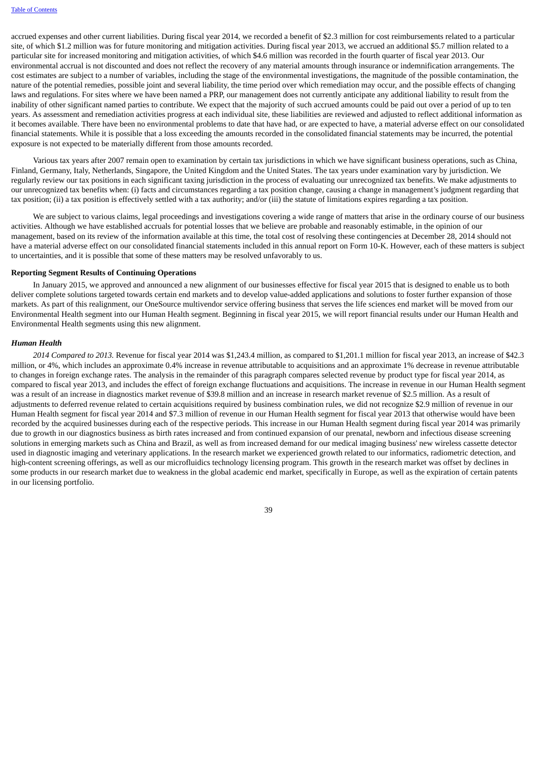accrued expenses and other current liabilities. During fiscal year 2014, we recorded a benefit of $2.3 million for cost reimbursements related to a particular site, of which $1.2 million was for future monitoring and mitigation activities. During fiscal year 2013, we accrued an additional $5.7 million related to a particular site for increased monitoring and mitigation activities, of which $4.6 million was recorded in the fourth quarter of fiscal year 2013. Our environmental accrual is not discounted and does not reflect the recovery of any material amounts through insurance or indemnification arrangements. The cost estimates are subject to a number of variables, including the stage of the environmental investigations, the magnitude of the possible contamination, the nature of the potential remedies, possible joint and several liability, the time period over which remediation may occur, and the possible effects of changing laws and regulations. For sites where we have been named a PRP, our management does not currently anticipate any additional liability to result from the inability of other significant named parties to contribute. We expect that the majority of such accrued amounts could be paid out over a period of up to ten years. As assessment and remediation activities progress at each individual site, these liabilities are reviewed and adjusted to reflect additional information as it becomes available. There have been no environmental problems to date that have had, or are expected to have, a material adverse effect on our consolidated financial statements. While it is possible that a loss exceeding the amounts recorded in the consolidated financial statements may be incurred, the potential exposure is not expected to be materially different from those amounts recorded.

Various tax years after 2007 remain open to examination by certain tax jurisdictions in which we have significant business operations, such as China, Finland, Germany, Italy, Netherlands, Singapore, the United Kingdom and the United States. The tax years under examination vary by jurisdiction. We regularly review our tax positions in each significant taxing jurisdiction in the process of evaluating our unrecognized tax benefits. We make adjustments to our unrecognized tax benefits when: (i) facts and circumstances regarding a tax position change, causing a change in management's judgment regarding that tax position; (ii) a tax position is effectively settled with a tax authority; and/or (iii) the statute of limitations expires regarding a tax position.

We are subject to various claims, legal proceedings and investigations covering a wide range of matters that arise in the ordinary course of our business activities. Although we have established accruals for potential losses that we believe are probable and reasonably estimable, in the opinion of our management, based on its review of the information available at this time, the total cost of resolving these contingencies at December 28, 2014 should not have a material adverse effect on our consolidated financial statements included in this annual report on Form 10-K. However, each of these matters is subject to uncertainties, and it is possible that some of these matters may be resolved unfavorably to us.

**Reporting Segment Results of Continuing Operations**

In January 2015, we approved and announced a new alignment of our businesses effective for fiscal year 2015 that is designed to enable us to both deliver complete solutions targeted towards certain end markets and to develop value-added applications and solutions to foster further expansion of those markets. As part of this realignment, our OneSource multivendor service offering business that serves the life sciences end market will be moved from our Environmental Health segment into our Human Health segment. Beginning in fiscal year 2015, we will report financial results under our Human Health and Environmental Health segments using this new alignment.

***Human Health***

*2014 Compared to 2013.* Revenue for fiscal year 2014 was $1,243.4 million, as compared to $1,201.1 million for fiscal year 2013, an increase of $42.3 million, or 4%, which includes an approximate 0.4% increase in revenue attributable to acquisitions and an approximate 1% decrease in revenue attributable to changes in foreign exchange rates. The analysis in the remainder of this paragraph compares selected revenue by product type for fiscal year 2014, as compared to fiscal year 2013, and includes the effect of foreign exchange fluctuations and acquisitions. The increase in revenue in our Human Health segment was a result of an increase in diagnostics market revenue of $39.8 million and an increase in research market revenue of $2.5 million. As a result of adjustments to deferred revenue related to certain acquisitions required by business combination rules, we did not recognize $2.9 million of revenue in our Human Health segment for fiscal year 2014 and $7.3 million of revenue in our Human Health segment for fiscal year 2013 that otherwise would have been recorded by the acquired businesses during each of the respective periods. This increase in our Human Health segment during fiscal year 2014 was primarily due to growth in our diagnostics business as birth rates increased and from continued expansion of our prenatal, newborn and infectious disease screening solutions in emerging markets such as China and Brazil, as well as from increased demand for our medical imaging business' new wireless cassette detector used in diagnostic imaging and veterinary applications. In the research market we experienced growth related to our informatics, radiometric detection, and high-content screening offerings, as well as our microfluidics technology licensing program. This growth in the research market was offset by declines in some products in our research market due to weakness in the global academic end market, specifically in Europe, as well as the expiration of certain patents in our licensing portfolio.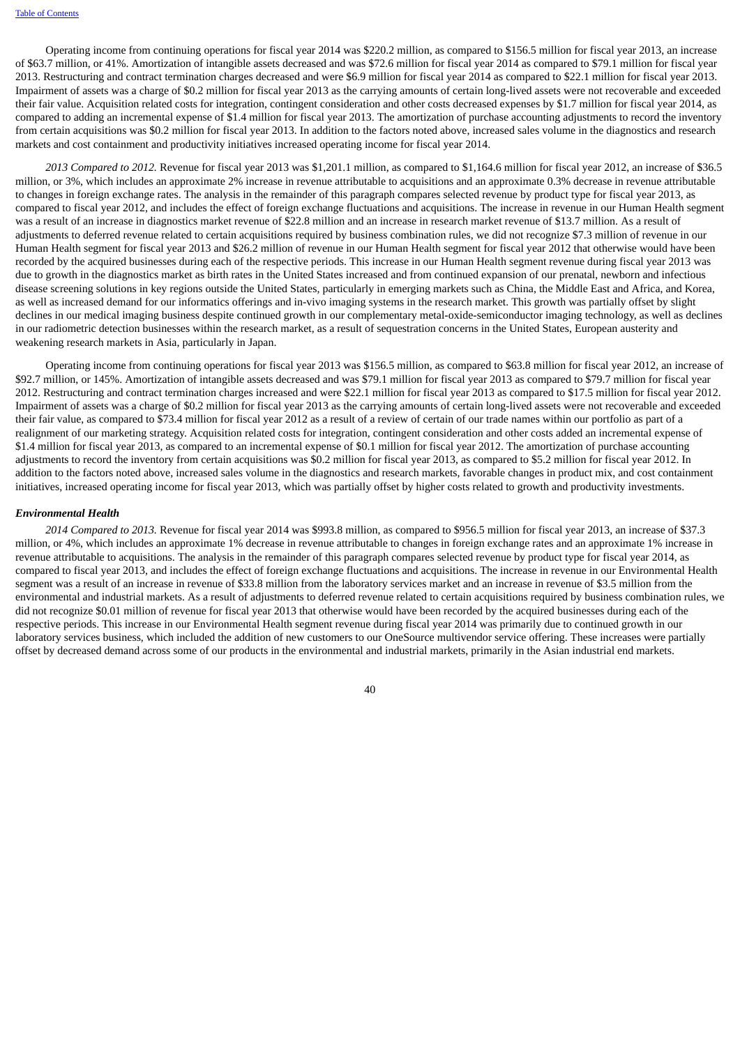Operating income from continuing operations for fiscal year 2014 was $220.2 million, as compared to $156.5 million for fiscal year 2013, an increase of $63.7 million, or 41%. Amortization of intangible assets decreased and was $72.6 million for fiscal year 2014 as compared to $79.1 million for fiscal year 2013. Restructuring and contract termination charges decreased and were $6.9 million for fiscal year 2014 as compared to $22.1 million for fiscal year 2013. Impairment of assets was a charge of $0.2 million for fiscal year 2013 as the carrying amounts of certain long-lived assets were not recoverable and exceeded their fair value. Acquisition related costs for integration, contingent consideration and other costs decreased expenses by $1.7 million for fiscal year 2014, as compared to adding an incremental expense of $1.4 million for fiscal year 2013. The amortization of purchase accounting adjustments to record the inventory from certain acquisitions was $0.2 million for fiscal year 2013. In addition to the factors noted above, increased sales volume in the diagnostics and research markets and cost containment and productivity initiatives increased operating income for fiscal year 2014.

*2013 Compared to 2012.* Revenue for fiscal year 2013 was $1,201.1 million, as compared to $1,164.6 million for fiscal year 2012, an increase of $36.5 million, or 3%, which includes an approximate 2% increase in revenue attributable to acquisitions and an approximate 0.3% decrease in revenue attributable to changes in foreign exchange rates. The analysis in the remainder of this paragraph compares selected revenue by product type for fiscal year 2013, as compared to fiscal year 2012, and includes the effect of foreign exchange fluctuations and acquisitions. The increase in revenue in our Human Health segment was a result of an increase in diagnostics market revenue of $22.8 million and an increase in research market revenue of $13.7 million. As a result of adjustments to deferred revenue related to certain acquisitions required by business combination rules, we did not recognize $7.3 million of revenue in our Human Health segment for fiscal year 2013 and $26.2 million of revenue in our Human Health segment for fiscal year 2012 that otherwise would have been recorded by the acquired businesses during each of the respective periods. This increase in our Human Health segment revenue during fiscal year 2013 was due to growth in the diagnostics market as birth rates in the United States increased and from continued expansion of our prenatal, newborn and infectious disease screening solutions in key regions outside the United States, particularly in emerging markets such as China, the Middle East and Africa, and Korea, as well as increased demand for our informatics offerings and in-vivo imaging systems in the research market. This growth was partially offset by slight declines in our medical imaging business despite continued growth in our complementary metal-oxide-semiconductor imaging technology, as well as declines in our radiometric detection businesses within the research market, as a result of sequestration concerns in the United States, European austerity and weakening research markets in Asia, particularly in Japan.

Operating income from continuing operations for fiscal year 2013 was $156.5 million, as compared to $63.8 million for fiscal year 2012, an increase of $92.7 million, or 145%. Amortization of intangible assets decreased and was $79.1 million for fiscal year 2013 as compared to $79.7 million for fiscal year 2012. Restructuring and contract termination charges increased and were $22.1 million for fiscal year 2013 as compared to $17.5 million for fiscal year 2012. Impairment of assets was a charge of $0.2 million for fiscal year 2013 as the carrying amounts of certain long-lived assets were not recoverable and exceeded their fair value, as compared to $73.4 million for fiscal year 2012 as a result of a review of certain of our trade names within our portfolio as part of a realignment of our marketing strategy. Acquisition related costs for integration, contingent consideration and other costs added an incremental expense of $1.4 million for fiscal year 2013, as compared to an incremental expense of $0.1 million for fiscal year 2012. The amortization of purchase accounting adjustments to record the inventory from certain acquisitions was $0.2 million for fiscal year 2013, as compared to $5.2 million for fiscal year 2012. In addition to the factors noted above, increased sales volume in the diagnostics and research markets, favorable changes in product mix, and cost containment initiatives, increased operating income for fiscal year 2013, which was partially offset by higher costs related to growth and productivity investments.

***Environmental Health***

*2014 Compared to 2013.* Revenue for fiscal year 2014 was $993.8 million, as compared to $956.5 million for fiscal year 2013, an increase of $37.3 million, or 4%, which includes an approximate 1% decrease in revenue attributable to changes in foreign exchange rates and an approximate 1% increase in revenue attributable to acquisitions. The analysis in the remainder of this paragraph compares selected revenue by product type for fiscal year 2014, as compared to fiscal year 2013, and includes the effect of foreign exchange fluctuations and acquisitions. The increase in revenue in our Environmental Health segment was a result of an increase in revenue of $33.8 million from the laboratory services market and an increase in revenue of $3.5 million from the environmental and industrial markets. As a result of adjustments to deferred revenue related to certain acquisitions required by business combination rules, we did not recognize $0.01 million of revenue for fiscal year 2013 that otherwise would have been recorded by the acquired businesses during each of the respective periods. This increase in our Environmental Health segment revenue during fiscal year 2014 was primarily due to continued growth in our laboratory services business, which included the addition of new customers to our OneSource multivendor service offering. These increases were partially offset by decreased demand across some of our products in the environmental and industrial markets, primarily in the Asian industrial end markets.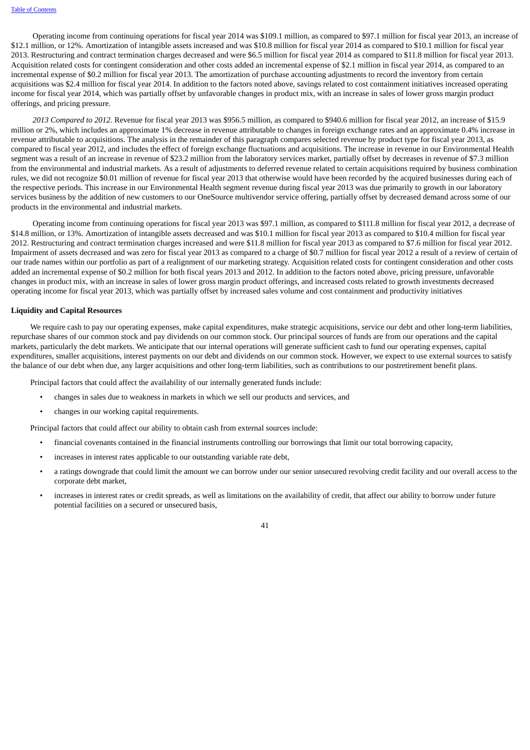Operating income from continuing operations for fiscal year 2014 was $109.1 million, as compared to $97.1 million for fiscal year 2013, an increase of $12.1 million, or 12%. Amortization of intangible assets increased and was $10.8 million for fiscal year 2014 as compared to $10.1 million for fiscal year 2013. Restructuring and contract termination charges decreased and were $6.5 million for fiscal year 2014 as compared to $11.8 million for fiscal year 2013. Acquisition related costs for contingent consideration and other costs added an incremental expense of $2.1 million in fiscal year 2014, as compared to an incremental expense of $0.2 million for fiscal year 2013. The amortization of purchase accounting adjustments to record the inventory from certain acquisitions was $2.4 million for fiscal year 2014. In addition to the factors noted above, savings related to cost containment initiatives increased operating income for fiscal year 2014, which was partially offset by unfavorable changes in product mix, with an increase in sales of lower gross margin product offerings, and pricing pressure.

*2013 Compared to 2012.* Revenue for fiscal year 2013 was $956.5 million, as compared to $940.6 million for fiscal year 2012, an increase of $15.9 million or 2%, which includes an approximate 1% decrease in revenue attributable to changes in foreign exchange rates and an approximate 0.4% increase in revenue attributable to acquisitions. The analysis in the remainder of this paragraph compares selected revenue by product type for fiscal year 2013, as compared to fiscal year 2012, and includes the effect of foreign exchange fluctuations and acquisitions. The increase in revenue in our Environmental Health segment was a result of an increase in revenue of $23.2 million from the laboratory services market, partially offset by decreases in revenue of $7.3 million from the environmental and industrial markets. As a result of adjustments to deferred revenue related to certain acquisitions required by business combination rules, we did not recognize $0.01 million of revenue for fiscal year 2013 that otherwise would have been recorded by the acquired businesses during each of the respective periods. This increase in our Environmental Health segment revenue during fiscal year 2013 was due primarily to growth in our laboratory services business by the addition of new customers to our OneSource multivendor service offering, partially offset by decreased demand across some of our products in the environmental and industrial markets.

Operating income from continuing operations for fiscal year 2013 was $97.1 million, as compared to $111.8 million for fiscal year 2012, a decrease of $14.8 million, or 13%. Amortization of intangible assets decreased and was $10.1 million for fiscal year 2013 as compared to $10.4 million for fiscal year 2012. Restructuring and contract termination charges increased and were $11.8 million for fiscal year 2013 as compared to $7.6 million for fiscal year 2012. Impairment of assets decreased and was zero for fiscal year 2013 as compared to a charge of $0.7 million for fiscal year 2012 a result of a review of certain of our trade names within our portfolio as part of a realignment of our marketing strategy. Acquisition related costs for contingent consideration and other costs added an incremental expense of $0.2 million for both fiscal years 2013 and 2012. In addition to the factors noted above, pricing pressure, unfavorable changes in product mix, with an increase in sales of lower gross margin product offerings, and increased costs related to growth investments decreased operating income for fiscal year 2013, which was partially offset by increased sales volume and cost containment and productivity initiatives

**Liquidity and Capital Resources**

We require cash to pay our operating expenses, make capital expenditures, make strategic acquisitions, service our debt and other long-term liabilities, repurchase shares of our common stock and pay dividends on our common stock. Our principal sources of funds are from our operations and the capital markets, particularly the debt markets. We anticipate that our internal operations will generate sufficient cash to fund our operating expenses, capital expenditures, smaller acquisitions, interest payments on our debt and dividends on our common stock. However, we expect to use external sources to satisfy the balance of our debt when due, any larger acquisitions and other long-term liabilities, such as contributions to our postretirement benefit plans.

Principal factors that could affect the availability of our internally generated funds include:

- changes in sales due to weakness in markets in which we sell our products and services, and
- changes in our working capital requirements.

Principal factors that could affect our ability to obtain cash from external sources include:

- financial covenants contained in the financial instruments controlling our borrowings that limit our total borrowing capacity,
- increases in interest rates applicable to our outstanding variable rate debt,
- a ratings downgrade that could limit the amount we can borrow under our senior unsecured revolving credit facility and our overall access to the corporate debt market,
- increases in interest rates or credit spreads, as well as limitations on the availability of credit, that affect our ability to borrow under future potential facilities on a secured or unsecured basis,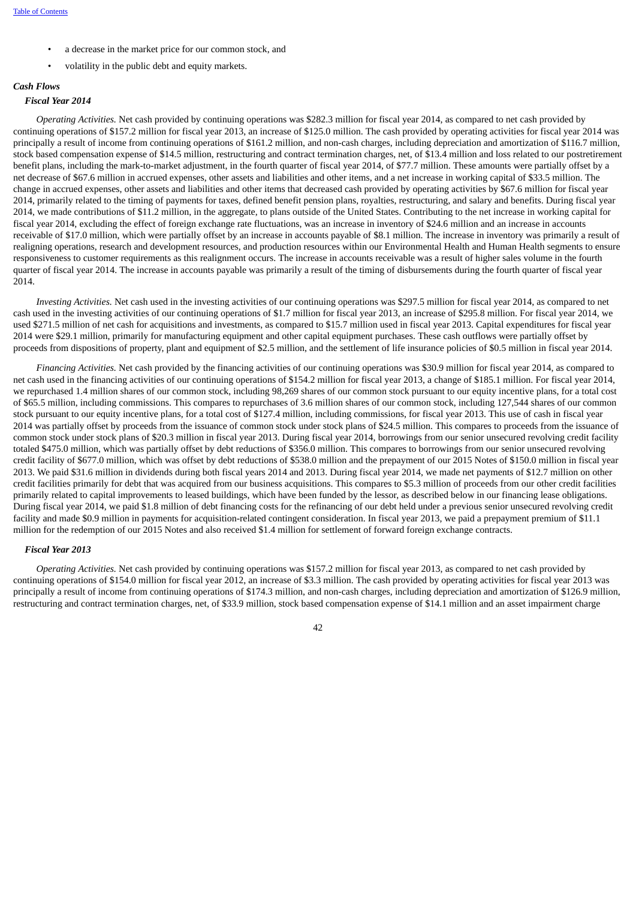- a decrease in the market price for our common stock, and
- volatility in the public debt and equity markets.

***Cash Flows***

***Fiscal Year 2014***

*Operating Activities.* Net cash provided by continuing operations was $282.3 million for fiscal year 2014, as compared to net cash provided by continuing operations of $157.2 million for fiscal year 2013, an increase of $125.0 million. The cash provided by operating activities for fiscal year 2014 was principally a result of income from continuing operations of $161.2 million, and non-cash charges, including depreciation and amortization of $116.7 million, stock based compensation expense of $14.5 million, restructuring and contract termination charges, net, of $13.4 million and loss related to our postretirement benefit plans, including the mark-to-market adjustment, in the fourth quarter of fiscal year 2014, of $77.7 million. These amounts were partially offset by a net decrease of $67.6 million in accrued expenses, other assets and liabilities and other items, and a net increase in working capital of $33.5 million. The change in accrued expenses, other assets and liabilities and other items that decreased cash provided by operating activities by $67.6 million for fiscal year 2014, primarily related to the timing of payments for taxes, defined benefit pension plans, royalties, restructuring, and salary and benefits. During fiscal year 2014, we made contributions of $11.2 million, in the aggregate, to plans outside of the United States. Contributing to the net increase in working capital for fiscal year 2014, excluding the effect of foreign exchange rate fluctuations, was an increase in inventory of $24.6 million and an increase in accounts receivable of $17.0 million, which were partially offset by an increase in accounts payable of $8.1 million. The increase in inventory was primarily a result of realigning operations, research and development resources, and production resources within our Environmental Health and Human Health segments to ensure responsiveness to customer requirements as this realignment occurs. The increase in accounts receivable was a result of higher sales volume in the fourth quarter of fiscal year 2014. The increase in accounts payable was primarily a result of the timing of disbursements during the fourth quarter of fiscal year 2014.

*Investing Activities.* Net cash used in the investing activities of our continuing operations was $297.5 million for fiscal year 2014, as compared to net cash used in the investing activities of our continuing operations of $1.7 million for fiscal year 2013, an increase of $295.8 million. For fiscal year 2014, we used $271.5 million of net cash for acquisitions and investments, as compared to $15.7 million used in fiscal year 2013. Capital expenditures for fiscal year 2014 were $29.1 million, primarily for manufacturing equipment and other capital equipment purchases. These cash outflows were partially offset by proceeds from dispositions of property, plant and equipment of $2.5 million, and the settlement of life insurance policies of $0.5 million in fiscal year 2014.

*Financing Activities.* Net cash provided by the financing activities of our continuing operations was $30.9 million for fiscal year 2014, as compared to net cash used in the financing activities of our continuing operations of $154.2 million for fiscal year 2013, a change of $185.1 million. For fiscal year 2014, we repurchased 1.4 million shares of our common stock, including 98,269 shares of our common stock pursuant to our equity incentive plans, for a total cost of $65.5 million, including commissions. This compares to repurchases of 3.6 million shares of our common stock, including 127,544 shares of our common stock pursuant to our equity incentive plans, for a total cost of $127.4 million, including commissions, for fiscal year 2013. This use of cash in fiscal year 2014 was partially offset by proceeds from the issuance of common stock under stock plans of $24.5 million. This compares to proceeds from the issuance of common stock under stock plans of $20.3 million in fiscal year 2013. During fiscal year 2014, borrowings from our senior unsecured revolving credit facility totaled $475.0 million, which was partially offset by debt reductions of $356.0 million. This compares to borrowings from our senior unsecured revolving credit facility of $677.0 million, which was offset by debt reductions of $538.0 million and the prepayment of our 2015 Notes of $150.0 million in fiscal year 2013. We paid $31.6 million in dividends during both fiscal years 2014 and 2013. During fiscal year 2014, we made net payments of $12.7 million on other credit facilities primarily for debt that was acquired from our business acquisitions. This compares to $5.3 million of proceeds from our other credit facilities primarily related to capital improvements to leased buildings, which have been funded by the lessor, as described below in our financing lease obligations. During fiscal year 2014, we paid $1.8 million of debt financing costs for the refinancing of our debt held under a previous senior unsecured revolving credit facility and made $0.9 million in payments for acquisition-related contingent consideration. In fiscal year 2013, we paid a prepayment premium of $11.1 million for the redemption of our 2015 Notes and also received $1.4 million for settlement of forward foreign exchange contracts.

***Fiscal Year 2013***

*Operating Activities.* Net cash provided by continuing operations was $157.2 million for fiscal year 2013, as compared to net cash provided by continuing operations of $154.0 million for fiscal year 2012, an increase of $3.3 million. The cash provided by operating activities for fiscal year 2013 was principally a result of income from continuing operations of $174.3 million, and non-cash charges, including depreciation and amortization of $126.9 million, restructuring and contract termination charges, net, of $33.9 million, stock based compensation expense of $14.1 million and an asset impairment charge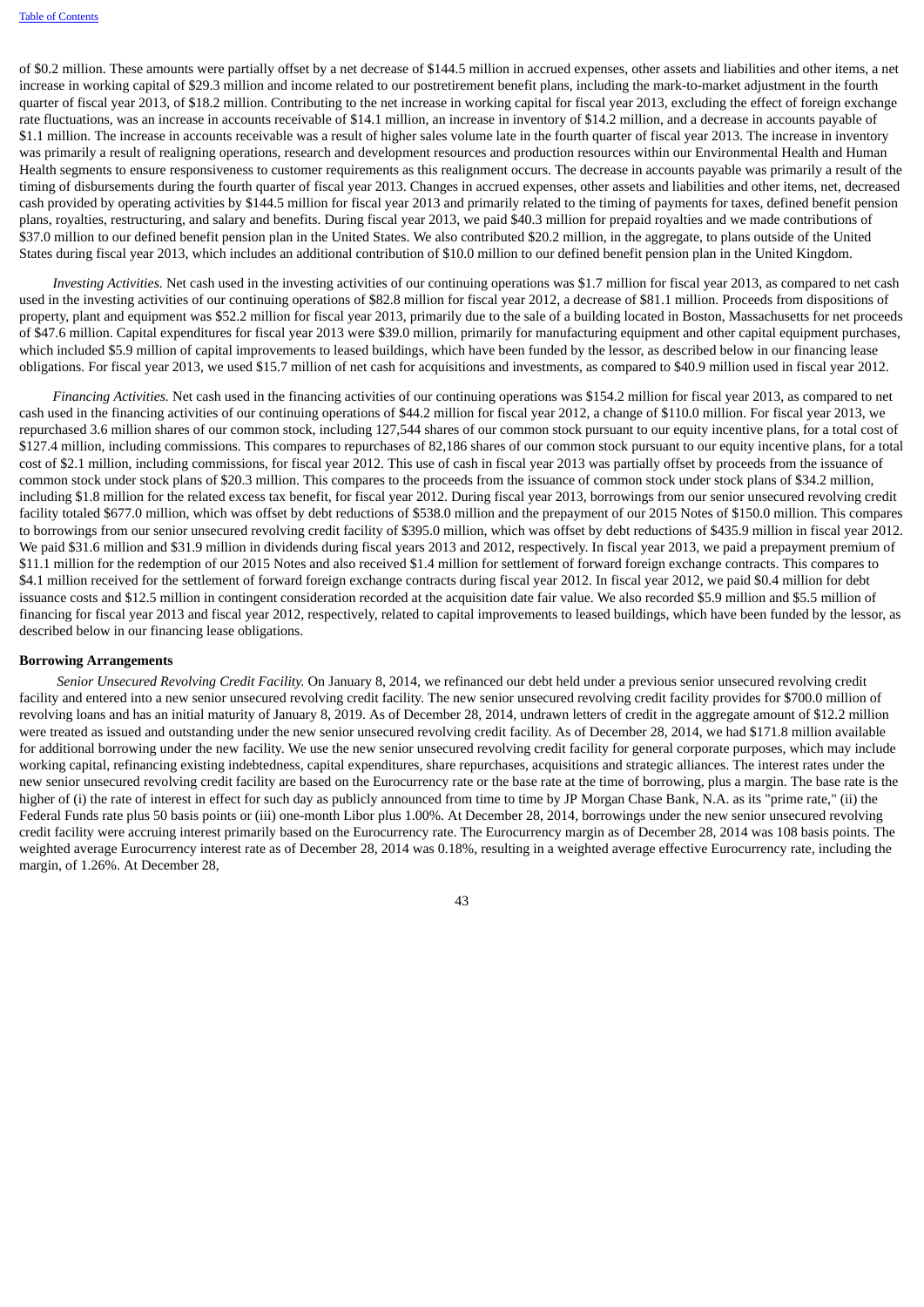of $0.2 million. These amounts were partially offset by a net decrease of $144.5 million in accrued expenses, other assets and liabilities and other items, a net increase in working capital of $29.3 million and income related to our postretirement benefit plans, including the mark-to-market adjustment in the fourth quarter of fiscal year 2013, of $18.2 million. Contributing to the net increase in working capital for fiscal year 2013, excluding the effect of foreign exchange rate fluctuations, was an increase in accounts receivable of $14.1 million, an increase in inventory of $14.2 million, and a decrease in accounts payable of $1.1 million. The increase in accounts receivable was a result of higher sales volume late in the fourth quarter of fiscal year 2013. The increase in inventory was primarily a result of realigning operations, research and development resources and production resources within our Environmental Health and Human Health segments to ensure responsiveness to customer requirements as this realignment occurs. The decrease in accounts payable was primarily a result of the timing of disbursements during the fourth quarter of fiscal year 2013. Changes in accrued expenses, other assets and liabilities and other items, net, decreased cash provided by operating activities by $144.5 million for fiscal year 2013 and primarily related to the timing of payments for taxes, defined benefit pension plans, royalties, restructuring, and salary and benefits. During fiscal year 2013, we paid $40.3 million for prepaid royalties and we made contributions of $37.0 million to our defined benefit pension plan in the United States. We also contributed $20.2 million, in the aggregate, to plans outside of the United States during fiscal year 2013, which includes an additional contribution of $10.0 million to our defined benefit pension plan in the United Kingdom.

*Investing Activities.* Net cash used in the investing activities of our continuing operations was $1.7 million for fiscal year 2013, as compared to net cash used in the investing activities of our continuing operations of $82.8 million for fiscal year 2012, a decrease of $81.1 million. Proceeds from dispositions of property, plant and equipment was $52.2 million for fiscal year 2013, primarily due to the sale of a building located in Boston, Massachusetts for net proceeds of $47.6 million. Capital expenditures for fiscal year 2013 were $39.0 million, primarily for manufacturing equipment and other capital equipment purchases, which included $5.9 million of capital improvements to leased buildings, which have been funded by the lessor, as described below in our financing lease obligations. For fiscal year 2013, we used $15.7 million of net cash for acquisitions and investments, as compared to $40.9 million used in fiscal year 2012.

*Financing Activities.* Net cash used in the financing activities of our continuing operations was $154.2 million for fiscal year 2013, as compared to net cash used in the financing activities of our continuing operations of $44.2 million for fiscal year 2012, a change of $110.0 million. For fiscal year 2013, we repurchased 3.6 million shares of our common stock, including 127,544 shares of our common stock pursuant to our equity incentive plans, for a total cost of $127.4 million, including commissions. This compares to repurchases of 82,186 shares of our common stock pursuant to our equity incentive plans, for a total cost of $2.1 million, including commissions, for fiscal year 2012. This use of cash in fiscal year 2013 was partially offset by proceeds from the issuance of common stock under stock plans of $20.3 million. This compares to the proceeds from the issuance of common stock under stock plans of $34.2 million, including $1.8 million for the related excess tax benefit, for fiscal year 2012. During fiscal year 2013, borrowings from our senior unsecured revolving credit facility totaled $677.0 million, which was offset by debt reductions of $538.0 million and the prepayment of our 2015 Notes of $150.0 million. This compares to borrowings from our senior unsecured revolving credit facility of $395.0 million, which was offset by debt reductions of $435.9 million in fiscal year 2012. We paid $31.6 million and $31.9 million in dividends during fiscal years 2013 and 2012, respectively. In fiscal year 2013, we paid a prepayment premium of $11.1 million for the redemption of our 2015 Notes and also received $1.4 million for settlement of forward foreign exchange contracts. This compares to $4.1 million received for the settlement of forward foreign exchange contracts during fiscal year 2012. In fiscal year 2012, we paid $0.4 million for debt issuance costs and $12.5 million in contingent consideration recorded at the acquisition date fair value. We also recorded $5.9 million and $5.5 million of financing for fiscal year 2013 and fiscal year 2012, respectively, related to capital improvements to leased buildings, which have been funded by the lessor, as described below in our financing lease obligations.

**Borrowing Arrangements**

*Senior Unsecured Revolving Credit Facility.* On January 8, 2014, we refinanced our debt held under a previous senior unsecured revolving credit facility and entered into a new senior unsecured revolving credit facility. The new senior unsecured revolving credit facility provides for $700.0 million of revolving loans and has an initial maturity of January 8, 2019. As of December 28, 2014, undrawn letters of credit in the aggregate amount of $12.2 million were treated as issued and outstanding under the new senior unsecured revolving credit facility. As of December 28, 2014, we had $171.8 million available for additional borrowing under the new facility. We use the new senior unsecured revolving credit facility for general corporate purposes, which may include working capital, refinancing existing indebtedness, capital expenditures, share repurchases, acquisitions and strategic alliances. The interest rates under the new senior unsecured revolving credit facility are based on the Eurocurrency rate or the base rate at the time of borrowing, plus a margin. The base rate is the higher of (i) the rate of interest in effect for such day as publicly announced from time to time by JP Morgan Chase Bank, N.A. as its "prime rate," (ii) the Federal Funds rate plus 50 basis points or (iii) one-month Libor plus 1.00%. At December 28, 2014, borrowings under the new senior unsecured revolving credit facility were accruing interest primarily based on the Eurocurrency rate. The Eurocurrency margin as of December 28, 2014 was 108 basis points. The weighted average Eurocurrency interest rate as of December 28, 2014 was 0.18%, resulting in a weighted average effective Eurocurrency rate, including the margin, of 1.26%. At December 28,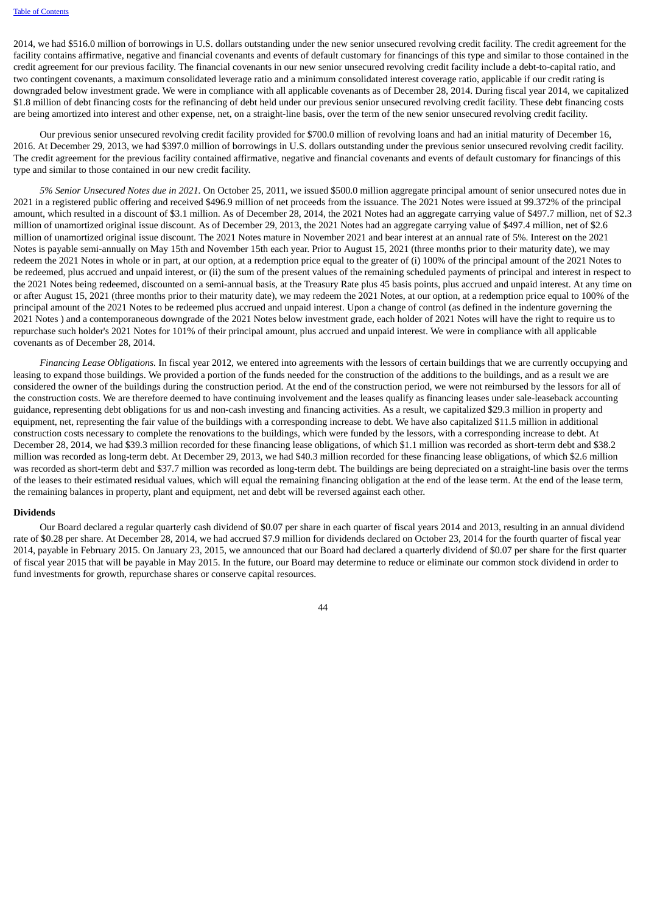2014, we had $516.0 million of borrowings in U.S. dollars outstanding under the new senior unsecured revolving credit facility. The credit agreement for the facility contains affirmative, negative and financial covenants and events of default customary for financings of this type and similar to those contained in the credit agreement for our previous facility. The financial covenants in our new senior unsecured revolving credit facility include a debt-to-capital ratio, and two contingent covenants, a maximum consolidated leverage ratio and a minimum consolidated interest coverage ratio, applicable if our credit rating is downgraded below investment grade. We were in compliance with all applicable covenants as of December 28, 2014. During fiscal year 2014, we capitalized $1.8 million of debt financing costs for the refinancing of debt held under our previous senior unsecured revolving credit facility. These debt financing costs are being amortized into interest and other expense, net, on a straight-line basis, over the term of the new senior unsecured revolving credit facility.

Our previous senior unsecured revolving credit facility provided for $700.0 million of revolving loans and had an initial maturity of December 16, 2016. At December 29, 2013, we had $397.0 million of borrowings in U.S. dollars outstanding under the previous senior unsecured revolving credit facility. The credit agreement for the previous facility contained affirmative, negative and financial covenants and events of default customary for financings of this type and similar to those contained in our new credit facility.

*5% Senior Unsecured Notes due in 2021.* On October 25, 2011, we issued $500.0 million aggregate principal amount of senior unsecured notes due in 2021 in a registered public offering and received $496.9 million of net proceeds from the issuance. The 2021 Notes were issued at 99.372% of the principal amount, which resulted in a discount of $3.1 million. As of December 28, 2014, the 2021 Notes had an aggregate carrying value of $497.7 million, net of $2.3 million of unamortized original issue discount. As of December 29, 2013, the 2021 Notes had an aggregate carrying value of $497.4 million, net of $2.6 million of unamortized original issue discount. The 2021 Notes mature in November 2021 and bear interest at an annual rate of 5%. Interest on the 2021 Notes is payable semi-annually on May 15th and November 15th each year. Prior to August 15, 2021 (three months prior to their maturity date), we may redeem the 2021 Notes in whole or in part, at our option, at a redemption price equal to the greater of (i) 100% of the principal amount of the 2021 Notes to be redeemed, plus accrued and unpaid interest, or (ii) the sum of the present values of the remaining scheduled payments of principal and interest in respect to the 2021 Notes being redeemed, discounted on a semi-annual basis, at the Treasury Rate plus 45 basis points, plus accrued and unpaid interest. At any time on or after August 15, 2021 (three months prior to their maturity date), we may redeem the 2021 Notes, at our option, at a redemption price equal to 100% of the principal amount of the 2021 Notes to be redeemed plus accrued and unpaid interest. Upon a change of control (as defined in the indenture governing the 2021 Notes ) and a contemporaneous downgrade of the 2021 Notes below investment grade, each holder of 2021 Notes will have the right to require us to repurchase such holder's 2021 Notes for 101% of their principal amount, plus accrued and unpaid interest. We were in compliance with all applicable covenants as of December 28, 2014.

*Financing Lease Obligations.* In fiscal year 2012, we entered into agreements with the lessors of certain buildings that we are currently occupying and leasing to expand those buildings. We provided a portion of the funds needed for the construction of the additions to the buildings, and as a result we are considered the owner of the buildings during the construction period. At the end of the construction period, we were not reimbursed by the lessors for all of the construction costs. We are therefore deemed to have continuing involvement and the leases qualify as financing leases under sale-leaseback accounting guidance, representing debt obligations for us and non-cash investing and financing activities. As a result, we capitalized $29.3 million in property and equipment, net, representing the fair value of the buildings with a corresponding increase to debt. We have also capitalized $11.5 million in additional construction costs necessary to complete the renovations to the buildings, which were funded by the lessors, with a corresponding increase to debt. At December 28, 2014, we had $39.3 million recorded for these financing lease obligations, of which $1.1 million was recorded as short-term debt and $38.2 million was recorded as long-term debt. At December 29, 2013, we had $40.3 million recorded for these financing lease obligations, of which $2.6 million was recorded as short-term debt and $37.7 million was recorded as long-term debt. The buildings are being depreciated on a straight-line basis over the terms of the leases to their estimated residual values, which will equal the remaining financing obligation at the end of the lease term. At the end of the lease term, the remaining balances in property, plant and equipment, net and debt will be reversed against each other.

**Dividends**

Our Board declared a regular quarterly cash dividend of $0.07 per share in each quarter of fiscal years 2014 and 2013, resulting in an annual dividend rate of $0.28 per share. At December 28, 2014, we had accrued $7.9 million for dividends declared on October 23, 2014 for the fourth quarter of fiscal year 2014, payable in February 2015. On January 23, 2015, we announced that our Board had declared a quarterly dividend of $0.07 per share for the first quarter of fiscal year 2015 that will be payable in May 2015. In the future, our Board may determine to reduce or eliminate our common stock dividend in order to fund investments for growth, repurchase shares or conserve capital resources.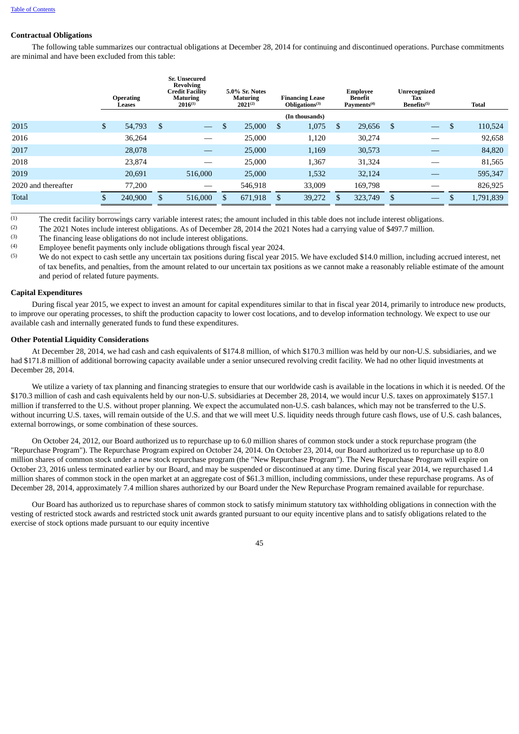### Contractual Obligations

The following table summarizes our contractual obligations at December 28, 2014 for continuing and discontinued operations. Purchase commitments are minimal and have been excluded from this table:

| | Operating Leases | Sr. Unsecured Revolving Credit Facility Maturing 2016[(1)] | 5.0% Sr. Notes Maturing 2021[(2)] | Financing Lease Obligations[(3)] | Employee Benefit Payments[(4)] | Unrecognized Tax Benefits[(5)] | Total |
|---|---|---|---|---|---|---|---|
| | | | | (In thousands) | | | |
| 2015 | $ 54,793 | $ — | $ 25,000 | $ 1,075 | $ 29,656 | $ — | $ 110,524 |
| 2016 | 36,264 | — | 25,000 | 1,120 | 30,274 | — | 92,658 |
| 2017 | 28,078 | — | 25,000 | 1,169 | 30,573 | — | 84,820 |
| 2018 | 23,874 | — | 25,000 | 1,367 | 31,324 | — | 81,565 |
| 2019 | 20,691 | 516,000 | 25,000 | 1,532 | 32,124 | — | 595,347 |
| 2020 and thereafter | 77,200 | — | 546,918 | 33,009 | 169,798 | — | 826,925 |
| Total | $ 240,900 | $ 516,000 | $ 671,918 | $ 39,272 | $ 323,749 | $ — | $ 1,791,839 |

(1) The credit facility borrowings carry variable interest rates; the amount included in this table does not include interest obligations.

(2) The 2021 Notes include interest obligations. As of December 28, 2014 the 2021 Notes had a carrying value of $497.7 million.

(3) The financing lease obligations do not include interest obligations.

(4) Employee benefit payments only include obligations through fiscal year 2024.

(5) We do not expect to cash settle any uncertain tax positions during fiscal year 2015. We have excluded $14.0 million, including accrued interest, net of tax benefits, and penalties, from the amount related to our uncertain tax positions as we cannot make a reasonably reliable estimate of the amount and period of related future payments.

### Capital Expenditures

During fiscal year 2015, we expect to invest an amount for capital expenditures similar to that in fiscal year 2014, primarily to introduce new products, to improve our operating processes, to shift the production capacity to lower cost locations, and to develop information technology. We expect to use our available cash and internally generated funds to fund these expenditures.

### Other Potential Liquidity Considerations

At December 28, 2014, we had cash and cash equivalents of $174.8 million, of which $170.3 million was held by our non-U.S. subsidiaries, and we had $171.8 million of additional borrowing capacity available under a senior unsecured revolving credit facility. We had no other liquid investments at December 28, 2014.

We utilize a variety of tax planning and financing strategies to ensure that our worldwide cash is available in the locations in which it is needed. Of the $170.3 million of cash and cash equivalents held by our non-U.S. subsidiaries at December 28, 2014, we would incur U.S. taxes on approximately $157.1 million if transferred to the U.S. without proper planning. We expect the accumulated non-U.S. cash balances, which may not be transferred to the U.S. without incurring U.S. taxes, will remain outside of the U.S. and that we will meet U.S. liquidity needs through future cash flows, use of U.S. cash balances, external borrowings, or some combination of these sources.

On October 24, 2012, our Board authorized us to repurchase up to 6.0 million shares of common stock under a stock repurchase program (the "Repurchase Program"). The Repurchase Program expired on October 24, 2014. On October 23, 2014, our Board authorized us to repurchase up to 8.0 million shares of common stock under a new stock repurchase program (the "New Repurchase Program"). The New Repurchase Program will expire on October 23, 2016 unless terminated earlier by our Board, and may be suspended or discontinued at any time. During fiscal year 2014, we repurchased 1.4 million shares of common stock in the open market at an aggregate cost of $61.3 million, including commissions, under these repurchase programs. As of December 28, 2014, approximately 7.4 million shares authorized by our Board under the New Repurchase Program remained available for repurchase.

Our Board has authorized us to repurchase shares of common stock to satisfy minimum statutory tax withholding obligations in connection with the vesting of restricted stock awards and restricted stock unit awards granted pursuant to our equity incentive plans and to satisfy obligations related to the exercise of stock options made pursuant to our equity incentive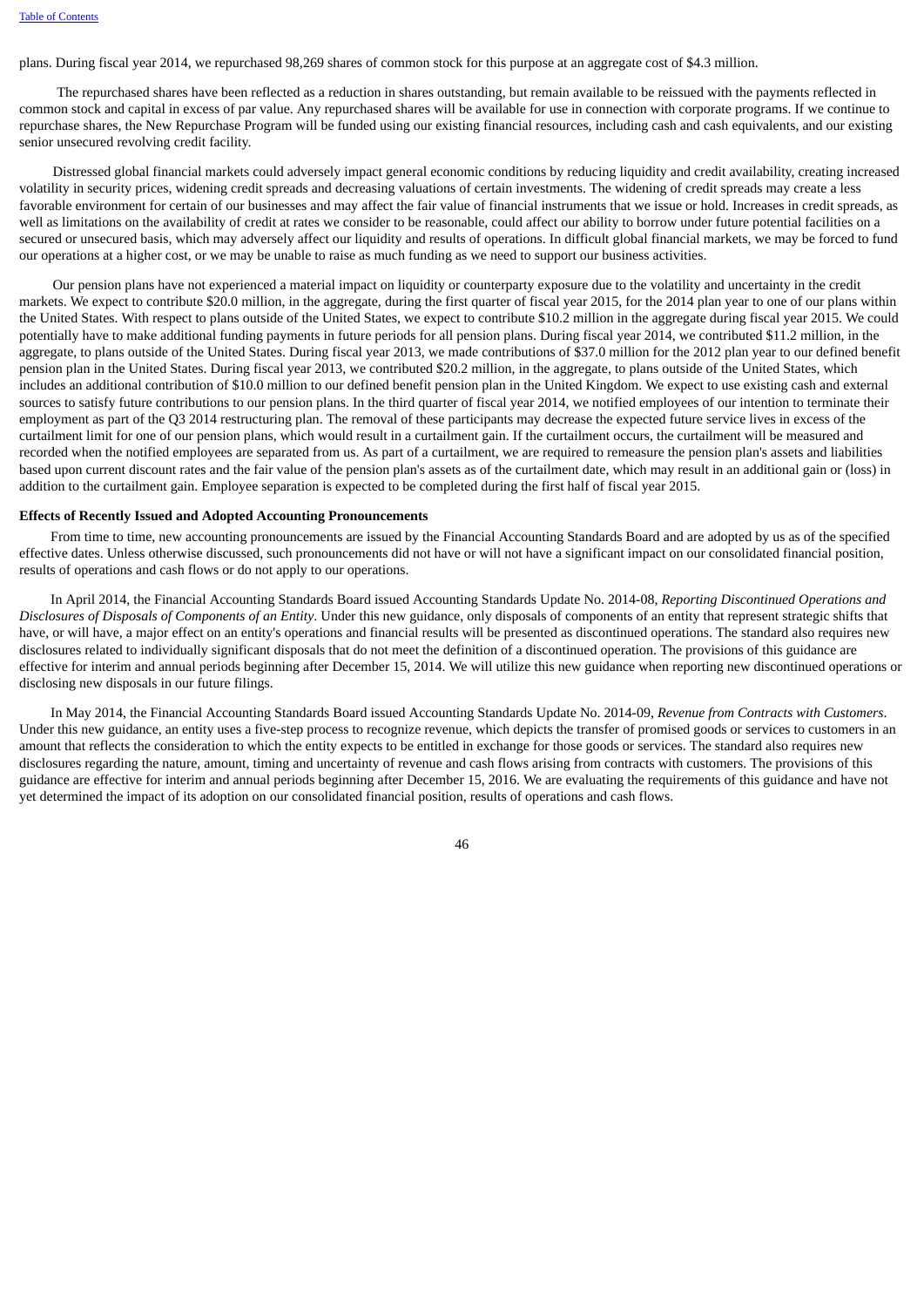plans. During fiscal year 2014, we repurchased 98,269 shares of common stock for this purpose at an aggregate cost of $4.3 million.

The repurchased shares have been reflected as a reduction in shares outstanding, but remain available to be reissued with the payments reflected in common stock and capital in excess of par value. Any repurchased shares will be available for use in connection with corporate programs. If we continue to repurchase shares, the New Repurchase Program will be funded using our existing financial resources, including cash and cash equivalents, and our existing senior unsecured revolving credit facility.

Distressed global financial markets could adversely impact general economic conditions by reducing liquidity and credit availability, creating increased volatility in security prices, widening credit spreads and decreasing valuations of certain investments. The widening of credit spreads may create a less favorable environment for certain of our businesses and may affect the fair value of financial instruments that we issue or hold. Increases in credit spreads, as well as limitations on the availability of credit at rates we consider to be reasonable, could affect our ability to borrow under future potential facilities on a secured or unsecured basis, which may adversely affect our liquidity and results of operations. In difficult global financial markets, we may be forced to fund our operations at a higher cost, or we may be unable to raise as much funding as we need to support our business activities.

Our pension plans have not experienced a material impact on liquidity or counterparty exposure due to the volatility and uncertainty in the credit markets. We expect to contribute $20.0 million, in the aggregate, during the first quarter of fiscal year 2015, for the 2014 plan year to one of our plans within the United States. With respect to plans outside of the United States, we expect to contribute $10.2 million in the aggregate during fiscal year 2015. We could potentially have to make additional funding payments in future periods for all pension plans. During fiscal year 2014, we contributed $11.2 million, in the aggregate, to plans outside of the United States. During fiscal year 2013, we made contributions of $37.0 million for the 2012 plan year to our defined benefit pension plan in the United States. During fiscal year 2013, we contributed $20.2 million, in the aggregate, to plans outside of the United States, which includes an additional contribution of $10.0 million to our defined benefit pension plan in the United Kingdom. We expect to use existing cash and external sources to satisfy future contributions to our pension plans. In the third quarter of fiscal year 2014, we notified employees of our intention to terminate their employment as part of the Q3 2014 restructuring plan. The removal of these participants may decrease the expected future service lives in excess of the curtailment limit for one of our pension plans, which would result in a curtailment gain. If the curtailment occurs, the curtailment will be measured and recorded when the notified employees are separated from us. As part of a curtailment, we are required to remeasure the pension plan's assets and liabilities based upon current discount rates and the fair value of the pension plan's assets as of the curtailment date, which may result in an additional gain or (loss) in addition to the curtailment gain. Employee separation is expected to be completed during the first half of fiscal year 2015.

**Effects of Recently Issued and Adopted Accounting Pronouncements**

From time to time, new accounting pronouncements are issued by the Financial Accounting Standards Board and are adopted by us as of the specified effective dates. Unless otherwise discussed, such pronouncements did not have or will not have a significant impact on our consolidated financial position, results of operations and cash flows or do not apply to our operations.

In April 2014, the Financial Accounting Standards Board issued Accounting Standards Update No. 2014-08, *Reporting Discontinued Operations and Disclosures of Disposals of Components of an Entity*. Under this new guidance, only disposals of components of an entity that represent strategic shifts that have, or will have, a major effect on an entity's operations and financial results will be presented as discontinued operations. The standard also requires new disclosures related to individually significant disposals that do not meet the definition of a discontinued operation. The provisions of this guidance are effective for interim and annual periods beginning after December 15, 2014. We will utilize this new guidance when reporting new discontinued operations or disclosing new disposals in our future filings.

In May 2014, the Financial Accounting Standards Board issued Accounting Standards Update No. 2014-09, *Revenue from Contracts with Customers*. Under this new guidance, an entity uses a five-step process to recognize revenue, which depicts the transfer of promised goods or services to customers in an amount that reflects the consideration to which the entity expects to be entitled in exchange for those goods or services. The standard also requires new disclosures regarding the nature, amount, timing and uncertainty of revenue and cash flows arising from contracts with customers. The provisions of this guidance are effective for interim and annual periods beginning after December 15, 2016. We are evaluating the requirements of this guidance and have not yet determined the impact of its adoption on our consolidated financial position, results of operations and cash flows.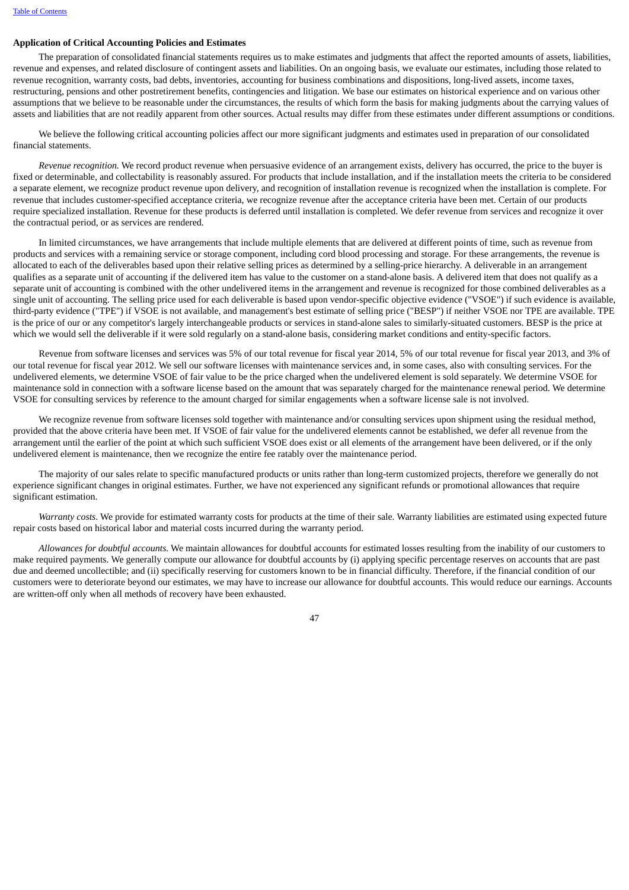**Application of Critical Accounting Policies and Estimates**

The preparation of consolidated financial statements requires us to make estimates and judgments that affect the reported amounts of assets, liabilities, revenue and expenses, and related disclosure of contingent assets and liabilities. On an ongoing basis, we evaluate our estimates, including those related to revenue recognition, warranty costs, bad debts, inventories, accounting for business combinations and dispositions, long-lived assets, income taxes, restructuring, pensions and other postretirement benefits, contingencies and litigation. We base our estimates on historical experience and on various other assumptions that we believe to be reasonable under the circumstances, the results of which form the basis for making judgments about the carrying values of assets and liabilities that are not readily apparent from other sources. Actual results may differ from these estimates under different assumptions or conditions.

We believe the following critical accounting policies affect our more significant judgments and estimates used in preparation of our consolidated financial statements.

*Revenue recognition.* We record product revenue when persuasive evidence of an arrangement exists, delivery has occurred, the price to the buyer is fixed or determinable, and collectability is reasonably assured. For products that include installation, and if the installation meets the criteria to be considered a separate element, we recognize product revenue upon delivery, and recognition of installation revenue is recognized when the installation is complete. For revenue that includes customer-specified acceptance criteria, we recognize revenue after the acceptance criteria have been met. Certain of our products require specialized installation. Revenue for these products is deferred until installation is completed. We defer revenue from services and recognize it over the contractual period, or as services are rendered.

In limited circumstances, we have arrangements that include multiple elements that are delivered at different points of time, such as revenue from products and services with a remaining service or storage component, including cord blood processing and storage. For these arrangements, the revenue is allocated to each of the deliverables based upon their relative selling prices as determined by a selling-price hierarchy. A deliverable in an arrangement qualifies as a separate unit of accounting if the delivered item has value to the customer on a stand-alone basis. A delivered item that does not qualify as a separate unit of accounting is combined with the other undelivered items in the arrangement and revenue is recognized for those combined deliverables as a single unit of accounting. The selling price used for each deliverable is based upon vendor-specific objective evidence ("VSOE") if such evidence is available, third-party evidence ("TPE") if VSOE is not available, and management's best estimate of selling price ("BESP") if neither VSOE nor TPE are available. TPE is the price of our or any competitor's largely interchangeable products or services in stand-alone sales to similarly-situated customers. BESP is the price at which we would sell the deliverable if it were sold regularly on a stand-alone basis, considering market conditions and entity-specific factors.

Revenue from software licenses and services was 5% of our total revenue for fiscal year 2014, 5% of our total revenue for fiscal year 2013, and 3% of our total revenue for fiscal year 2012. We sell our software licenses with maintenance services and, in some cases, also with consulting services. For the undelivered elements, we determine VSOE of fair value to be the price charged when the undelivered element is sold separately. We determine VSOE for maintenance sold in connection with a software license based on the amount that was separately charged for the maintenance renewal period. We determine VSOE for consulting services by reference to the amount charged for similar engagements when a software license sale is not involved.

We recognize revenue from software licenses sold together with maintenance and/or consulting services upon shipment using the residual method, provided that the above criteria have been met. If VSOE of fair value for the undelivered elements cannot be established, we defer all revenue from the arrangement until the earlier of the point at which such sufficient VSOE does exist or all elements of the arrangement have been delivered, or if the only undelivered element is maintenance, then we recognize the entire fee ratably over the maintenance period.

The majority of our sales relate to specific manufactured products or units rather than long-term customized projects, therefore we generally do not experience significant changes in original estimates. Further, we have not experienced any significant refunds or promotional allowances that require significant estimation.

*Warranty costs*. We provide for estimated warranty costs for products at the time of their sale. Warranty liabilities are estimated using expected future repair costs based on historical labor and material costs incurred during the warranty period.

*Allowances for doubtful accounts.* We maintain allowances for doubtful accounts for estimated losses resulting from the inability of our customers to make required payments. We generally compute our allowance for doubtful accounts by (i) applying specific percentage reserves on accounts that are past due and deemed uncollectible; and (ii) specifically reserving for customers known to be in financial difficulty. Therefore, if the financial condition of our customers were to deteriorate beyond our estimates, we may have to increase our allowance for doubtful accounts. This would reduce our earnings. Accounts are written-off only when all methods of recovery have been exhausted.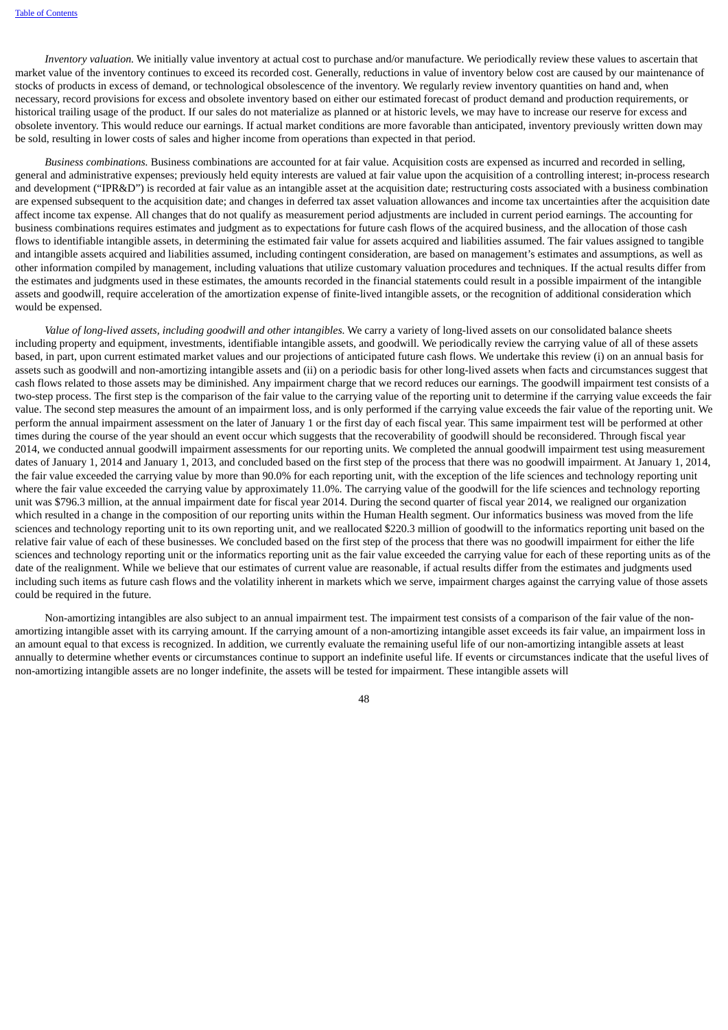*Inventory valuation.* We initially value inventory at actual cost to purchase and/or manufacture. We periodically review these values to ascertain that market value of the inventory continues to exceed its recorded cost. Generally, reductions in value of inventory below cost are caused by our maintenance of stocks of products in excess of demand, or technological obsolescence of the inventory. We regularly review inventory quantities on hand and, when necessary, record provisions for excess and obsolete inventory based on either our estimated forecast of product demand and production requirements, or historical trailing usage of the product. If our sales do not materialize as planned or at historic levels, we may have to increase our reserve for excess and obsolete inventory. This would reduce our earnings. If actual market conditions are more favorable than anticipated, inventory previously written down may be sold, resulting in lower costs of sales and higher income from operations than expected in that period.

*Business combinations.* Business combinations are accounted for at fair value. Acquisition costs are expensed as incurred and recorded in selling, general and administrative expenses; previously held equity interests are valued at fair value upon the acquisition of a controlling interest; in-process research and development ("IPR&D") is recorded at fair value as an intangible asset at the acquisition date; restructuring costs associated with a business combination are expensed subsequent to the acquisition date; and changes in deferred tax asset valuation allowances and income tax uncertainties after the acquisition date affect income tax expense. All changes that do not qualify as measurement period adjustments are included in current period earnings. The accounting for business combinations requires estimates and judgment as to expectations for future cash flows of the acquired business, and the allocation of those cash flows to identifiable intangible assets, in determining the estimated fair value for assets acquired and liabilities assumed. The fair values assigned to tangible and intangible assets acquired and liabilities assumed, including contingent consideration, are based on management's estimates and assumptions, as well as other information compiled by management, including valuations that utilize customary valuation procedures and techniques. If the actual results differ from the estimates and judgments used in these estimates, the amounts recorded in the financial statements could result in a possible impairment of the intangible assets and goodwill, require acceleration of the amortization expense of finite-lived intangible assets, or the recognition of additional consideration which would be expensed.

*Value of long-lived assets, including goodwill and other intangibles.* We carry a variety of long-lived assets on our consolidated balance sheets including property and equipment, investments, identifiable intangible assets, and goodwill. We periodically review the carrying value of all of these assets based, in part, upon current estimated market values and our projections of anticipated future cash flows. We undertake this review (i) on an annual basis for assets such as goodwill and non-amortizing intangible assets and (ii) on a periodic basis for other long-lived assets when facts and circumstances suggest that cash flows related to those assets may be diminished. Any impairment charge that we record reduces our earnings. The goodwill impairment test consists of a two-step process. The first step is the comparison of the fair value to the carrying value of the reporting unit to determine if the carrying value exceeds the fair value. The second step measures the amount of an impairment loss, and is only performed if the carrying value exceeds the fair value of the reporting unit. We perform the annual impairment assessment on the later of January 1 or the first day of each fiscal year. This same impairment test will be performed at other times during the course of the year should an event occur which suggests that the recoverability of goodwill should be reconsidered. Through fiscal year 2014, we conducted annual goodwill impairment assessments for our reporting units. We completed the annual goodwill impairment test using measurement dates of January 1, 2014 and January 1, 2013, and concluded based on the first step of the process that there was no goodwill impairment. At January 1, 2014, the fair value exceeded the carrying value by more than 90.0% for each reporting unit, with the exception of the life sciences and technology reporting unit where the fair value exceeded the carrying value by approximately 11.0%. The carrying value of the goodwill for the life sciences and technology reporting unit was $796.3 million, at the annual impairment date for fiscal year 2014. During the second quarter of fiscal year 2014, we realigned our organization which resulted in a change in the composition of our reporting units within the Human Health segment. Our informatics business was moved from the life sciences and technology reporting unit to its own reporting unit, and we reallocated $220.3 million of goodwill to the informatics reporting unit based on the relative fair value of each of these businesses. We concluded based on the first step of the process that there was no goodwill impairment for either the life sciences and technology reporting unit or the informatics reporting unit as the fair value exceeded the carrying value for each of these reporting units as of the date of the realignment. While we believe that our estimates of current value are reasonable, if actual results differ from the estimates and judgments used including such items as future cash flows and the volatility inherent in markets which we serve, impairment charges against the carrying value of those assets could be required in the future.

Non-amortizing intangibles are also subject to an annual impairment test. The impairment test consists of a comparison of the fair value of the non-amortizing intangible asset with its carrying amount. If the carrying amount of a non-amortizing intangible asset exceeds its fair value, an impairment loss in an amount equal to that excess is recognized. In addition, we currently evaluate the remaining useful life of our non-amortizing intangible assets at least annually to determine whether events or circumstances continue to support an indefinite useful life. If events or circumstances indicate that the useful lives of non-amortizing intangible assets are no longer indefinite, the assets will be tested for impairment. These intangible assets will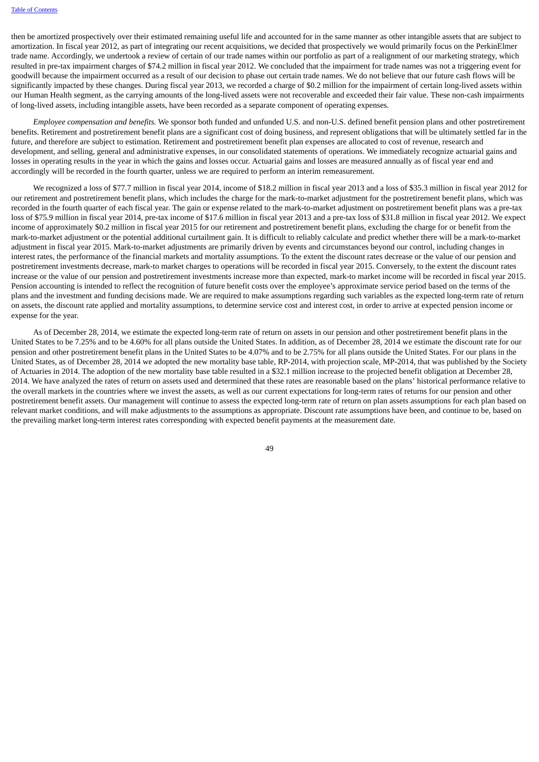then be amortized prospectively over their estimated remaining useful life and accounted for in the same manner as other intangible assets that are subject to amortization. In fiscal year 2012, as part of integrating our recent acquisitions, we decided that prospectively we would primarily focus on the PerkinElmer trade name. Accordingly, we undertook a review of certain of our trade names within our portfolio as part of a realignment of our marketing strategy, which resulted in pre-tax impairment charges of $74.2 million in fiscal year 2012. We concluded that the impairment for trade names was not a triggering event for goodwill because the impairment occurred as a result of our decision to phase out certain trade names. We do not believe that our future cash flows will be significantly impacted by these changes. During fiscal year 2013, we recorded a charge of $0.2 million for the impairment of certain long-lived assets within our Human Health segment, as the carrying amounts of the long-lived assets were not recoverable and exceeded their fair value. These non-cash impairments of long-lived assets, including intangible assets, have been recorded as a separate component of operating expenses.

*Employee compensation and benefits.* We sponsor both funded and unfunded U.S. and non-U.S. defined benefit pension plans and other postretirement benefits. Retirement and postretirement benefit plans are a significant cost of doing business, and represent obligations that will be ultimately settled far in the future, and therefore are subject to estimation. Retirement and postretirement benefit plan expenses are allocated to cost of revenue, research and development, and selling, general and administrative expenses, in our consolidated statements of operations. We immediately recognize actuarial gains and losses in operating results in the year in which the gains and losses occur. Actuarial gains and losses are measured annually as of fiscal year end and accordingly will be recorded in the fourth quarter, unless we are required to perform an interim remeasurement.

We recognized a loss of $77.7 million in fiscal year 2014, income of $18.2 million in fiscal year 2013 and a loss of $35.3 million in fiscal year 2012 for our retirement and postretirement benefit plans, which includes the charge for the mark-to-market adjustment for the postretirement benefit plans, which was recorded in the fourth quarter of each fiscal year. The gain or expense related to the mark-to-market adjustment on postretirement benefit plans was a pre-tax loss of $75.9 million in fiscal year 2014, pre-tax income of $17.6 million in fiscal year 2013 and a pre-tax loss of $31.8 million in fiscal year 2012. We expect income of approximately $0.2 million in fiscal year 2015 for our retirement and postretirement benefit plans, excluding the charge for or benefit from the mark-to-market adjustment or the potential additional curtailment gain. It is difficult to reliably calculate and predict whether there will be a mark-to-market adjustment in fiscal year 2015. Mark-to-market adjustments are primarily driven by events and circumstances beyond our control, including changes in interest rates, the performance of the financial markets and mortality assumptions. To the extent the discount rates decrease or the value of our pension and postretirement investments decrease, mark-to market charges to operations will be recorded in fiscal year 2015. Conversely, to the extent the discount rates increase or the value of our pension and postretirement investments increase more than expected, mark-to market income will be recorded in fiscal year 2015. Pension accounting is intended to reflect the recognition of future benefit costs over the employee's approximate service period based on the terms of the plans and the investment and funding decisions made. We are required to make assumptions regarding such variables as the expected long-term rate of return on assets, the discount rate applied and mortality assumptions, to determine service cost and interest cost, in order to arrive at expected pension income or expense for the year.

As of December 28, 2014, we estimate the expected long-term rate of return on assets in our pension and other postretirement benefit plans in the United States to be 7.25% and to be 4.60% for all plans outside the United States. In addition, as of December 28, 2014 we estimate the discount rate for our pension and other postretirement benefit plans in the United States to be 4.07% and to be 2.75% for all plans outside the United States. For our plans in the United States, as of December 28, 2014 we adopted the new mortality base table, RP-2014, with projection scale, MP-2014, that was published by the Society of Actuaries in 2014. The adoption of the new mortality base table resulted in a $32.1 million increase to the projected benefit obligation at December 28, 2014. We have analyzed the rates of return on assets used and determined that these rates are reasonable based on the plans' historical performance relative to the overall markets in the countries where we invest the assets, as well as our current expectations for long-term rates of returns for our pension and other postretirement benefit assets. Our management will continue to assess the expected long-term rate of return on plan assets assumptions for each plan based on relevant market conditions, and will make adjustments to the assumptions as appropriate. Discount rate assumptions have been, and continue to be, based on the prevailing market long-term interest rates corresponding with expected benefit payments at the measurement date.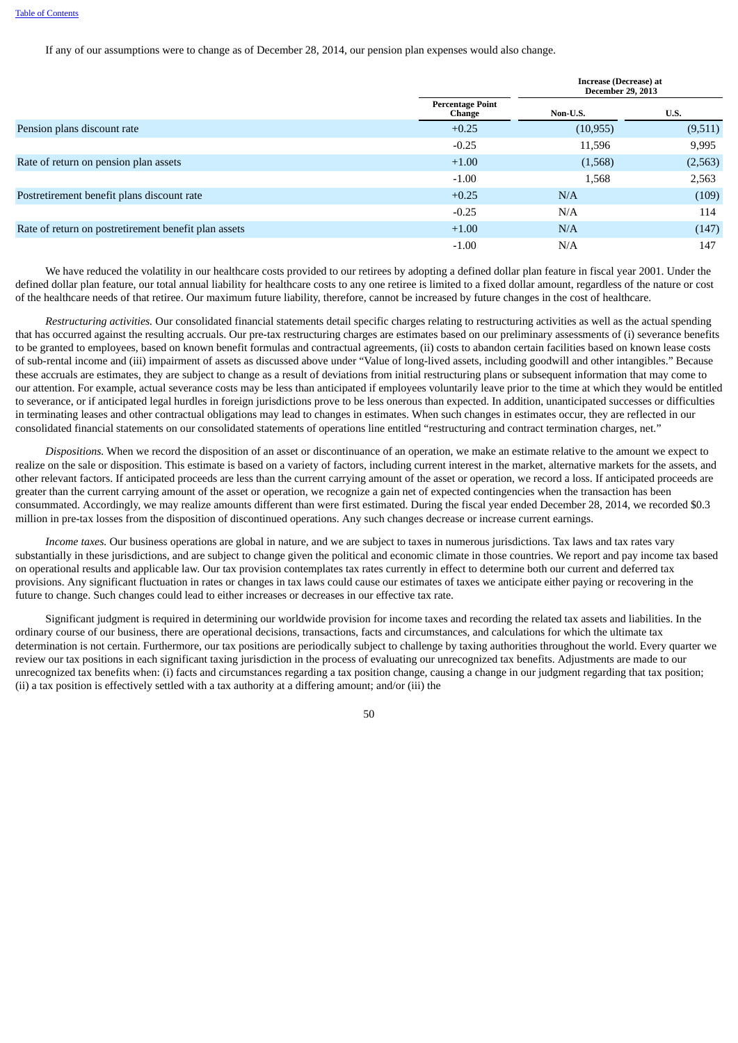If any of our assumptions were to change as of December 28, 2014, our pension plan expenses would also change.

| | Percentage Point Change | Increase (Decrease) at December 29, 2013 | |
|---|---|---|---|
| | | Non-U.S. | U.S. |
| Pension plans discount rate | +0.25 | (10,955) | (9,511) |
| | -0.25 | 11,596 | 9,995 |
| Rate of return on pension plan assets | +1.00 | (1,568) | (2,563) |
| | -1.00 | 1,568 | 2,563 |
| Postretirement benefit plans discount rate | +0.25 | N/A | (109) |
| | -0.25 | N/A | 114 |
| Rate of return on postretirement benefit plan assets | +1.00 | N/A | (147) |
| | -1.00 | N/A | 147 |

We have reduced the volatility in our healthcare costs provided to our retirees by adopting a defined dollar plan feature in fiscal year 2001. Under the defined dollar plan feature, our total annual liability for healthcare costs to any one retiree is limited to a fixed dollar amount, regardless of the nature or cost of the healthcare needs of that retiree. Our maximum future liability, therefore, cannot be increased by future changes in the cost of healthcare.

*Restructuring activities.* Our consolidated financial statements detail specific charges relating to restructuring activities as well as the actual spending that has occurred against the resulting accruals. Our pre-tax restructuring charges are estimates based on our preliminary assessments of (i) severance benefits to be granted to employees, based on known benefit formulas and contractual agreements, (ii) costs to abandon certain facilities based on known lease costs of sub-rental income and (iii) impairment of assets as discussed above under "Value of long-lived assets, including goodwill and other intangibles." Because these accruals are estimates, they are subject to change as a result of deviations from initial restructuring plans or subsequent information that may come to our attention. For example, actual severance costs may be less than anticipated if employees voluntarily leave prior to the time at which they would be entitled to severance, or if anticipated legal hurdles in foreign jurisdictions prove to be less onerous than expected. In addition, unanticipated successes or difficulties in terminating leases and other contractual obligations may lead to changes in estimates. When such changes in estimates occur, they are reflected in our consolidated financial statements on our consolidated statements of operations line entitled "restructuring and contract termination charges, net."

*Dispositions.* When we record the disposition of an asset or discontinuance of an operation, we make an estimate relative to the amount we expect to realize on the sale or disposition. This estimate is based on a variety of factors, including current interest in the market, alternative markets for the assets, and other relevant factors. If anticipated proceeds are less than the current carrying amount of the asset or operation, we record a loss. If anticipated proceeds are greater than the current carrying amount of the asset or operation, we recognize a gain net of expected contingencies when the transaction has been consummated. Accordingly, we may realize amounts different than were first estimated. During the fiscal year ended December 28, 2014, we recorded $0.3 million in pre-tax losses from the disposition of discontinued operations. Any such changes decrease or increase current earnings.

*Income taxes.* Our business operations are global in nature, and we are subject to taxes in numerous jurisdictions. Tax laws and tax rates vary substantially in these jurisdictions, and are subject to change given the political and economic climate in those countries. We report and pay income tax based on operational results and applicable law. Our tax provision contemplates tax rates currently in effect to determine both our current and deferred tax provisions. Any significant fluctuation in rates or changes in tax laws could cause our estimates of taxes we anticipate either paying or recovering in the future to change. Such changes could lead to either increases or decreases in our effective tax rate.

Significant judgment is required in determining our worldwide provision for income taxes and recording the related tax assets and liabilities. In the ordinary course of our business, there are operational decisions, transactions, facts and circumstances, and calculations for which the ultimate tax determination is not certain. Furthermore, our tax positions are periodically subject to challenge by taxing authorities throughout the world. Every quarter we review our tax positions in each significant taxing jurisdiction in the process of evaluating our unrecognized tax benefits. Adjustments are made to our unrecognized tax benefits when: (i) facts and circumstances regarding a tax position change, causing a change in our judgment regarding that tax position; (ii) a tax position is effectively settled with a tax authority at a differing amount; and/or (iii) the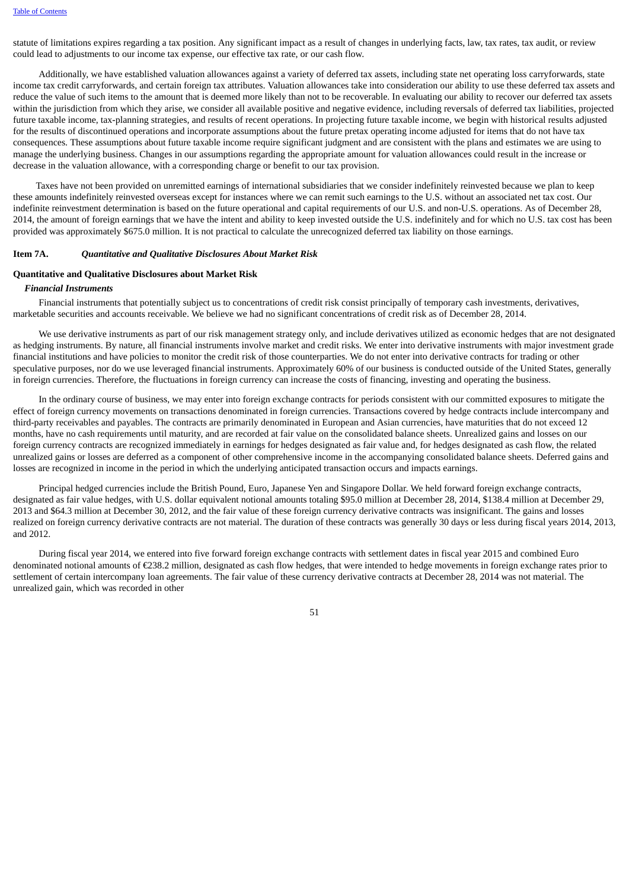statute of limitations expires regarding a tax position. Any significant impact as a result of changes in underlying facts, law, tax rates, tax audit, or review could lead to adjustments to our income tax expense, our effective tax rate, or our cash flow.

Additionally, we have established valuation allowances against a variety of deferred tax assets, including state net operating loss carryforwards, state income tax credit carryforwards, and certain foreign tax attributes. Valuation allowances take into consideration our ability to use these deferred tax assets and reduce the value of such items to the amount that is deemed more likely than not to be recoverable. In evaluating our ability to recover our deferred tax assets within the jurisdiction from which they arise, we consider all available positive and negative evidence, including reversals of deferred tax liabilities, projected future taxable income, tax-planning strategies, and results of recent operations. In projecting future taxable income, we begin with historical results adjusted for the results of discontinued operations and incorporate assumptions about the future pretax operating income adjusted for items that do not have tax consequences. These assumptions about future taxable income require significant judgment and are consistent with the plans and estimates we are using to manage the underlying business. Changes in our assumptions regarding the appropriate amount for valuation allowances could result in the increase or decrease in the valuation allowance, with a corresponding charge or benefit to our tax provision.

Taxes have not been provided on unremitted earnings of international subsidiaries that we consider indefinitely reinvested because we plan to keep these amounts indefinitely reinvested overseas except for instances where we can remit such earnings to the U.S. without an associated net tax cost. Our indefinite reinvestment determination is based on the future operational and capital requirements of our U.S. and non-U.S. operations. As of December 28, 2014, the amount of foreign earnings that we have the intent and ability to keep invested outside the U.S. indefinitely and for which no U.S. tax cost has been provided was approximately $675.0 million. It is not practical to calculate the unrecognized deferred tax liability on those earnings.

## Item 7A. *Quantitative and Qualitative Disclosures About Market Risk*

### Quantitative and Qualitative Disclosures about Market Risk

***Financial Instruments***

Financial instruments that potentially subject us to concentrations of credit risk consist principally of temporary cash investments, derivatives, marketable securities and accounts receivable. We believe we had no significant concentrations of credit risk as of December 28, 2014.

We use derivative instruments as part of our risk management strategy only, and include derivatives utilized as economic hedges that are not designated as hedging instruments. By nature, all financial instruments involve market and credit risks. We enter into derivative instruments with major investment grade financial institutions and have policies to monitor the credit risk of those counterparties. We do not enter into derivative contracts for trading or other speculative purposes, nor do we use leveraged financial instruments. Approximately 60% of our business is conducted outside of the United States, generally in foreign currencies. Therefore, the fluctuations in foreign currency can increase the costs of financing, investing and operating the business.

In the ordinary course of business, we may enter into foreign exchange contracts for periods consistent with our committed exposures to mitigate the effect of foreign currency movements on transactions denominated in foreign currencies. Transactions covered by hedge contracts include intercompany and third-party receivables and payables. The contracts are primarily denominated in European and Asian currencies, have maturities that do not exceed 12 months, have no cash requirements until maturity, and are recorded at fair value on the consolidated balance sheets. Unrealized gains and losses on our foreign currency contracts are recognized immediately in earnings for hedges designated as fair value and, for hedges designated as cash flow, the related unrealized gains or losses are deferred as a component of other comprehensive income in the accompanying consolidated balance sheets. Deferred gains and losses are recognized in income in the period in which the underlying anticipated transaction occurs and impacts earnings.

Principal hedged currencies include the British Pound, Euro, Japanese Yen and Singapore Dollar. We held forward foreign exchange contracts, designated as fair value hedges, with U.S. dollar equivalent notional amounts totaling $95.0 million at December 28, 2014, $138.4 million at December 29, 2013 and $64.3 million at December 30, 2012, and the fair value of these foreign currency derivative contracts was insignificant. The gains and losses realized on foreign currency derivative contracts are not material. The duration of these contracts was generally 30 days or less during fiscal years 2014, 2013, and 2012.

During fiscal year 2014, we entered into five forward foreign exchange contracts with settlement dates in fiscal year 2015 and combined Euro denominated notional amounts of €238.2 million, designated as cash flow hedges, that were intended to hedge movements in foreign exchange rates prior to settlement of certain intercompany loan agreements. The fair value of these currency derivative contracts at December 28, 2014 was not material. The unrealized gain, which was recorded in other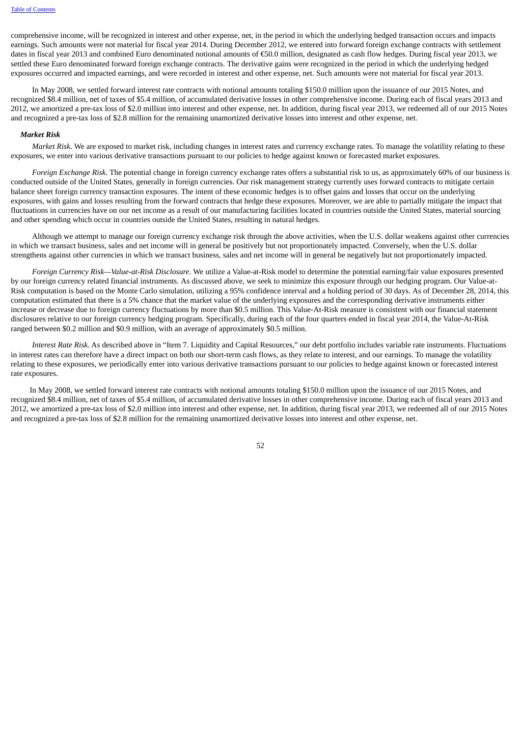comprehensive income, will be recognized in interest and other expense, net, in the period in which the underlying hedged transaction occurs and impacts earnings. Such amounts were not material for fiscal year 2014. During December 2012, we entered into forward foreign exchange contracts with settlement dates in fiscal year 2013 and combined Euro denominated notional amounts of €50.0 million, designated as cash flow hedges. During fiscal year 2013, we settled these Euro denominated forward foreign exchange contracts. The derivative gains were recognized in the period in which the underlying hedged exposures occurred and impacted earnings, and were recorded in interest and other expense, net. Such amounts were not material for fiscal year 2013.

In May 2008, we settled forward interest rate contracts with notional amounts totaling $150.0 million upon the issuance of our 2015 Notes, and recognized $8.4 million, net of taxes of $5.4 million, of accumulated derivative losses in other comprehensive income. During each of fiscal years 2013 and 2012, we amortized a pre-tax loss of $2.0 million into interest and other expense, net. In addition, during fiscal year 2013, we redeemed all of our 2015 Notes and recognized a pre-tax loss of $2.8 million for the remaining unamortized derivative losses into interest and other expense, net.

### *Market Risk*

*Market Risk.* We are exposed to market risk, including changes in interest rates and currency exchange rates. To manage the volatility relating to these exposures, we enter into various derivative transactions pursuant to our policies to hedge against known or forecasted market exposures.

*Foreign Exchange Risk.* The potential change in foreign currency exchange rates offers a substantial risk to us, as approximately 60% of our business is conducted outside of the United States, generally in foreign currencies. Our risk management strategy currently uses forward contracts to mitigate certain balance sheet foreign currency transaction exposures. The intent of these economic hedges is to offset gains and losses that occur on the underlying exposures, with gains and losses resulting from the forward contracts that hedge these exposures. Moreover, we are able to partially mitigate the impact that fluctuations in currencies have on our net income as a result of our manufacturing facilities located in countries outside the United States, material sourcing and other spending which occur in countries outside the United States, resulting in natural hedges.

Although we attempt to manage our foreign currency exchange risk through the above activities, when the U.S. dollar weakens against other currencies in which we transact business, sales and net income will in general be positively but not proportionately impacted. Conversely, when the U.S. dollar strengthens against other currencies in which we transact business, sales and net income will in general be negatively but not proportionately impacted.

*Foreign Currency Risk—Value-at-Risk Disclosure*. We utilize a Value-at-Risk model to determine the potential earning/fair value exposures presented by our foreign currency related financial instruments. As discussed above, we seek to minimize this exposure through our hedging program. Our Value-at-Risk computation is based on the Monte Carlo simulation, utilizing a 95% confidence interval and a holding period of 30 days. As of December 28, 2014, this computation estimated that there is a 5% chance that the market value of the underlying exposures and the corresponding derivative instruments either increase or decrease due to foreign currency fluctuations by more than $0.5 million. This Value-At-Risk measure is consistent with our financial statement disclosures relative to our foreign currency hedging program. Specifically, during each of the four quarters ended in fiscal year 2014, the Value-At-Risk ranged between $0.2 million and $0.9 million, with an average of approximately $0.5 million.

*Interest Rate Risk.* As described above in "Item 7. Liquidity and Capital Resources," our debt portfolio includes variable rate instruments. Fluctuations in interest rates can therefore have a direct impact on both our short-term cash flows, as they relate to interest, and our earnings. To manage the volatility relating to these exposures, we periodically enter into various derivative transactions pursuant to our policies to hedge against known or forecasted interest rate exposures.

In May 2008, we settled forward interest rate contracts with notional amounts totaling $150.0 million upon the issuance of our 2015 Notes, and recognized $8.4 million, net of taxes of $5.4 million, of accumulated derivative losses in other comprehensive income. During each of fiscal years 2013 and 2012, we amortized a pre-tax loss of $2.0 million into interest and other expense, net. In addition, during fiscal year 2013, we redeemed all of our 2015 Notes and recognized a pre-tax loss of $2.8 million for the remaining unamortized derivative losses into interest and other expense, net.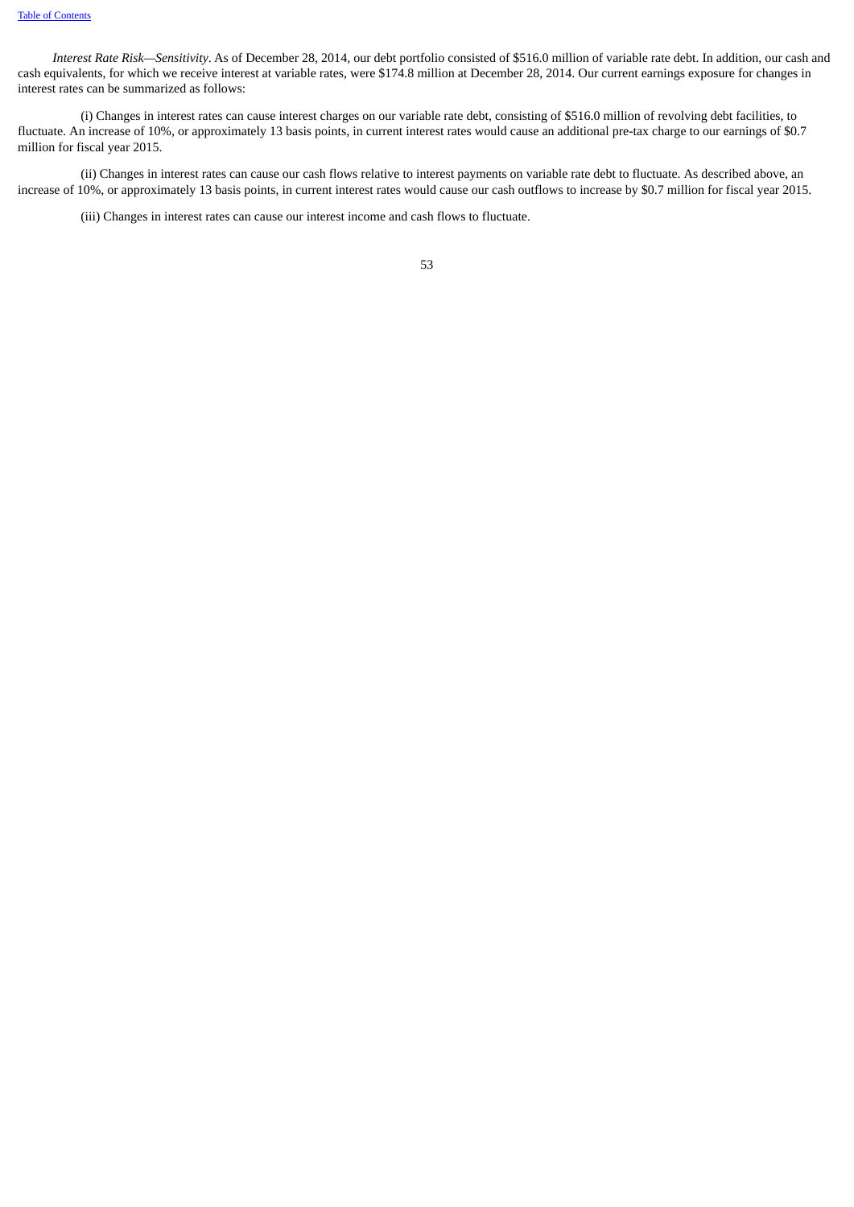*Interest Rate Risk—Sensitivity*. As of December 28, 2014, our debt portfolio consisted of $516.0 million of variable rate debt. In addition, our cash and cash equivalents, for which we receive interest at variable rates, were $174.8 million at December 28, 2014. Our current earnings exposure for changes in interest rates can be summarized as follows:

(i) Changes in interest rates can cause interest charges on our variable rate debt, consisting of $516.0 million of revolving debt facilities, to fluctuate. An increase of 10%, or approximately 13 basis points, in current interest rates would cause an additional pre-tax charge to our earnings of $0.7 million for fiscal year 2015.

(ii) Changes in interest rates can cause our cash flows relative to interest payments on variable rate debt to fluctuate. As described above, an increase of 10%, or approximately 13 basis points, in current interest rates would cause our cash outflows to increase by $0.7 million for fiscal year 2015.

(iii) Changes in interest rates can cause our interest income and cash flows to fluctuate.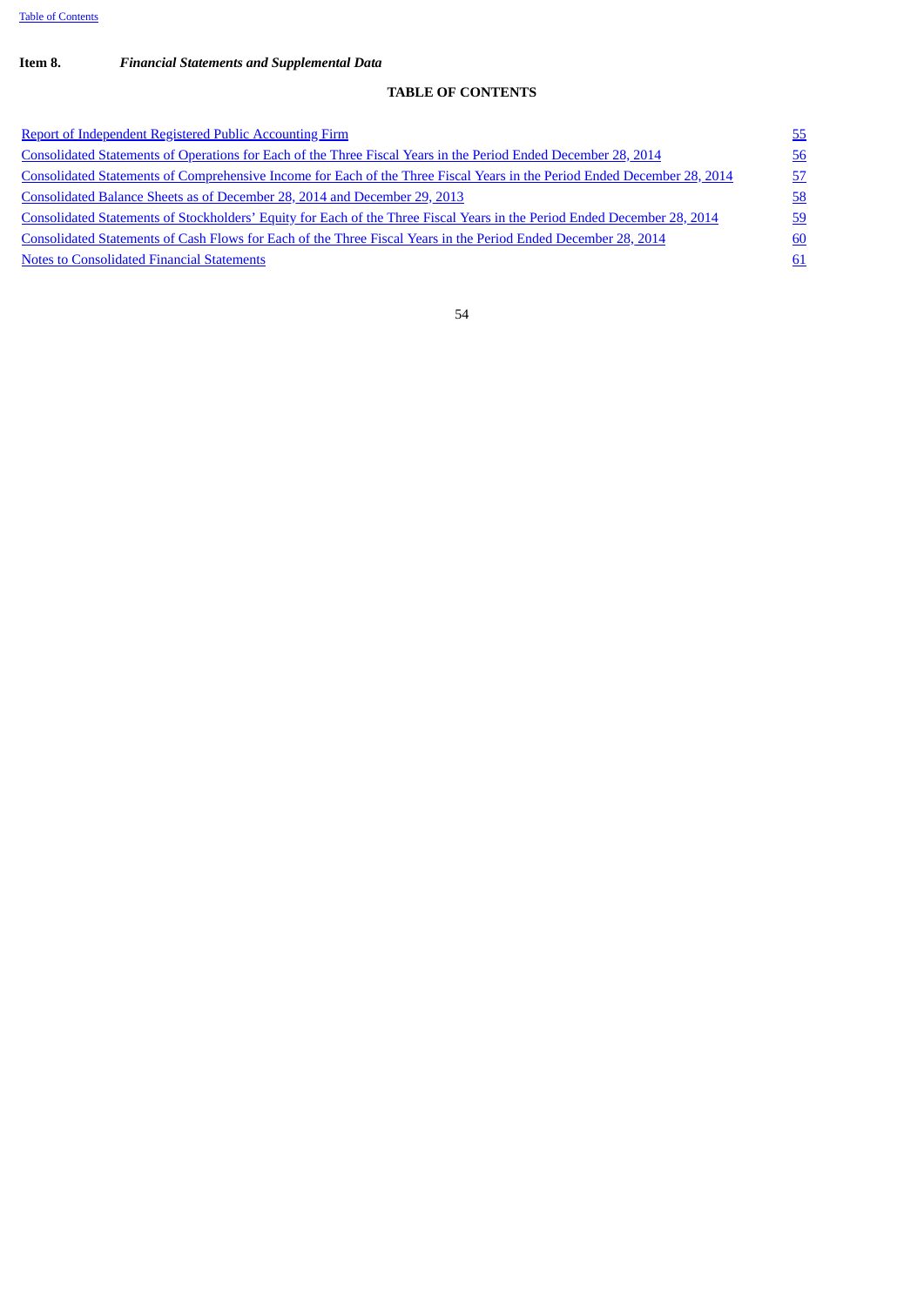**Item 8.** ***Financial Statements and Supplemental Data***

## TABLE OF CONTENTS

| | |
|---|---|
| Report of Independent Registered Public Accounting Firm | 55 |
| Consolidated Statements of Operations for Each of the Three Fiscal Years in the Period Ended December 28, 2014 | 56 |
| Consolidated Statements of Comprehensive Income for Each of the Three Fiscal Years in the Period Ended December 28, 2014 | 57 |
| Consolidated Balance Sheets as of December 28, 2014 and December 29, 2013 | 58 |
| Consolidated Statements of Stockholders' Equity for Each of the Three Fiscal Years in the Period Ended December 28, 2014 | 59 |
| Consolidated Statements of Cash Flows for Each of the Three Fiscal Years in the Period Ended December 28, 2014 | 60 |
| Notes to Consolidated Financial Statements | 61 |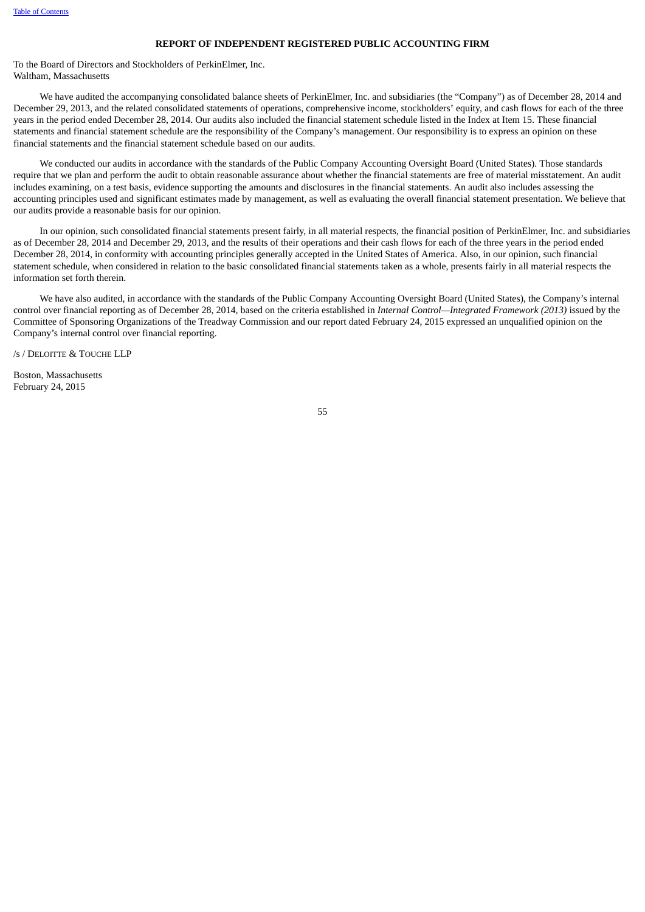**REPORT OF INDEPENDENT REGISTERED PUBLIC ACCOUNTING FIRM**

To the Board of Directors and Stockholders of PerkinElmer, Inc.
Waltham, Massachusetts

We have audited the accompanying consolidated balance sheets of PerkinElmer, Inc. and subsidiaries (the "Company") as of December 28, 2014 and December 29, 2013, and the related consolidated statements of operations, comprehensive income, stockholders' equity, and cash flows for each of the three years in the period ended December 28, 2014. Our audits also included the financial statement schedule listed in the Index at Item 15. These financial statements and financial statement schedule are the responsibility of the Company's management. Our responsibility is to express an opinion on these financial statements and the financial statement schedule based on our audits.

We conducted our audits in accordance with the standards of the Public Company Accounting Oversight Board (United States). Those standards require that we plan and perform the audit to obtain reasonable assurance about whether the financial statements are free of material misstatement. An audit includes examining, on a test basis, evidence supporting the amounts and disclosures in the financial statements. An audit also includes assessing the accounting principles used and significant estimates made by management, as well as evaluating the overall financial statement presentation. We believe that our audits provide a reasonable basis for our opinion.

In our opinion, such consolidated financial statements present fairly, in all material respects, the financial position of PerkinElmer, Inc. and subsidiaries as of December 28, 2014 and December 29, 2013, and the results of their operations and their cash flows for each of the three years in the period ended December 28, 2014, in conformity with accounting principles generally accepted in the United States of America. Also, in our opinion, such financial statement schedule, when considered in relation to the basic consolidated financial statements taken as a whole, presents fairly in all material respects the information set forth therein.

We have also audited, in accordance with the standards of the Public Company Accounting Oversight Board (United States), the Company's internal control over financial reporting as of December 28, 2014, based on the criteria established in *Internal Control—Integrated Framework (2013)* issued by the Committee of Sponsoring Organizations of the Treadway Commission and our report dated February 24, 2015 expressed an unqualified opinion on the Company's internal control over financial reporting.

/s / DELOITTE & TOUCHE LLP

Boston, Massachusetts
February 24, 2015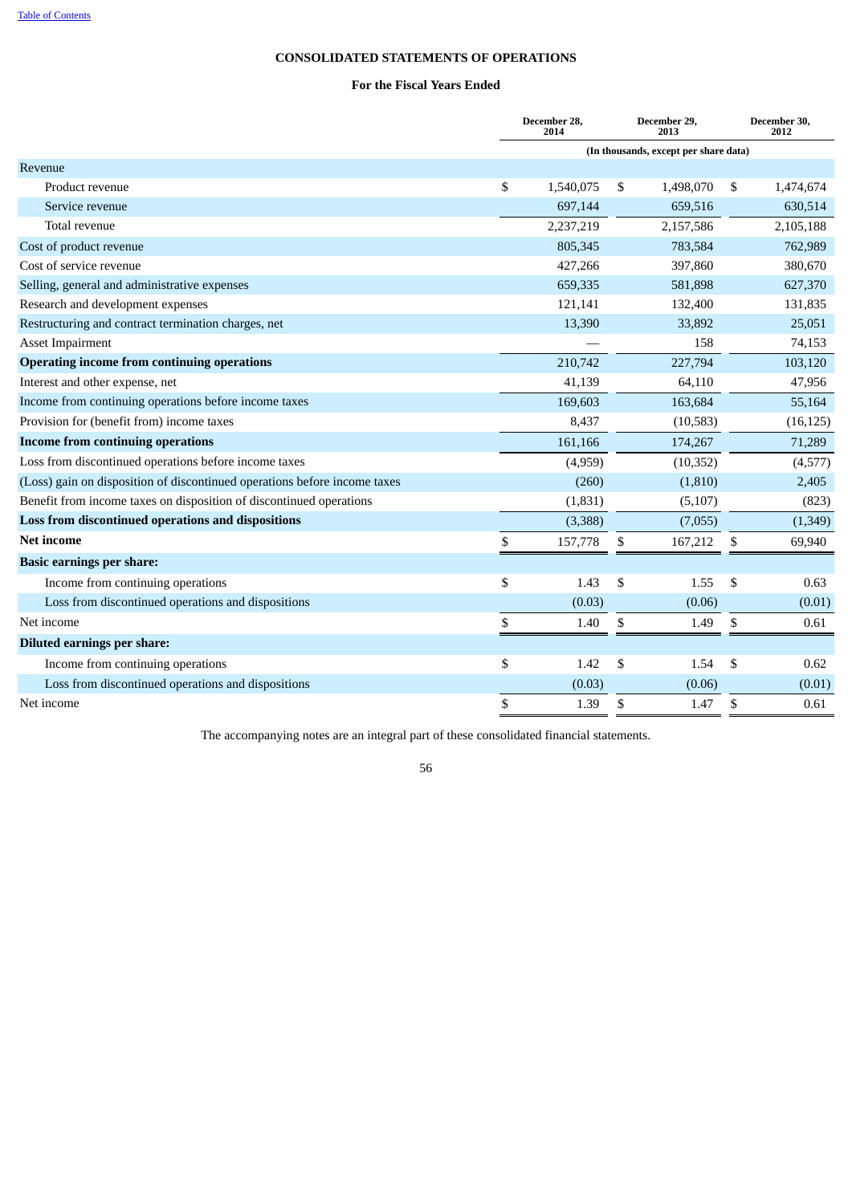[Table of Contents]()

## CONSOLIDATED STATEMENTS OF OPERATIONS

### For the Fiscal Years Ended

| | December 28, 2014 | December 29, 2013 | December 30, 2012 |
|---|---|---|---|
| | (In thousands, except per share data) | | |
| Revenue | | | |
| Product revenue | $ 1,540,075 | $ 1,498,070 | $ 1,474,674 |
| Service revenue | 697,144 | 659,516 | 630,514 |
| Total revenue | 2,237,219 | 2,157,586 | 2,105,188 |
| Cost of product revenue | 805,345 | 783,584 | 762,989 |
| Cost of service revenue | 427,266 | 397,860 | 380,670 |
| Selling, general and administrative expenses | 659,335 | 581,898 | 627,370 |
| Research and development expenses | 121,141 | 132,400 | 131,835 |
| Restructuring and contract termination charges, net | 13,390 | 33,892 | 25,051 |
| Asset Impairment | — | 158 | 74,153 |
| **Operating income from continuing operations** | 210,742 | 227,794 | 103,120 |
| Interest and other expense, net | 41,139 | 64,110 | 47,956 |
| Income from continuing operations before income taxes | 169,603 | 163,684 | 55,164 |
| Provision for (benefit from) income taxes | 8,437 | (10,583) | (16,125) |
| **Income from continuing operations** | 161,166 | 174,267 | 71,289 |
| Loss from discontinued operations before income taxes | (4,959) | (10,352) | (4,577) |
| (Loss) gain on disposition of discontinued operations before income taxes | (260) | (1,810) | 2,405 |
| Benefit from income taxes on disposition of discontinued operations | (1,831) | (5,107) | (823) |
| **Loss from discontinued operations and dispositions** | (3,388) | (7,055) | (1,349) |
| **Net income** | $ 157,778 | $ 167,212 | $ 69,940 |
| **Basic earnings per share:** | | | |
| Income from continuing operations | $ 1.43 | $ 1.55 | $ 0.63 |
| Loss from discontinued operations and dispositions | (0.03) | (0.06) | (0.01) |
| Net income | $ 1.40 | $ 1.49 | $ 0.61 |
| **Diluted earnings per share:** | | | |
| Income from continuing operations | $ 1.42 | $ 1.54 | $ 0.62 |
| Loss from discontinued operations and dispositions | (0.03) | (0.06) | (0.01) |
| Net income | $ 1.39 | $ 1.47 | $ 0.61 |

The accompanying notes are an integral part of these consolidated financial statements.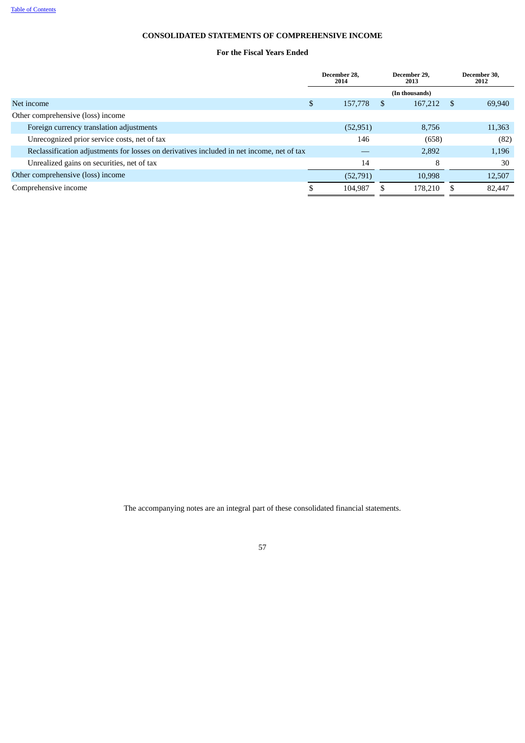# CONSOLIDATED STATEMENTS OF COMPREHENSIVE INCOME

## For the Fiscal Years Ended

| | December 28, 2014 | December 29, 2013 | December 30, 2012 |
|---|---|---|---|
| | | (In thousands) | |
| Net income | $ 157,778 | $ 167,212 | $ 69,940 |
| Other comprehensive (loss) income | | | |
| Foreign currency translation adjustments | (52,951) | 8,756 | 11,363 |
| Unrecognized prior service costs, net of tax | 146 | (658) | (82) |
| Reclassification adjustments for losses on derivatives included in net income, net of tax | — | 2,892 | 1,196 |
| Unrealized gains on securities, net of tax | 14 | 8 | 30 |
| Other comprehensive (loss) income | (52,791) | 10,998 | 12,507 |
| Comprehensive income | $ 104,987 | $ 178,210 | $ 82,447 |

The accompanying notes are an integral part of these consolidated financial statements.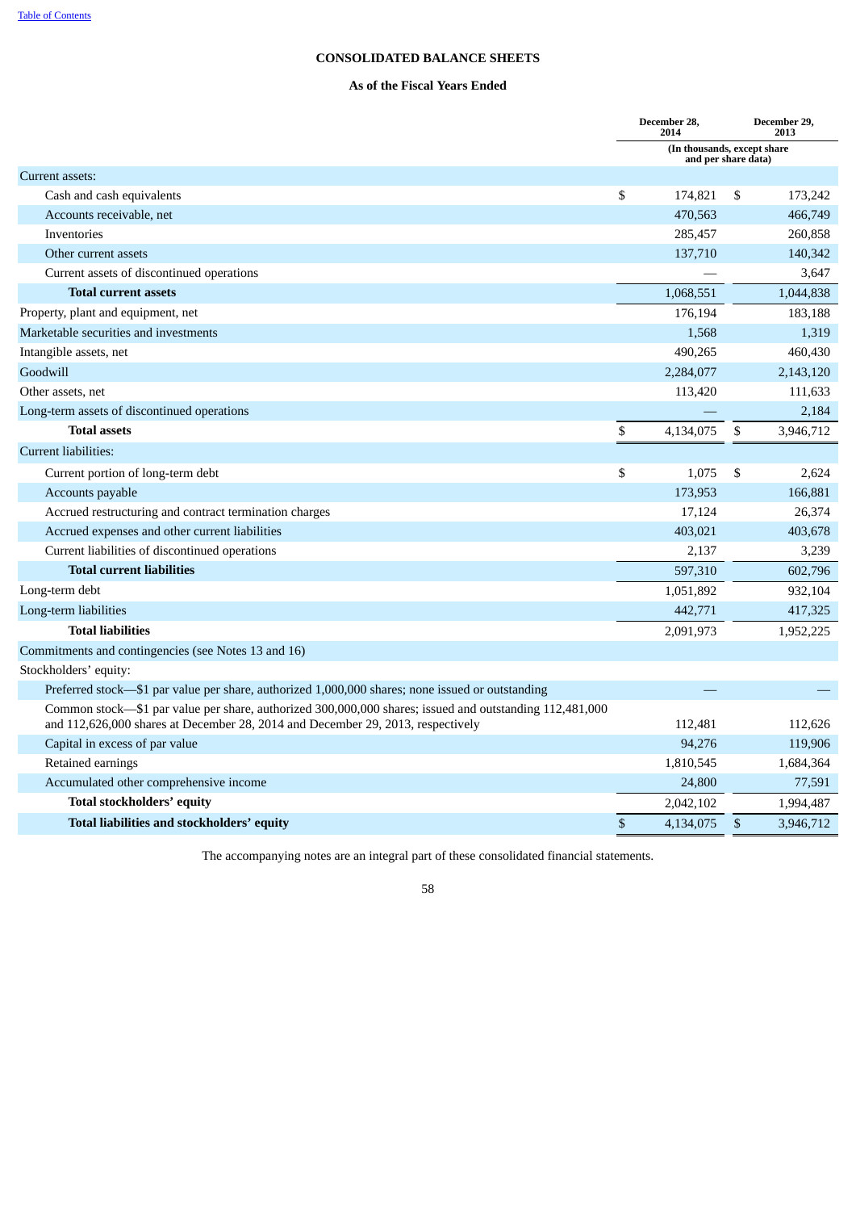[Table of Contents](#)

# CONSOLIDATED BALANCE SHEETS

## As of the Fiscal Years Ended

| | December 28, 2014 | December 29, 2013 |
|---|---|---|
| | (In thousands, except share and per share data) | |
| Current assets: | | |
| Cash and cash equivalents | $ 174,821 | $ 173,242 |
| Accounts receivable, net | 470,563 | 466,749 |
| Inventories | 285,457 | 260,858 |
| Other current assets | 137,710 | 140,342 |
| Current assets of discontinued operations | — | 3,647 |
| **Total current assets** | 1,068,551 | 1,044,838 |
| Property, plant and equipment, net | 176,194 | 183,188 |
| Marketable securities and investments | 1,568 | 1,319 |
| Intangible assets, net | 490,265 | 460,430 |
| Goodwill | 2,284,077 | 2,143,120 |
| Other assets, net | 113,420 | 111,633 |
| Long-term assets of discontinued operations | — | 2,184 |
| **Total assets** | $ 4,134,075 | $ 3,946,712 |
| Current liabilities: | | |
| Current portion of long-term debt | $ 1,075 | $ 2,624 |
| Accounts payable | 173,953 | 166,881 |
| Accrued restructuring and contract termination charges | 17,124 | 26,374 |
| Accrued expenses and other current liabilities | 403,021 | 403,678 |
| Current liabilities of discontinued operations | 2,137 | 3,239 |
| **Total current liabilities** | 597,310 | 602,796 |
| Long-term debt | 1,051,892 | 932,104 |
| Long-term liabilities | 442,771 | 417,325 |
| **Total liabilities** | 2,091,973 | 1,952,225 |
| Commitments and contingencies (see Notes 13 and 16) | | |
| Stockholders' equity: | | |
| Preferred stock—$1 par value per share, authorized 1,000,000 shares; none issued or outstanding | — | — |
| Common stock—$1 par value per share, authorized 300,000,000 shares; issued and outstanding 112,481,000 and 112,626,000 shares at December 28, 2014 and December 29, 2013, respectively | 112,481 | 112,626 |
| Capital in excess of par value | 94,276 | 119,906 |
| Retained earnings | 1,810,545 | 1,684,364 |
| Accumulated other comprehensive income | 24,800 | 77,591 |
| **Total stockholders' equity** | 2,042,102 | 1,994,487 |
| **Total liabilities and stockholders' equity** | $ 4,134,075 | $ 3,946,712 |

The accompanying notes are an integral part of these consolidated financial statements.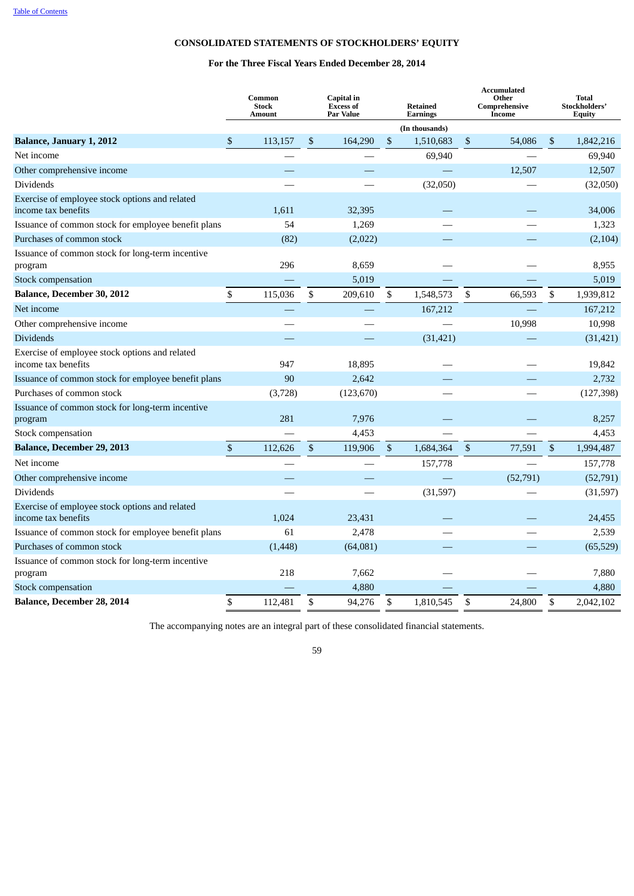## CONSOLIDATED STATEMENTS OF STOCKHOLDERS' EQUITY

### For the Three Fiscal Years Ended December 28, 2014

| | Common Stock Amount | Capital in Excess of Par Value | Retained Earnings | Accumulated Other Comprehensive Income | Total Stockholders' Equity |
|---|---|---|---|---|---|
| | | | (In thousands) | | |
| **Balance, January 1, 2012** | $ 113,157 | $ 164,290 | $ 1,510,683 | $ 54,086 | $ 1,842,216 |
| Net income | — | — | 69,940 | — | 69,940 |
| Other comprehensive income | — | — | — | 12,507 | 12,507 |
| Dividends | — | — | (32,050) | — | (32,050) |
| Exercise of employee stock options and related income tax benefits | 1,611 | 32,395 | — | — | 34,006 |
| Issuance of common stock for employee benefit plans | 54 | 1,269 | — | — | 1,323 |
| Purchases of common stock | (82) | (2,022) | — | — | (2,104) |
| Issuance of common stock for long-term incentive program | 296 | 8,659 | — | — | 8,955 |
| Stock compensation | — | 5,019 | — | — | 5,019 |
| **Balance, December 30, 2012** | $ 115,036 | $ 209,610 | $ 1,548,573 | $ 66,593 | $ 1,939,812 |
| Net income | — | — | 167,212 | — | 167,212 |
| Other comprehensive income | — | — | — | 10,998 | 10,998 |
| Dividends | — | — | (31,421) | — | (31,421) |
| Exercise of employee stock options and related income tax benefits | 947 | 18,895 | — | — | 19,842 |
| Issuance of common stock for employee benefit plans | 90 | 2,642 | — | — | 2,732 |
| Purchases of common stock | (3,728) | (123,670) | — | — | (127,398) |
| Issuance of common stock for long-term incentive program | 281 | 7,976 | — | — | 8,257 |
| Stock compensation | — | 4,453 | — | — | 4,453 |
| **Balance, December 29, 2013** | $ 112,626 | $ 119,906 | $ 1,684,364 | $ 77,591 | $ 1,994,487 |
| Net income | — | — | 157,778 | — | 157,778 |
| Other comprehensive income | — | — | — | (52,791) | (52,791) |
| Dividends | — | — | (31,597) | — | (31,597) |
| Exercise of employee stock options and related income tax benefits | 1,024 | 23,431 | — | — | 24,455 |
| Issuance of common stock for employee benefit plans | 61 | 2,478 | — | — | 2,539 |
| Purchases of common stock | (1,448) | (64,081) | — | — | (65,529) |
| Issuance of common stock for long-term incentive program | 218 | 7,662 | — | — | 7,880 |
| Stock compensation | — | 4,880 | — | — | 4,880 |
| **Balance, December 28, 2014** | $ 112,481 | $ 94,276 | $ 1,810,545 | $ 24,800 | $ 2,042,102 |

The accompanying notes are an integral part of these consolidated financial statements.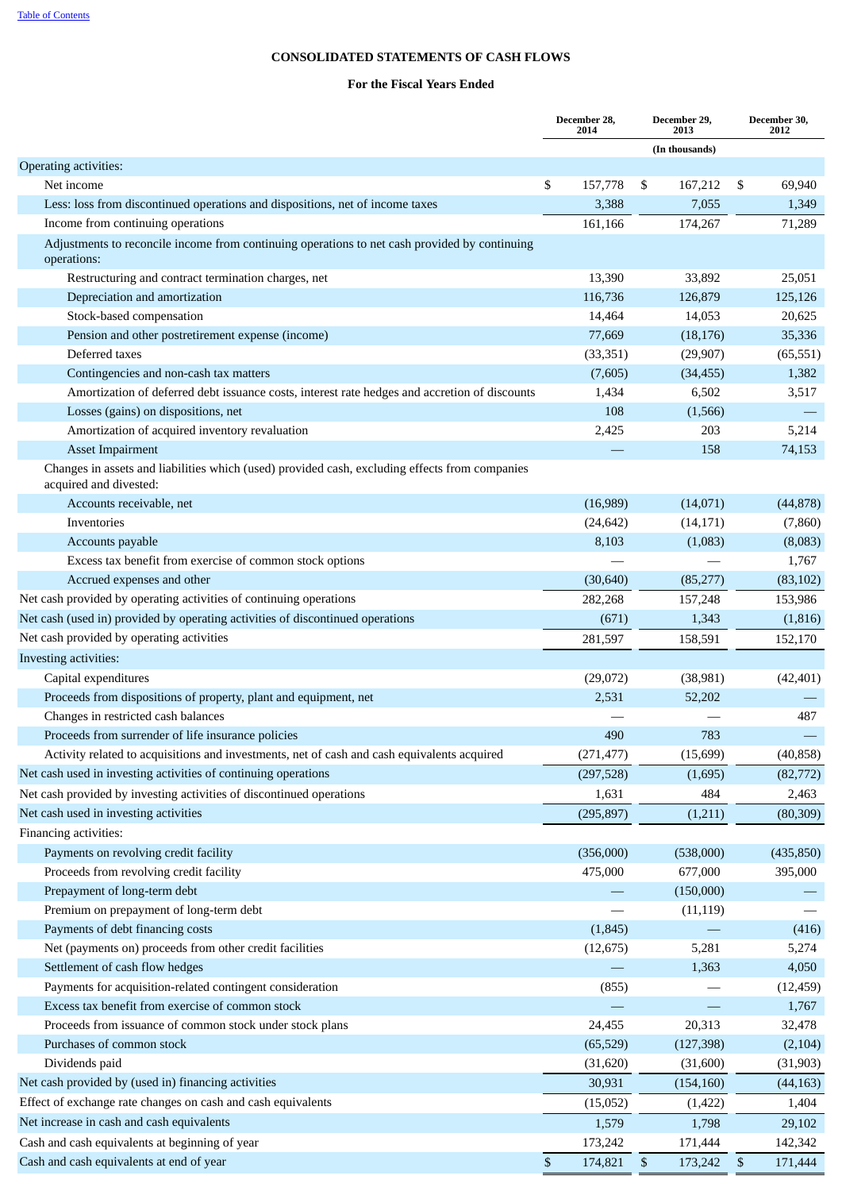Table of Contents

**CONSOLIDATED STATEMENTS OF CASH FLOWS**

**For the Fiscal Years Ended**

| | December 28, 2014 | December 29, 2013 | December 30, 2012 |
|---|---|---|---|
| | | (In thousands) | |
| Operating activities: | | | |
| Net income | $ 157,778 | $ 167,212 | $ 69,940 |
| Less: loss from discontinued operations and dispositions, net of income taxes | 3,388 | 7,055 | 1,349 |
| Income from continuing operations | 161,166 | 174,267 | 71,289 |
| Adjustments to reconcile income from continuing operations to net cash provided by continuing operations: | | | |
| Restructuring and contract termination charges, net | 13,390 | 33,892 | 25,051 |
| Depreciation and amortization | 116,736 | 126,879 | 125,126 |
| Stock-based compensation | 14,464 | 14,053 | 20,625 |
| Pension and other postretirement expense (income) | 77,669 | (18,176) | 35,336 |
| Deferred taxes | (33,351) | (29,907) | (65,551) |
| Contingencies and non-cash tax matters | (7,605) | (34,455) | 1,382 |
| Amortization of deferred debt issuance costs, interest rate hedges and accretion of discounts | 1,434 | 6,502 | 3,517 |
| Losses (gains) on dispositions, net | 108 | (1,566) | — |
| Amortization of acquired inventory revaluation | 2,425 | 203 | 5,214 |
| Asset Impairment | — | 158 | 74,153 |
| Changes in assets and liabilities which (used) provided cash, excluding effects from companies acquired and divested: | | | |
| Accounts receivable, net | (16,989) | (14,071) | (44,878) |
| Inventories | (24,642) | (14,171) | (7,860) |
| Accounts payable | 8,103 | (1,083) | (8,083) |
| Excess tax benefit from exercise of common stock options | — | — | 1,767 |
| Accrued expenses and other | (30,640) | (85,277) | (83,102) |
| Net cash provided by operating activities of continuing operations | 282,268 | 157,248 | 153,986 |
| Net cash (used in) provided by operating activities of discontinued operations | (671) | 1,343 | (1,816) |
| Net cash provided by operating activities | 281,597 | 158,591 | 152,170 |
| Investing activities: | | | |
| Capital expenditures | (29,072) | (38,981) | (42,401) |
| Proceeds from dispositions of property, plant and equipment, net | 2,531 | 52,202 | — |
| Changes in restricted cash balances | — | — | 487 |
| Proceeds from surrender of life insurance policies | 490 | 783 | — |
| Activity related to acquisitions and investments, net of cash and cash equivalents acquired | (271,477) | (15,699) | (40,858) |
| Net cash used in investing activities of continuing operations | (297,528) | (1,695) | (82,772) |
| Net cash provided by investing activities of discontinued operations | 1,631 | 484 | 2,463 |
| Net cash used in investing activities | (295,897) | (1,211) | (80,309) |
| Financing activities: | | | |
| Payments on revolving credit facility | (356,000) | (538,000) | (435,850) |
| Proceeds from revolving credit facility | 475,000 | 677,000 | 395,000 |
| Prepayment of long-term debt | — | (150,000) | — |
| Premium on prepayment of long-term debt | — | (11,119) | — |
| Payments of debt financing costs | (1,845) | — | (416) |
| Net (payments on) proceeds from other credit facilities | (12,675) | 5,281 | 5,274 |
| Settlement of cash flow hedges | — | 1,363 | 4,050 |
| Payments for acquisition-related contingent consideration | (855) | — | (12,459) |
| Excess tax benefit from exercise of common stock | — | — | 1,767 |
| Proceeds from issuance of common stock under stock plans | 24,455 | 20,313 | 32,478 |
| Purchases of common stock | (65,529) | (127,398) | (2,104) |
| Dividends paid | (31,620) | (31,600) | (31,903) |
| Net cash provided by (used in) financing activities | 30,931 | (154,160) | (44,163) |
| Effect of exchange rate changes on cash and cash equivalents | (15,052) | (1,422) | 1,404 |
| Net increase in cash and cash equivalents | 1,579 | 1,798 | 29,102 |
| Cash and cash equivalents at beginning of year | 173,242 | 171,444 | 142,342 |
| Cash and cash equivalents at end of year | $ 174,821 | $ 173,242 | $ 171,444 |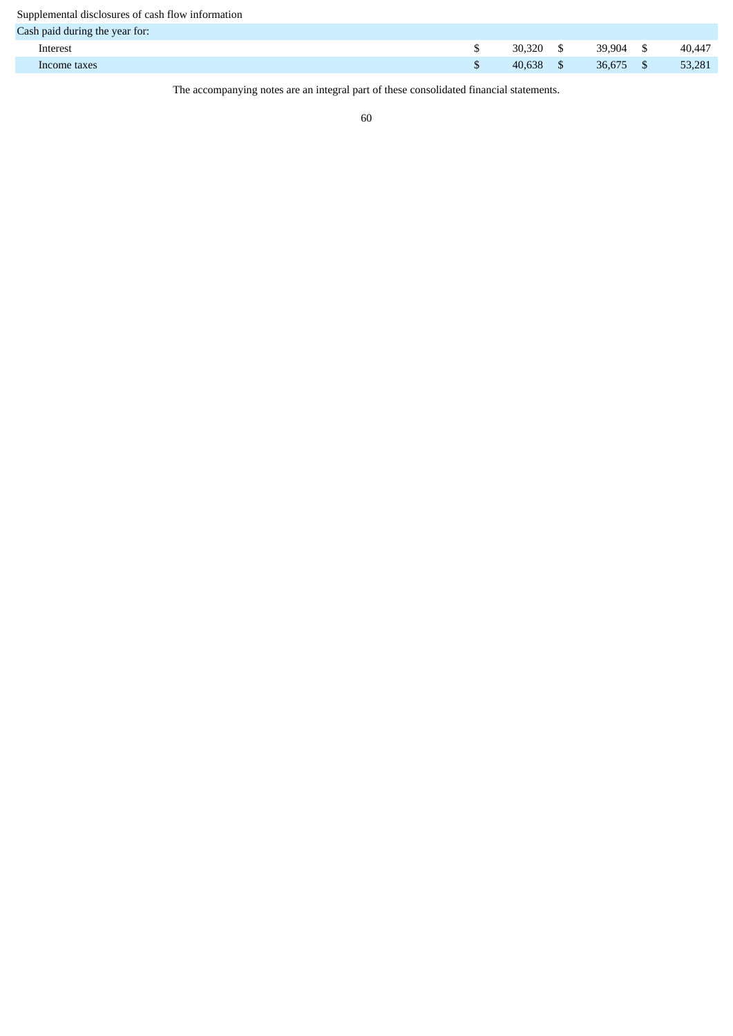| Supplemental disclosures of cash flow information | | | |
| --- | --- | --- | --- |
| Cash paid during the year for: | | | |
| Interest | $ 30,320 | $ 39,904 | $ 40,447 |
| Income taxes | $ 40,638 | $ 36,675 | $ 53,281 |

The accompanying notes are an integral part of these consolidated financial statements.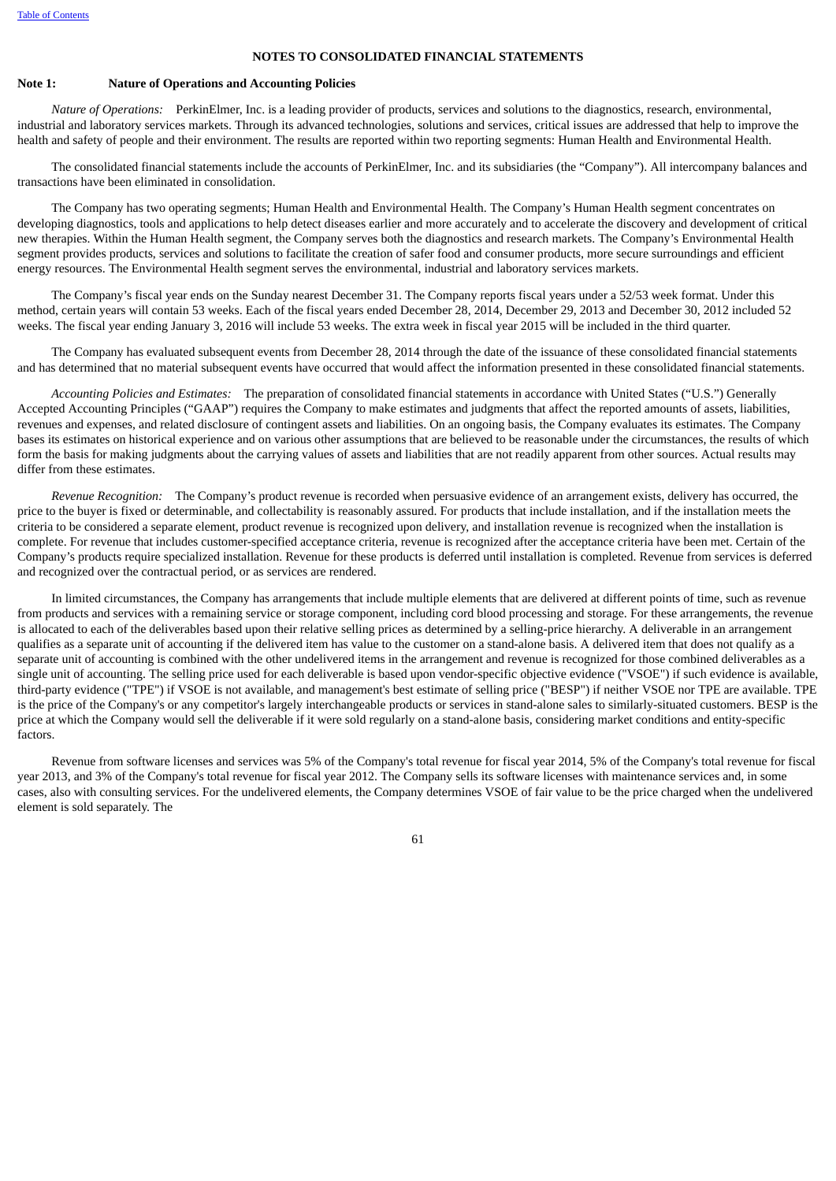## NOTES TO CONSOLIDATED FINANCIAL STATEMENTS

### Note 1: Nature of Operations and Accounting Policies

*Nature of Operations:* PerkinElmer, Inc. is a leading provider of products, services and solutions to the diagnostics, research, environmental, industrial and laboratory services markets. Through its advanced technologies, solutions and services, critical issues are addressed that help to improve the health and safety of people and their environment. The results are reported within two reporting segments: Human Health and Environmental Health.

The consolidated financial statements include the accounts of PerkinElmer, Inc. and its subsidiaries (the "Company"). All intercompany balances and transactions have been eliminated in consolidation.

The Company has two operating segments; Human Health and Environmental Health. The Company's Human Health segment concentrates on developing diagnostics, tools and applications to help detect diseases earlier and more accurately and to accelerate the discovery and development of critical new therapies. Within the Human Health segment, the Company serves both the diagnostics and research markets. The Company's Environmental Health segment provides products, services and solutions to facilitate the creation of safer food and consumer products, more secure surroundings and efficient energy resources. The Environmental Health segment serves the environmental, industrial and laboratory services markets.

The Company's fiscal year ends on the Sunday nearest December 31. The Company reports fiscal years under a 52/53 week format. Under this method, certain years will contain 53 weeks. Each of the fiscal years ended December 28, 2014, December 29, 2013 and December 30, 2012 included 52 weeks. The fiscal year ending January 3, 2016 will include 53 weeks. The extra week in fiscal year 2015 will be included in the third quarter.

The Company has evaluated subsequent events from December 28, 2014 through the date of the issuance of these consolidated financial statements and has determined that no material subsequent events have occurred that would affect the information presented in these consolidated financial statements.

*Accounting Policies and Estimates:* The preparation of consolidated financial statements in accordance with United States ("U.S.") Generally Accepted Accounting Principles ("GAAP") requires the Company to make estimates and judgments that affect the reported amounts of assets, liabilities, revenues and expenses, and related disclosure of contingent assets and liabilities. On an ongoing basis, the Company evaluates its estimates. The Company bases its estimates on historical experience and on various other assumptions that are believed to be reasonable under the circumstances, the results of which form the basis for making judgments about the carrying values of assets and liabilities that are not readily apparent from other sources. Actual results may differ from these estimates.

*Revenue Recognition:* The Company's product revenue is recorded when persuasive evidence of an arrangement exists, delivery has occurred, the price to the buyer is fixed or determinable, and collectability is reasonably assured. For products that include installation, and if the installation meets the criteria to be considered a separate element, product revenue is recognized upon delivery, and installation revenue is recognized when the installation is complete. For revenue that includes customer-specified acceptance criteria, revenue is recognized after the acceptance criteria have been met. Certain of the Company's products require specialized installation. Revenue for these products is deferred until installation is completed. Revenue from services is deferred and recognized over the contractual period, or as services are rendered.

In limited circumstances, the Company has arrangements that include multiple elements that are delivered at different points of time, such as revenue from products and services with a remaining service or storage component, including cord blood processing and storage. For these arrangements, the revenue is allocated to each of the deliverables based upon their relative selling prices as determined by a selling-price hierarchy. A deliverable in an arrangement qualifies as a separate unit of accounting if the delivered item has value to the customer on a stand-alone basis. A delivered item that does not qualify as a separate unit of accounting is combined with the other undelivered items in the arrangement and revenue is recognized for those combined deliverables as a single unit of accounting. The selling price used for each deliverable is based upon vendor-specific objective evidence ("VSOE") if such evidence is available, third-party evidence ("TPE") if VSOE is not available, and management's best estimate of selling price ("BESP") if neither VSOE nor TPE are available. TPE is the price of the Company's or any competitor's largely interchangeable products or services in stand-alone sales to similarly-situated customers. BESP is the price at which the Company would sell the deliverable if it were sold regularly on a stand-alone basis, considering market conditions and entity-specific factors.

Revenue from software licenses and services was 5% of the Company's total revenue for fiscal year 2014, 5% of the Company's total revenue for fiscal year 2013, and 3% of the Company's total revenue for fiscal year 2012. The Company sells its software licenses with maintenance services and, in some cases, also with consulting services. For the undelivered elements, the Company determines VSOE of fair value to be the price charged when the undelivered element is sold separately. The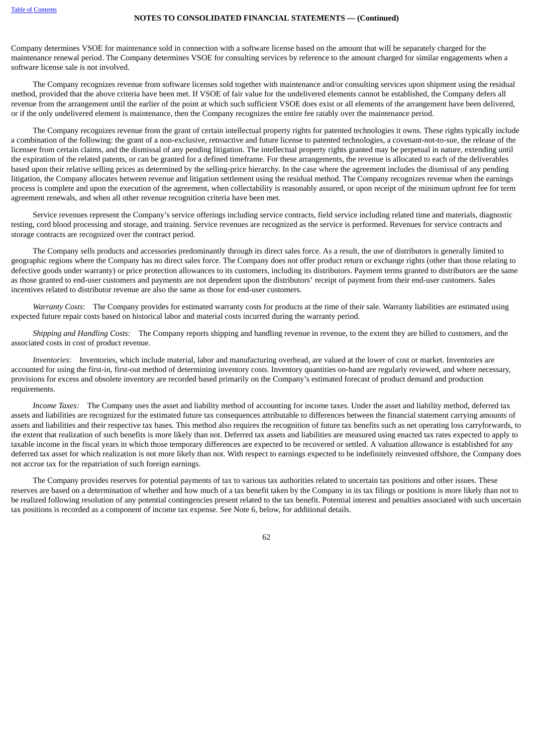Company determines VSOE for maintenance sold in connection with a software license based on the amount that will be separately charged for the maintenance renewal period. The Company determines VSOE for consulting services by reference to the amount charged for similar engagements when a software license sale is not involved.

The Company recognizes revenue from software licenses sold together with maintenance and/or consulting services upon shipment using the residual method, provided that the above criteria have been met. If VSOE of fair value for the undelivered elements cannot be established, the Company defers all revenue from the arrangement until the earlier of the point at which such sufficient VSOE does exist or all elements of the arrangement have been delivered, or if the only undelivered element is maintenance, then the Company recognizes the entire fee ratably over the maintenance period.

The Company recognizes revenue from the grant of certain intellectual property rights for patented technologies it owns. These rights typically include a combination of the following: the grant of a non-exclusive, retroactive and future license to patented technologies, a covenant-not-to-sue, the release of the licensee from certain claims, and the dismissal of any pending litigation. The intellectual property rights granted may be perpetual in nature, extending until the expiration of the related patents, or can be granted for a defined timeframe. For these arrangements, the revenue is allocated to each of the deliverables based upon their relative selling prices as determined by the selling-price hierarchy. In the case where the agreement includes the dismissal of any pending litigation, the Company allocates between revenue and litigation settlement using the residual method. The Company recognizes revenue when the earnings process is complete and upon the execution of the agreement, when collectability is reasonably assured, or upon receipt of the minimum upfront fee for term agreement renewals, and when all other revenue recognition criteria have been met.

Service revenues represent the Company's service offerings including service contracts, field service including related time and materials, diagnostic testing, cord blood processing and storage, and training. Service revenues are recognized as the service is performed. Revenues for service contracts and storage contracts are recognized over the contract period.

The Company sells products and accessories predominantly through its direct sales force. As a result, the use of distributors is generally limited to geographic regions where the Company has no direct sales force. The Company does not offer product return or exchange rights (other than those relating to defective goods under warranty) or price protection allowances to its customers, including its distributors. Payment terms granted to distributors are the same as those granted to end-user customers and payments are not dependent upon the distributors' receipt of payment from their end-user customers. Sales incentives related to distributor revenue are also the same as those for end-user customers.

*Warranty Costs*: The Company provides for estimated warranty costs for products at the time of their sale. Warranty liabilities are estimated using expected future repair costs based on historical labor and material costs incurred during the warranty period.

*Shipping and Handling Costs:* The Company reports shipping and handling revenue in revenue, to the extent they are billed to customers, and the associated costs in cost of product revenue.

*Inventories*: Inventories, which include material, labor and manufacturing overhead, are valued at the lower of cost or market. Inventories are accounted for using the first-in, first-out method of determining inventory costs. Inventory quantities on-hand are regularly reviewed, and where necessary, provisions for excess and obsolete inventory are recorded based primarily on the Company's estimated forecast of product demand and production requirements.

*Income Taxes:* The Company uses the asset and liability method of accounting for income taxes. Under the asset and liability method, deferred tax assets and liabilities are recognized for the estimated future tax consequences attributable to differences between the financial statement carrying amounts of assets and liabilities and their respective tax bases. This method also requires the recognition of future tax benefits such as net operating loss carryforwards, to the extent that realization of such benefits is more likely than not. Deferred tax assets and liabilities are measured using enacted tax rates expected to apply to taxable income in the fiscal years in which those temporary differences are expected to be recovered or settled. A valuation allowance is established for any deferred tax asset for which realization is not more likely than not. With respect to earnings expected to be indefinitely reinvested offshore, the Company does not accrue tax for the repatriation of such foreign earnings.

The Company provides reserves for potential payments of tax to various tax authorities related to uncertain tax positions and other issues. These reserves are based on a determination of whether and how much of a tax benefit taken by the Company in its tax filings or positions is more likely than not to be realized following resolution of any potential contingencies present related to the tax benefit. Potential interest and penalties associated with such uncertain tax positions is recorded as a component of income tax expense. See Note 6, below, for additional details.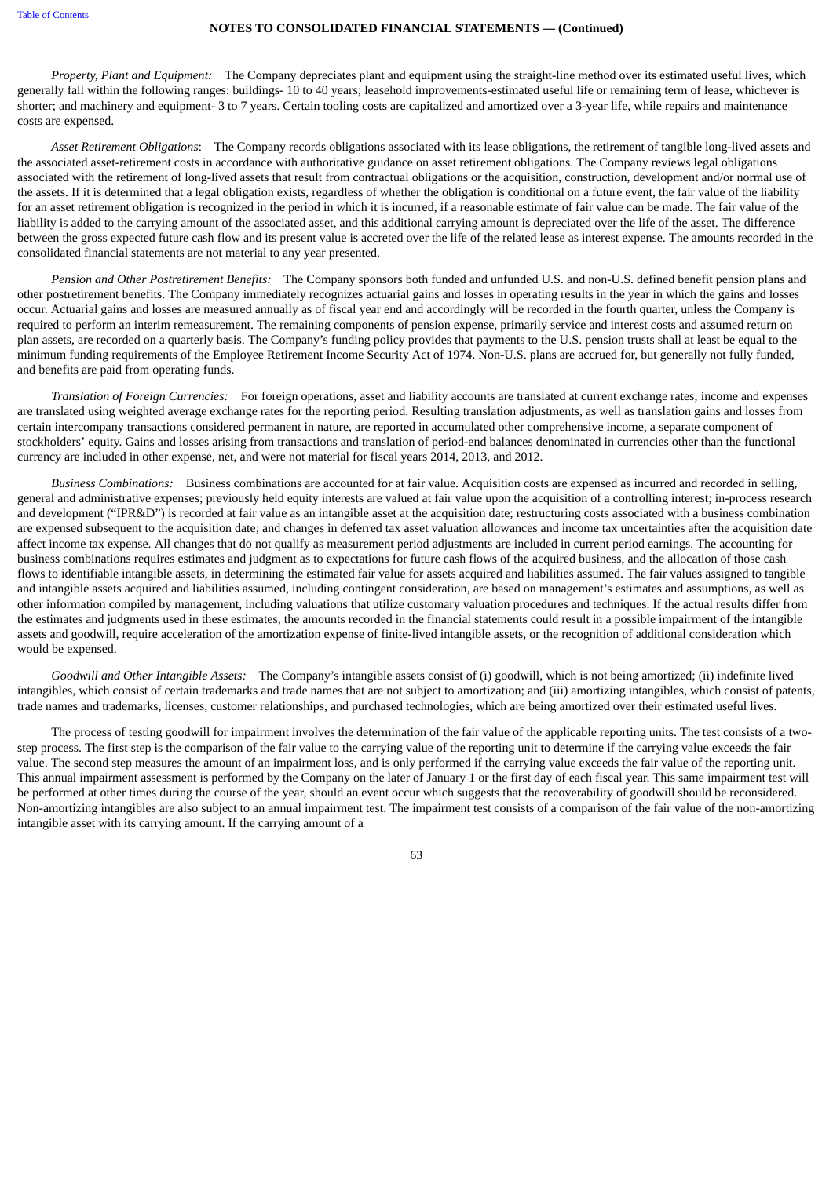*Property, Plant and Equipment:* The Company depreciates plant and equipment using the straight-line method over its estimated useful lives, which generally fall within the following ranges: buildings- 10 to 40 years; leasehold improvements-estimated useful life or remaining term of lease, whichever is shorter; and machinery and equipment- 3 to 7 years. Certain tooling costs are capitalized and amortized over a 3-year life, while repairs and maintenance costs are expensed.

*Asset Retirement Obligations*: The Company records obligations associated with its lease obligations, the retirement of tangible long-lived assets and the associated asset-retirement costs in accordance with authoritative guidance on asset retirement obligations. The Company reviews legal obligations associated with the retirement of long-lived assets that result from contractual obligations or the acquisition, construction, development and/or normal use of the assets. If it is determined that a legal obligation exists, regardless of whether the obligation is conditional on a future event, the fair value of the liability for an asset retirement obligation is recognized in the period in which it is incurred, if a reasonable estimate of fair value can be made. The fair value of the liability is added to the carrying amount of the associated asset, and this additional carrying amount is depreciated over the life of the asset. The difference between the gross expected future cash flow and its present value is accreted over the life of the related lease as interest expense. The amounts recorded in the consolidated financial statements are not material to any year presented.

*Pension and Other Postretirement Benefits:* The Company sponsors both funded and unfunded U.S. and non-U.S. defined benefit pension plans and other postretirement benefits. The Company immediately recognizes actuarial gains and losses in operating results in the year in which the gains and losses occur. Actuarial gains and losses are measured annually as of fiscal year end and accordingly will be recorded in the fourth quarter, unless the Company is required to perform an interim remeasurement. The remaining components of pension expense, primarily service and interest costs and assumed return on plan assets, are recorded on a quarterly basis. The Company's funding policy provides that payments to the U.S. pension trusts shall at least be equal to the minimum funding requirements of the Employee Retirement Income Security Act of 1974. Non-U.S. plans are accrued for, but generally not fully funded, and benefits are paid from operating funds.

*Translation of Foreign Currencies:* For foreign operations, asset and liability accounts are translated at current exchange rates; income and expenses are translated using weighted average exchange rates for the reporting period. Resulting translation adjustments, as well as translation gains and losses from certain intercompany transactions considered permanent in nature, are reported in accumulated other comprehensive income, a separate component of stockholders' equity. Gains and losses arising from transactions and translation of period-end balances denominated in currencies other than the functional currency are included in other expense, net, and were not material for fiscal years 2014, 2013, and 2012.

*Business Combinations:* Business combinations are accounted for at fair value. Acquisition costs are expensed as incurred and recorded in selling, general and administrative expenses; previously held equity interests are valued at fair value upon the acquisition of a controlling interest; in-process research and development ("IPR&D") is recorded at fair value as an intangible asset at the acquisition date; restructuring costs associated with a business combination are expensed subsequent to the acquisition date; and changes in deferred tax asset valuation allowances and income tax uncertainties after the acquisition date affect income tax expense. All changes that do not qualify as measurement period adjustments are included in current period earnings. The accounting for business combinations requires estimates and judgment as to expectations for future cash flows of the acquired business, and the allocation of those cash flows to identifiable intangible assets, in determining the estimated fair value for assets acquired and liabilities assumed. The fair values assigned to tangible and intangible assets acquired and liabilities assumed, including contingent consideration, are based on management's estimates and assumptions, as well as other information compiled by management, including valuations that utilize customary valuation procedures and techniques. If the actual results differ from the estimates and judgments used in these estimates, the amounts recorded in the financial statements could result in a possible impairment of the intangible assets and goodwill, require acceleration of the amortization expense of finite-lived intangible assets, or the recognition of additional consideration which would be expensed.

*Goodwill and Other Intangible Assets:* The Company's intangible assets consist of (i) goodwill, which is not being amortized; (ii) indefinite lived intangibles, which consist of certain trademarks and trade names that are not subject to amortization; and (iii) amortizing intangibles, which consist of patents, trade names and trademarks, licenses, customer relationships, and purchased technologies, which are being amortized over their estimated useful lives.

The process of testing goodwill for impairment involves the determination of the fair value of the applicable reporting units. The test consists of a two-step process. The first step is the comparison of the fair value to the carrying value of the reporting unit to determine if the carrying value exceeds the fair value. The second step measures the amount of an impairment loss, and is only performed if the carrying value exceeds the fair value of the reporting unit. This annual impairment assessment is performed by the Company on the later of January 1 or the first day of each fiscal year. This same impairment test will be performed at other times during the course of the year, should an event occur which suggests that the recoverability of goodwill should be reconsidered. Non-amortizing intangibles are also subject to an annual impairment test. The impairment test consists of a comparison of the fair value of the non-amortizing intangible asset with its carrying amount. If the carrying amount of a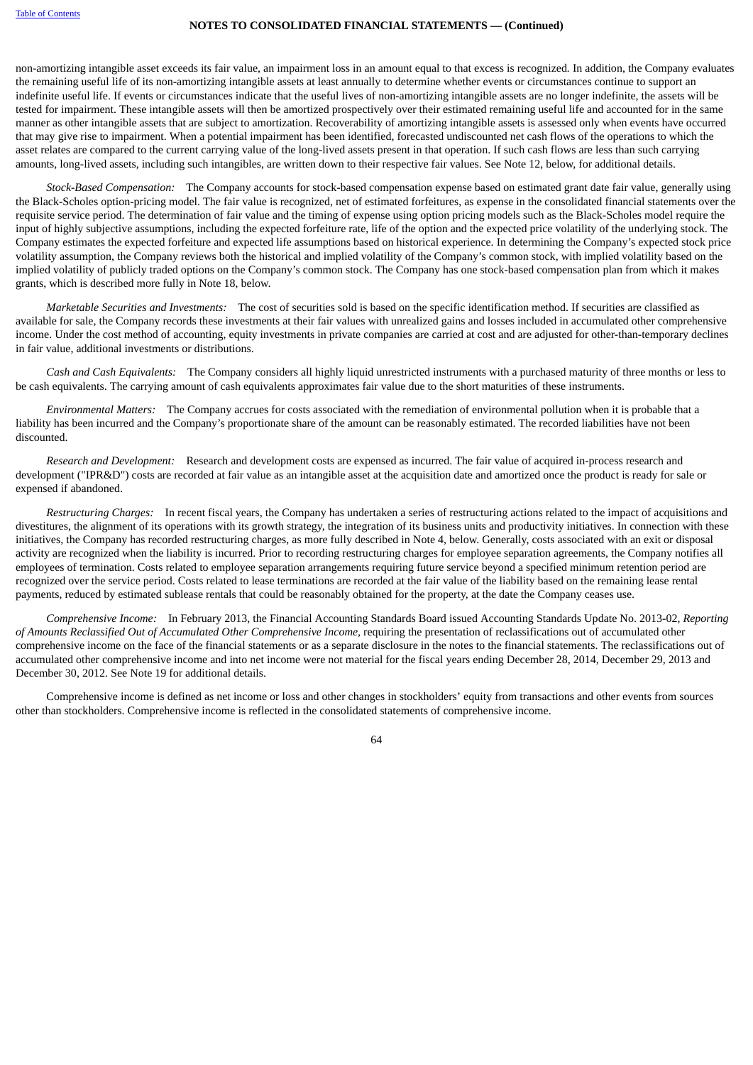non-amortizing intangible asset exceeds its fair value, an impairment loss in an amount equal to that excess is recognized. In addition, the Company evaluates the remaining useful life of its non-amortizing intangible assets at least annually to determine whether events or circumstances continue to support an indefinite useful life. If events or circumstances indicate that the useful lives of non-amortizing intangible assets are no longer indefinite, the assets will be tested for impairment. These intangible assets will then be amortized prospectively over their estimated remaining useful life and accounted for in the same manner as other intangible assets that are subject to amortization. Recoverability of amortizing intangible assets is assessed only when events have occurred that may give rise to impairment. When a potential impairment has been identified, forecasted undiscounted net cash flows of the operations to which the asset relates are compared to the current carrying value of the long-lived assets present in that operation. If such cash flows are less than such carrying amounts, long-lived assets, including such intangibles, are written down to their respective fair values. See Note 12, below, for additional details.

*Stock-Based Compensation:* The Company accounts for stock-based compensation expense based on estimated grant date fair value, generally using the Black-Scholes option-pricing model. The fair value is recognized, net of estimated forfeitures, as expense in the consolidated financial statements over the requisite service period. The determination of fair value and the timing of expense using option pricing models such as the Black-Scholes model require the input of highly subjective assumptions, including the expected forfeiture rate, life of the option and the expected price volatility of the underlying stock. The Company estimates the expected forfeiture and expected life assumptions based on historical experience. In determining the Company's expected stock price volatility assumption, the Company reviews both the historical and implied volatility of the Company's common stock, with implied volatility based on the implied volatility of publicly traded options on the Company's common stock. The Company has one stock-based compensation plan from which it makes grants, which is described more fully in Note 18, below.

*Marketable Securities and Investments:* The cost of securities sold is based on the specific identification method. If securities are classified as available for sale, the Company records these investments at their fair values with unrealized gains and losses included in accumulated other comprehensive income. Under the cost method of accounting, equity investments in private companies are carried at cost and are adjusted for other-than-temporary declines in fair value, additional investments or distributions.

*Cash and Cash Equivalents:* The Company considers all highly liquid unrestricted instruments with a purchased maturity of three months or less to be cash equivalents. The carrying amount of cash equivalents approximates fair value due to the short maturities of these instruments.

*Environmental Matters:* The Company accrues for costs associated with the remediation of environmental pollution when it is probable that a liability has been incurred and the Company's proportionate share of the amount can be reasonably estimated. The recorded liabilities have not been discounted.

*Research and Development:* Research and development costs are expensed as incurred. The fair value of acquired in-process research and development ("IPR&D") costs are recorded at fair value as an intangible asset at the acquisition date and amortized once the product is ready for sale or expensed if abandoned.

*Restructuring Charges:* In recent fiscal years, the Company has undertaken a series of restructuring actions related to the impact of acquisitions and divestitures, the alignment of its operations with its growth strategy, the integration of its business units and productivity initiatives. In connection with these initiatives, the Company has recorded restructuring charges, as more fully described in Note 4, below. Generally, costs associated with an exit or disposal activity are recognized when the liability is incurred. Prior to recording restructuring charges for employee separation agreements, the Company notifies all employees of termination. Costs related to employee separation arrangements requiring future service beyond a specified minimum retention period are recognized over the service period. Costs related to lease terminations are recorded at the fair value of the liability based on the remaining lease rental payments, reduced by estimated sublease rentals that could be reasonably obtained for the property, at the date the Company ceases use.

*Comprehensive Income:* In February 2013, the Financial Accounting Standards Board issued Accounting Standards Update No. 2013-02, *Reporting of Amounts Reclassified Out of Accumulated Other Comprehensive Income*, requiring the presentation of reclassifications out of accumulated other comprehensive income on the face of the financial statements or as a separate disclosure in the notes to the financial statements. The reclassifications out of accumulated other comprehensive income and into net income were not material for the fiscal years ending December 28, 2014, December 29, 2013 and December 30, 2012. See Note 19 for additional details.

Comprehensive income is defined as net income or loss and other changes in stockholders' equity from transactions and other events from sources other than stockholders. Comprehensive income is reflected in the consolidated statements of comprehensive income.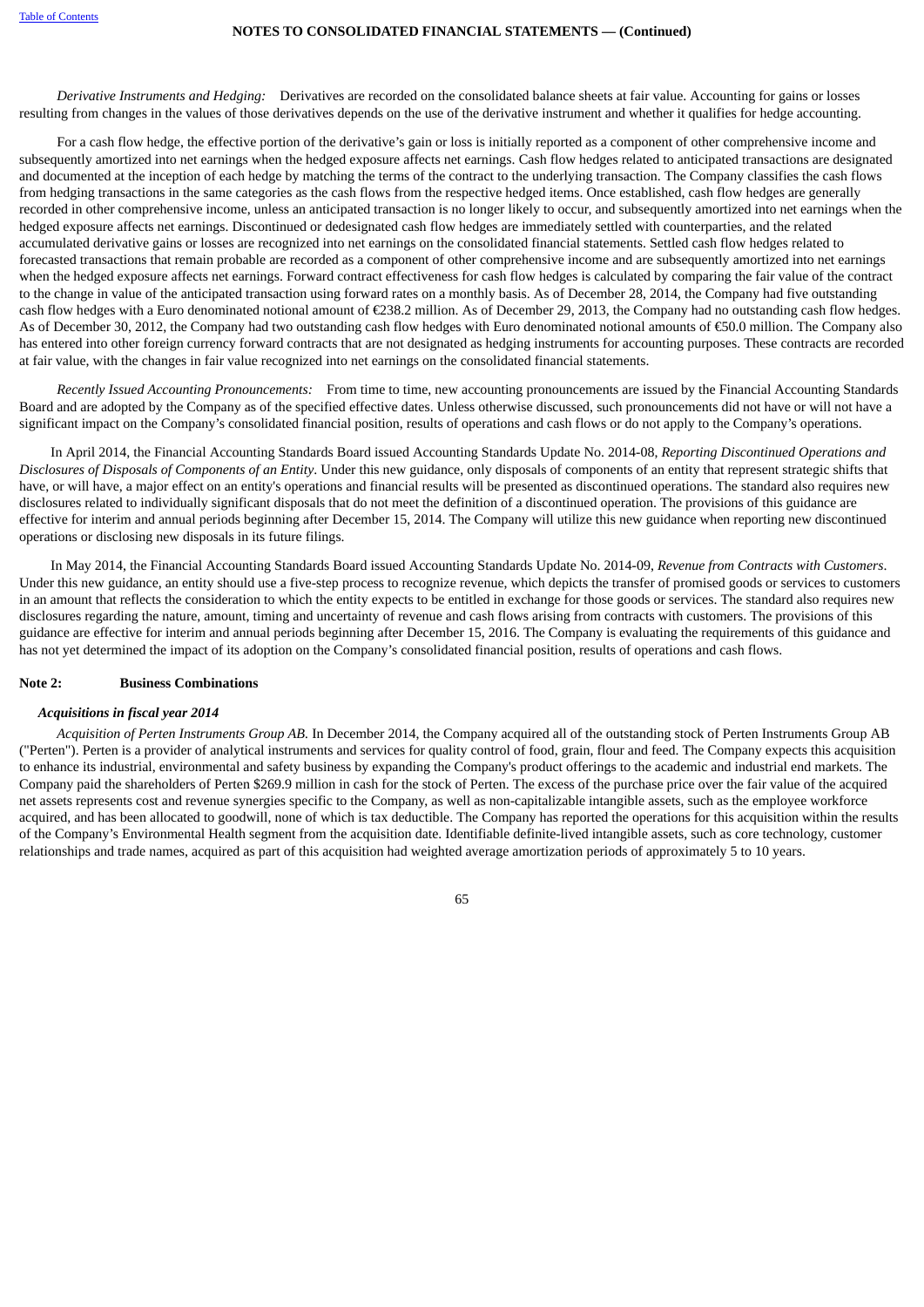*Derivative Instruments and Hedging:* Derivatives are recorded on the consolidated balance sheets at fair value. Accounting for gains or losses resulting from changes in the values of those derivatives depends on the use of the derivative instrument and whether it qualifies for hedge accounting.

For a cash flow hedge, the effective portion of the derivative's gain or loss is initially reported as a component of other comprehensive income and subsequently amortized into net earnings when the hedged exposure affects net earnings. Cash flow hedges related to anticipated transactions are designated and documented at the inception of each hedge by matching the terms of the contract to the underlying transaction. The Company classifies the cash flows from hedging transactions in the same categories as the cash flows from the respective hedged items. Once established, cash flow hedges are generally recorded in other comprehensive income, unless an anticipated transaction is no longer likely to occur, and subsequently amortized into net earnings when the hedged exposure affects net earnings. Discontinued or dedesignated cash flow hedges are immediately settled with counterparties, and the related accumulated derivative gains or losses are recognized into net earnings on the consolidated financial statements. Settled cash flow hedges related to forecasted transactions that remain probable are recorded as a component of other comprehensive income and are subsequently amortized into net earnings when the hedged exposure affects net earnings. Forward contract effectiveness for cash flow hedges is calculated by comparing the fair value of the contract to the change in value of the anticipated transaction using forward rates on a monthly basis. As of December 28, 2014, the Company had five outstanding cash flow hedges with a Euro denominated notional amount of €238.2 million. As of December 29, 2013, the Company had no outstanding cash flow hedges. As of December 30, 2012, the Company had two outstanding cash flow hedges with Euro denominated notional amounts of €50.0 million. The Company also has entered into other foreign currency forward contracts that are not designated as hedging instruments for accounting purposes. These contracts are recorded at fair value, with the changes in fair value recognized into net earnings on the consolidated financial statements.

*Recently Issued Accounting Pronouncements:* From time to time, new accounting pronouncements are issued by the Financial Accounting Standards Board and are adopted by the Company as of the specified effective dates. Unless otherwise discussed, such pronouncements did not have or will not have a significant impact on the Company's consolidated financial position, results of operations and cash flows or do not apply to the Company's operations.

In April 2014, the Financial Accounting Standards Board issued Accounting Standards Update No. 2014-08, *Reporting Discontinued Operations and Disclosures of Disposals of Components of an Entity*. Under this new guidance, only disposals of components of an entity that represent strategic shifts that have, or will have, a major effect on an entity's operations and financial results will be presented as discontinued operations. The standard also requires new disclosures related to individually significant disposals that do not meet the definition of a discontinued operation. The provisions of this guidance are effective for interim and annual periods beginning after December 15, 2014. The Company will utilize this new guidance when reporting new discontinued operations or disclosing new disposals in its future filings.

In May 2014, the Financial Accounting Standards Board issued Accounting Standards Update No. 2014-09, *Revenue from Contracts with Customers*. Under this new guidance, an entity should use a five-step process to recognize revenue, which depicts the transfer of promised goods or services to customers in an amount that reflects the consideration to which the entity expects to be entitled in exchange for those goods or services. The standard also requires new disclosures regarding the nature, amount, timing and uncertainty of revenue and cash flows arising from contracts with customers. The provisions of this guidance are effective for interim and annual periods beginning after December 15, 2016. The Company is evaluating the requirements of this guidance and has not yet determined the impact of its adoption on the Company's consolidated financial position, results of operations and cash flows.

## Note 2: Business Combinations

### *Acquisitions in fiscal year 2014*

*Acquisition of Perten Instruments Group AB.* In December 2014, the Company acquired all of the outstanding stock of Perten Instruments Group AB ("Perten"). Perten is a provider of analytical instruments and services for quality control of food, grain, flour and feed. The Company expects this acquisition to enhance its industrial, environmental and safety business by expanding the Company's product offerings to the academic and industrial end markets. The Company paid the shareholders of Perten $269.9 million in cash for the stock of Perten. The excess of the purchase price over the fair value of the acquired net assets represents cost and revenue synergies specific to the Company, as well as non-capitalizable intangible assets, such as the employee workforce acquired, and has been allocated to goodwill, none of which is tax deductible. The Company has reported the operations for this acquisition within the results of the Company's Environmental Health segment from the acquisition date. Identifiable definite-lived intangible assets, such as core technology, customer relationships and trade names, acquired as part of this acquisition had weighted average amortization periods of approximately 5 to 10 years.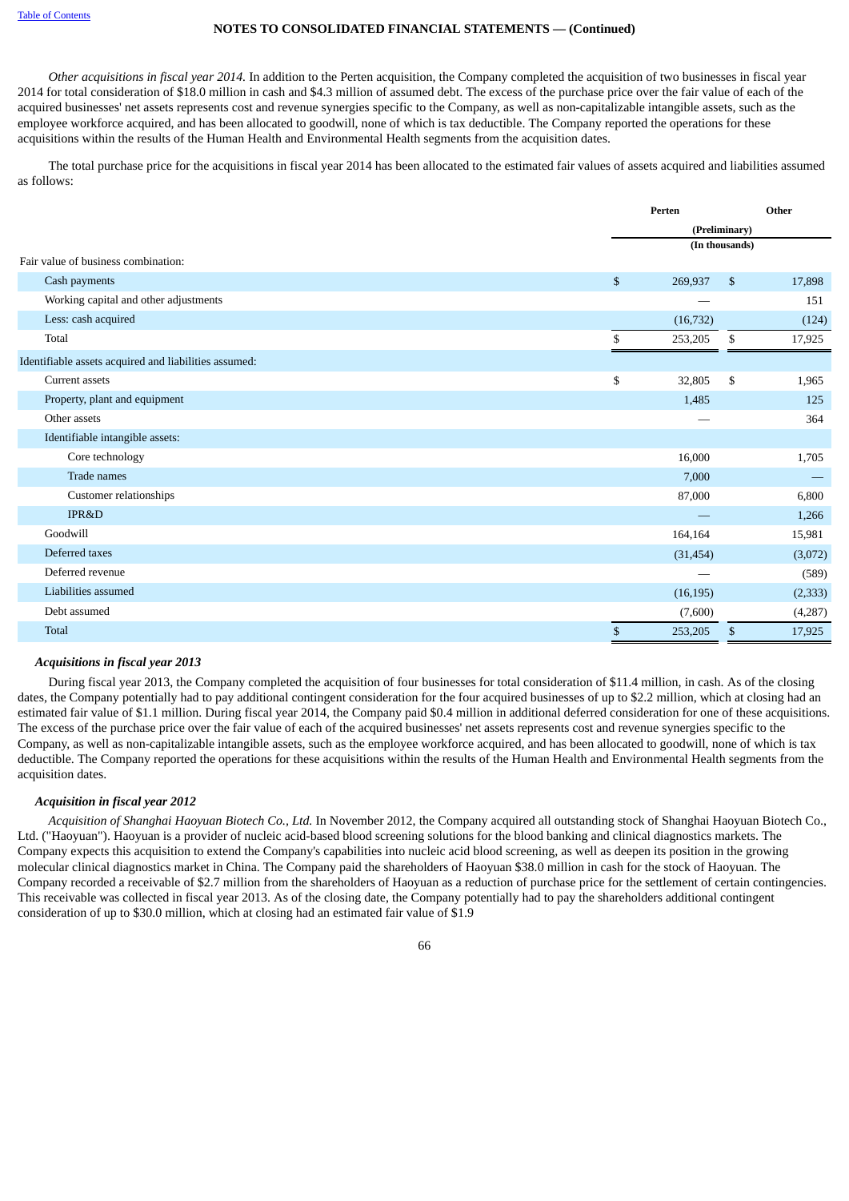*Other acquisitions in fiscal year 2014.* In addition to the Perten acquisition, the Company completed the acquisition of two businesses in fiscal year 2014 for total consideration of $18.0 million in cash and $4.3 million of assumed debt. The excess of the purchase price over the fair value of each of the acquired businesses' net assets represents cost and revenue synergies specific to the Company, as well as non-capitalizable intangible assets, such as the employee workforce acquired, and has been allocated to goodwill, none of which is tax deductible. The Company reported the operations for these acquisitions within the results of the Human Health and Environmental Health segments from the acquisition dates.

The total purchase price for the acquisitions in fiscal year 2014 has been allocated to the estimated fair values of assets acquired and liabilities assumed as follows:

| | Perten | Other |
|---|---|---|
| | (Preliminary) | |
| | (In thousands) | |
| Fair value of business combination: | | |
| Cash payments | $ 269,937 | $ 17,898 |
| Working capital and other adjustments | — | 151 |
| Less: cash acquired | (16,732) | (124) |
| Total | $ 253,205 | $ 17,925 |
| Identifiable assets acquired and liabilities assumed: | | |
| Current assets | $ 32,805 | $ 1,965 |
| Property, plant and equipment | 1,485 | 125 |
| Other assets | — | 364 |
| Identifiable intangible assets: | | |
| Core technology | 16,000 | 1,705 |
| Trade names | 7,000 | — |
| Customer relationships | 87,000 | 6,800 |
| IPR&D | — | 1,266 |
| Goodwill | 164,164 | 15,981 |
| Deferred taxes | (31,454) | (3,072) |
| Deferred revenue | — | (589) |
| Liabilities assumed | (16,195) | (2,333) |
| Debt assumed | (7,600) | (4,287) |
| Total | $ 253,205 | $ 17,925 |

### *Acquisitions in fiscal year 2013*

During fiscal year 2013, the Company completed the acquisition of four businesses for total consideration of $11.4 million, in cash. As of the closing dates, the Company potentially had to pay additional contingent consideration for the four acquired businesses of up to $2.2 million, which at closing had an estimated fair value of $1.1 million. During fiscal year 2014, the Company paid $0.4 million in additional deferred consideration for one of these acquisitions. The excess of the purchase price over the fair value of each of the acquired businesses' net assets represents cost and revenue synergies specific to the Company, as well as non-capitalizable intangible assets, such as the employee workforce acquired, and has been allocated to goodwill, none of which is tax deductible. The Company reported the operations for these acquisitions within the results of the Human Health and Environmental Health segments from the acquisition dates.

### *Acquisition in fiscal year 2012*

*Acquisition of Shanghai Haoyuan Biotech Co., Ltd.* In November 2012, the Company acquired all outstanding stock of Shanghai Haoyuan Biotech Co., Ltd. ("Haoyuan"). Haoyuan is a provider of nucleic acid-based blood screening solutions for the blood banking and clinical diagnostics markets. The Company expects this acquisition to extend the Company's capabilities into nucleic acid blood screening, as well as deepen its position in the growing molecular clinical diagnostics market in China. The Company paid the shareholders of Haoyuan $38.0 million in cash for the stock of Haoyuan. The Company recorded a receivable of $2.7 million from the shareholders of Haoyuan as a reduction of purchase price for the settlement of certain contingencies. This receivable was collected in fiscal year 2013. As of the closing date, the Company potentially had to pay the shareholders additional contingent consideration of up to $30.0 million, which at closing had an estimated fair value of $1.9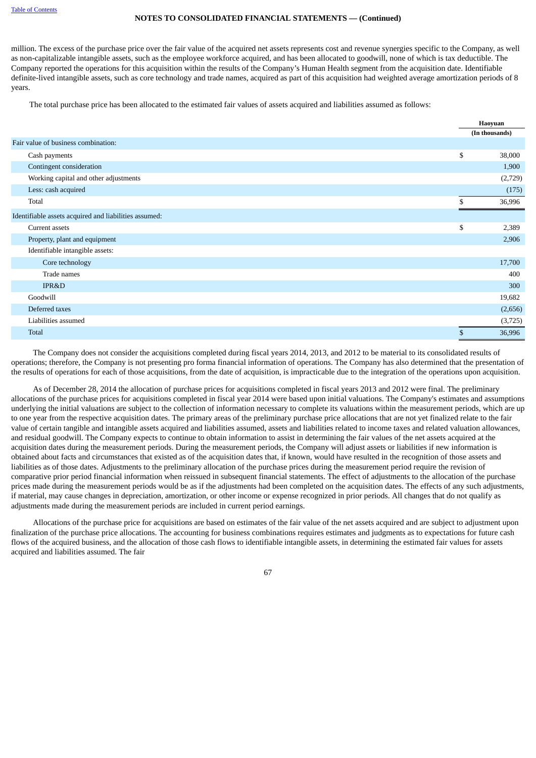million. The excess of the purchase price over the fair value of the acquired net assets represents cost and revenue synergies specific to the Company, as well as non-capitalizable intangible assets, such as the employee workforce acquired, and has been allocated to goodwill, none of which is tax deductible. The Company reported the operations for this acquisition within the results of the Company's Human Health segment from the acquisition date. Identifiable definite-lived intangible assets, such as core technology and trade names, acquired as part of this acquisition had weighted average amortization periods of 8 years.

The total purchase price has been allocated to the estimated fair values of assets acquired and liabilities assumed as follows:

| | Haoyuan |
|---|---|
| | (In thousands) |
| Fair value of business combination: | |
| Cash payments | $ 38,000 |
| Contingent consideration | 1,900 |
| Working capital and other adjustments | (2,729) |
| Less: cash acquired | (175) |
| Total | $ 36,996 |
| Identifiable assets acquired and liabilities assumed: | |
| Current assets | $ 2,389 |
| Property, plant and equipment | 2,906 |
| Identifiable intangible assets: | |
| Core technology | 17,700 |
| Trade names | 400 |
| IPR&D | 300 |
| Goodwill | 19,682 |
| Deferred taxes | (2,656) |
| Liabilities assumed | (3,725) |
| Total | $ 36,996 |

The Company does not consider the acquisitions completed during fiscal years 2014, 2013, and 2012 to be material to its consolidated results of operations; therefore, the Company is not presenting pro forma financial information of operations. The Company has also determined that the presentation of the results of operations for each of those acquisitions, from the date of acquisition, is impracticable due to the integration of the operations upon acquisition.

As of December 28, 2014 the allocation of purchase prices for acquisitions completed in fiscal years 2013 and 2012 were final. The preliminary allocations of the purchase prices for acquisitions completed in fiscal year 2014 were based upon initial valuations. The Company's estimates and assumptions underlying the initial valuations are subject to the collection of information necessary to complete its valuations within the measurement periods, which are up to one year from the respective acquisition dates. The primary areas of the preliminary purchase price allocations that are not yet finalized relate to the fair value of certain tangible and intangible assets acquired and liabilities assumed, assets and liabilities related to income taxes and related valuation allowances, and residual goodwill. The Company expects to continue to obtain information to assist in determining the fair values of the net assets acquired at the acquisition dates during the measurement periods. During the measurement periods, the Company will adjust assets or liabilities if new information is obtained about facts and circumstances that existed as of the acquisition dates that, if known, would have resulted in the recognition of those assets and liabilities as of those dates. Adjustments to the preliminary allocation of the purchase prices during the measurement period require the revision of comparative prior period financial information when reissued in subsequent financial statements. The effect of adjustments to the allocation of the purchase prices made during the measurement periods would be as if the adjustments had been completed on the acquisition dates. The effects of any such adjustments, if material, may cause changes in depreciation, amortization, or other income or expense recognized in prior periods. All changes that do not qualify as adjustments made during the measurement periods are included in current period earnings.

Allocations of the purchase price for acquisitions are based on estimates of the fair value of the net assets acquired and are subject to adjustment upon finalization of the purchase price allocations. The accounting for business combinations requires estimates and judgments as to expectations for future cash flows of the acquired business, and the allocation of those cash flows to identifiable intangible assets, in determining the estimated fair values for assets acquired and liabilities assumed. The fair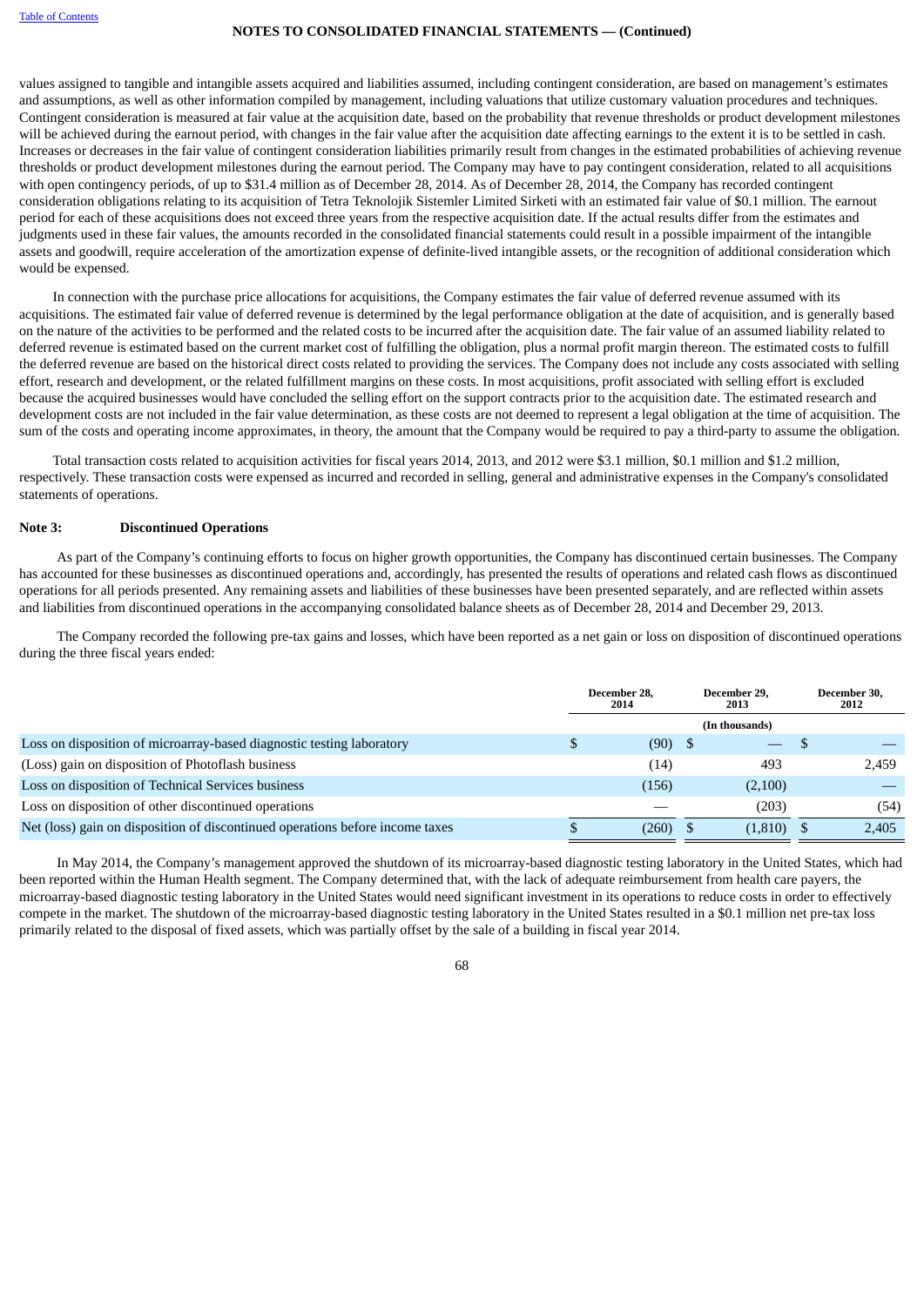values assigned to tangible and intangible assets acquired and liabilities assumed, including contingent consideration, are based on management's estimates and assumptions, as well as other information compiled by management, including valuations that utilize customary valuation procedures and techniques. Contingent consideration is measured at fair value at the acquisition date, based on the probability that revenue thresholds or product development milestones will be achieved during the earnout period, with changes in the fair value after the acquisition date affecting earnings to the extent it is to be settled in cash. Increases or decreases in the fair value of contingent consideration liabilities primarily result from changes in the estimated probabilities of achieving revenue thresholds or product development milestones during the earnout period. The Company may have to pay contingent consideration, related to all acquisitions with open contingency periods, of up to $31.4 million as of December 28, 2014. As of December 28, 2014, the Company has recorded contingent consideration obligations relating to its acquisition of Tetra Teknolojik Sistemler Limited Sirketi with an estimated fair value of $0.1 million. The earnout period for each of these acquisitions does not exceed three years from the respective acquisition date. If the actual results differ from the estimates and judgments used in these fair values, the amounts recorded in the consolidated financial statements could result in a possible impairment of the intangible assets and goodwill, require acceleration of the amortization expense of definite-lived intangible assets, or the recognition of additional consideration which would be expensed.

In connection with the purchase price allocations for acquisitions, the Company estimates the fair value of deferred revenue assumed with its acquisitions. The estimated fair value of deferred revenue is determined by the legal performance obligation at the date of acquisition, and is generally based on the nature of the activities to be performed and the related costs to be incurred after the acquisition date. The fair value of an assumed liability related to deferred revenue is estimated based on the current market cost of fulfilling the obligation, plus a normal profit margin thereon. The estimated costs to fulfill the deferred revenue are based on the historical direct costs related to providing the services. The Company does not include any costs associated with selling effort, research and development, or the related fulfillment margins on these costs. In most acquisitions, profit associated with selling effort is excluded because the acquired businesses would have concluded the selling effort on the support contracts prior to the acquisition date. The estimated research and development costs are not included in the fair value determination, as these costs are not deemed to represent a legal obligation at the time of acquisition. The sum of the costs and operating income approximates, in theory, the amount that the Company would be required to pay a third-party to assume the obligation.

Total transaction costs related to acquisition activities for fiscal years 2014, 2013, and 2012 were $3.1 million, $0.1 million and $1.2 million, respectively. These transaction costs were expensed as incurred and recorded in selling, general and administrative expenses in the Company's consolidated statements of operations.

## Note 3: Discontinued Operations

As part of the Company's continuing efforts to focus on higher growth opportunities, the Company has discontinued certain businesses. The Company has accounted for these businesses as discontinued operations and, accordingly, has presented the results of operations and related cash flows as discontinued operations for all periods presented. Any remaining assets and liabilities of these businesses have been presented separately, and are reflected within assets and liabilities from discontinued operations in the accompanying consolidated balance sheets as of December 28, 2014 and December 29, 2013.

The Company recorded the following pre-tax gains and losses, which have been reported as a net gain or loss on disposition of discontinued operations during the three fiscal years ended:

| | December 28, 2014 | December 29, 2013 | December 30, 2012 |
|---|---|---|---|
| | | (In thousands) | |
| Loss on disposition of microarray-based diagnostic testing laboratory | $ (90) | $ — | $ — |
| (Loss) gain on disposition of Photoflash business | (14) | 493 | 2,459 |
| Loss on disposition of Technical Services business | (156) | (2,100) | — |
| Loss on disposition of other discontinued operations | — | (203) | (54) |
| Net (loss) gain on disposition of discontinued operations before income taxes | $ (260) | $ (1,810) | $ 2,405 |

In May 2014, the Company's management approved the shutdown of its microarray-based diagnostic testing laboratory in the United States, which had been reported within the Human Health segment. The Company determined that, with the lack of adequate reimbursement from health care payers, the microarray-based diagnostic testing laboratory in the United States would need significant investment in its operations to reduce costs in order to effectively compete in the market. The shutdown of the microarray-based diagnostic testing laboratory in the United States resulted in a $0.1 million net pre-tax loss primarily related to the disposal of fixed assets, which was partially offset by the sale of a building in fiscal year 2014.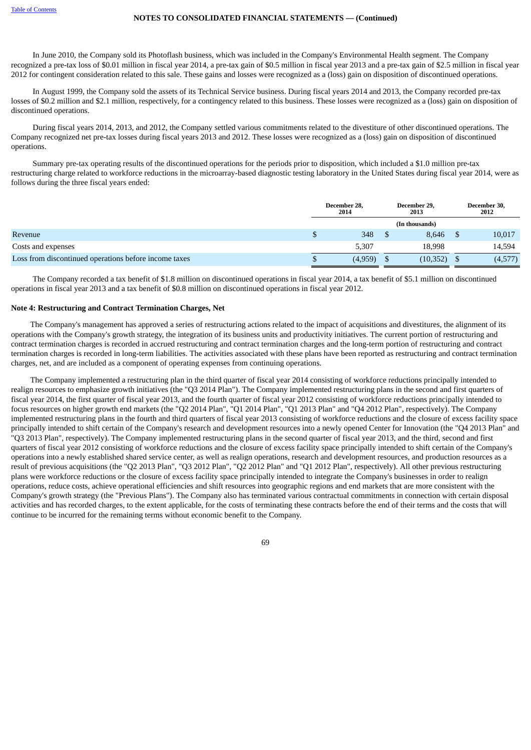In June 2010, the Company sold its Photoflash business, which was included in the Company's Environmental Health segment. The Company recognized a pre-tax loss of $0.01 million in fiscal year 2014, a pre-tax gain of $0.5 million in fiscal year 2013 and a pre-tax gain of $2.5 million in fiscal year 2012 for contingent consideration related to this sale. These gains and losses were recognized as a (loss) gain on disposition of discontinued operations.

In August 1999, the Company sold the assets of its Technical Service business. During fiscal years 2014 and 2013, the Company recorded pre-tax losses of $0.2 million and $2.1 million, respectively, for a contingency related to this business. These losses were recognized as a (loss) gain on disposition of discontinued operations.

During fiscal years 2014, 2013, and 2012, the Company settled various commitments related to the divestiture of other discontinued operations. The Company recognized net pre-tax losses during fiscal years 2013 and 2012. These losses were recognized as a (loss) gain on disposition of discontinued operations.

Summary pre-tax operating results of the discontinued operations for the periods prior to disposition, which included a $1.0 million pre-tax restructuring charge related to workforce reductions in the microarray-based diagnostic testing laboratory in the United States during fiscal year 2014, were as follows during the three fiscal years ended:

| | December 28, 2014 | December 29, 2013 | December 30, 2012 |
|---|---|---|---|
| | | (In thousands) | |
| Revenue | $ 348 | $ 8,646 | $ 10,017 |
| Costs and expenses | 5,307 | 18,998 | 14,594 |
| Loss from discontinued operations before income taxes | $ (4,959) | $ (10,352) | $ (4,577) |

The Company recorded a tax benefit of $1.8 million on discontinued operations in fiscal year 2014, a tax benefit of $5.1 million on discontinued operations in fiscal year 2013 and a tax benefit of $0.8 million on discontinued operations in fiscal year 2012.

**Note 4: Restructuring and Contract Termination Charges, Net**

The Company's management has approved a series of restructuring actions related to the impact of acquisitions and divestitures, the alignment of its operations with the Company's growth strategy, the integration of its business units and productivity initiatives. The current portion of restructuring and contract termination charges is recorded in accrued restructuring and contract termination charges and the long-term portion of restructuring and contract termination charges is recorded in long-term liabilities. The activities associated with these plans have been reported as restructuring and contract termination charges, net, and are included as a component of operating expenses from continuing operations.

The Company implemented a restructuring plan in the third quarter of fiscal year 2014 consisting of workforce reductions principally intended to realign resources to emphasize growth initiatives (the "Q3 2014 Plan"). The Company implemented restructuring plans in the second and first quarters of fiscal year 2014, the first quarter of fiscal year 2013, and the fourth quarter of fiscal year 2012 consisting of workforce reductions principally intended to focus resources on higher growth end markets (the "Q2 2014 Plan", "Q1 2014 Plan", "Q1 2013 Plan" and "Q4 2012 Plan", respectively). The Company implemented restructuring plans in the fourth and third quarters of fiscal year 2013 consisting of workforce reductions and the closure of excess facility space principally intended to shift certain of the Company's research and development resources into a newly opened Center for Innovation (the "Q4 2013 Plan" and "Q3 2013 Plan", respectively). The Company implemented restructuring plans in the second quarter of fiscal year 2013, and the third, second and first quarters of fiscal year 2012 consisting of workforce reductions and the closure of excess facility space principally intended to shift certain of the Company's operations into a newly established shared service center, as well as realign operations, research and development resources, and production resources as a result of previous acquisitions (the "Q2 2013 Plan", "Q3 2012 Plan", "Q2 2012 Plan" and "Q1 2012 Plan", respectively). All other previous restructuring plans were workforce reductions or the closure of excess facility space principally intended to integrate the Company's businesses in order to realign operations, reduce costs, achieve operational efficiencies and shift resources into geographic regions and end markets that are more consistent with the Company's growth strategy (the "Previous Plans"). The Company also has terminated various contractual commitments in connection with certain disposal activities and has recorded charges, to the extent applicable, for the costs of terminating these contracts before the end of their terms and the costs that will continue to be incurred for the remaining terms without economic benefit to the Company.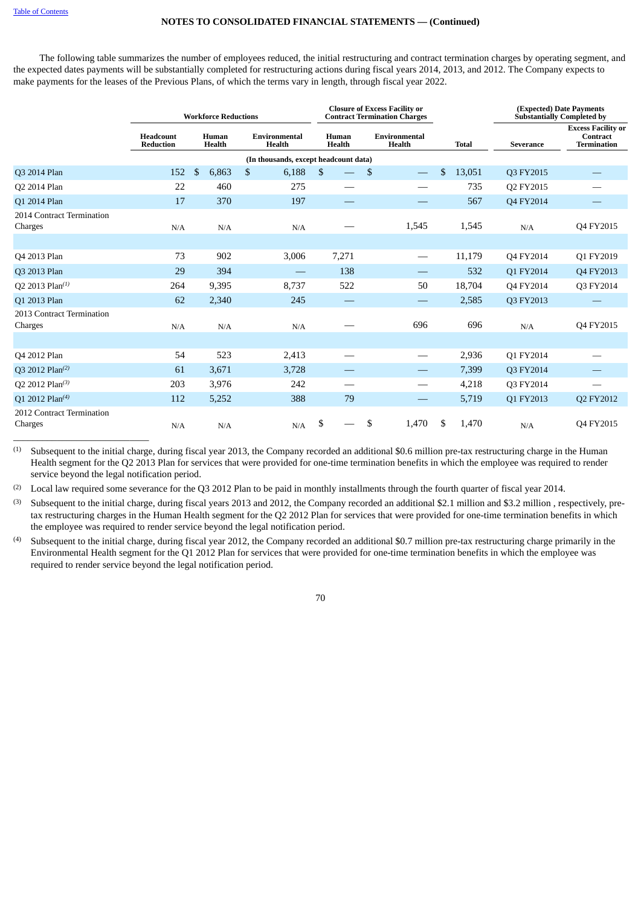NOTES TO CONSOLIDATED FINANCIAL STATEMENTS — (Continued)

The following table summarizes the number of employees reduced, the initial restructuring and contract termination charges by operating segment, and the expected dates payments will be substantially completed for restructuring actions during fiscal years 2014, 2013, and 2012. The Company expects to make payments for the leases of the Previous Plans, of which the terms vary in length, through fiscal year 2022.

| | Workforce Reductions | | | Closure of Excess Facility or Contract Termination Charges | | | (Expected) Date Payments Substantially Completed by | |
|---|---|---|---|---|---|---|---|---|
| | Headcount Reduction | Human Health | Environmental Health | Human Health | Environmental Health | Total | Severance | Excess Facility or Contract Termination |
| | (In thousands, except headcount data) | | | | | | | |
| Q3 2014 Plan | 152 | $ 6,863 | $ 6,188 | $ — | $ — | $ 13,051 | Q3 FY2015 | — |
| Q2 2014 Plan | 22 | 460 | 275 | — | — | 735 | Q2 FY2015 | — |
| Q1 2014 Plan | 17 | 370 | 197 | — | — | 567 | Q4 FY2014 | — |
| 2014 Contract Termination Charges | N/A | N/A | N/A | — | 1,545 | 1,545 | N/A | Q4 FY2015 |
| | | | | | | | | |
| Q4 2013 Plan | 73 | 902 | 3,006 | 7,271 | — | 11,179 | Q4 FY2014 | Q1 FY2019 |
| Q3 2013 Plan | 29 | 394 | — | 138 | — | 532 | Q1 FY2014 | Q4 FY2013 |
| Q2 2013 Plan[(1)] | 264 | 9,395 | 8,737 | 522 | 50 | 18,704 | Q4 FY2014 | Q3 FY2014 |
| Q1 2013 Plan | 62 | 2,340 | 245 | — | — | 2,585 | Q3 FY2013 | — |
| 2013 Contract Termination Charges | N/A | N/A | N/A | — | 696 | 696 | N/A | Q4 FY2015 |
| | | | | | | | | |
| Q4 2012 Plan | 54 | 523 | 2,413 | — | — | 2,936 | Q1 FY2014 | — |
| Q3 2012 Plan[(2)] | 61 | 3,671 | 3,728 | — | — | 7,399 | Q3 FY2014 | — |
| Q2 2012 Plan[(3)] | 203 | 3,976 | 242 | — | — | 4,218 | Q3 FY2014 | — |
| Q1 2012 Plan[(4)] | 112 | 5,252 | 388 | 79 | — | 5,719 | Q1 FY2013 | Q2 FY2012 |
| 2012 Contract Termination Charges | N/A | N/A | N/A | $ — | $ 1,470 | $ 1,470 | N/A | Q4 FY2015 |

(1) Subsequent to the initial charge, during fiscal year 2013, the Company recorded an additional $0.6 million pre-tax restructuring charge in the Human Health segment for the Q2 2013 Plan for services that were provided for one-time termination benefits in which the employee was required to render service beyond the legal notification period.

(2) Local law required some severance for the Q3 2012 Plan to be paid in monthly installments through the fourth quarter of fiscal year 2014.

(3) Subsequent to the initial charge, during fiscal years 2013 and 2012, the Company recorded an additional $2.1 million and $3.2 million , respectively, pre-tax restructuring charges in the Human Health segment for the Q2 2012 Plan for services that were provided for one-time termination benefits in which the employee was required to render service beyond the legal notification period.

(4) Subsequent to the initial charge, during fiscal year 2012, the Company recorded an additional $0.7 million pre-tax restructuring charge primarily in the Environmental Health segment for the Q1 2012 Plan for services that were provided for one-time termination benefits in which the employee was required to render service beyond the legal notification period.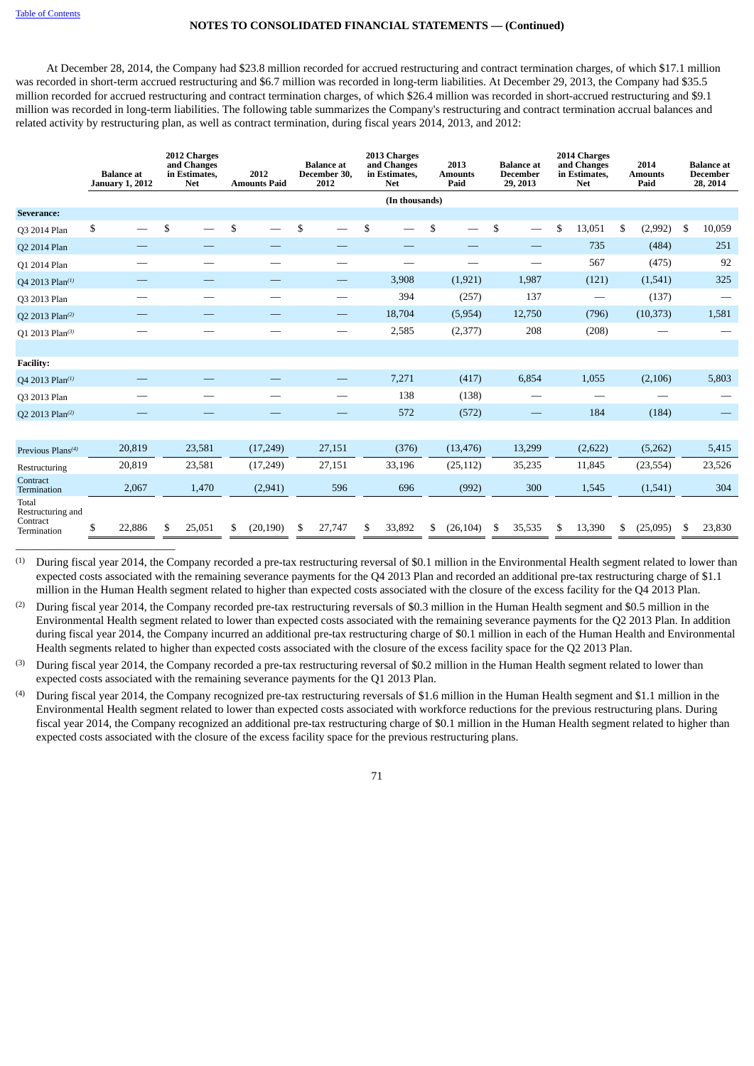NOTES TO CONSOLIDATED FINANCIAL STATEMENTS — (Continued)

At December 28, 2014, the Company had $23.8 million recorded for accrued restructuring and contract termination charges, of which $17.1 million was recorded in short-term accrued restructuring and $6.7 million was recorded in long-term liabilities. At December 29, 2013, the Company had $35.5 million recorded for accrued restructuring and contract termination charges, of which $26.4 million was recorded in short-accrued restructuring and $9.1 million was recorded in long-term liabilities. The following table summarizes the Company's restructuring and contract termination accrual balances and related activity by restructuring plan, as well as contract termination, during fiscal years 2014, 2013, and 2012:

| | Balance at January 1, 2012 | 2012 Charges and Changes in Estimates, Net | 2012 Amounts Paid | Balance at December 30, 2012 | 2013 Charges and Changes in Estimates, Net | 2013 Amounts Paid | Balance at December 29, 2013 | 2014 Charges and Changes in Estimates, Net | 2014 Amounts Paid | Balance at December 28, 2014 |
|---|---|---|---|---|---|---|---|---|---|---|
| | | | | | (In thousands) | | | | | |
| **Severance:** | | | | | | | | | | |
| Q3 2014 Plan | $ — | $ — | $ — | $ — | $ — | $ — | $ — | $ 13,051 | $ (2,992) | $ 10,059 |
| Q2 2014 Plan | — | — | — | — | — | — | — | 735 | (484) | 251 |
| Q1 2014 Plan | — | — | — | — | — | — | — | 567 | (475) | 92 |
| Q4 2013 Plan(1) | — | — | — | — | 3,908 | (1,921) | 1,987 | (121) | (1,541) | 325 |
| Q3 2013 Plan | — | — | — | — | 394 | (257) | 137 | — | (137) | — |
| Q2 2013 Plan(2) | — | — | — | — | 18,704 | (5,954) | 12,750 | (796) | (10,373) | 1,581 |
| Q1 2013 Plan(3) | — | — | — | — | 2,585 | (2,377) | 208 | (208) | — | — |
| **Facility:** | | | | | | | | | | |
| Q4 2013 Plan(1) | — | — | — | — | 7,271 | (417) | 6,854 | 1,055 | (2,106) | 5,803 |
| Q3 2013 Plan | — | — | — | — | 138 | (138) | — | — | — | — |
| Q2 2013 Plan(2) | — | — | — | — | 572 | (572) | — | 184 | (184) | — |
| Previous Plans(4) | 20,819 | 23,581 | (17,249) | 27,151 | (376) | (13,476) | 13,299 | (2,622) | (5,262) | 5,415 |
| Restructuring | 20,819 | 23,581 | (17,249) | 27,151 | 33,196 | (25,112) | 35,235 | 11,845 | (23,554) | 23,526 |
| Contract Termination | 2,067 | 1,470 | (2,941) | 596 | 696 | (992) | 300 | 1,545 | (1,541) | 304 |
| Total Restructuring and Contract Termination | $ 22,886 | $ 25,051 | $ (20,190) | $ 27,747 | $ 33,892 | $ (26,104) | $ 35,535 | $ 13,390 | $ (25,095) | $ 23,830 |

(1) During fiscal year 2014, the Company recorded a pre-tax restructuring reversal of $0.1 million in the Environmental Health segment related to lower than expected costs associated with the remaining severance payments for the Q4 2013 Plan and recorded an additional pre-tax restructuring charge of $1.1 million in the Human Health segment related to higher than expected costs associated with the closure of the excess facility for the Q4 2013 Plan.

(2) During fiscal year 2014, the Company recorded pre-tax restructuring reversals of $0.3 million in the Human Health segment and $0.5 million in the Environmental Health segment related to lower than expected costs associated with the remaining severance payments for the Q2 2013 Plan. In addition during fiscal year 2014, the Company incurred an additional pre-tax restructuring charge of $0.1 million in each of the Human Health and Environmental Health segments related to higher than expected costs associated with the closure of the excess facility space for the Q2 2013 Plan.

(3) During fiscal year 2014, the Company recorded a pre-tax restructuring reversal of $0.2 million in the Human Health segment related to lower than expected costs associated with the remaining severance payments for the Q1 2013 Plan.

(4) During fiscal year 2014, the Company recognized pre-tax restructuring reversals of $1.6 million in the Human Health segment and $1.1 million in the Environmental Health segment related to lower than expected costs associated with workforce reductions for the previous restructuring plans. During fiscal year 2014, the Company recognized an additional pre-tax restructuring charge of $0.1 million in the Human Health segment related to higher than expected costs associated with the closure of the excess facility space for the previous restructuring plans.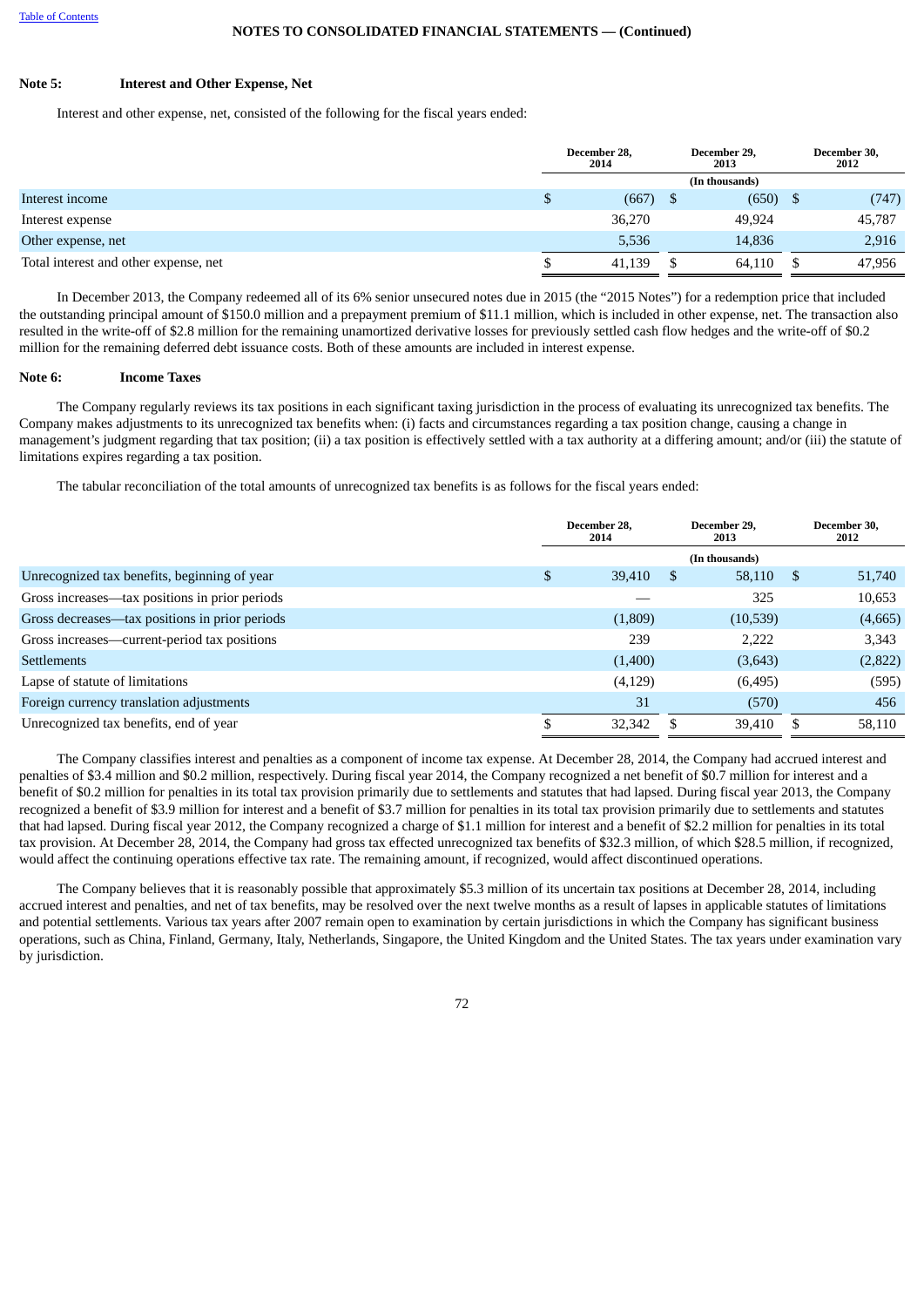NOTES TO CONSOLIDATED FINANCIAL STATEMENTS — (Continued)

**Note 5: Interest and Other Expense, Net**

Interest and other expense, net, consisted of the following for the fiscal years ended:

| | December 28, 2014 | December 29, 2013 | December 30, 2012 |
|---|---|---|---|
| | | (In thousands) | |
| Interest income | $ (667) | $ (650) | $ (747) |
| Interest expense | 36,270 | 49,924 | 45,787 |
| Other expense, net | 5,536 | 14,836 | 2,916 |
| Total interest and other expense, net | $ 41,139 | $ 64,110 | $ 47,956 |

In December 2013, the Company redeemed all of its 6% senior unsecured notes due in 2015 (the "2015 Notes") for a redemption price that included the outstanding principal amount of $150.0 million and a prepayment premium of $11.1 million, which is included in other expense, net. The transaction also resulted in the write-off of $2.8 million for the remaining unamortized derivative losses for previously settled cash flow hedges and the write-off of $0.2 million for the remaining deferred debt issuance costs. Both of these amounts are included in interest expense.

**Note 6: Income Taxes**

The Company regularly reviews its tax positions in each significant taxing jurisdiction in the process of evaluating its unrecognized tax benefits. The Company makes adjustments to its unrecognized tax benefits when: (i) facts and circumstances regarding a tax position change, causing a change in management's judgment regarding that tax position; (ii) a tax position is effectively settled with a tax authority at a differing amount; and/or (iii) the statute of limitations expires regarding a tax position.

The tabular reconciliation of the total amounts of unrecognized tax benefits is as follows for the fiscal years ended:

| | December 28, 2014 | December 29, 2013 | December 30, 2012 |
|---|---|---|---|
| | | (In thousands) | |
| Unrecognized tax benefits, beginning of year | $ 39,410 | $ 58,110 | $ 51,740 |
| Gross increases—tax positions in prior periods | — | 325 | 10,653 |
| Gross decreases—tax positions in prior periods | (1,809) | (10,539) | (4,665) |
| Gross increases—current-period tax positions | 239 | 2,222 | 3,343 |
| Settlements | (1,400) | (3,643) | (2,822) |
| Lapse of statute of limitations | (4,129) | (6,495) | (595) |
| Foreign currency translation adjustments | 31 | (570) | 456 |
| Unrecognized tax benefits, end of year | $ 32,342 | $ 39,410 | $ 58,110 |

The Company classifies interest and penalties as a component of income tax expense. At December 28, 2014, the Company had accrued interest and penalties of $3.4 million and $0.2 million, respectively. During fiscal year 2014, the Company recognized a net benefit of $0.7 million for interest and a benefit of $0.2 million for penalties in its total tax provision primarily due to settlements and statutes that had lapsed. During fiscal year 2013, the Company recognized a benefit of $3.9 million for interest and a benefit of $3.7 million for penalties in its total tax provision primarily due to settlements and statutes that had lapsed. During fiscal year 2012, the Company recognized a charge of $1.1 million for interest and a benefit of $2.2 million for penalties in its total tax provision. At December 28, 2014, the Company had gross tax effected unrecognized tax benefits of $32.3 million, of which $28.5 million, if recognized, would affect the continuing operations effective tax rate. The remaining amount, if recognized, would affect discontinued operations.

The Company believes that it is reasonably possible that approximately $5.3 million of its uncertain tax positions at December 28, 2014, including accrued interest and penalties, and net of tax benefits, may be resolved over the next twelve months as a result of lapses in applicable statutes of limitations and potential settlements. Various tax years after 2007 remain open to examination by certain jurisdictions in which the Company has significant business operations, such as China, Finland, Germany, Italy, Netherlands, Singapore, the United Kingdom and the United States. The tax years under examination vary by jurisdiction.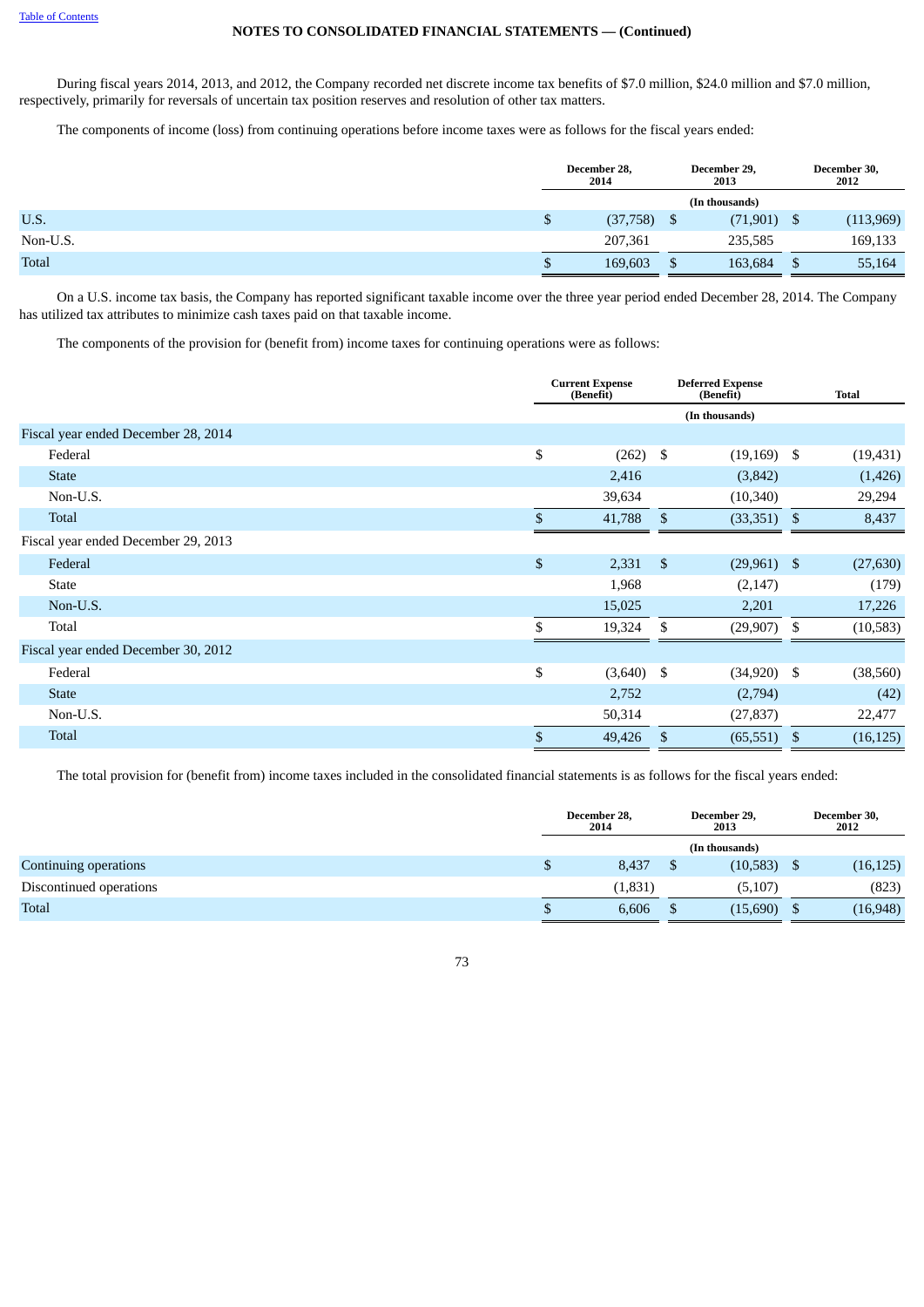NOTES TO CONSOLIDATED FINANCIAL STATEMENTS — (Continued)

During fiscal years 2014, 2013, and 2012, the Company recorded net discrete income tax benefits of $7.0 million, $24.0 million and $7.0 million, respectively, primarily for reversals of uncertain tax position reserves and resolution of other tax matters.

The components of income (loss) from continuing operations before income taxes were as follows for the fiscal years ended:

| | December 28, 2014 | December 29, 2013 | December 30, 2012 |
|---|---|---|---|
| | | (In thousands) | |
| U.S. | $ (37,758) | $ (71,901) | $ (113,969) |
| Non-U.S. | 207,361 | 235,585 | 169,133 |
| Total | $ 169,603 | $ 163,684 | $ 55,164 |

On a U.S. income tax basis, the Company has reported significant taxable income over the three year period ended December 28, 2014. The Company has utilized tax attributes to minimize cash taxes paid on that taxable income.

The components of the provision for (benefit from) income taxes for continuing operations were as follows:

| | Current Expense (Benefit) | Deferred Expense (Benefit) | Total |
|---|---|---|---|
| | | (In thousands) | |
| Fiscal year ended December 28, 2014 | | | |
| Federal | $ (262) | $ (19,169) | $ (19,431) |
| State | 2,416 | (3,842) | (1,426) |
| Non-U.S. | 39,634 | (10,340) | 29,294 |
| Total | $ 41,788 | $ (33,351) | $ 8,437 |
| Fiscal year ended December 29, 2013 | | | |
| Federal | $ 2,331 | $ (29,961) | $ (27,630) |
| State | 1,968 | (2,147) | (179) |
| Non-U.S. | 15,025 | 2,201 | 17,226 |
| Total | $ 19,324 | $ (29,907) | $ (10,583) |
| Fiscal year ended December 30, 2012 | | | |
| Federal | $ (3,640) | $ (34,920) | $ (38,560) |
| State | 2,752 | (2,794) | (42) |
| Non-U.S. | 50,314 | (27,837) | 22,477 |
| Total | $ 49,426 | $ (65,551) | $ (16,125) |

The total provision for (benefit from) income taxes included in the consolidated financial statements is as follows for the fiscal years ended:

| | December 28, 2014 | December 29, 2013 | December 30, 2012 |
|---|---|---|---|
| | | (In thousands) | |
| Continuing operations | $ 8,437 | $ (10,583) | $ (16,125) |
| Discontinued operations | (1,831) | (5,107) | (823) |
| Total | $ 6,606 | $ (15,690) | $ (16,948) |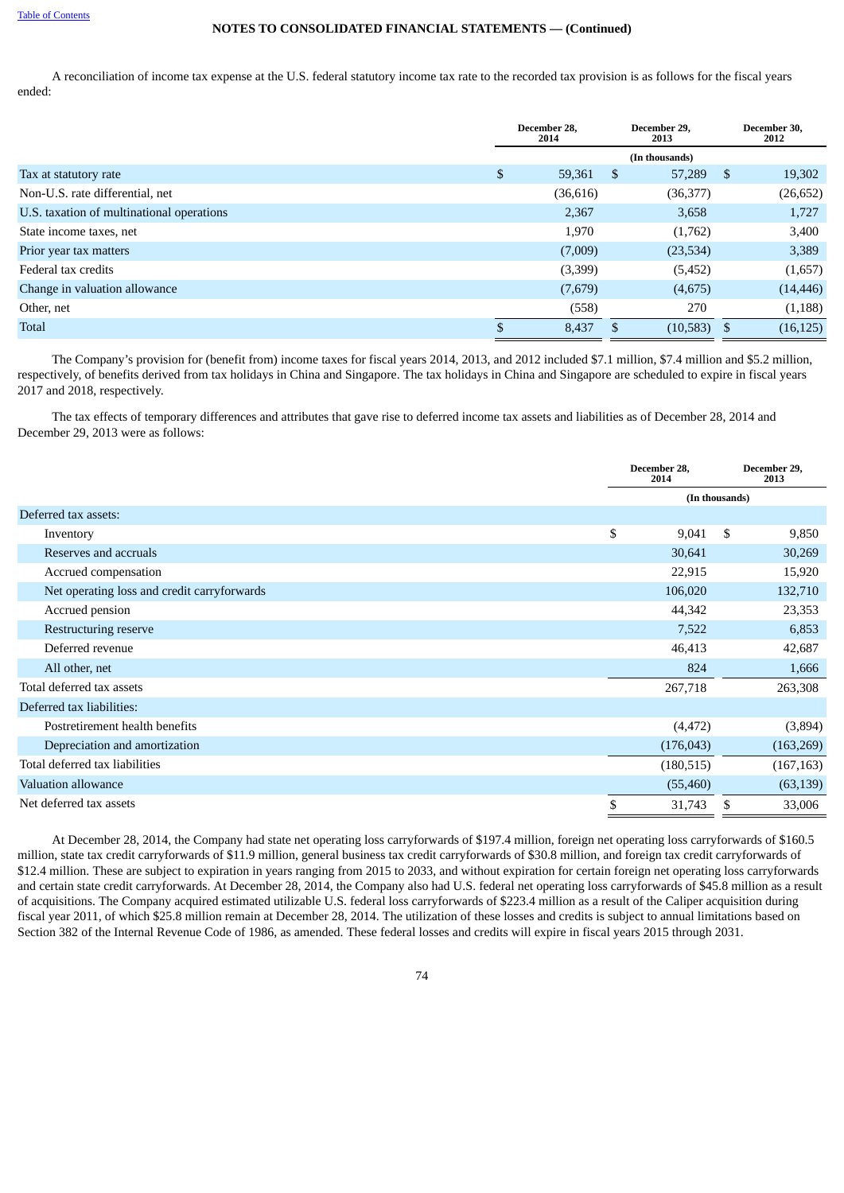NOTES TO CONSOLIDATED FINANCIAL STATEMENTS — (Continued)

A reconciliation of income tax expense at the U.S. federal statutory income tax rate to the recorded tax provision is as follows for the fiscal years ended:

| | December 28, 2014 | December 29, 2013 | December 30, 2012 |
|---|---|---|---|
| | | (In thousands) | |
| Tax at statutory rate | $ 59,361 | $ 57,289 | $ 19,302 |
| Non-U.S. rate differential, net | (36,616) | (36,377) | (26,652) |
| U.S. taxation of multinational operations | 2,367 | 3,658 | 1,727 |
| State income taxes, net | 1,970 | (1,762) | 3,400 |
| Prior year tax matters | (7,009) | (23,534) | 3,389 |
| Federal tax credits | (3,399) | (5,452) | (1,657) |
| Change in valuation allowance | (7,679) | (4,675) | (14,446) |
| Other, net | (558) | 270 | (1,188) |
| Total | $ 8,437 | $ (10,583) | $ (16,125) |

The Company's provision for (benefit from) income taxes for fiscal years 2014, 2013, and 2012 included $7.1 million, $7.4 million and $5.2 million, respectively, of benefits derived from tax holidays in China and Singapore. The tax holidays in China and Singapore are scheduled to expire in fiscal years 2017 and 2018, respectively.

The tax effects of temporary differences and attributes that gave rise to deferred income tax assets and liabilities as of December 28, 2014 and December 29, 2013 were as follows:

| | December 28, 2014 | December 29, 2013 |
|---|---|---|
| | (In thousands) | |
| Deferred tax assets: | | |
| Inventory | $ 9,041 | $ 9,850 |
| Reserves and accruals | 30,641 | 30,269 |
| Accrued compensation | 22,915 | 15,920 |
| Net operating loss and credit carryforwards | 106,020 | 132,710 |
| Accrued pension | 44,342 | 23,353 |
| Restructuring reserve | 7,522 | 6,853 |
| Deferred revenue | 46,413 | 42,687 |
| All other, net | 824 | 1,666 |
| Total deferred tax assets | 267,718 | 263,308 |
| Deferred tax liabilities: | | |
| Postretirement health benefits | (4,472) | (3,894) |
| Depreciation and amortization | (176,043) | (163,269) |
| Total deferred tax liabilities | (180,515) | (167,163) |
| Valuation allowance | (55,460) | (63,139) |
| Net deferred tax assets | $ 31,743 | $ 33,006 |

At December 28, 2014, the Company had state net operating loss carryforwards of $197.4 million, foreign net operating loss carryforwards of $160.5 million, state tax credit carryforwards of $11.9 million, general business tax credit carryforwards of $30.8 million, and foreign tax credit carryforwards of $12.4 million. These are subject to expiration in years ranging from 2015 to 2033, and without expiration for certain foreign net operating loss carryforwards and certain state credit carryforwards. At December 28, 2014, the Company also had U.S. federal net operating loss carryforwards of $45.8 million as a result of acquisitions. The Company acquired estimated utilizable U.S. federal loss carryforwards of $223.4 million as a result of the Caliper acquisition during fiscal year 2011, of which $25.8 million remain at December 28, 2014. The utilization of these losses and credits is subject to annual limitations based on Section 382 of the Internal Revenue Code of 1986, as amended. These federal losses and credits will expire in fiscal years 2015 through 2031.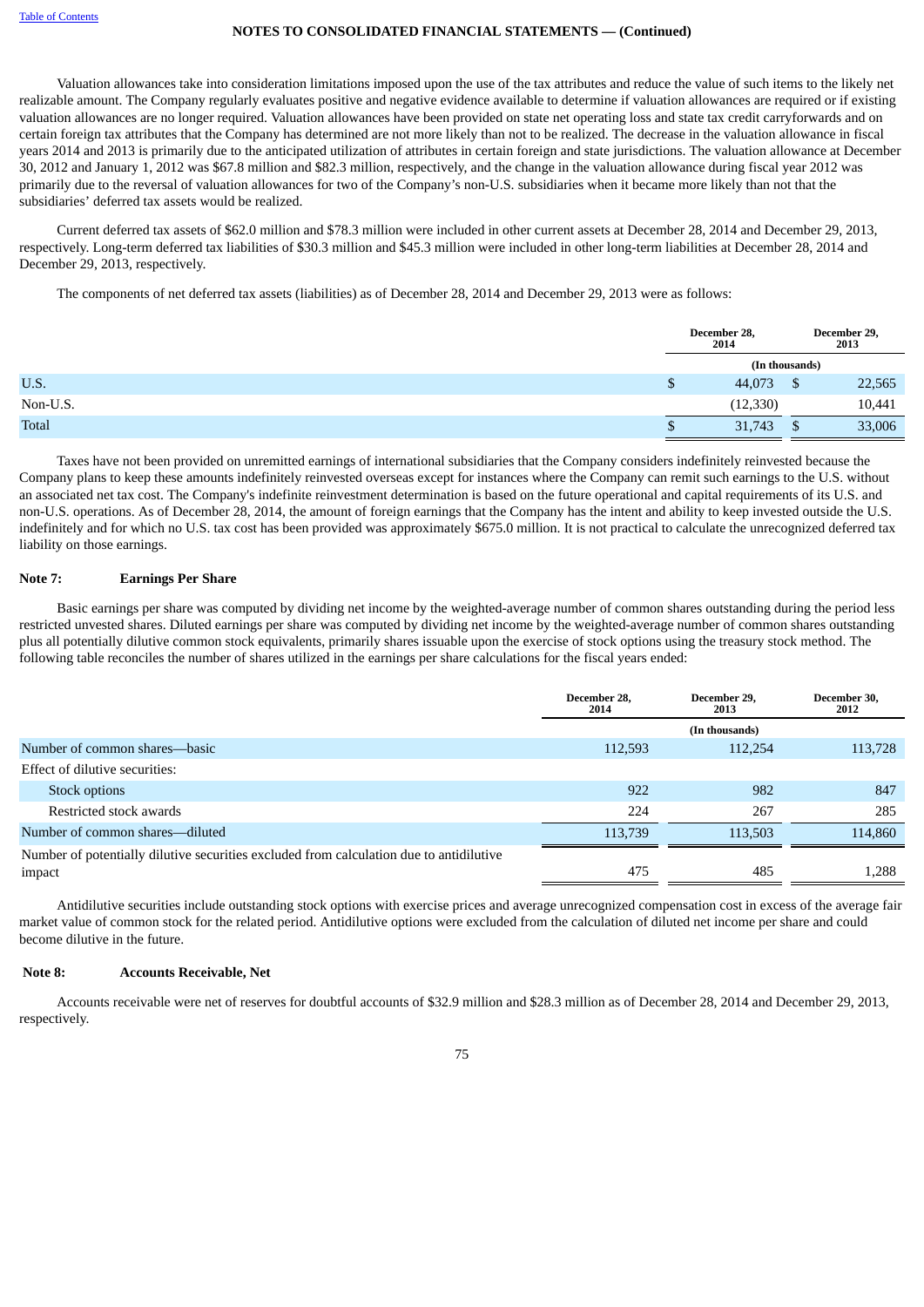Valuation allowances take into consideration limitations imposed upon the use of the tax attributes and reduce the value of such items to the likely net realizable amount. The Company regularly evaluates positive and negative evidence available to determine if valuation allowances are required or if existing valuation allowances are no longer required. Valuation allowances have been provided on state net operating loss and state tax credit carryforwards and on certain foreign tax attributes that the Company has determined are not more likely than not to be realized. The decrease in the valuation allowance in fiscal years 2014 and 2013 is primarily due to the anticipated utilization of attributes in certain foreign and state jurisdictions. The valuation allowance at December 30, 2012 and January 1, 2012 was $67.8 million and $82.3 million, respectively, and the change in the valuation allowance during fiscal year 2012 was primarily due to the reversal of valuation allowances for two of the Company's non-U.S. subsidiaries when it became more likely than not that the subsidiaries' deferred tax assets would be realized.

Current deferred tax assets of $62.0 million and $78.3 million were included in other current assets at December 28, 2014 and December 29, 2013, respectively. Long-term deferred tax liabilities of $30.3 million and $45.3 million were included in other long-term liabilities at December 28, 2014 and December 29, 2013, respectively.

The components of net deferred tax assets (liabilities) as of December 28, 2014 and December 29, 2013 were as follows:

| | December 28, 2014 | December 29, 2013 |
|---|---|---|
| | (In thousands) | |
| U.S. | $ 44,073 | $ 22,565 |
| Non-U.S. | (12,330) | 10,441 |
| Total | $ 31,743 | $ 33,006 |

Taxes have not been provided on unremitted earnings of international subsidiaries that the Company considers indefinitely reinvested because the Company plans to keep these amounts indefinitely reinvested overseas except for instances where the Company can remit such earnings to the U.S. without an associated net tax cost. The Company's indefinite reinvestment determination is based on the future operational and capital requirements of its U.S. and non-U.S. operations. As of December 28, 2014, the amount of foreign earnings that the Company has the intent and ability to keep invested outside the U.S. indefinitely and for which no U.S. tax cost has been provided was approximately $675.0 million. It is not practical to calculate the unrecognized deferred tax liability on those earnings.

## Note 7: Earnings Per Share

Basic earnings per share was computed by dividing net income by the weighted-average number of common shares outstanding during the period less restricted unvested shares. Diluted earnings per share was computed by dividing net income by the weighted-average number of common shares outstanding plus all potentially dilutive common stock equivalents, primarily shares issuable upon the exercise of stock options using the treasury stock method. The following table reconciles the number of shares utilized in the earnings per share calculations for the fiscal years ended:

| | December 28, 2014 | December 29, 2013 | December 30, 2012 |
|---|---|---|---|
| | | (In thousands) | |
| Number of common shares—basic | 112,593 | 112,254 | 113,728 |
| Effect of dilutive securities: | | | |
| Stock options | 922 | 982 | 847 |
| Restricted stock awards | 224 | 267 | 285 |
| Number of common shares—diluted | 113,739 | 113,503 | 114,860 |
| Number of potentially dilutive securities excluded from calculation due to antidilutive impact | 475 | 485 | 1,288 |

Antidilutive securities include outstanding stock options with exercise prices and average unrecognized compensation cost in excess of the average fair market value of common stock for the related period. Antidilutive options were excluded from the calculation of diluted net income per share and could become dilutive in the future.

## Note 8: Accounts Receivable, Net

Accounts receivable were net of reserves for doubtful accounts of $32.9 million and $28.3 million as of December 28, 2014 and December 29, 2013, respectively.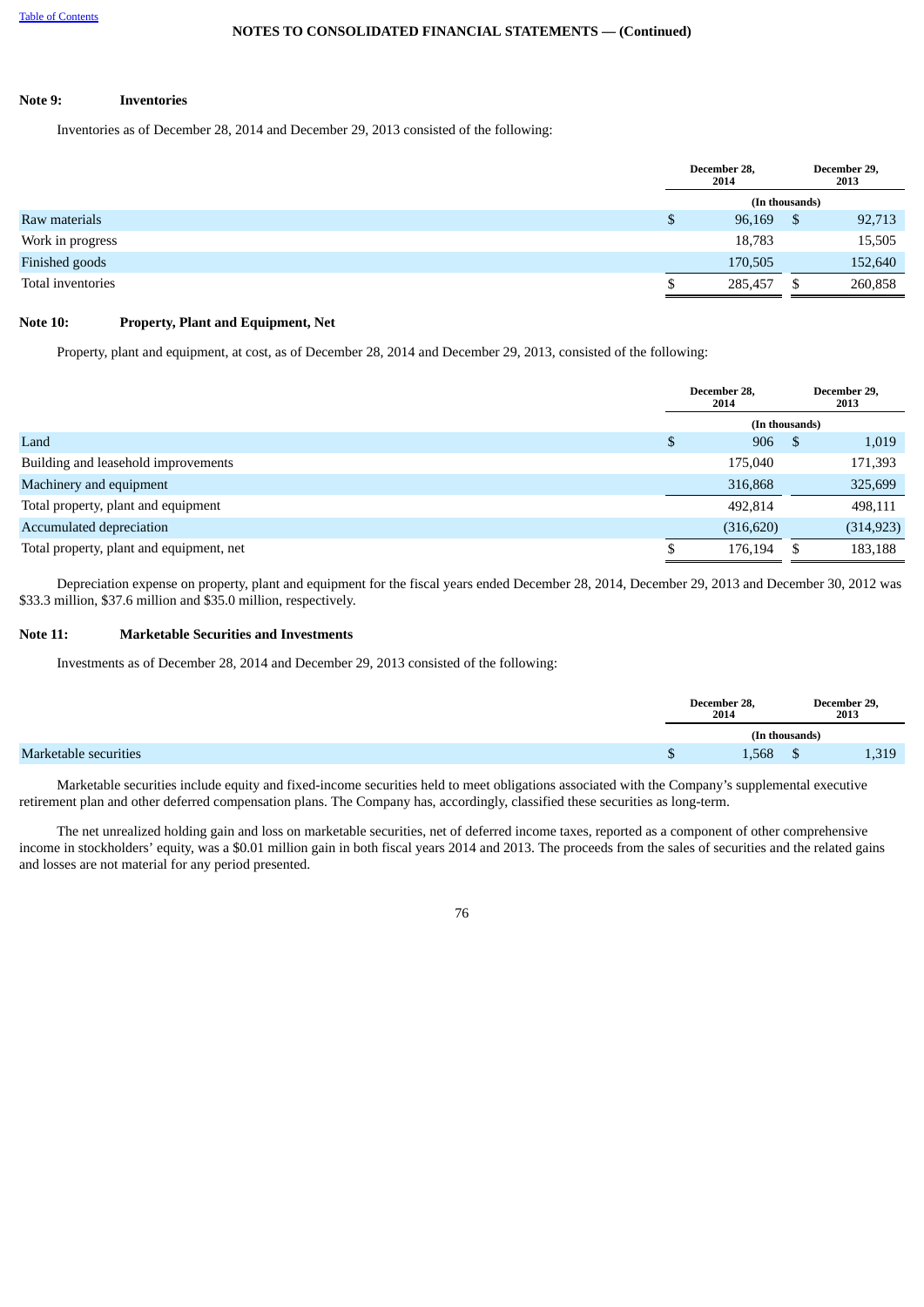**Note 9: Inventories**

Inventories as of December 28, 2014 and December 29, 2013 consisted of the following:

| | December 28, 2014 | December 29, 2013 |
|---|---|---|
| | (In thousands) | |
| Raw materials | $ 96,169 | $ 92,713 |
| Work in progress | 18,783 | 15,505 |
| Finished goods | 170,505 | 152,640 |
| Total inventories | $ 285,457 | $ 260,858 |

**Note 10: Property, Plant and Equipment, Net**

Property, plant and equipment, at cost, as of December 28, 2014 and December 29, 2013, consisted of the following:

| | December 28, 2014 | December 29, 2013 |
|---|---|---|
| | (In thousands) | |
| Land | $ 906 | $ 1,019 |
| Building and leasehold improvements | 175,040 | 171,393 |
| Machinery and equipment | 316,868 | 325,699 |
| Total property, plant and equipment | 492,814 | 498,111 |
| Accumulated depreciation | (316,620) | (314,923) |
| Total property, plant and equipment, net | $ 176,194 | $ 183,188 |

Depreciation expense on property, plant and equipment for the fiscal years ended December 28, 2014, December 29, 2013 and December 30, 2012 was $33.3 million, $37.6 million and $35.0 million, respectively.

**Note 11: Marketable Securities and Investments**

Investments as of December 28, 2014 and December 29, 2013 consisted of the following:

| | December 28, 2014 | December 29, 2013 |
|---|---|---|
| | (In thousands) | |
| Marketable securities | $ 1,568 | $ 1,319 |

Marketable securities include equity and fixed-income securities held to meet obligations associated with the Company's supplemental executive retirement plan and other deferred compensation plans. The Company has, accordingly, classified these securities as long-term.

The net unrealized holding gain and loss on marketable securities, net of deferred income taxes, reported as a component of other comprehensive income in stockholders' equity, was a $0.01 million gain in both fiscal years 2014 and 2013. The proceeds from the sales of securities and the related gains and losses are not material for any period presented.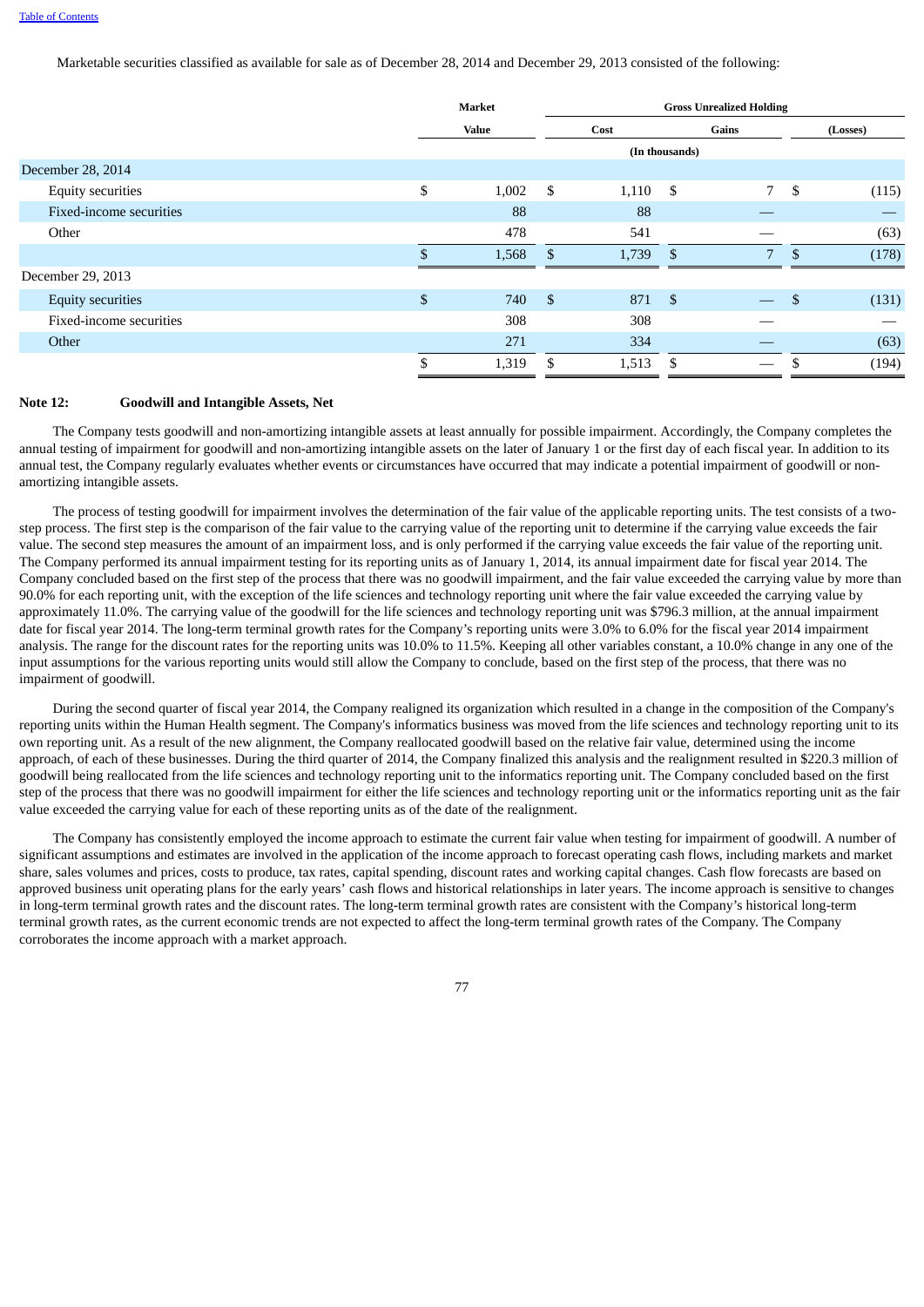Marketable securities classified as available for sale as of December 28, 2014 and December 29, 2013 consisted of the following:

| | Market Value | Cost | Gross Unrealized Holding Gains | Gross Unrealized Holding (Losses) |
|---|---|---|---|---|
| | | (In thousands) | | |
| **December 28, 2014** | | | | |
| Equity securities | $ 1,002 | $ 1,110 | $ 7 | $ (115) |
| Fixed-income securities | 88 | 88 | — | — |
| Other | 478 | 541 | — | (63) |
| | $ 1,568 | $ 1,739 | $ 7 | $ (178) |
| **December 29, 2013** | | | | |
| Equity securities | $ 740 | $ 871 | $ — | $ (131) |
| Fixed-income securities | 308 | 308 | — | — |
| Other | 271 | 334 | — | (63) |
| | $ 1,319 | $ 1,513 | $ — | $ (194) |

## Note 12: Goodwill and Intangible Assets, Net

The Company tests goodwill and non-amortizing intangible assets at least annually for possible impairment. Accordingly, the Company completes the annual testing of impairment for goodwill and non-amortizing intangible assets on the later of January 1 or the first day of each fiscal year. In addition to its annual test, the Company regularly evaluates whether events or circumstances have occurred that may indicate a potential impairment of goodwill or non-amortizing intangible assets.

The process of testing goodwill for impairment involves the determination of the fair value of the applicable reporting units. The test consists of a two-step process. The first step is the comparison of the fair value to the carrying value of the reporting unit to determine if the carrying value exceeds the fair value. The second step measures the amount of an impairment loss, and is only performed if the carrying value exceeds the fair value of the reporting unit. The Company performed its annual impairment testing for its reporting units as of January 1, 2014, its annual impairment date for fiscal year 2014. The Company concluded based on the first step of the process that there was no goodwill impairment, and the fair value exceeded the carrying value by more than 90.0% for each reporting unit, with the exception of the life sciences and technology reporting unit where the fair value exceeded the carrying value by approximately 11.0%. The carrying value of the goodwill for the life sciences and technology reporting unit was $796.3 million, at the annual impairment date for fiscal year 2014. The long-term terminal growth rates for the Company's reporting units were 3.0% to 6.0% for the fiscal year 2014 impairment analysis. The range for the discount rates for the reporting units was 10.0% to 11.5%. Keeping all other variables constant, a 10.0% change in any one of the input assumptions for the various reporting units would still allow the Company to conclude, based on the first step of the process, that there was no impairment of goodwill.

During the second quarter of fiscal year 2014, the Company realigned its organization which resulted in a change in the composition of the Company's reporting units within the Human Health segment. The Company's informatics business was moved from the life sciences and technology reporting unit to its own reporting unit. As a result of the new alignment, the Company reallocated goodwill based on the relative fair value, determined using the income approach, of each of these businesses. During the third quarter of 2014, the Company finalized this analysis and the realignment resulted in $220.3 million of goodwill being reallocated from the life sciences and technology reporting unit to the informatics reporting unit. The Company concluded based on the first step of the process that there was no goodwill impairment for either the life sciences and technology reporting unit or the informatics reporting unit as the fair value exceeded the carrying value for each of these reporting units as of the date of the realignment.

The Company has consistently employed the income approach to estimate the current fair value when testing for impairment of goodwill. A number of significant assumptions and estimates are involved in the application of the income approach to forecast operating cash flows, including markets and market share, sales volumes and prices, costs to produce, tax rates, capital spending, discount rates and working capital changes. Cash flow forecasts are based on approved business unit operating plans for the early years' cash flows and historical relationships in later years. The income approach is sensitive to changes in long-term terminal growth rates and the discount rates. The long-term terminal growth rates are consistent with the Company's historical long-term terminal growth rates, as the current economic trends are not expected to affect the long-term terminal growth rates of the Company. The Company corroborates the income approach with a market approach.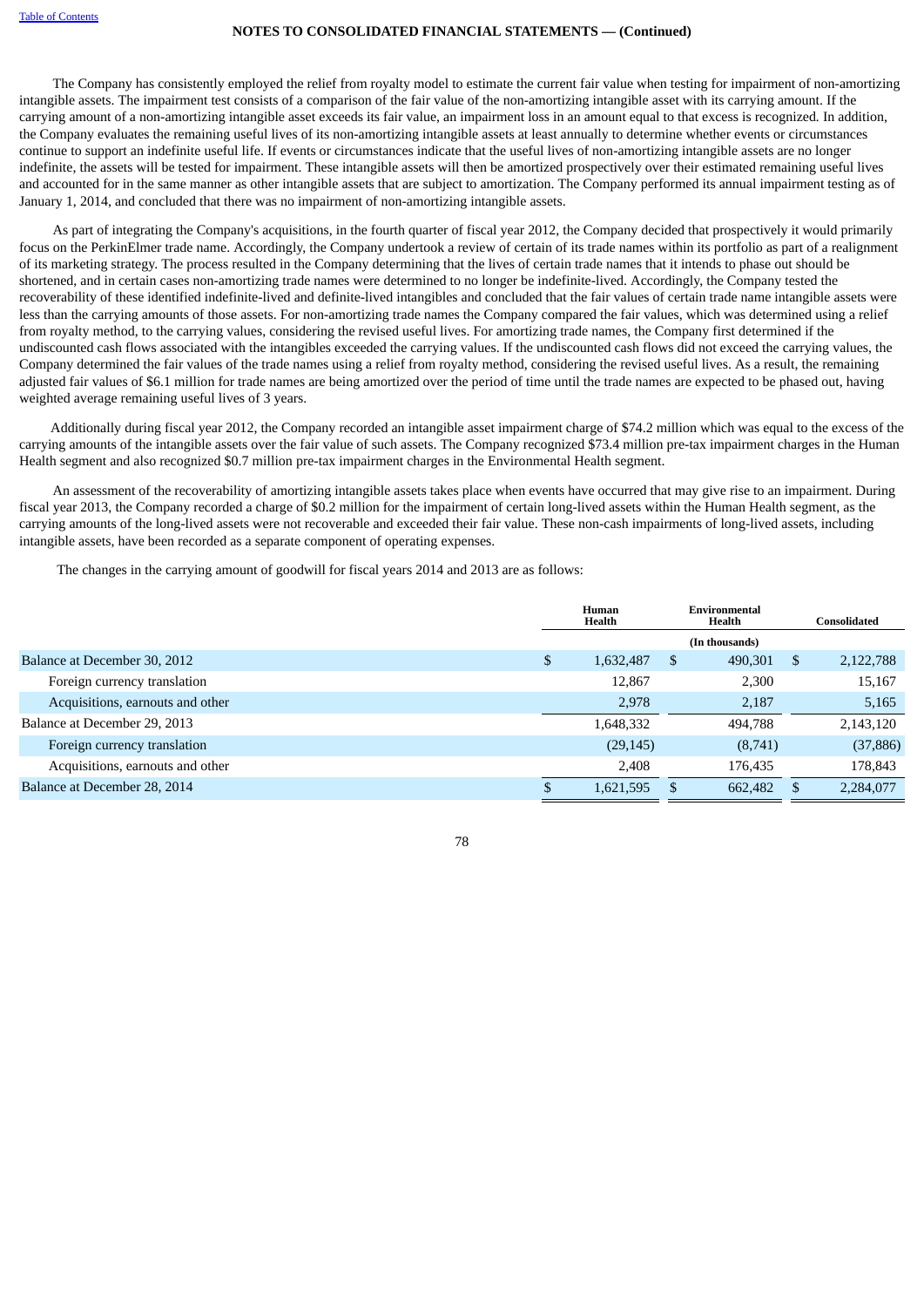The Company has consistently employed the relief from royalty model to estimate the current fair value when testing for impairment of non-amortizing intangible assets. The impairment test consists of a comparison of the fair value of the non-amortizing intangible asset with its carrying amount. If the carrying amount of a non-amortizing intangible asset exceeds its fair value, an impairment loss in an amount equal to that excess is recognized. In addition, the Company evaluates the remaining useful lives of its non-amortizing intangible assets at least annually to determine whether events or circumstances continue to support an indefinite useful life. If events or circumstances indicate that the useful lives of non-amortizing intangible assets are no longer indefinite, the assets will be tested for impairment. These intangible assets will then be amortized prospectively over their estimated remaining useful lives and accounted for in the same manner as other intangible assets that are subject to amortization. The Company performed its annual impairment testing as of January 1, 2014, and concluded that there was no impairment of non-amortizing intangible assets.

As part of integrating the Company's acquisitions, in the fourth quarter of fiscal year 2012, the Company decided that prospectively it would primarily focus on the PerkinElmer trade name. Accordingly, the Company undertook a review of certain of its trade names within its portfolio as part of a realignment of its marketing strategy. The process resulted in the Company determining that the lives of certain trade names that it intends to phase out should be shortened, and in certain cases non-amortizing trade names were determined to no longer be indefinite-lived. Accordingly, the Company tested the recoverability of these identified indefinite-lived and definite-lived intangibles and concluded that the fair values of certain trade name intangible assets were less than the carrying amounts of those assets. For non-amortizing trade names the Company compared the fair values, which was determined using a relief from royalty method, to the carrying values, considering the revised useful lives. For amortizing trade names, the Company first determined if the undiscounted cash flows associated with the intangibles exceeded the carrying values. If the undiscounted cash flows did not exceed the carrying values, the Company determined the fair values of the trade names using a relief from royalty method, considering the revised useful lives. As a result, the remaining adjusted fair values of $6.1 million for trade names are being amortized over the period of time until the trade names are expected to be phased out, having weighted average remaining useful lives of 3 years.

Additionally during fiscal year 2012, the Company recorded an intangible asset impairment charge of $74.2 million which was equal to the excess of the carrying amounts of the intangible assets over the fair value of such assets. The Company recognized $73.4 million pre-tax impairment charges in the Human Health segment and also recognized $0.7 million pre-tax impairment charges in the Environmental Health segment.

An assessment of the recoverability of amortizing intangible assets takes place when events have occurred that may give rise to an impairment. During fiscal year 2013, the Company recorded a charge of $0.2 million for the impairment of certain long-lived assets within the Human Health segment, as the carrying amounts of the long-lived assets were not recoverable and exceeded their fair value. These non-cash impairments of long-lived assets, including intangible assets, have been recorded as a separate component of operating expenses.

The changes in the carrying amount of goodwill for fiscal years 2014 and 2013 are as follows:

| | Human Health | Environmental Health | Consolidated |
|---|---|---|---|
| | | (In thousands) | |
| Balance at December 30, 2012 | $ 1,632,487 | $ 490,301 | $ 2,122,788 |
| Foreign currency translation | 12,867 | 2,300 | 15,167 |
| Acquisitions, earnouts and other | 2,978 | 2,187 | 5,165 |
| Balance at December 29, 2013 | 1,648,332 | 494,788 | 2,143,120 |
| Foreign currency translation | (29,145) | (8,741) | (37,886) |
| Acquisitions, earnouts and other | 2,408 | 176,435 | 178,843 |
| Balance at December 28, 2014 | $ 1,621,595 | $ 662,482 | $ 2,284,077 |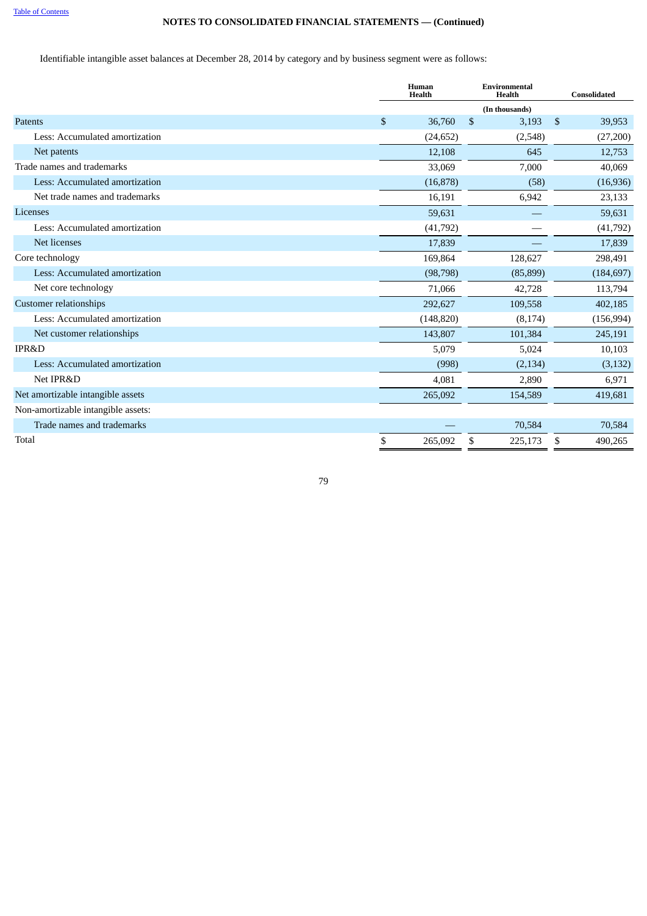NOTES TO CONSOLIDATED FINANCIAL STATEMENTS — (Continued)

Identifiable intangible asset balances at December 28, 2014 by category and by business segment were as follows:

| | Human Health | Environmental Health | Consolidated |
|---|---|---|---|
| | | (In thousands) | |
| Patents | $ 36,760 | $ 3,193 | $ 39,953 |
| Less: Accumulated amortization | (24,652) | (2,548) | (27,200) |
| Net patents | 12,108 | 645 | 12,753 |
| Trade names and trademarks | 33,069 | 7,000 | 40,069 |
| Less: Accumulated amortization | (16,878) | (58) | (16,936) |
| Net trade names and trademarks | 16,191 | 6,942 | 23,133 |
| Licenses | 59,631 | — | 59,631 |
| Less: Accumulated amortization | (41,792) | — | (41,792) |
| Net licenses | 17,839 | — | 17,839 |
| Core technology | 169,864 | 128,627 | 298,491 |
| Less: Accumulated amortization | (98,798) | (85,899) | (184,697) |
| Net core technology | 71,066 | 42,728 | 113,794 |
| Customer relationships | 292,627 | 109,558 | 402,185 |
| Less: Accumulated amortization | (148,820) | (8,174) | (156,994) |
| Net customer relationships | 143,807 | 101,384 | 245,191 |
| IPR&D | 5,079 | 5,024 | 10,103 |
| Less: Accumulated amortization | (998) | (2,134) | (3,132) |
| Net IPR&D | 4,081 | 2,890 | 6,971 |
| Net amortizable intangible assets | 265,092 | 154,589 | 419,681 |
| Non-amortizable intangible assets: | | | |
| Trade names and trademarks | — | 70,584 | 70,584 |
| Total | $ 265,092 | $ 225,173 | $ 490,265 |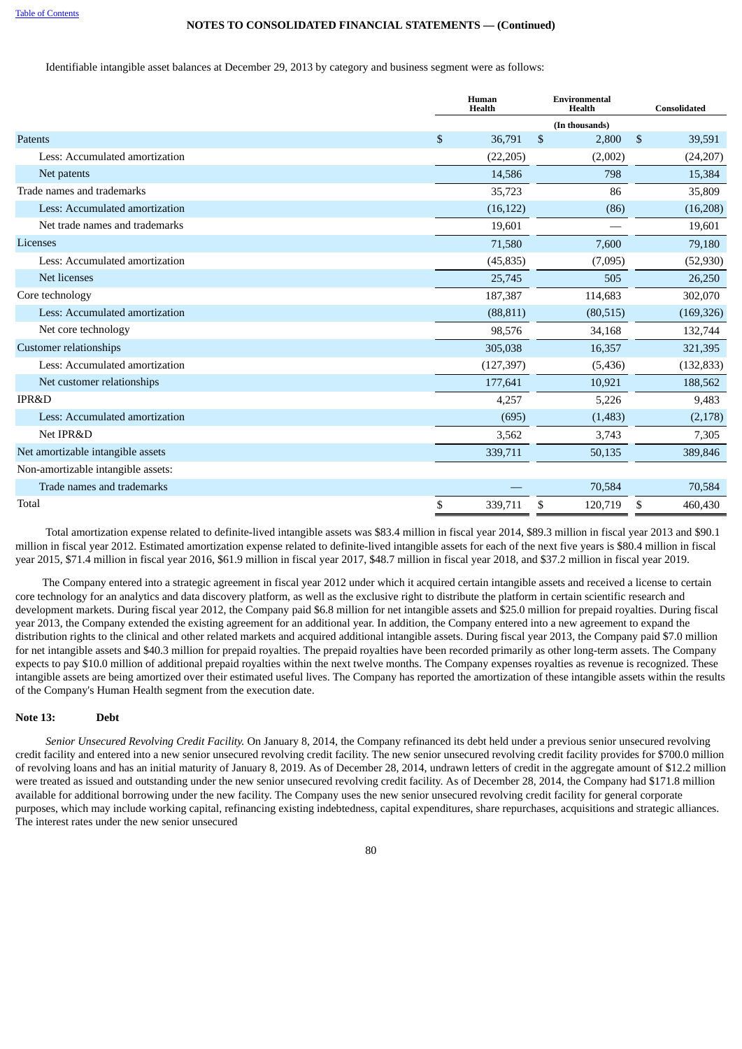Identifiable intangible asset balances at December 29, 2013 by category and business segment were as follows:

| | Human Health | Environmental Health | Consolidated |
|---|---|---|---|
| | | (In thousands) | |
| Patents | $ 36,791 | $ 2,800 | $ 39,591 |
| Less: Accumulated amortization | (22,205) | (2,002) | (24,207) |
| Net patents | 14,586 | 798 | 15,384 |
| Trade names and trademarks | 35,723 | 86 | 35,809 |
| Less: Accumulated amortization | (16,122) | (86) | (16,208) |
| Net trade names and trademarks | 19,601 | — | 19,601 |
| Licenses | 71,580 | 7,600 | 79,180 |
| Less: Accumulated amortization | (45,835) | (7,095) | (52,930) |
| Net licenses | 25,745 | 505 | 26,250 |
| Core technology | 187,387 | 114,683 | 302,070 |
| Less: Accumulated amortization | (88,811) | (80,515) | (169,326) |
| Net core technology | 98,576 | 34,168 | 132,744 |
| Customer relationships | 305,038 | 16,357 | 321,395 |
| Less: Accumulated amortization | (127,397) | (5,436) | (132,833) |
| Net customer relationships | 177,641 | 10,921 | 188,562 |
| IPR&D | 4,257 | 5,226 | 9,483 |
| Less: Accumulated amortization | (695) | (1,483) | (2,178) |
| Net IPR&D | 3,562 | 3,743 | 7,305 |
| Net amortizable intangible assets | 339,711 | 50,135 | 389,846 |
| Non-amortizable intangible assets: | | | |
| Trade names and trademarks | — | 70,584 | 70,584 |
| Total | $ 339,711 | $ 120,719 | $ 460,430 |

Total amortization expense related to definite-lived intangible assets was $83.4 million in fiscal year 2014, $89.3 million in fiscal year 2013 and $90.1 million in fiscal year 2012. Estimated amortization expense related to definite-lived intangible assets for each of the next five years is $80.4 million in fiscal year 2015, $71.4 million in fiscal year 2016, $61.9 million in fiscal year 2017, $48.7 million in fiscal year 2018, and $37.2 million in fiscal year 2019.

The Company entered into a strategic agreement in fiscal year 2012 under which it acquired certain intangible assets and received a license to certain core technology for an analytics and data discovery platform, as well as the exclusive right to distribute the platform in certain scientific research and development markets. During fiscal year 2012, the Company paid $6.8 million for net intangible assets and $25.0 million for prepaid royalties. During fiscal year 2013, the Company extended the existing agreement for an additional year. In addition, the Company entered into a new agreement to expand the distribution rights to the clinical and other related markets and acquired additional intangible assets. During fiscal year 2013, the Company paid $7.0 million for net intangible assets and $40.3 million for prepaid royalties. The prepaid royalties have been recorded primarily as other long-term assets. The Company expects to pay $10.0 million of additional prepaid royalties within the next twelve months. The Company expenses royalties as revenue is recognized. These intangible assets are being amortized over their estimated useful lives. The Company has reported the amortization of these intangible assets within the results of the Company's Human Health segment from the execution date.

## Note 13: Debt

*Senior Unsecured Revolving Credit Facility.* On January 8, 2014, the Company refinanced its debt held under a previous senior unsecured revolving credit facility and entered into a new senior unsecured revolving credit facility. The new senior unsecured revolving credit facility provides for $700.0 million of revolving loans and has an initial maturity of January 8, 2019. As of December 28, 2014, undrawn letters of credit in the aggregate amount of $12.2 million were treated as issued and outstanding under the new senior unsecured revolving credit facility. As of December 28, 2014, the Company had $171.8 million available for additional borrowing under the new facility. The Company uses the new senior unsecured revolving credit facility for general corporate purposes, which may include working capital, refinancing existing indebtedness, capital expenditures, share repurchases, acquisitions and strategic alliances. The interest rates under the new senior unsecured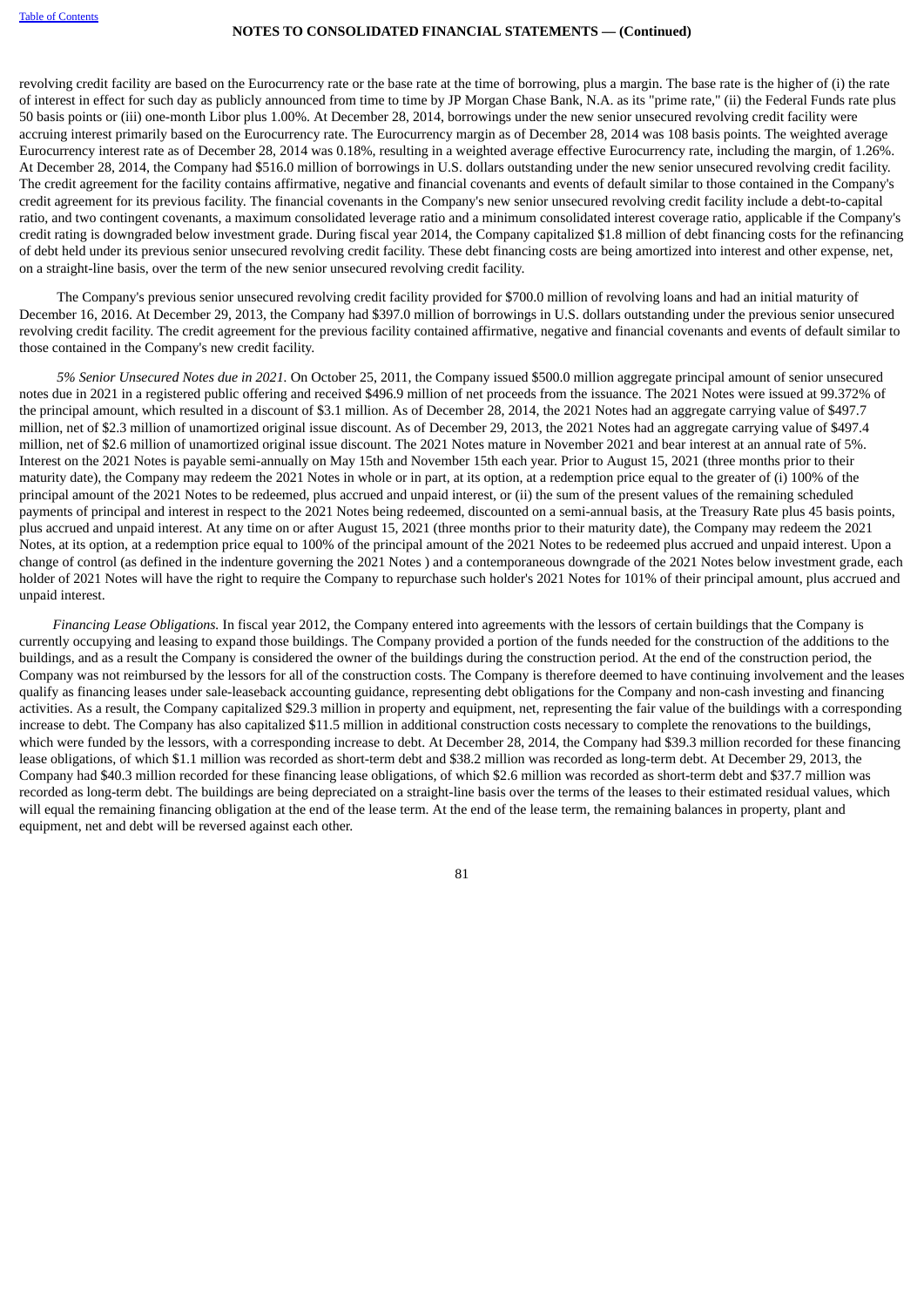revolving credit facility are based on the Eurocurrency rate or the base rate at the time of borrowing, plus a margin. The base rate is the higher of (i) the rate of interest in effect for such day as publicly announced from time to time by JP Morgan Chase Bank, N.A. as its "prime rate," (ii) the Federal Funds rate plus 50 basis points or (iii) one-month Libor plus 1.00%. At December 28, 2014, borrowings under the new senior unsecured revolving credit facility were accruing interest primarily based on the Eurocurrency rate. The Eurocurrency margin as of December 28, 2014 was 108 basis points. The weighted average Eurocurrency interest rate as of December 28, 2014 was 0.18%, resulting in a weighted average effective Eurocurrency rate, including the margin, of 1.26%. At December 28, 2014, the Company had $516.0 million of borrowings in U.S. dollars outstanding under the new senior unsecured revolving credit facility. The credit agreement for the facility contains affirmative, negative and financial covenants and events of default similar to those contained in the Company's credit agreement for its previous facility. The financial covenants in the Company's new senior unsecured revolving credit facility include a debt-to-capital ratio, and two contingent covenants, a maximum consolidated leverage ratio and a minimum consolidated interest coverage ratio, applicable if the Company's credit rating is downgraded below investment grade. During fiscal year 2014, the Company capitalized $1.8 million of debt financing costs for the refinancing of debt held under its previous senior unsecured revolving credit facility. These debt financing costs are being amortized into interest and other expense, net, on a straight-line basis, over the term of the new senior unsecured revolving credit facility.

The Company's previous senior unsecured revolving credit facility provided for $700.0 million of revolving loans and had an initial maturity of December 16, 2016. At December 29, 2013, the Company had $397.0 million of borrowings in U.S. dollars outstanding under the previous senior unsecured revolving credit facility. The credit agreement for the previous facility contained affirmative, negative and financial covenants and events of default similar to those contained in the Company's new credit facility.

*5% Senior Unsecured Notes due in 2021.* On October 25, 2011, the Company issued $500.0 million aggregate principal amount of senior unsecured notes due in 2021 in a registered public offering and received $496.9 million of net proceeds from the issuance. The 2021 Notes were issued at 99.372% of the principal amount, which resulted in a discount of $3.1 million. As of December 28, 2014, the 2021 Notes had an aggregate carrying value of $497.7 million, net of $2.3 million of unamortized original issue discount. As of December 29, 2013, the 2021 Notes had an aggregate carrying value of $497.4 million, net of $2.6 million of unamortized original issue discount. The 2021 Notes mature in November 2021 and bear interest at an annual rate of 5%. Interest on the 2021 Notes is payable semi-annually on May 15th and November 15th each year. Prior to August 15, 2021 (three months prior to their maturity date), the Company may redeem the 2021 Notes in whole or in part, at its option, at a redemption price equal to the greater of (i) 100% of the principal amount of the 2021 Notes to be redeemed, plus accrued and unpaid interest, or (ii) the sum of the present values of the remaining scheduled payments of principal and interest in respect to the 2021 Notes being redeemed, discounted on a semi-annual basis, at the Treasury Rate plus 45 basis points, plus accrued and unpaid interest. At any time on or after August 15, 2021 (three months prior to their maturity date), the Company may redeem the 2021 Notes, at its option, at a redemption price equal to 100% of the principal amount of the 2021 Notes to be redeemed plus accrued and unpaid interest. Upon a change of control (as defined in the indenture governing the 2021 Notes ) and a contemporaneous downgrade of the 2021 Notes below investment grade, each holder of 2021 Notes will have the right to require the Company to repurchase such holder's 2021 Notes for 101% of their principal amount, plus accrued and unpaid interest.

*Financing Lease Obligations.* In fiscal year 2012, the Company entered into agreements with the lessors of certain buildings that the Company is currently occupying and leasing to expand those buildings. The Company provided a portion of the funds needed for the construction of the additions to the buildings, and as a result the Company is considered the owner of the buildings during the construction period. At the end of the construction period, the Company was not reimbursed by the lessors for all of the construction costs. The Company is therefore deemed to have continuing involvement and the leases qualify as financing leases under sale-leaseback accounting guidance, representing debt obligations for the Company and non-cash investing and financing activities. As a result, the Company capitalized $29.3 million in property and equipment, net, representing the fair value of the buildings with a corresponding increase to debt. The Company has also capitalized $11.5 million in additional construction costs necessary to complete the renovations to the buildings, which were funded by the lessors, with a corresponding increase to debt. At December 28, 2014, the Company had $39.3 million recorded for these financing lease obligations, of which $1.1 million was recorded as short-term debt and $38.2 million was recorded as long-term debt. At December 29, 2013, the Company had $40.3 million recorded for these financing lease obligations, of which $2.6 million was recorded as short-term debt and $37.7 million was recorded as long-term debt. The buildings are being depreciated on a straight-line basis over the terms of the leases to their estimated residual values, which will equal the remaining financing obligation at the end of the lease term. At the end of the lease term, the remaining balances in property, plant and equipment, net and debt will be reversed against each other.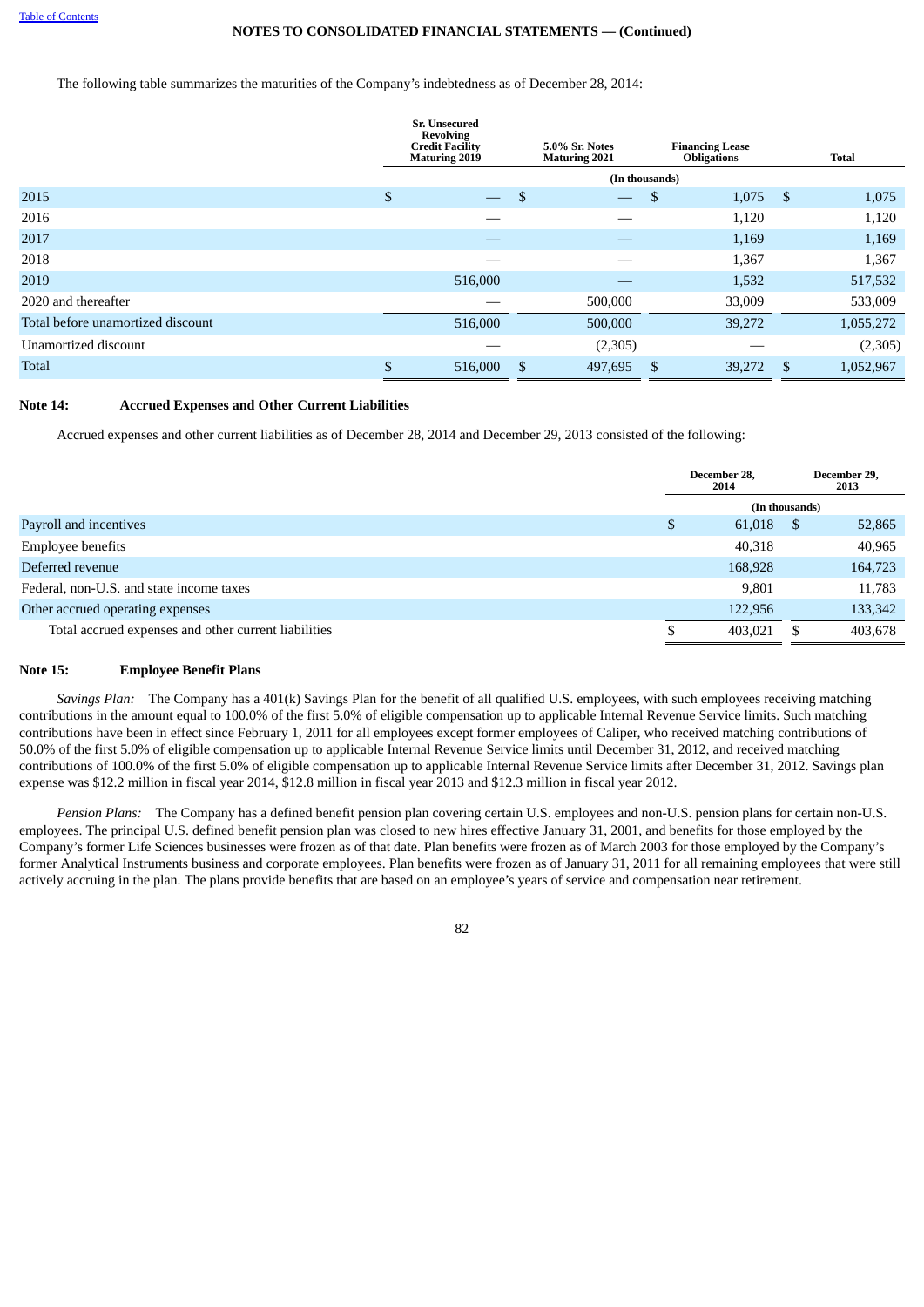The following table summarizes the maturities of the Company's indebtedness as of December 28, 2014:

| | Sr. Unsecured Revolving Credit Facility Maturing 2019 | 5.0% Sr. Notes Maturing 2021 | Financing Lease Obligations | Total |
|---|---|---|---|---|
| | (In thousands) | | | |
| 2015 | $ — | $ — | $ 1,075 | $ 1,075 |
| 2016 | — | — | 1,120 | 1,120 |
| 2017 | — | — | 1,169 | 1,169 |
| 2018 | — | — | 1,367 | 1,367 |
| 2019 | 516,000 | — | 1,532 | 517,532 |
| 2020 and thereafter | — | 500,000 | 33,009 | 533,009 |
| Total before unamortized discount | 516,000 | 500,000 | 39,272 | 1,055,272 |
| Unamortized discount | — | (2,305) | — | (2,305) |
| Total | $ 516,000 | $ 497,695 | $ 39,272 | $ 1,052,967 |

**Note 14: Accrued Expenses and Other Current Liabilities**

Accrued expenses and other current liabilities as of December 28, 2014 and December 29, 2013 consisted of the following:

| | December 28, 2014 | December 29, 2013 |
|---|---|---|
| | (In thousands) | |
| Payroll and incentives | $ 61,018 | $ 52,865 |
| Employee benefits | 40,318 | 40,965 |
| Deferred revenue | 168,928 | 164,723 |
| Federal, non-U.S. and state income taxes | 9,801 | 11,783 |
| Other accrued operating expenses | 122,956 | 133,342 |
| Total accrued expenses and other current liabilities | $ 403,021 | $ 403,678 |

**Note 15: Employee Benefit Plans**

*Savings Plan:* The Company has a 401(k) Savings Plan for the benefit of all qualified U.S. employees, with such employees receiving matching contributions in the amount equal to 100.0% of the first 5.0% of eligible compensation up to applicable Internal Revenue Service limits. Such matching contributions have been in effect since February 1, 2011 for all employees except former employees of Caliper, who received matching contributions of 50.0% of the first 5.0% of eligible compensation up to applicable Internal Revenue Service limits until December 31, 2012, and received matching contributions of 100.0% of the first 5.0% of eligible compensation up to applicable Internal Revenue Service limits after December 31, 2012. Savings plan expense was $12.2 million in fiscal year 2014, $12.8 million in fiscal year 2013 and $12.3 million in fiscal year 2012.

*Pension Plans:* The Company has a defined benefit pension plan covering certain U.S. employees and non-U.S. pension plans for certain non-U.S. employees. The principal U.S. defined benefit pension plan was closed to new hires effective January 31, 2001, and benefits for those employed by the Company's former Life Sciences businesses were frozen as of that date. Plan benefits were frozen as of March 2003 for those employed by the Company's former Analytical Instruments business and corporate employees. Plan benefits were frozen as of January 31, 2011 for all remaining employees that were still actively accruing in the plan. The plans provide benefits that are based on an employee's years of service and compensation near retirement.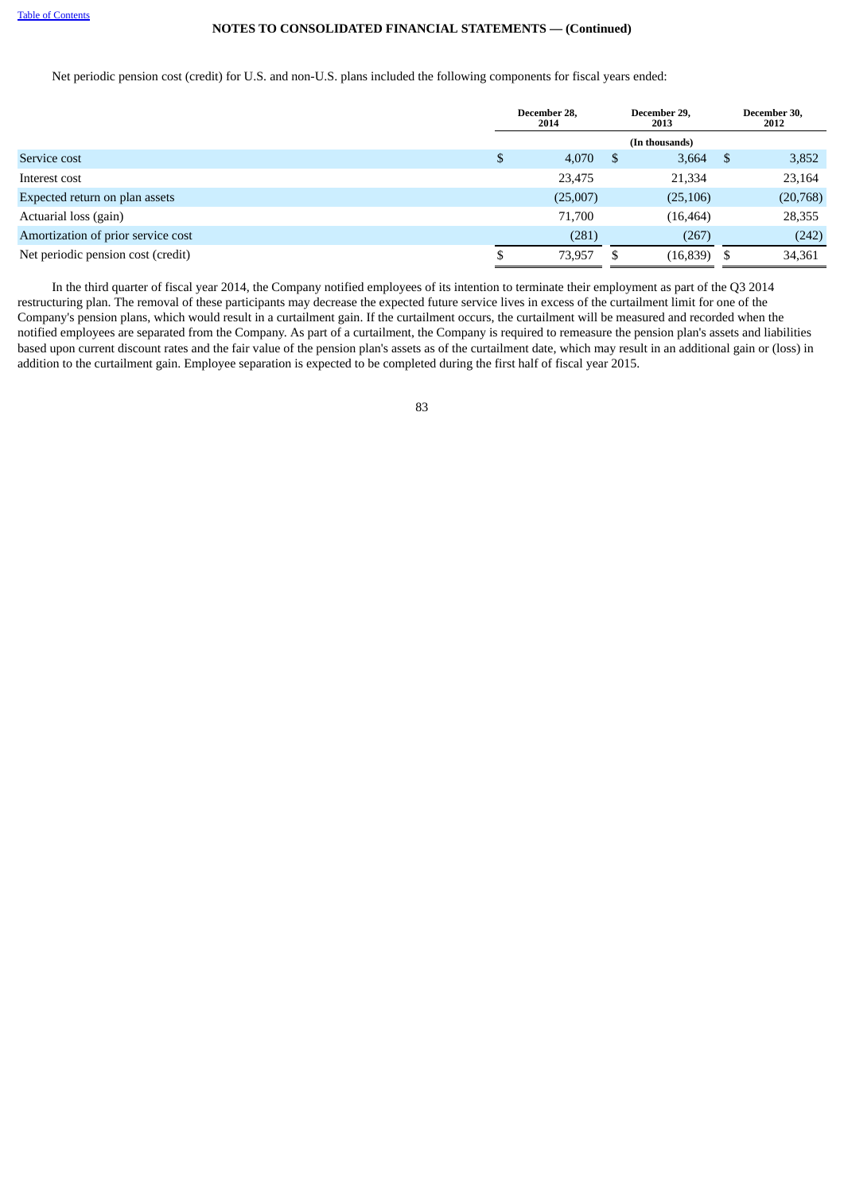**NOTES TO CONSOLIDATED FINANCIAL STATEMENTS — (Continued)**

Net periodic pension cost (credit) for U.S. and non-U.S. plans included the following components for fiscal years ended:

| | December 28, 2014 | December 29, 2013 | December 30, 2012 |
|---|---|---|---|
| | | (In thousands) | |
| Service cost | $ 4,070 | $ 3,664 | $ 3,852 |
| Interest cost | 23,475 | 21,334 | 23,164 |
| Expected return on plan assets | (25,007) | (25,106) | (20,768) |
| Actuarial loss (gain) | 71,700 | (16,464) | 28,355 |
| Amortization of prior service cost | (281) | (267) | (242) |
| Net periodic pension cost (credit) | $ 73,957 | $ (16,839) | $ 34,361 |

In the third quarter of fiscal year 2014, the Company notified employees of its intention to terminate their employment as part of the Q3 2014 restructuring plan. The removal of these participants may decrease the expected future service lives in excess of the curtailment limit for one of the Company's pension plans, which would result in a curtailment gain. If the curtailment occurs, the curtailment will be measured and recorded when the notified employees are separated from the Company. As part of a curtailment, the Company is required to remeasure the pension plan's assets and liabilities based upon current discount rates and the fair value of the pension plan's assets as of the curtailment date, which may result in an additional gain or (loss) in addition to the curtailment gain. Employee separation is expected to be completed during the first half of fiscal year 2015.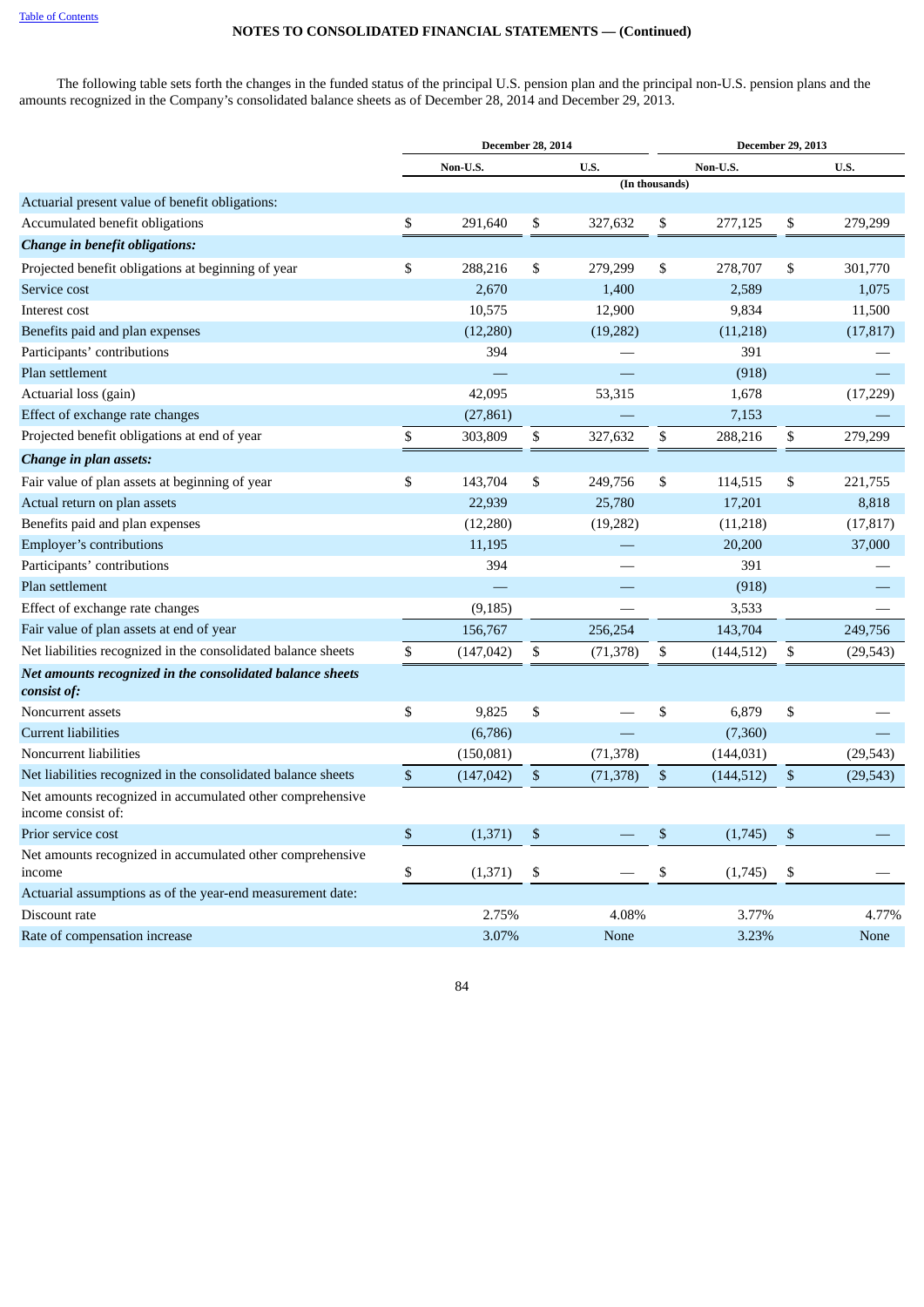NOTES TO CONSOLIDATED FINANCIAL STATEMENTS — (Continued)

The following table sets forth the changes in the funded status of the principal U.S. pension plan and the principal non-U.S. pension plans and the amounts recognized in the Company's consolidated balance sheets as of December 28, 2014 and December 29, 2013.

| | December 28, 2014 | | December 29, 2013 | |
|---|---|---|---|---|
| | Non-U.S. | U.S. | Non-U.S. | U.S. |
| | (In thousands) | | | |
| Actuarial present value of benefit obligations: | | | | |
| Accumulated benefit obligations | $ 291,640 | $ 327,632 | $ 277,125 | $ 279,299 |
| ***Change in benefit obligations:*** | | | | |
| Projected benefit obligations at beginning of year | $ 288,216 | $ 279,299 | $ 278,707 | $ 301,770 |
| Service cost | 2,670 | 1,400 | 2,589 | 1,075 |
| Interest cost | 10,575 | 12,900 | 9,834 | 11,500 |
| Benefits paid and plan expenses | (12,280) | (19,282) | (11,218) | (17,817) |
| Participants' contributions | 394 | — | 391 | — |
| Plan settlement | — | — | (918) | — |
| Actuarial loss (gain) | 42,095 | 53,315 | 1,678 | (17,229) |
| Effect of exchange rate changes | (27,861) | — | 7,153 | — |
| Projected benefit obligations at end of year | $ 303,809 | $ 327,632 | $ 288,216 | $ 279,299 |
| ***Change in plan assets:*** | | | | |
| Fair value of plan assets at beginning of year | $ 143,704 | $ 249,756 | $ 114,515 | $ 221,755 |
| Actual return on plan assets | 22,939 | 25,780 | 17,201 | 8,818 |
| Benefits paid and plan expenses | (12,280) | (19,282) | (11,218) | (17,817) |
| Employer's contributions | 11,195 | — | 20,200 | 37,000 |
| Participants' contributions | 394 | — | 391 | — |
| Plan settlement | — | — | (918) | — |
| Effect of exchange rate changes | (9,185) | — | 3,533 | — |
| Fair value of plan assets at end of year | 156,767 | 256,254 | 143,704 | 249,756 |
| Net liabilities recognized in the consolidated balance sheets | $ (147,042) | $ (71,378) | $ (144,512) | $ (29,543) |
| ***Net amounts recognized in the consolidated balance sheets consist of:*** | | | | |
| Noncurrent assets | $ 9,825 | $ — | $ 6,879 | $ — |
| Current liabilities | (6,786) | — | (7,360) | — |
| Noncurrent liabilities | (150,081) | (71,378) | (144,031) | (29,543) |
| Net liabilities recognized in the consolidated balance sheets | $ (147,042) | $ (71,378) | $ (144,512) | $ (29,543) |
| Net amounts recognized in accumulated other comprehensive income consist of: | | | | |
| Prior service cost | $ (1,371) | $ — | $ (1,745) | $ — |
| Net amounts recognized in accumulated other comprehensive income | $ (1,371) | $ — | $ (1,745) | $ — |
| Actuarial assumptions as of the year-end measurement date: | | | | |
| Discount rate | 2.75% | 4.08% | 3.77% | 4.77% |
| Rate of compensation increase | 3.07% | None | 3.23% | None |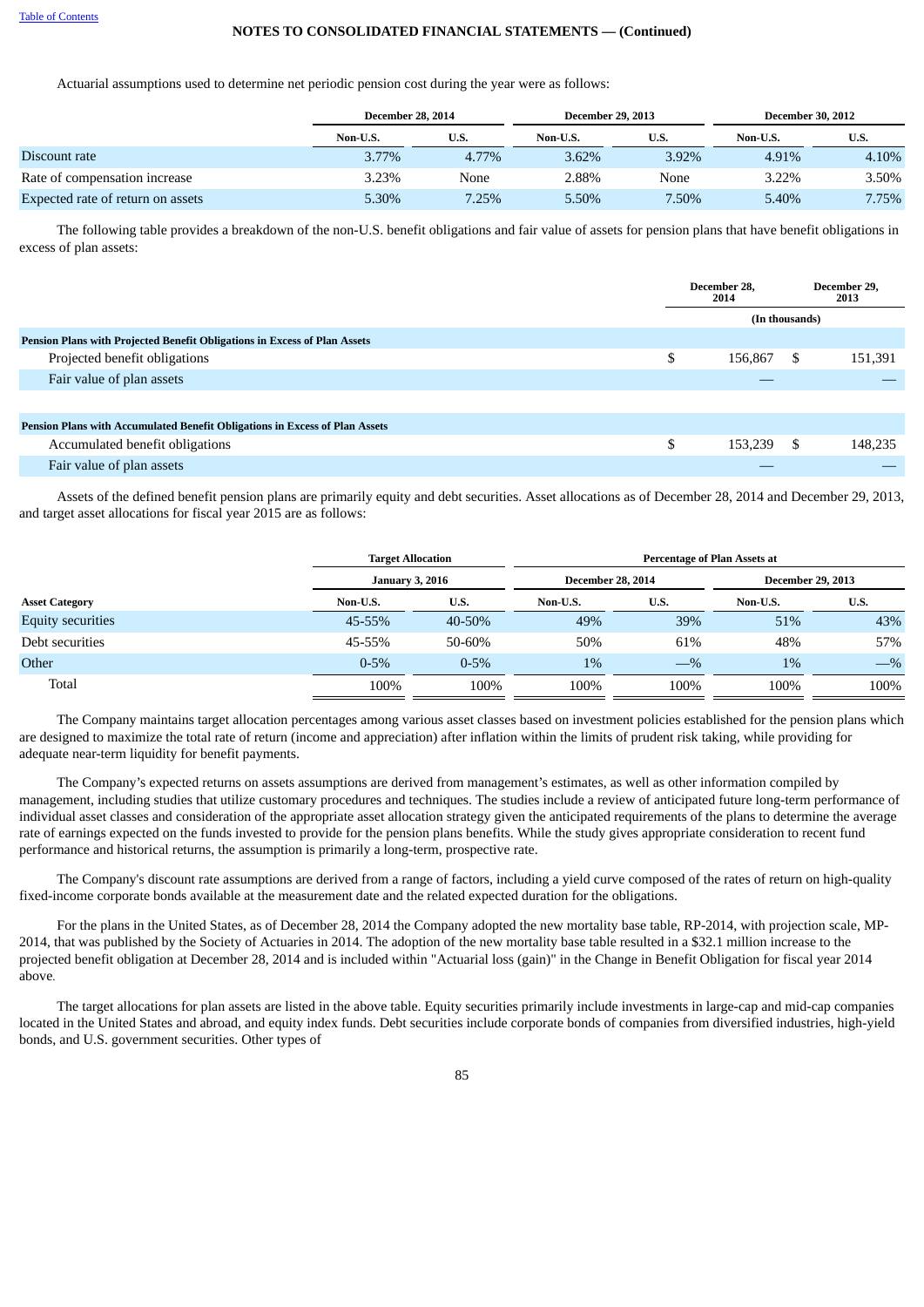Actuarial assumptions used to determine net periodic pension cost during the year were as follows:

| | December 28, 2014 | | December 29, 2013 | | December 30, 2012 | |
|---|---|---|---|---|---|---|
| | Non-U.S. | U.S. | Non-U.S. | U.S. | Non-U.S. | U.S. |
| Discount rate | 3.77% | 4.77% | 3.62% | 3.92% | 4.91% | 4.10% |
| Rate of compensation increase | 3.23% | None | 2.88% | None | 3.22% | 3.50% |
| Expected rate of return on assets | 5.30% | 7.25% | 5.50% | 7.50% | 5.40% | 7.75% |

The following table provides a breakdown of the non-U.S. benefit obligations and fair value of assets for pension plans that have benefit obligations in excess of plan assets:

| | December 28, 2014 | December 29, 2013 |
|---|---|---|
| | (In thousands) | |
| **Pension Plans with Projected Benefit Obligations in Excess of Plan Assets** | | |
| Projected benefit obligations | $ 156,867 | $ 151,391 |
| Fair value of plan assets | — | — |
| | | |
| **Pension Plans with Accumulated Benefit Obligations in Excess of Plan Assets** | | |
| Accumulated benefit obligations | $ 153,239 | $ 148,235 |
| Fair value of plan assets | — | — |

Assets of the defined benefit pension plans are primarily equity and debt securities. Asset allocations as of December 28, 2014 and December 29, 2013, and target asset allocations for fiscal year 2015 are as follows:

| | Target Allocation | | Percentage of Plan Assets at | | | |
|---|---|---|---|---|---|---|
| | January 3, 2016 | | December 28, 2014 | | December 29, 2013 | |
| **Asset Category** | Non-U.S. | U.S. | Non-U.S. | U.S. | Non-U.S. | U.S. |
| Equity securities | 45-55% | 40-50% | 49% | 39% | 51% | 43% |
| Debt securities | 45-55% | 50-60% | 50% | 61% | 48% | 57% |
| Other | 0-5% | 0-5% | 1% | —% | 1% | —% |
| Total | 100% | 100% | 100% | 100% | 100% | 100% |

The Company maintains target allocation percentages among various asset classes based on investment policies established for the pension plans which are designed to maximize the total rate of return (income and appreciation) after inflation within the limits of prudent risk taking, while providing for adequate near-term liquidity for benefit payments.

The Company's expected returns on assets assumptions are derived from management's estimates, as well as other information compiled by management, including studies that utilize customary procedures and techniques. The studies include a review of anticipated future long-term performance of individual asset classes and consideration of the appropriate asset allocation strategy given the anticipated requirements of the plans to determine the average rate of earnings expected on the funds invested to provide for the pension plans benefits. While the study gives appropriate consideration to recent fund performance and historical returns, the assumption is primarily a long-term, prospective rate.

The Company's discount rate assumptions are derived from a range of factors, including a yield curve composed of the rates of return on high-quality fixed-income corporate bonds available at the measurement date and the related expected duration for the obligations.

For the plans in the United States, as of December 28, 2014 the Company adopted the new mortality base table, RP-2014, with projection scale, MP-2014, that was published by the Society of Actuaries in 2014. The adoption of the new mortality base table resulted in a $32.1 million increase to the projected benefit obligation at December 28, 2014 and is included within "Actuarial loss (gain)" in the Change in Benefit Obligation for fiscal year 2014 above.

The target allocations for plan assets are listed in the above table. Equity securities primarily include investments in large-cap and mid-cap companies located in the United States and abroad, and equity index funds. Debt securities include corporate bonds of companies from diversified industries, high-yield bonds, and U.S. government securities. Other types of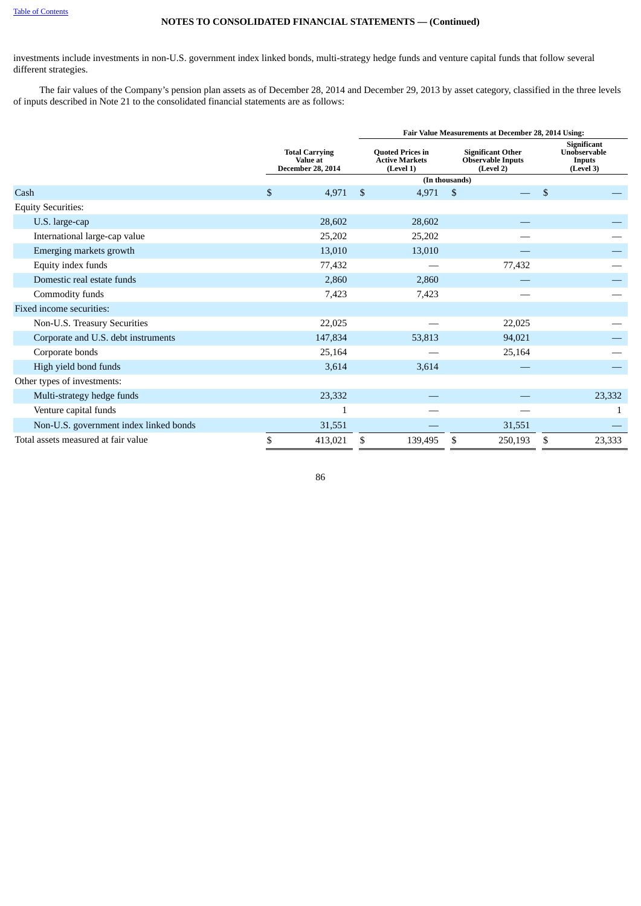investments include investments in non-U.S. government index linked bonds, multi-strategy hedge funds and venture capital funds that follow several different strategies.

The fair values of the Company's pension plan assets as of December 28, 2014 and December 29, 2013 by asset category, classified in the three levels of inputs described in Note 21 to the consolidated financial statements are as follows:

| | Total Carrying Value at December 28, 2014 | Fair Value Measurements at December 28, 2014 Using: Quoted Prices in Active Markets (Level 1) | Significant Other Observable Inputs (Level 2) | Significant Unobservable Inputs (Level 3) |
|---|---|---|---|---|
| | (In thousands) | | | |
| Cash | $ 4,971 | $ 4,971 | $ — | $ — |
| Equity Securities: | | | | |
| U.S. large-cap | 28,602 | 28,602 | — | — |
| International large-cap value | 25,202 | 25,202 | — | — |
| Emerging markets growth | 13,010 | 13,010 | — | — |
| Equity index funds | 77,432 | — | 77,432 | — |
| Domestic real estate funds | 2,860 | 2,860 | — | — |
| Commodity funds | 7,423 | 7,423 | — | — |
| Fixed income securities: | | | | |
| Non-U.S. Treasury Securities | 22,025 | — | 22,025 | — |
| Corporate and U.S. debt instruments | 147,834 | 53,813 | 94,021 | — |
| Corporate bonds | 25,164 | — | 25,164 | — |
| High yield bond funds | 3,614 | 3,614 | — | — |
| Other types of investments: | | | | |
| Multi-strategy hedge funds | 23,332 | — | — | 23,332 |
| Venture capital funds | 1 | — | — | 1 |
| Non-U.S. government index linked bonds | 31,551 | — | 31,551 | — |
| Total assets measured at fair value | $ 413,021 | $ 139,495 | $ 250,193 | $ 23,333 |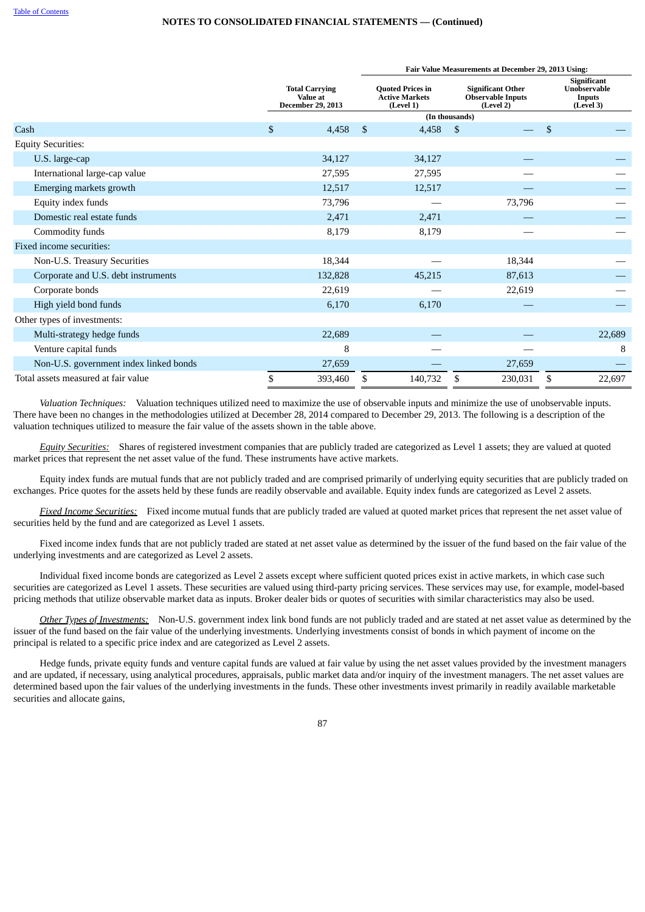NOTES TO CONSOLIDATED FINANCIAL STATEMENTS — (Continued)

| | Total Carrying Value at December 29, 2013 | Fair Value Measurements at December 29, 2013 Using: Quoted Prices in Active Markets (Level 1) | Significant Other Observable Inputs (Level 2) | Significant Unobservable Inputs (Level 3) |
|---|---|---|---|---|
| | (In thousands) | | | |
| Cash | $ 4,458 | $ 4,458 | $ — | $ — |
| Equity Securities: | | | | |
| U.S. large-cap | 34,127 | 34,127 | — | — |
| International large-cap value | 27,595 | 27,595 | — | — |
| Emerging markets growth | 12,517 | 12,517 | — | — |
| Equity index funds | 73,796 | — | 73,796 | — |
| Domestic real estate funds | 2,471 | 2,471 | — | — |
| Commodity funds | 8,179 | 8,179 | — | — |
| Fixed income securities: | | | | |
| Non-U.S. Treasury Securities | 18,344 | — | 18,344 | — |
| Corporate and U.S. debt instruments | 132,828 | 45,215 | 87,613 | — |
| Corporate bonds | 22,619 | — | 22,619 | — |
| High yield bond funds | 6,170 | 6,170 | — | — |
| Other types of investments: | | | | |
| Multi-strategy hedge funds | 22,689 | — | — | 22,689 |
| Venture capital funds | 8 | — | — | 8 |
| Non-U.S. government index linked bonds | 27,659 | — | 27,659 | — |
| Total assets measured at fair value | $ 393,460 | $ 140,732 | $ 230,031 | $ 22,697 |

*Valuation Techniques:* Valuation techniques utilized need to maximize the use of observable inputs and minimize the use of unobservable inputs. There have been no changes in the methodologies utilized at December 28, 2014 compared to December 29, 2013. The following is a description of the valuation techniques utilized to measure the fair value of the assets shown in the table above.

*Equity Securities:* Shares of registered investment companies that are publicly traded are categorized as Level 1 assets; they are valued at quoted market prices that represent the net asset value of the fund. These instruments have active markets.

Equity index funds are mutual funds that are not publicly traded and are comprised primarily of underlying equity securities that are publicly traded on exchanges. Price quotes for the assets held by these funds are readily observable and available. Equity index funds are categorized as Level 2 assets.

*Fixed Income Securities:* Fixed income mutual funds that are publicly traded are valued at quoted market prices that represent the net asset value of securities held by the fund and are categorized as Level 1 assets.

Fixed income index funds that are not publicly traded are stated at net asset value as determined by the issuer of the fund based on the fair value of the underlying investments and are categorized as Level 2 assets.

Individual fixed income bonds are categorized as Level 2 assets except where sufficient quoted prices exist in active markets, in which case such securities are categorized as Level 1 assets. These securities are valued using third-party pricing services. These services may use, for example, model-based pricing methods that utilize observable market data as inputs. Broker dealer bids or quotes of securities with similar characteristics may also be used.

*Other Types of Investments:* Non-U.S. government index link bond funds are not publicly traded and are stated at net asset value as determined by the issuer of the fund based on the fair value of the underlying investments. Underlying investments consist of bonds in which payment of income on the principal is related to a specific price index and are categorized as Level 2 assets.

Hedge funds, private equity funds and venture capital funds are valued at fair value by using the net asset values provided by the investment managers and are updated, if necessary, using analytical procedures, appraisals, public market data and/or inquiry of the investment managers. The net asset values are determined based upon the fair values of the underlying investments in the funds. These other investments invest primarily in readily available marketable securities and allocate gains,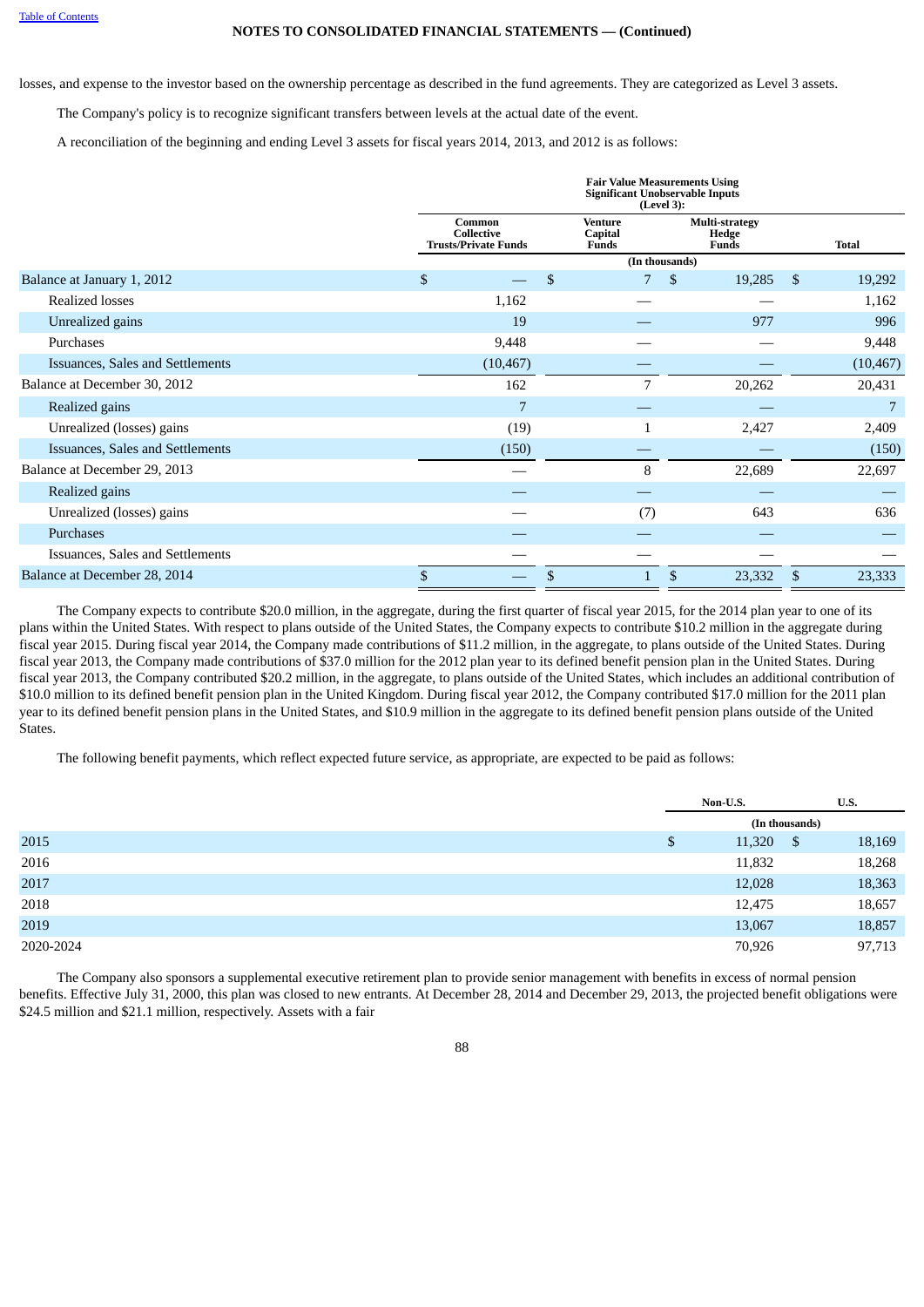losses, and expense to the investor based on the ownership percentage as described in the fund agreements. They are categorized as Level 3 assets.

The Company's policy is to recognize significant transfers between levels at the actual date of the event.

A reconciliation of the beginning and ending Level 3 assets for fiscal years 2014, 2013, and 2012 is as follows:

| | Fair Value Measurements Using Significant Unobservable Inputs (Level 3): | | | |
|---|---|---|---|---|
| | Common Collective Trusts/Private Funds | Venture Capital Funds | Multi-strategy Hedge Funds | Total |
| | (In thousands) | | | |
| Balance at January 1, 2012 | $ — | $ 7 | $ 19,285 | $ 19,292 |
| Realized losses | 1,162 | — | — | 1,162 |
| Unrealized gains | 19 | — | 977 | 996 |
| Purchases | 9,448 | — | — | 9,448 |
| Issuances, Sales and Settlements | (10,467) | — | — | (10,467) |
| Balance at December 30, 2012 | 162 | 7 | 20,262 | 20,431 |
| Realized gains | 7 | — | — | 7 |
| Unrealized (losses) gains | (19) | 1 | 2,427 | 2,409 |
| Issuances, Sales and Settlements | (150) | — | — | (150) |
| Balance at December 29, 2013 | — | 8 | 22,689 | 22,697 |
| Realized gains | — | — | — | — |
| Unrealized (losses) gains | — | (7) | 643 | 636 |
| Purchases | — | — | — | — |
| Issuances, Sales and Settlements | — | — | — | — |
| Balance at December 28, 2014 | $ — | $ 1 | $ 23,332 | $ 23,333 |

The Company expects to contribute $20.0 million, in the aggregate, during the first quarter of fiscal year 2015, for the 2014 plan year to one of its plans within the United States. With respect to plans outside of the United States, the Company expects to contribute $10.2 million in the aggregate during fiscal year 2015. During fiscal year 2014, the Company made contributions of $11.2 million, in the aggregate, to plans outside of the United States. During fiscal year 2013, the Company made contributions of $37.0 million for the 2012 plan year to its defined benefit pension plan in the United States. During fiscal year 2013, the Company contributed $20.2 million, in the aggregate, to plans outside of the United States, which includes an additional contribution of $10.0 million to its defined benefit pension plan in the United Kingdom. During fiscal year 2012, the Company contributed $17.0 million for the 2011 plan year to its defined benefit pension plans in the United States, and $10.9 million in the aggregate to its defined benefit pension plans outside of the United States.

The following benefit payments, which reflect expected future service, as appropriate, are expected to be paid as follows:

| | Non-U.S. | U.S. |
|---|---|---|
| | (In thousands) | |
| 2015 | $ 11,320 | $ 18,169 |
| 2016 | 11,832 | 18,268 |
| 2017 | 12,028 | 18,363 |
| 2018 | 12,475 | 18,657 |
| 2019 | 13,067 | 18,857 |
| 2020-2024 | 70,926 | 97,713 |

The Company also sponsors a supplemental executive retirement plan to provide senior management with benefits in excess of normal pension benefits. Effective July 31, 2000, this plan was closed to new entrants. At December 28, 2014 and December 29, 2013, the projected benefit obligations were $24.5 million and $21.1 million, respectively. Assets with a fair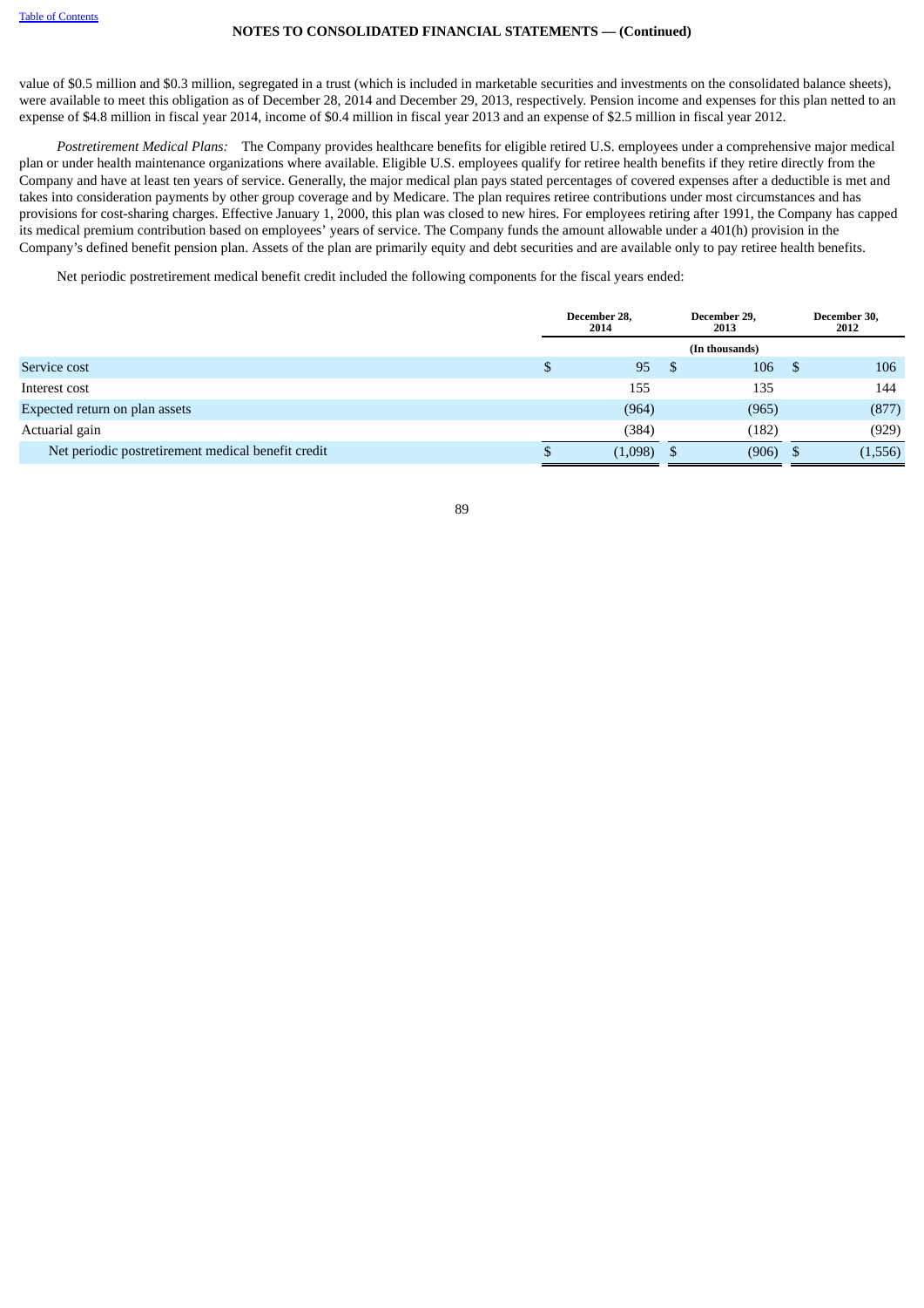value of \$0.5 million and \$0.3 million, segregated in a trust (which is included in marketable securities and investments on the consolidated balance sheets), were available to meet this obligation as of December 28, 2014 and December 29, 2013, respectively. Pension income and expenses for this plan netted to an expense of \$4.8 million in fiscal year 2014, income of \$0.4 million in fiscal year 2013 and an expense of \$2.5 million in fiscal year 2012.

*Postretirement Medical Plans:* The Company provides healthcare benefits for eligible retired U.S. employees under a comprehensive major medical plan or under health maintenance organizations where available. Eligible U.S. employees qualify for retiree health benefits if they retire directly from the Company and have at least ten years of service. Generally, the major medical plan pays stated percentages of covered expenses after a deductible is met and takes into consideration payments by other group coverage and by Medicare. The plan requires retiree contributions under most circumstances and has provisions for cost-sharing charges. Effective January 1, 2000, this plan was closed to new hires. For employees retiring after 1991, the Company has capped its medical premium contribution based on employees' years of service. The Company funds the amount allowable under a 401(h) provision in the Company's defined benefit pension plan. Assets of the plan are primarily equity and debt securities and are available only to pay retiree health benefits.

Net periodic postretirement medical benefit credit included the following components for the fiscal years ended:

| | December 28, 2014 | December 29, 2013 | December 30, 2012 |
|---|---|---|---|
| | | (In thousands) | |
| Service cost | \$ 95 | \$ 106 | \$ 106 |
| Interest cost | 155 | 135 | 144 |
| Expected return on plan assets | (964) | (965) | (877) |
| Actuarial gain | (384) | (182) | (929) |
| Net periodic postretirement medical benefit credit | \$ (1,098) | \$ (906) | \$ (1,556) |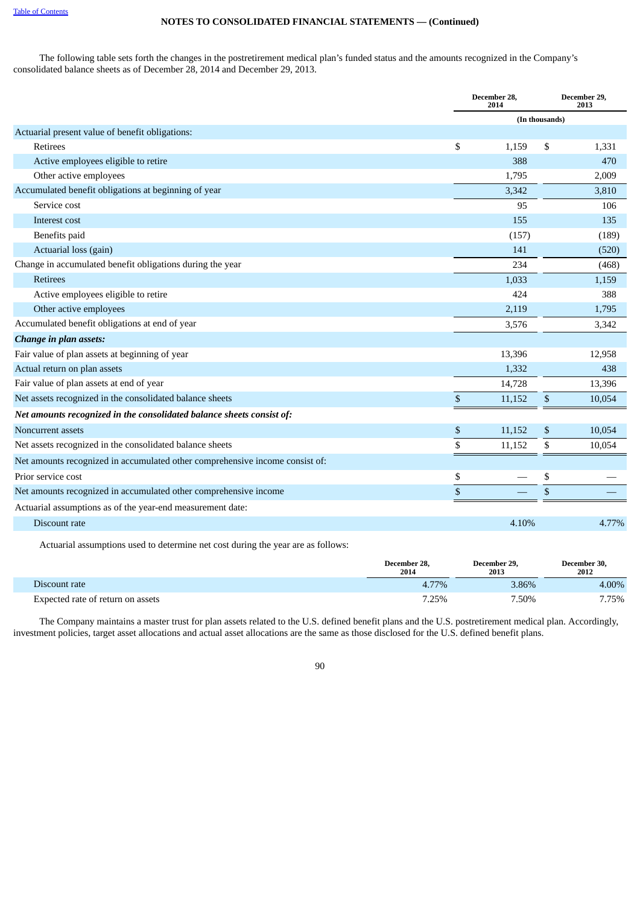**NOTES TO CONSOLIDATED FINANCIAL STATEMENTS — (Continued)**

The following table sets forth the changes in the postretirement medical plan's funded status and the amounts recognized in the Company's consolidated balance sheets as of December 28, 2014 and December 29, 2013.

| | December 28, 2014 | December 29, 2013 |
|---|---|---|
| | (In thousands) | |
| Actuarial present value of benefit obligations: | | |
| Retirees | $ 1,159 | $ 1,331 |
| Active employees eligible to retire | 388 | 470 |
| Other active employees | 1,795 | 2,009 |
| Accumulated benefit obligations at beginning of year | 3,342 | 3,810 |
| Service cost | 95 | 106 |
| Interest cost | 155 | 135 |
| Benefits paid | (157) | (189) |
| Actuarial loss (gain) | 141 | (520) |
| Change in accumulated benefit obligations during the year | 234 | (468) |
| Retirees | 1,033 | 1,159 |
| Active employees eligible to retire | 424 | 388 |
| Other active employees | 2,119 | 1,795 |
| Accumulated benefit obligations at end of year | 3,576 | 3,342 |
| ***Change in plan assets:*** | | |
| Fair value of plan assets at beginning of year | 13,396 | 12,958 |
| Actual return on plan assets | 1,332 | 438 |
| Fair value of plan assets at end of year | 14,728 | 13,396 |
| Net assets recognized in the consolidated balance sheets | $ 11,152 | $ 10,054 |
| ***Net amounts recognized in the consolidated balance sheets consist of:*** | | |
| Noncurrent assets | $ 11,152 | $ 10,054 |
| Net assets recognized in the consolidated balance sheets | $ 11,152 | $ 10,054 |
| Net amounts recognized in accumulated other comprehensive income consist of: | | |
| Prior service cost | $ — | $ — |
| Net amounts recognized in accumulated other comprehensive income | $ — | $ — |
| Actuarial assumptions as of the year-end measurement date: | | |
| Discount rate | 4.10% | 4.77% |

Actuarial assumptions used to determine net cost during the year are as follows:

| | December 28, 2014 | December 29, 2013 | December 30, 2012 |
|---|---|---|---|
| Discount rate | 4.77% | 3.86% | 4.00% |
| Expected rate of return on assets | 7.25% | 7.50% | 7.75% |

The Company maintains a master trust for plan assets related to the U.S. defined benefit plans and the U.S. postretirement medical plan. Accordingly, investment policies, target asset allocations and actual asset allocations are the same as those disclosed for the U.S. defined benefit plans.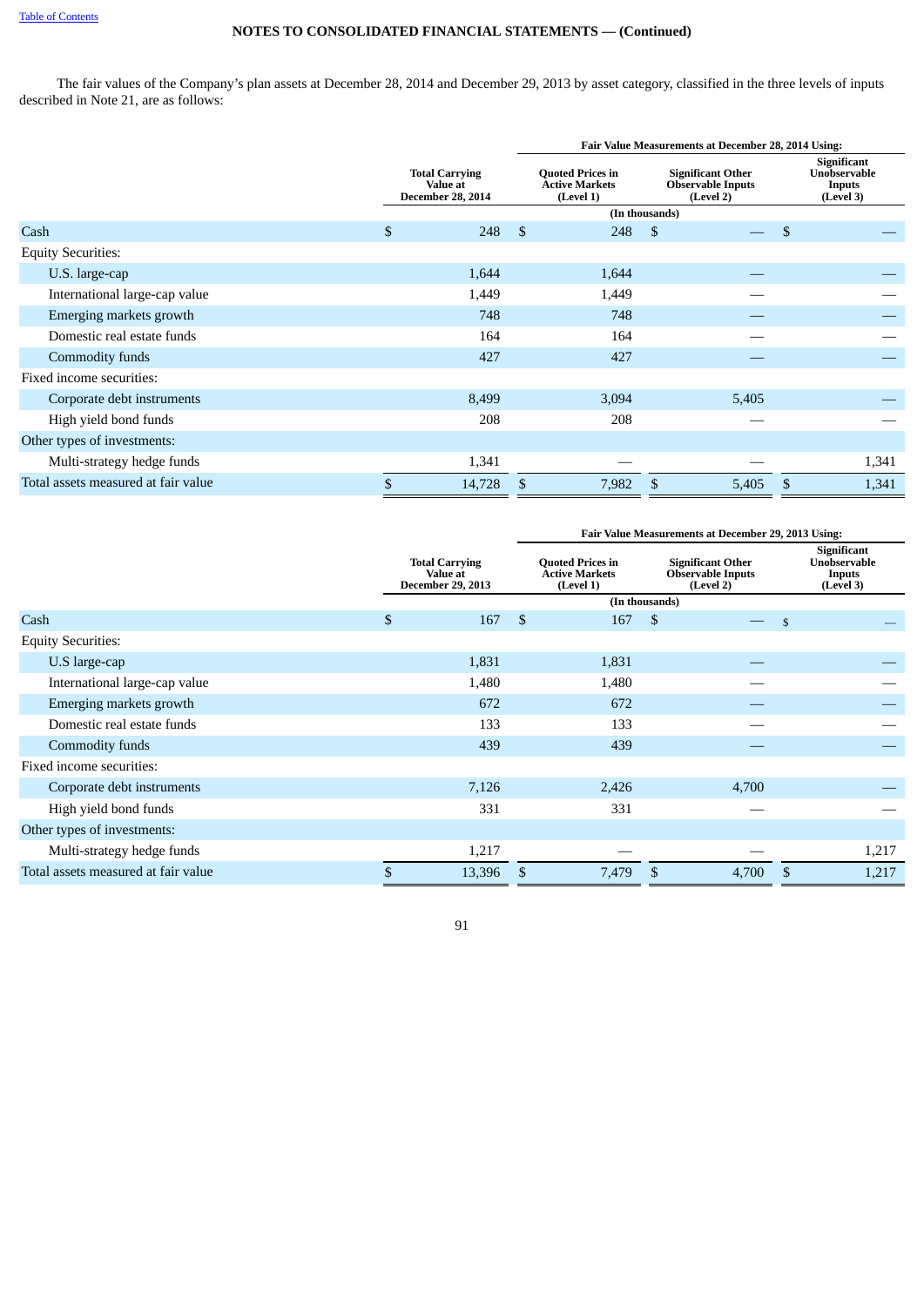NOTES TO CONSOLIDATED FINANCIAL STATEMENTS — (Continued)

The fair values of the Company's plan assets at December 28, 2014 and December 29, 2013 by asset category, classified in the three levels of inputs described in Note 21, are as follows:

| | Total Carrying Value at December 28, 2014 | Fair Value Measurements at December 28, 2014 Using: | | |
|---|---|---|---|---|
| | | Quoted Prices in Active Markets (Level 1) | Significant Other Observable Inputs (Level 2) | Significant Unobservable Inputs (Level 3) |
| | (In thousands) | | | |
| Cash | $ 248 | $ 248 | $ — | $ — |
| Equity Securities: | | | | |
| U.S. large-cap | 1,644 | 1,644 | — | — |
| International large-cap value | 1,449 | 1,449 | — | — |
| Emerging markets growth | 748 | 748 | — | — |
| Domestic real estate funds | 164 | 164 | — | — |
| Commodity funds | 427 | 427 | — | — |
| Fixed income securities: | | | | |
| Corporate debt instruments | 8,499 | 3,094 | 5,405 | — |
| High yield bond funds | 208 | 208 | — | — |
| Other types of investments: | | | | |
| Multi-strategy hedge funds | 1,341 | — | — | 1,341 |
| Total assets measured at fair value | $ 14,728 | $ 7,982 | $ 5,405 | $ 1,341 |

| | Total Carrying Value at December 29, 2013 | Fair Value Measurements at December 29, 2013 Using: | | |
|---|---|---|---|---|
| | | Quoted Prices in Active Markets (Level 1) | Significant Other Observable Inputs (Level 2) | Significant Unobservable Inputs (Level 3) |
| | (In thousands) | | | |
| Cash | $ 167 | $ 167 | $ — | $ — |
| Equity Securities: | | | | |
| U.S large-cap | 1,831 | 1,831 | — | — |
| International large-cap value | 1,480 | 1,480 | — | — |
| Emerging markets growth | 672 | 672 | — | — |
| Domestic real estate funds | 133 | 133 | — | — |
| Commodity funds | 439 | 439 | — | — |
| Fixed income securities: | | | | |
| Corporate debt instruments | 7,126 | 2,426 | 4,700 | — |
| High yield bond funds | 331 | 331 | — | — |
| Other types of investments: | | | | |
| Multi-strategy hedge funds | 1,217 | — | — | 1,217 |
| Total assets measured at fair value | $ 13,396 | $ 7,479 | $ 4,700 | $ 1,217 |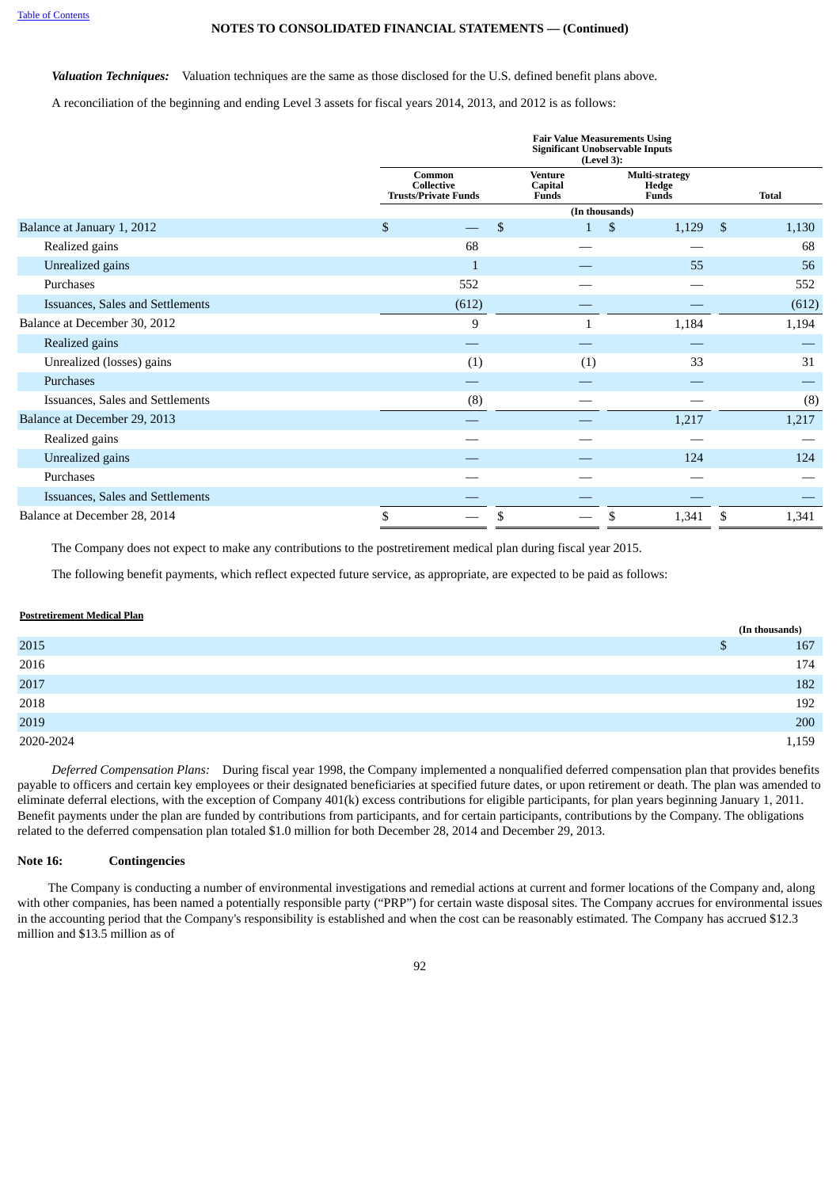NOTES TO CONSOLIDATED FINANCIAL STATEMENTS — (Continued)

***Valuation Techniques:*** Valuation techniques are the same as those disclosed for the U.S. defined benefit plans above.

A reconciliation of the beginning and ending Level 3 assets for fiscal years 2014, 2013, and 2012 is as follows:

| | Fair Value Measurements Using Significant Unobservable Inputs (Level 3): | | | |
|---|---|---|---|---|
| | Common Collective Trusts/Private Funds | Venture Capital Funds | Multi-strategy Hedge Funds | Total |
| | (In thousands) | | | |
| Balance at January 1, 2012 | $ — | $ 1 | $ 1,129 | $ 1,130 |
| Realized gains | 68 | — | — | 68 |
| Unrealized gains | 1 | — | 55 | 56 |
| Purchases | 552 | — | — | 552 |
| Issuances, Sales and Settlements | (612) | — | — | (612) |
| Balance at December 30, 2012 | 9 | 1 | 1,184 | 1,194 |
| Realized gains | — | — | — | — |
| Unrealized (losses) gains | (1) | (1) | 33 | 31 |
| Purchases | — | — | — | — |
| Issuances, Sales and Settlements | (8) | — | — | (8) |
| Balance at December 29, 2013 | — | — | 1,217 | 1,217 |
| Realized gains | — | — | — | — |
| Unrealized gains | — | — | 124 | 124 |
| Purchases | — | — | — | — |
| Issuances, Sales and Settlements | — | — | — | — |
| Balance at December 28, 2014 | $ — | $ — | $ 1,341 | $ 1,341 |

The Company does not expect to make any contributions to the postretirement medical plan during fiscal year 2015.

The following benefit payments, which reflect expected future service, as appropriate, are expected to be paid as follows:

**Postretirement Medical Plan**

| | (In thousands) |
|---|---|
| 2015 | $ 167 |
| 2016 | 174 |
| 2017 | 182 |
| 2018 | 192 |
| 2019 | 200 |
| 2020-2024 | 1,159 |

*Deferred Compensation Plans:* During fiscal year 1998, the Company implemented a nonqualified deferred compensation plan that provides benefits payable to officers and certain key employees or their designated beneficiaries at specified future dates, or upon retirement or death. The plan was amended to eliminate deferral elections, with the exception of Company 401(k) excess contributions for eligible participants, for plan years beginning January 1, 2011. Benefit payments under the plan are funded by contributions from participants, and for certain participants, contributions by the Company. The obligations related to the deferred compensation plan totaled $1.0 million for both December 28, 2014 and December 29, 2013.

## Note 16: Contingencies

The Company is conducting a number of environmental investigations and remedial actions at current and former locations of the Company and, along with other companies, has been named a potentially responsible party ("PRP") for certain waste disposal sites. The Company accrues for environmental issues in the accounting period that the Company's responsibility is established and when the cost can be reasonably estimated. The Company has accrued $12.3 million and $13.5 million as of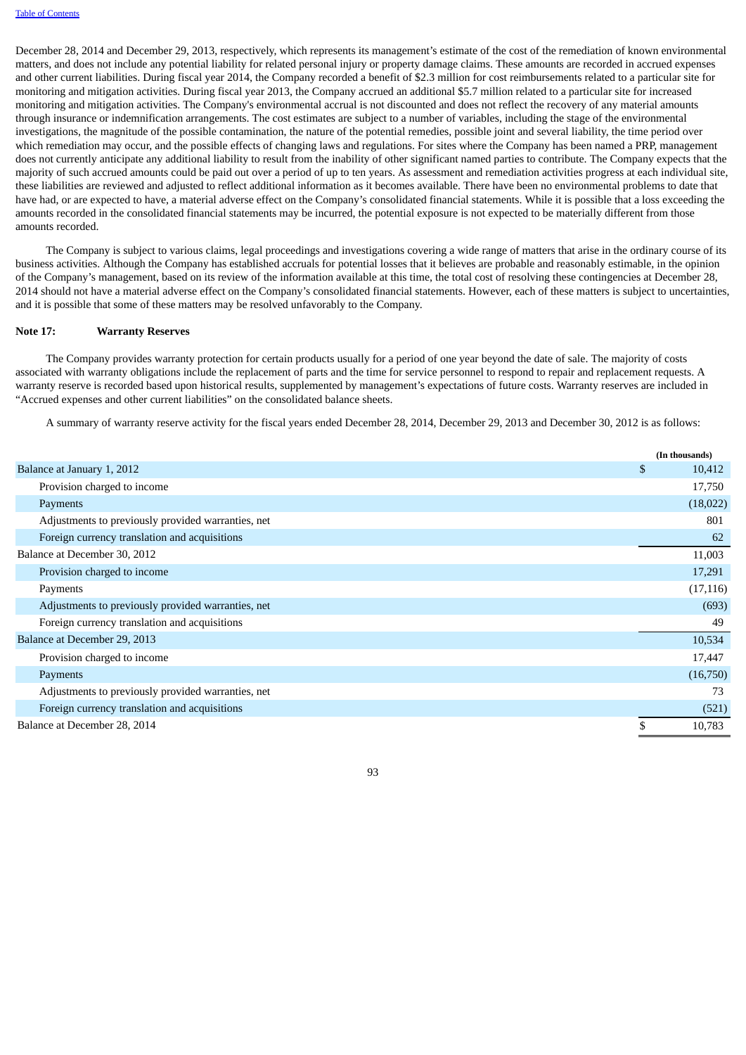December 28, 2014 and December 29, 2013, respectively, which represents its management's estimate of the cost of the remediation of known environmental matters, and does not include any potential liability for related personal injury or property damage claims. These amounts are recorded in accrued expenses and other current liabilities. During fiscal year 2014, the Company recorded a benefit of $2.3 million for cost reimbursements related to a particular site for monitoring and mitigation activities. During fiscal year 2013, the Company accrued an additional $5.7 million related to a particular site for increased monitoring and mitigation activities. The Company's environmental accrual is not discounted and does not reflect the recovery of any material amounts through insurance or indemnification arrangements. The cost estimates are subject to a number of variables, including the stage of the environmental investigations, the magnitude of the possible contamination, the nature of the potential remedies, possible joint and several liability, the time period over which remediation may occur, and the possible effects of changing laws and regulations. For sites where the Company has been named a PRP, management does not currently anticipate any additional liability to result from the inability of other significant named parties to contribute. The Company expects that the majority of such accrued amounts could be paid out over a period of up to ten years. As assessment and remediation activities progress at each individual site, these liabilities are reviewed and adjusted to reflect additional information as it becomes available. There have been no environmental problems to date that have had, or are expected to have, a material adverse effect on the Company's consolidated financial statements. While it is possible that a loss exceeding the amounts recorded in the consolidated financial statements may be incurred, the potential exposure is not expected to be materially different from those amounts recorded.

The Company is subject to various claims, legal proceedings and investigations covering a wide range of matters that arise in the ordinary course of its business activities. Although the Company has established accruals for potential losses that it believes are probable and reasonably estimable, in the opinion of the Company's management, based on its review of the information available at this time, the total cost of resolving these contingencies at December 28, 2014 should not have a material adverse effect on the Company's consolidated financial statements. However, each of these matters is subject to uncertainties, and it is possible that some of these matters may be resolved unfavorably to the Company.

**Note 17: Warranty Reserves**

The Company provides warranty protection for certain products usually for a period of one year beyond the date of sale. The majority of costs associated with warranty obligations include the replacement of parts and the time for service personnel to respond to repair and replacement requests. A warranty reserve is recorded based upon historical results, supplemented by management's expectations of future costs. Warranty reserves are included in "Accrued expenses and other current liabilities" on the consolidated balance sheets.

A summary of warranty reserve activity for the fiscal years ended December 28, 2014, December 29, 2013 and December 30, 2012 is as follows:

| | (In thousands) |
|---|---|
| Balance at January 1, 2012 | $ 10,412 |
| Provision charged to income | 17,750 |
| Payments | (18,022) |
| Adjustments to previously provided warranties, net | 801 |
| Foreign currency translation and acquisitions | 62 |
| Balance at December 30, 2012 | 11,003 |
| Provision charged to income | 17,291 |
| Payments | (17,116) |
| Adjustments to previously provided warranties, net | (693) |
| Foreign currency translation and acquisitions | 49 |
| Balance at December 29, 2013 | 10,534 |
| Provision charged to income | 17,447 |
| Payments | (16,750) |
| Adjustments to previously provided warranties, net | 73 |
| Foreign currency translation and acquisitions | (521) |
| Balance at December 28, 2014 | $ 10,783 |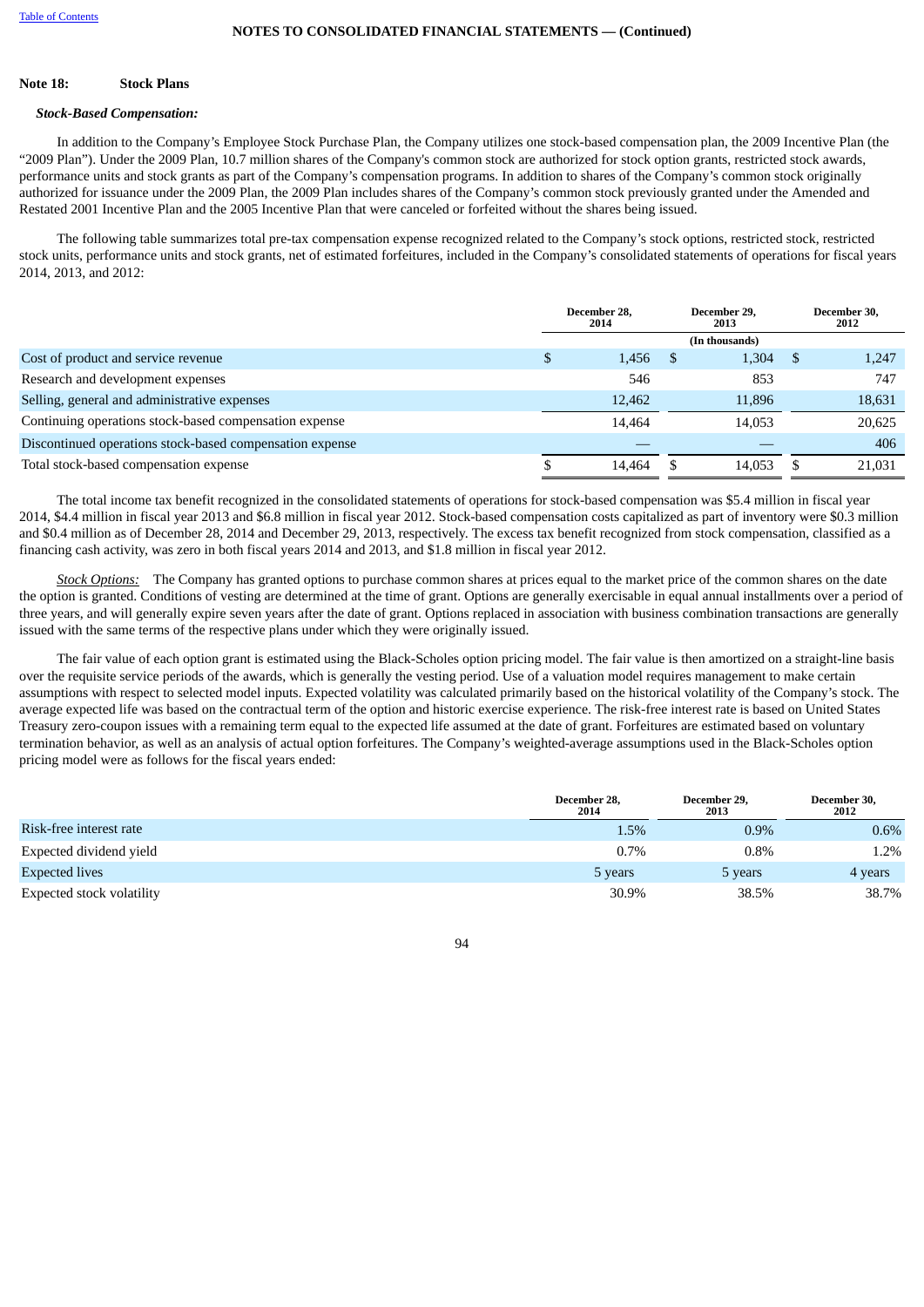NOTES TO CONSOLIDATED FINANCIAL STATEMENTS — (Continued)

**Note 18: Stock Plans**

***Stock-Based Compensation:***

In addition to the Company's Employee Stock Purchase Plan, the Company utilizes one stock-based compensation plan, the 2009 Incentive Plan (the "2009 Plan"). Under the 2009 Plan, 10.7 million shares of the Company's common stock are authorized for stock option grants, restricted stock awards, performance units and stock grants as part of the Company's compensation programs. In addition to shares of the Company's common stock originally authorized for issuance under the 2009 Plan, the 2009 Plan includes shares of the Company's common stock previously granted under the Amended and Restated 2001 Incentive Plan and the 2005 Incentive Plan that were canceled or forfeited without the shares being issued.

The following table summarizes total pre-tax compensation expense recognized related to the Company's stock options, restricted stock, restricted stock units, performance units and stock grants, net of estimated forfeitures, included in the Company's consolidated statements of operations for fiscal years 2014, 2013, and 2012:

| | December 28, 2014 | December 29, 2013 | December 30, 2012 |
|---|---|---|---|
| | | (In thousands) | |
| Cost of product and service revenue | $ 1,456 | $ 1,304 | $ 1,247 |
| Research and development expenses | 546 | 853 | 747 |
| Selling, general and administrative expenses | 12,462 | 11,896 | 18,631 |
| Continuing operations stock-based compensation expense | 14,464 | 14,053 | 20,625 |
| Discontinued operations stock-based compensation expense | — | — | 406 |
| Total stock-based compensation expense | $ 14,464 | $ 14,053 | $ 21,031 |

The total income tax benefit recognized in the consolidated statements of operations for stock-based compensation was $5.4 million in fiscal year 2014, $4.4 million in fiscal year 2013 and $6.8 million in fiscal year 2012. Stock-based compensation costs capitalized as part of inventory were $0.3 million and $0.4 million as of December 28, 2014 and December 29, 2013, respectively. The excess tax benefit recognized from stock compensation, classified as a financing cash activity, was zero in both fiscal years 2014 and 2013, and $1.8 million in fiscal year 2012.

*Stock Options:* The Company has granted options to purchase common shares at prices equal to the market price of the common shares on the date the option is granted. Conditions of vesting are determined at the time of grant. Options are generally exercisable in equal annual installments over a period of three years, and will generally expire seven years after the date of grant. Options replaced in association with business combination transactions are generally issued with the same terms of the respective plans under which they were originally issued.

The fair value of each option grant is estimated using the Black-Scholes option pricing model. The fair value is then amortized on a straight-line basis over the requisite service periods of the awards, which is generally the vesting period. Use of a valuation model requires management to make certain assumptions with respect to selected model inputs. Expected volatility was calculated primarily based on the historical volatility of the Company's stock. The average expected life was based on the contractual term of the option and historic exercise experience. The risk-free interest rate is based on United States Treasury zero-coupon issues with a remaining term equal to the expected life assumed at the date of grant. Forfeitures are estimated based on voluntary termination behavior, as well as an analysis of actual option forfeitures. The Company's weighted-average assumptions used in the Black-Scholes option pricing model were as follows for the fiscal years ended:

| | December 28, 2014 | December 29, 2013 | December 30, 2012 |
|---|---|---|---|
| Risk-free interest rate | 1.5% | 0.9% | 0.6% |
| Expected dividend yield | 0.7% | 0.8% | 1.2% |
| Expected lives | 5 years | 5 years | 4 years |
| Expected stock volatility | 30.9% | 38.5% | 38.7% |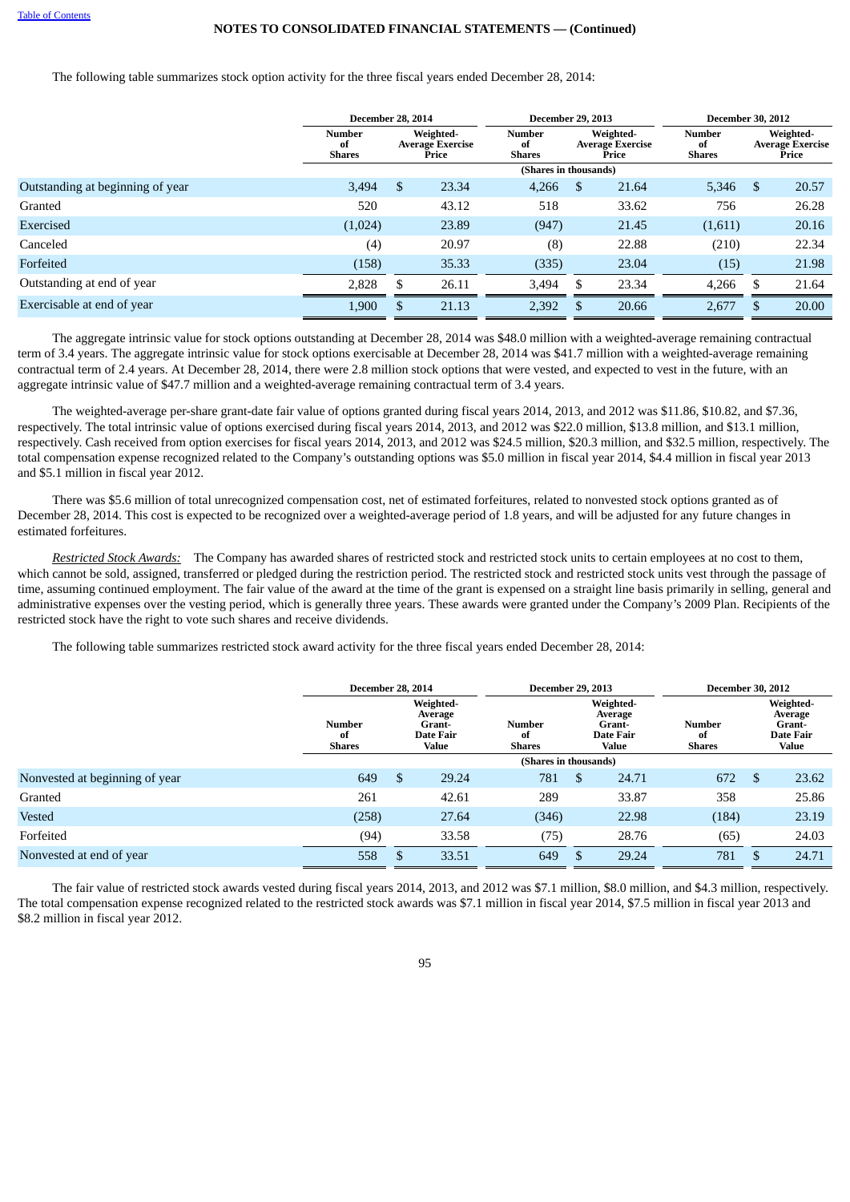NOTES TO CONSOLIDATED FINANCIAL STATEMENTS — (Continued)

The following table summarizes stock option activity for the three fiscal years ended December 28, 2014:

| | December 28, 2014 | | December 29, 2013 | | December 30, 2012 | |
|---|---|---|---|---|---|---|
| | Number of Shares | Weighted-Average Exercise Price | Number of Shares | Weighted-Average Exercise Price | Number of Shares | Weighted-Average Exercise Price |
| | (Shares in thousands) | | | | | |
| Outstanding at beginning of year | 3,494 | $ 23.34 | 4,266 | $ 21.64 | 5,346 | $ 20.57 |
| Granted | 520 | 43.12 | 518 | 33.62 | 756 | 26.28 |
| Exercised | (1,024) | 23.89 | (947) | 21.45 | (1,611) | 20.16 |
| Canceled | (4) | 20.97 | (8) | 22.88 | (210) | 22.34 |
| Forfeited | (158) | 35.33 | (335) | 23.04 | (15) | 21.98 |
| Outstanding at end of year | 2,828 | $ 26.11 | 3,494 | $ 23.34 | 4,266 | $ 21.64 |
| Exercisable at end of year | 1,900 | $ 21.13 | 2,392 | $ 20.66 | 2,677 | $ 20.00 |

The aggregate intrinsic value for stock options outstanding at December 28, 2014 was $48.0 million with a weighted-average remaining contractual term of 3.4 years. The aggregate intrinsic value for stock options exercisable at December 28, 2014 was $41.7 million with a weighted-average remaining contractual term of 2.4 years. At December 28, 2014, there were 2.8 million stock options that were vested, and expected to vest in the future, with an aggregate intrinsic value of $47.7 million and a weighted-average remaining contractual term of 3.4 years.

The weighted-average per-share grant-date fair value of options granted during fiscal years 2014, 2013, and 2012 was $11.86, $10.82, and $7.36, respectively. The total intrinsic value of options exercised during fiscal years 2014, 2013, and 2012 was $22.0 million, $13.8 million, and $13.1 million, respectively. Cash received from option exercises for fiscal years 2014, 2013, and 2012 was $24.5 million, $20.3 million, and $32.5 million, respectively. The total compensation expense recognized related to the Company's outstanding options was $5.0 million in fiscal year 2014, $4.4 million in fiscal year 2013 and $5.1 million in fiscal year 2012.

There was $5.6 million of total unrecognized compensation cost, net of estimated forfeitures, related to nonvested stock options granted as of December 28, 2014. This cost is expected to be recognized over a weighted-average period of 1.8 years, and will be adjusted for any future changes in estimated forfeitures.

*Restricted Stock Awards:* The Company has awarded shares of restricted stock and restricted stock units to certain employees at no cost to them, which cannot be sold, assigned, transferred or pledged during the restriction period. The restricted stock and restricted stock units vest through the passage of time, assuming continued employment. The fair value of the award at the time of the grant is expensed on a straight line basis primarily in selling, general and administrative expenses over the vesting period, which is generally three years. These awards were granted under the Company's 2009 Plan. Recipients of the restricted stock have the right to vote such shares and receive dividends.

The following table summarizes restricted stock award activity for the three fiscal years ended December 28, 2014:

| | December 28, 2014 | | December 29, 2013 | | December 30, 2012 | |
|---|---|---|---|---|---|---|
| | Number of Shares | Weighted-Average Grant-Date Fair Value | Number of Shares | Weighted-Average Grant-Date Fair Value | Number of Shares | Weighted-Average Grant-Date Fair Value |
| | (Shares in thousands) | | | | | |
| Nonvested at beginning of year | 649 | $ 29.24 | 781 | $ 24.71 | 672 | $ 23.62 |
| Granted | 261 | 42.61 | 289 | 33.87 | 358 | 25.86 |
| Vested | (258) | 27.64 | (346) | 22.98 | (184) | 23.19 |
| Forfeited | (94) | 33.58 | (75) | 28.76 | (65) | 24.03 |
| Nonvested at end of year | 558 | $ 33.51 | 649 | $ 29.24 | 781 | $ 24.71 |

The fair value of restricted stock awards vested during fiscal years 2014, 2013, and 2012 was $7.1 million, $8.0 million, and $4.3 million, respectively. The total compensation expense recognized related to the restricted stock awards was $7.1 million in fiscal year 2014, $7.5 million in fiscal year 2013 and $8.2 million in fiscal year 2012.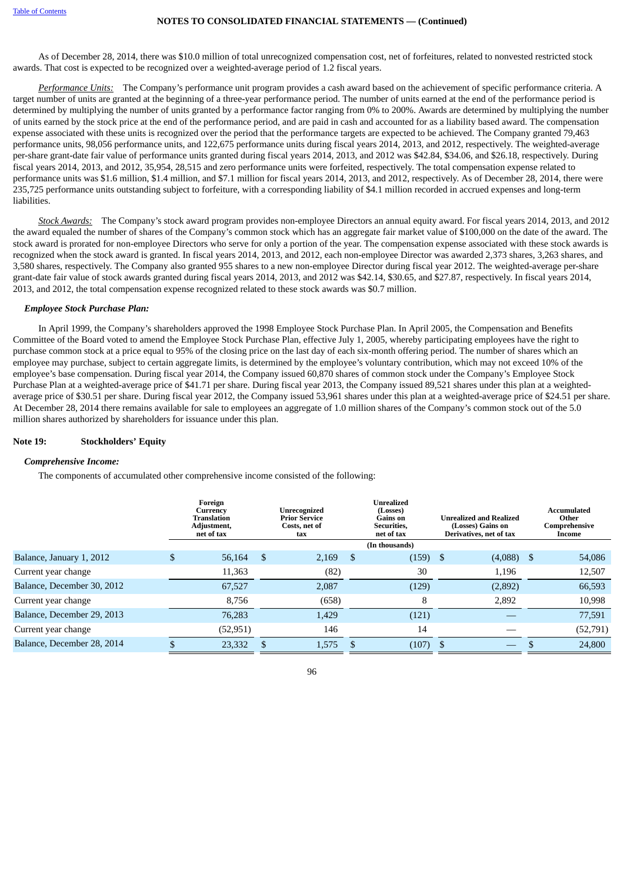As of December 28, 2014, there was $10.0 million of total unrecognized compensation cost, net of forfeitures, related to nonvested restricted stock awards. That cost is expected to be recognized over a weighted-average period of 1.2 fiscal years.

*Performance Units:* The Company's performance unit program provides a cash award based on the achievement of specific performance criteria. A target number of units are granted at the beginning of a three-year performance period. The number of units earned at the end of the performance period is determined by multiplying the number of units granted by a performance factor ranging from 0% to 200%. Awards are determined by multiplying the number of units earned by the stock price at the end of the performance period, and are paid in cash and accounted for as a liability based award. The compensation expense associated with these units is recognized over the period that the performance targets are expected to be achieved. The Company granted 79,463 performance units, 98,056 performance units, and 122,675 performance units during fiscal years 2014, 2013, and 2012, respectively. The weighted-average per-share grant-date fair value of performance units granted during fiscal years 2014, 2013, and 2012 was $42.84, $34.06, and $26.18, respectively. During fiscal years 2014, 2013, and 2012, 35,954, 28,515 and zero performance units were forfeited, respectively. The total compensation expense related to performance units was $1.6 million, $1.4 million, and $7.1 million for fiscal years 2014, 2013, and 2012, respectively. As of December 28, 2014, there were 235,725 performance units outstanding subject to forfeiture, with a corresponding liability of $4.1 million recorded in accrued expenses and long-term liabilities.

*Stock Awards:* The Company's stock award program provides non-employee Directors an annual equity award. For fiscal years 2014, 2013, and 2012 the award equaled the number of shares of the Company's common stock which has an aggregate fair market value of $100,000 on the date of the award. The stock award is prorated for non-employee Directors who serve for only a portion of the year. The compensation expense associated with these stock awards is recognized when the stock award is granted. In fiscal years 2014, 2013, and 2012, each non-employee Director was awarded 2,373 shares, 3,263 shares, and 3,580 shares, respectively. The Company also granted 955 shares to a new non-employee Director during fiscal year 2012. The weighted-average per-share grant-date fair value of stock awards granted during fiscal years 2014, 2013, and 2012 was $42.14, $30.65, and $27.87, respectively. In fiscal years 2014, 2013, and 2012, the total compensation expense recognized related to these stock awards was $0.7 million.

### *Employee Stock Purchase Plan:*

In April 1999, the Company's shareholders approved the 1998 Employee Stock Purchase Plan. In April 2005, the Compensation and Benefits Committee of the Board voted to amend the Employee Stock Purchase Plan, effective July 1, 2005, whereby participating employees have the right to purchase common stock at a price equal to 95% of the closing price on the last day of each six-month offering period. The number of shares which an employee may purchase, subject to certain aggregate limits, is determined by the employee's voluntary contribution, which may not exceed 10% of the employee's base compensation. During fiscal year 2014, the Company issued 60,870 shares of common stock under the Company's Employee Stock Purchase Plan at a weighted-average price of $41.71 per share. During fiscal year 2013, the Company issued 89,521 shares under this plan at a weighted-average price of $30.51 per share. During fiscal year 2012, the Company issued 53,961 shares under this plan at a weighted-average price of $24.51 per share. At December 28, 2014 there remains available for sale to employees an aggregate of 1.0 million shares of the Company's common stock out of the 5.0 million shares authorized by shareholders for issuance under this plan.

## Note 19: Stockholders' Equity

### *Comprehensive Income:*

The components of accumulated other comprehensive income consisted of the following:

| | Foreign Currency Translation Adjustment, net of tax | Unrecognized Prior Service Costs, net of tax | Unrealized (Losses) Gains on Securities, net of tax | Unrealized and Realized (Losses) Gains on Derivatives, net of tax | Accumulated Other Comprehensive Income |
|---|---|---|---|---|---|
| | | | (In thousands) | | |
| Balance, January 1, 2012 | $ 56,164 | $ 2,169 | $ (159) | $ (4,088) | $ 54,086 |
| Current year change | 11,363 | (82) | 30 | 1,196 | 12,507 |
| Balance, December 30, 2012 | 67,527 | 2,087 | (129) | (2,892) | 66,593 |
| Current year change | 8,756 | (658) | 8 | 2,892 | 10,998 |
| Balance, December 29, 2013 | 76,283 | 1,429 | (121) | — | 77,591 |
| Current year change | (52,951) | 146 | 14 | — | (52,791) |
| Balance, December 28, 2014 | $ 23,332 | $ 1,575 | $ (107) | $ — | $ 24,800 |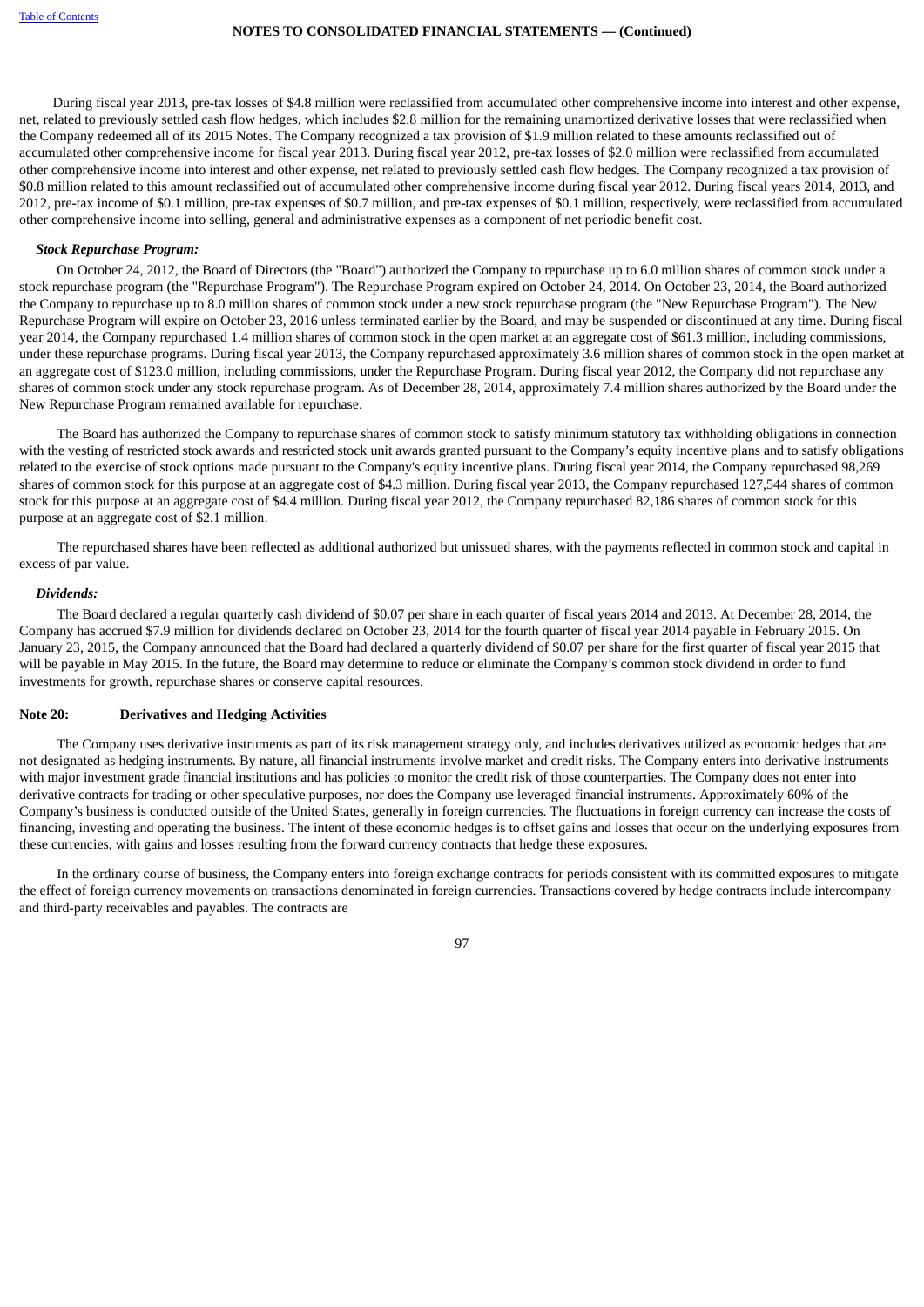During fiscal year 2013, pre-tax losses of $4.8 million were reclassified from accumulated other comprehensive income into interest and other expense, net, related to previously settled cash flow hedges, which includes $2.8 million for the remaining unamortized derivative losses that were reclassified when the Company redeemed all of its 2015 Notes. The Company recognized a tax provision of $1.9 million related to these amounts reclassified out of accumulated other comprehensive income for fiscal year 2013. During fiscal year 2012, pre-tax losses of $2.0 million were reclassified from accumulated other comprehensive income into interest and other expense, net related to previously settled cash flow hedges. The Company recognized a tax provision of $0.8 million related to this amount reclassified out of accumulated other comprehensive income during fiscal year 2012. During fiscal years 2014, 2013, and 2012, pre-tax income of $0.1 million, pre-tax expenses of $0.7 million, and pre-tax expenses of $0.1 million, respectively, were reclassified from accumulated other comprehensive income into selling, general and administrative expenses as a component of net periodic benefit cost.

***Stock Repurchase Program:***

On October 24, 2012, the Board of Directors (the "Board") authorized the Company to repurchase up to 6.0 million shares of common stock under a stock repurchase program (the "Repurchase Program"). The Repurchase Program expired on October 24, 2014. On October 23, 2014, the Board authorized the Company to repurchase up to 8.0 million shares of common stock under a new stock repurchase program (the "New Repurchase Program"). The New Repurchase Program will expire on October 23, 2016 unless terminated earlier by the Board, and may be suspended or discontinued at any time. During fiscal year 2014, the Company repurchased 1.4 million shares of common stock in the open market at an aggregate cost of $61.3 million, including commissions, under these repurchase programs. During fiscal year 2013, the Company repurchased approximately 3.6 million shares of common stock in the open market at an aggregate cost of $123.0 million, including commissions, under the Repurchase Program. During fiscal year 2012, the Company did not repurchase any shares of common stock under any stock repurchase program. As of December 28, 2014, approximately 7.4 million shares authorized by the Board under the New Repurchase Program remained available for repurchase.

The Board has authorized the Company to repurchase shares of common stock to satisfy minimum statutory tax withholding obligations in connection with the vesting of restricted stock awards and restricted stock unit awards granted pursuant to the Company's equity incentive plans and to satisfy obligations related to the exercise of stock options made pursuant to the Company's equity incentive plans. During fiscal year 2014, the Company repurchased 98,269 shares of common stock for this purpose at an aggregate cost of $4.3 million. During fiscal year 2013, the Company repurchased 127,544 shares of common stock for this purpose at an aggregate cost of $4.4 million. During fiscal year 2012, the Company repurchased 82,186 shares of common stock for this purpose at an aggregate cost of $2.1 million.

The repurchased shares have been reflected as additional authorized but unissued shares, with the payments reflected in common stock and capital in excess of par value.

***Dividends:***

The Board declared a regular quarterly cash dividend of $0.07 per share in each quarter of fiscal years 2014 and 2013. At December 28, 2014, the Company has accrued $7.9 million for dividends declared on October 23, 2014 for the fourth quarter of fiscal year 2014 payable in February 2015. On January 23, 2015, the Company announced that the Board had declared a quarterly dividend of $0.07 per share for the first quarter of fiscal year 2015 that will be payable in May 2015. In the future, the Board may determine to reduce or eliminate the Company's common stock dividend in order to fund investments for growth, repurchase shares or conserve capital resources.

## Note 20: Derivatives and Hedging Activities

The Company uses derivative instruments as part of its risk management strategy only, and includes derivatives utilized as economic hedges that are not designated as hedging instruments. By nature, all financial instruments involve market and credit risks. The Company enters into derivative instruments with major investment grade financial institutions and has policies to monitor the credit risk of those counterparties. The Company does not enter into derivative contracts for trading or other speculative purposes, nor does the Company use leveraged financial instruments. Approximately 60% of the Company's business is conducted outside of the United States, generally in foreign currencies. The fluctuations in foreign currency can increase the costs of financing, investing and operating the business. The intent of these economic hedges is to offset gains and losses that occur on the underlying exposures from these currencies, with gains and losses resulting from the forward currency contracts that hedge these exposures.

In the ordinary course of business, the Company enters into foreign exchange contracts for periods consistent with its committed exposures to mitigate the effect of foreign currency movements on transactions denominated in foreign currencies. Transactions covered by hedge contracts include intercompany and third-party receivables and payables. The contracts are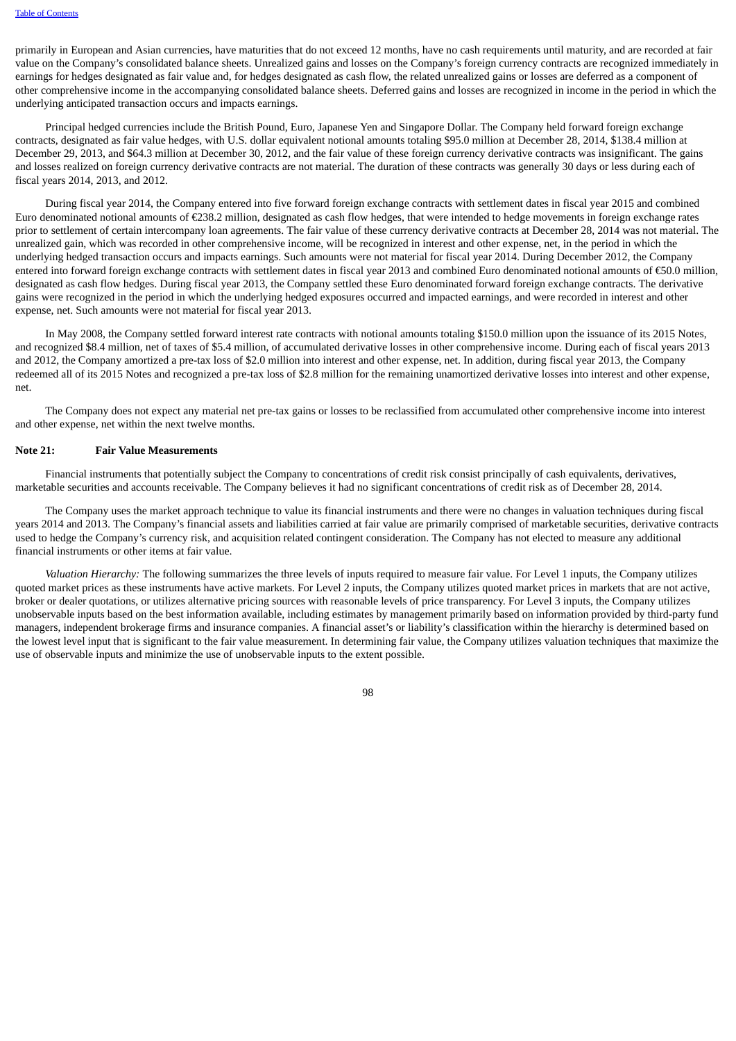primarily in European and Asian currencies, have maturities that do not exceed 12 months, have no cash requirements until maturity, and are recorded at fair value on the Company's consolidated balance sheets. Unrealized gains and losses on the Company's foreign currency contracts are recognized immediately in earnings for hedges designated as fair value and, for hedges designated as cash flow, the related unrealized gains or losses are deferred as a component of other comprehensive income in the accompanying consolidated balance sheets. Deferred gains and losses are recognized in income in the period in which the underlying anticipated transaction occurs and impacts earnings.

Principal hedged currencies include the British Pound, Euro, Japanese Yen and Singapore Dollar. The Company held forward foreign exchange contracts, designated as fair value hedges, with U.S. dollar equivalent notional amounts totaling $95.0 million at December 28, 2014, $138.4 million at December 29, 2013, and $64.3 million at December 30, 2012, and the fair value of these foreign currency derivative contracts was insignificant. The gains and losses realized on foreign currency derivative contracts are not material. The duration of these contracts was generally 30 days or less during each of fiscal years 2014, 2013, and 2012.

During fiscal year 2014, the Company entered into five forward foreign exchange contracts with settlement dates in fiscal year 2015 and combined Euro denominated notional amounts of €238.2 million, designated as cash flow hedges, that were intended to hedge movements in foreign exchange rates prior to settlement of certain intercompany loan agreements. The fair value of these currency derivative contracts at December 28, 2014 was not material. The unrealized gain, which was recorded in other comprehensive income, will be recognized in interest and other expense, net, in the period in which the underlying hedged transaction occurs and impacts earnings. Such amounts were not material for fiscal year 2014. During December 2012, the Company entered into forward foreign exchange contracts with settlement dates in fiscal year 2013 and combined Euro denominated notional amounts of €50.0 million, designated as cash flow hedges. During fiscal year 2013, the Company settled these Euro denominated forward foreign exchange contracts. The derivative gains were recognized in the period in which the underlying hedged exposures occurred and impacted earnings, and were recorded in interest and other expense, net. Such amounts were not material for fiscal year 2013.

In May 2008, the Company settled forward interest rate contracts with notional amounts totaling $150.0 million upon the issuance of its 2015 Notes, and recognized $8.4 million, net of taxes of $5.4 million, of accumulated derivative losses in other comprehensive income. During each of fiscal years 2013 and 2012, the Company amortized a pre-tax loss of $2.0 million into interest and other expense, net. In addition, during fiscal year 2013, the Company redeemed all of its 2015 Notes and recognized a pre-tax loss of $2.8 million for the remaining unamortized derivative losses into interest and other expense, net.

The Company does not expect any material net pre-tax gains or losses to be reclassified from accumulated other comprehensive income into interest and other expense, net within the next twelve months.

**Note 21: Fair Value Measurements**

Financial instruments that potentially subject the Company to concentrations of credit risk consist principally of cash equivalents, derivatives, marketable securities and accounts receivable. The Company believes it had no significant concentrations of credit risk as of December 28, 2014.

The Company uses the market approach technique to value its financial instruments and there were no changes in valuation techniques during fiscal years 2014 and 2013. The Company's financial assets and liabilities carried at fair value are primarily comprised of marketable securities, derivative contracts used to hedge the Company's currency risk, and acquisition related contingent consideration. The Company has not elected to measure any additional financial instruments or other items at fair value.

*Valuation Hierarchy:* The following summarizes the three levels of inputs required to measure fair value. For Level 1 inputs, the Company utilizes quoted market prices as these instruments have active markets. For Level 2 inputs, the Company utilizes quoted market prices in markets that are not active, broker or dealer quotations, or utilizes alternative pricing sources with reasonable levels of price transparency. For Level 3 inputs, the Company utilizes unobservable inputs based on the best information available, including estimates by management primarily based on information provided by third-party fund managers, independent brokerage firms and insurance companies. A financial asset's or liability's classification within the hierarchy is determined based on the lowest level input that is significant to the fair value measurement. In determining fair value, the Company utilizes valuation techniques that maximize the use of observable inputs and minimize the use of unobservable inputs to the extent possible.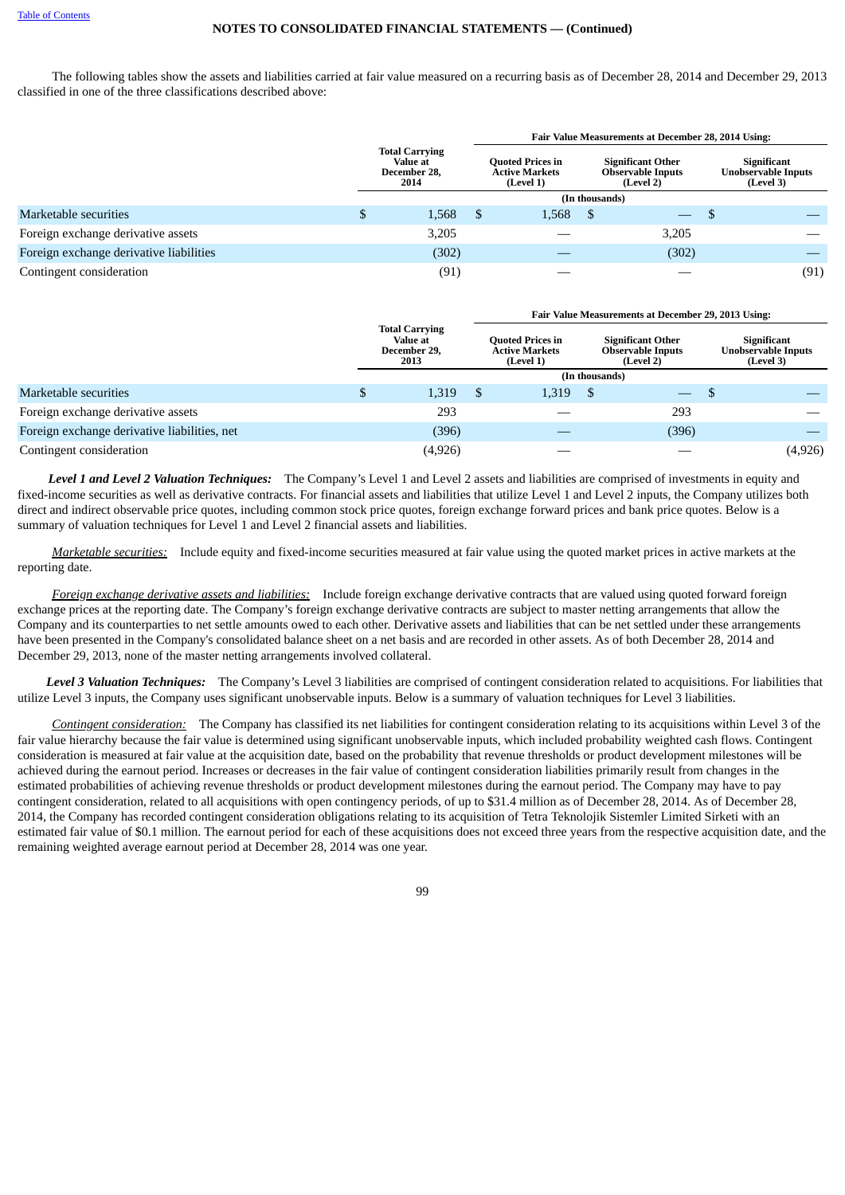Table of Contents

**NOTES TO CONSOLIDATED FINANCIAL STATEMENTS — (Continued)**

The following tables show the assets and liabilities carried at fair value measured on a recurring basis as of December 28, 2014 and December 29, 2013 classified in one of the three classifications described above:

| | Total Carrying Value at December 28, 2014 | Fair Value Measurements at December 28, 2014 Using: | | |
|---|---|---|---|---|
| | | Quoted Prices in Active Markets (Level 1) | Significant Other Observable Inputs (Level 2) | Significant Unobservable Inputs (Level 3) |
| | (In thousands) | | | |
| Marketable securities | $ 1,568 | $ 1,568 | $ — | $ — |
| Foreign exchange derivative assets | 3,205 | — | 3,205 | — |
| Foreign exchange derivative liabilities | (302) | — | (302) | — |
| Contingent consideration | (91) | — | — | (91) |

| | Total Carrying Value at December 29, 2013 | Fair Value Measurements at December 29, 2013 Using: | | |
|---|---|---|---|---|
| | | Quoted Prices in Active Markets (Level 1) | Significant Other Observable Inputs (Level 2) | Significant Unobservable Inputs (Level 3) |
| | (In thousands) | | | |
| Marketable securities | $ 1,319 | $ 1,319 | $ — | $ — |
| Foreign exchange derivative assets | 293 | — | 293 | — |
| Foreign exchange derivative liabilities, net | (396) | — | (396) | — |
| Contingent consideration | (4,926) | — | — | (4,926) |

***Level 1 and Level 2 Valuation Techniques:*** The Company's Level 1 and Level 2 assets and liabilities are comprised of investments in equity and fixed-income securities as well as derivative contracts. For financial assets and liabilities that utilize Level 1 and Level 2 inputs, the Company utilizes both direct and indirect observable price quotes, including common stock price quotes, foreign exchange forward prices and bank price quotes. Below is a summary of valuation techniques for Level 1 and Level 2 financial assets and liabilities.

*Marketable securities:* Include equity and fixed-income securities measured at fair value using the quoted market prices in active markets at the reporting date.

*Foreign exchange derivative assets and liabilities:* Include foreign exchange derivative contracts that are valued using quoted forward foreign exchange prices at the reporting date. The Company's foreign exchange derivative contracts are subject to master netting arrangements that allow the Company and its counterparties to net settle amounts owed to each other. Derivative assets and liabilities that can be net settled under these arrangements have been presented in the Company's consolidated balance sheet on a net basis and are recorded in other assets. As of both December 28, 2014 and December 29, 2013, none of the master netting arrangements involved collateral.

***Level 3 Valuation Techniques:*** The Company's Level 3 liabilities are comprised of contingent consideration related to acquisitions. For liabilities that utilize Level 3 inputs, the Company uses significant unobservable inputs. Below is a summary of valuation techniques for Level 3 liabilities.

*Contingent consideration:* The Company has classified its net liabilities for contingent consideration relating to its acquisitions within Level 3 of the fair value hierarchy because the fair value is determined using significant unobservable inputs, which included probability weighted cash flows. Contingent consideration is measured at fair value at the acquisition date, based on the probability that revenue thresholds or product development milestones will be achieved during the earnout period. Increases or decreases in the fair value of contingent consideration liabilities primarily result from changes in the estimated probabilities of achieving revenue thresholds or product development milestones during the earnout period. The Company may have to pay contingent consideration, related to all acquisitions with open contingency periods, of up to $31.4 million as of December 28, 2014. As of December 28, 2014, the Company has recorded contingent consideration obligations relating to its acquisition of Tetra Teknolojik Sistemler Limited Sirketi with an estimated fair value of $0.1 million. The earnout period for each of these acquisitions does not exceed three years from the respective acquisition date, and the remaining weighted average earnout period at December 28, 2014 was one year.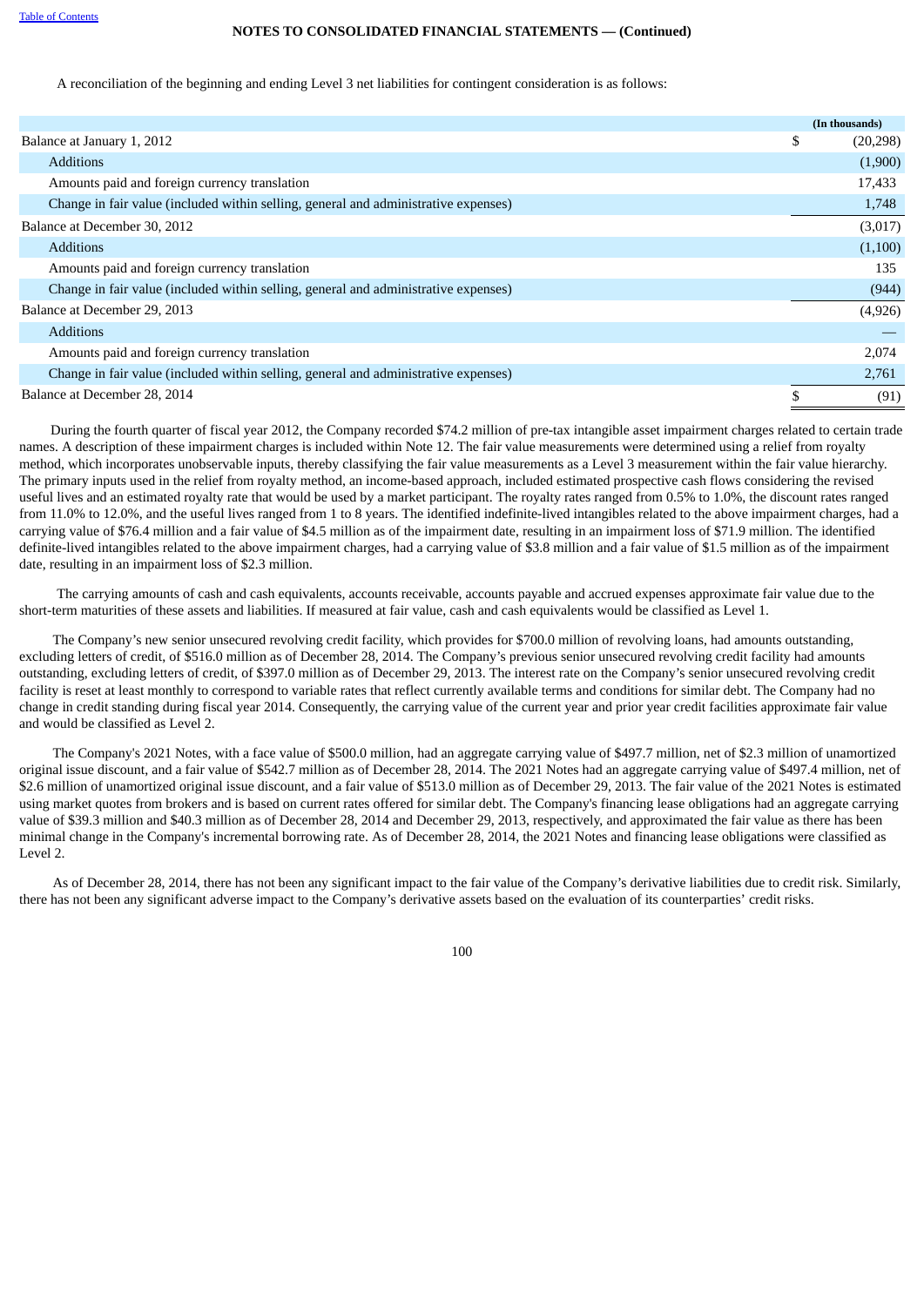A reconciliation of the beginning and ending Level 3 net liabilities for contingent consideration is as follows:

| | (In thousands) |
|---|---|
| Balance at January 1, 2012 | $ (20,298) |
| Additions | (1,900) |
| Amounts paid and foreign currency translation | 17,433 |
| Change in fair value (included within selling, general and administrative expenses) | 1,748 |
| Balance at December 30, 2012 | (3,017) |
| Additions | (1,100) |
| Amounts paid and foreign currency translation | 135 |
| Change in fair value (included within selling, general and administrative expenses) | (944) |
| Balance at December 29, 2013 | (4,926) |
| Additions | — |
| Amounts paid and foreign currency translation | 2,074 |
| Change in fair value (included within selling, general and administrative expenses) | 2,761 |
| Balance at December 28, 2014 | $ (91) |

During the fourth quarter of fiscal year 2012, the Company recorded $74.2 million of pre-tax intangible asset impairment charges related to certain trade names. A description of these impairment charges is included within Note 12. The fair value measurements were determined using a relief from royalty method, which incorporates unobservable inputs, thereby classifying the fair value measurements as a Level 3 measurement within the fair value hierarchy. The primary inputs used in the relief from royalty method, an income-based approach, included estimated prospective cash flows considering the revised useful lives and an estimated royalty rate that would be used by a market participant. The royalty rates ranged from 0.5% to 1.0%, the discount rates ranged from 11.0% to 12.0%, and the useful lives ranged from 1 to 8 years. The identified indefinite-lived intangibles related to the above impairment charges, had a carrying value of $76.4 million and a fair value of $4.5 million as of the impairment date, resulting in an impairment loss of $71.9 million. The identified definite-lived intangibles related to the above impairment charges, had a carrying value of $3.8 million and a fair value of $1.5 million as of the impairment date, resulting in an impairment loss of $2.3 million.

The carrying amounts of cash and cash equivalents, accounts receivable, accounts payable and accrued expenses approximate fair value due to the short-term maturities of these assets and liabilities. If measured at fair value, cash and cash equivalents would be classified as Level 1.

The Company's new senior unsecured revolving credit facility, which provides for $700.0 million of revolving loans, had amounts outstanding, excluding letters of credit, of $516.0 million as of December 28, 2014. The Company's previous senior unsecured revolving credit facility had amounts outstanding, excluding letters of credit, of $397.0 million as of December 29, 2013. The interest rate on the Company's senior unsecured revolving credit facility is reset at least monthly to correspond to variable rates that reflect currently available terms and conditions for similar debt. The Company had no change in credit standing during fiscal year 2014. Consequently, the carrying value of the current year and prior year credit facilities approximate fair value and would be classified as Level 2.

The Company's 2021 Notes, with a face value of $500.0 million, had an aggregate carrying value of $497.7 million, net of $2.3 million of unamortized original issue discount, and a fair value of $542.7 million as of December 28, 2014. The 2021 Notes had an aggregate carrying value of $497.4 million, net of $2.6 million of unamortized original issue discount, and a fair value of $513.0 million as of December 29, 2013. The fair value of the 2021 Notes is estimated using market quotes from brokers and is based on current rates offered for similar debt. The Company's financing lease obligations had an aggregate carrying value of $39.3 million and $40.3 million as of December 28, 2014 and December 29, 2013, respectively, and approximated the fair value as there has been minimal change in the Company's incremental borrowing rate. As of December 28, 2014, the 2021 Notes and financing lease obligations were classified as Level 2.

As of December 28, 2014, there has not been any significant impact to the fair value of the Company's derivative liabilities due to credit risk. Similarly, there has not been any significant adverse impact to the Company's derivative assets based on the evaluation of its counterparties' credit risks.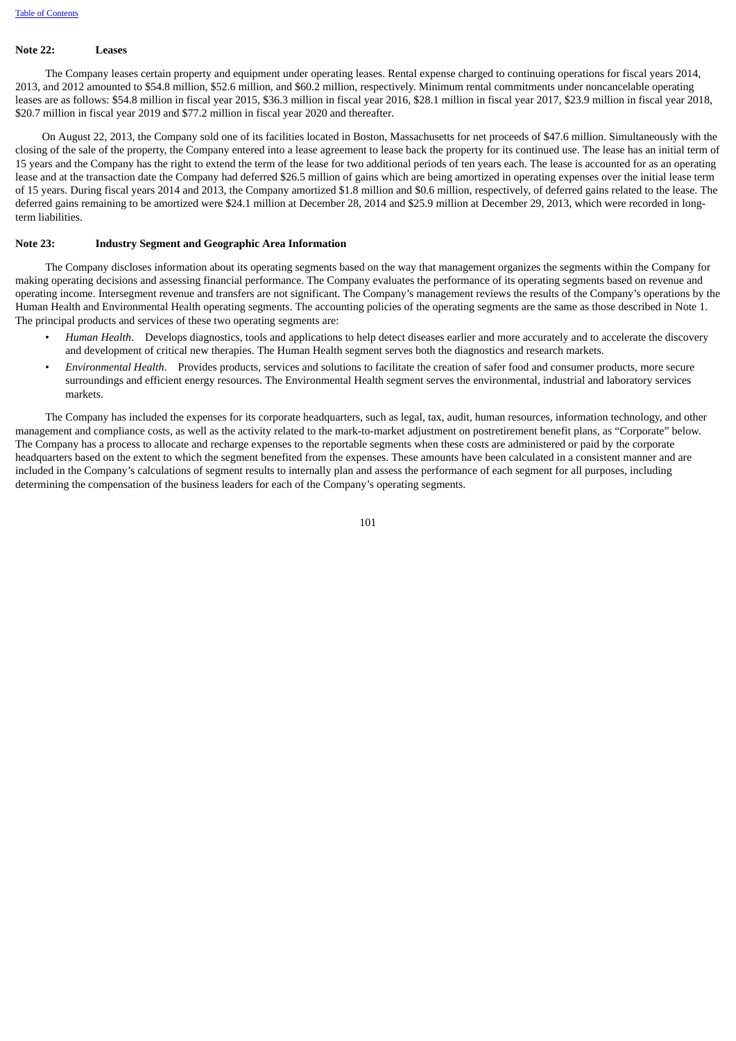## Note 22: Leases

The Company leases certain property and equipment under operating leases. Rental expense charged to continuing operations for fiscal years 2014, 2013, and 2012 amounted to $54.8 million, $52.6 million, and $60.2 million, respectively. Minimum rental commitments under noncancelable operating leases are as follows: $54.8 million in fiscal year 2015, $36.3 million in fiscal year 2016, $28.1 million in fiscal year 2017, $23.9 million in fiscal year 2018, $20.7 million in fiscal year 2019 and $77.2 million in fiscal year 2020 and thereafter.

On August 22, 2013, the Company sold one of its facilities located in Boston, Massachusetts for net proceeds of $47.6 million. Simultaneously with the closing of the sale of the property, the Company entered into a lease agreement to lease back the property for its continued use. The lease has an initial term of 15 years and the Company has the right to extend the term of the lease for two additional periods of ten years each. The lease is accounted for as an operating lease and at the transaction date the Company had deferred $26.5 million of gains which are being amortized in operating expenses over the initial lease term of 15 years. During fiscal years 2014 and 2013, the Company amortized $1.8 million and $0.6 million, respectively, of deferred gains related to the lease. The deferred gains remaining to be amortized were $24.1 million at December 28, 2014 and $25.9 million at December 29, 2013, which were recorded in long-term liabilities.

## Note 23: Industry Segment and Geographic Area Information

The Company discloses information about its operating segments based on the way that management organizes the segments within the Company for making operating decisions and assessing financial performance. The Company evaluates the performance of its operating segments based on revenue and operating income. Intersegment revenue and transfers are not significant. The Company's management reviews the results of the Company's operations by the Human Health and Environmental Health operating segments. The accounting policies of the operating segments are the same as those described in Note 1. The principal products and services of these two operating segments are:

- *Human Health*. Develops diagnostics, tools and applications to help detect diseases earlier and more accurately and to accelerate the discovery and development of critical new therapies. The Human Health segment serves both the diagnostics and research markets.
- *Environmental Health*. Provides products, services and solutions to facilitate the creation of safer food and consumer products, more secure surroundings and efficient energy resources. The Environmental Health segment serves the environmental, industrial and laboratory services markets.

The Company has included the expenses for its corporate headquarters, such as legal, tax, audit, human resources, information technology, and other management and compliance costs, as well as the activity related to the mark-to-market adjustment on postretirement benefit plans, as "Corporate" below. The Company has a process to allocate and recharge expenses to the reportable segments when these costs are administered or paid by the corporate headquarters based on the extent to which the segment benefited from the expenses. These amounts have been calculated in a consistent manner and are included in the Company's calculations of segment results to internally plan and assess the performance of each segment for all purposes, including determining the compensation of the business leaders for each of the Company's operating segments.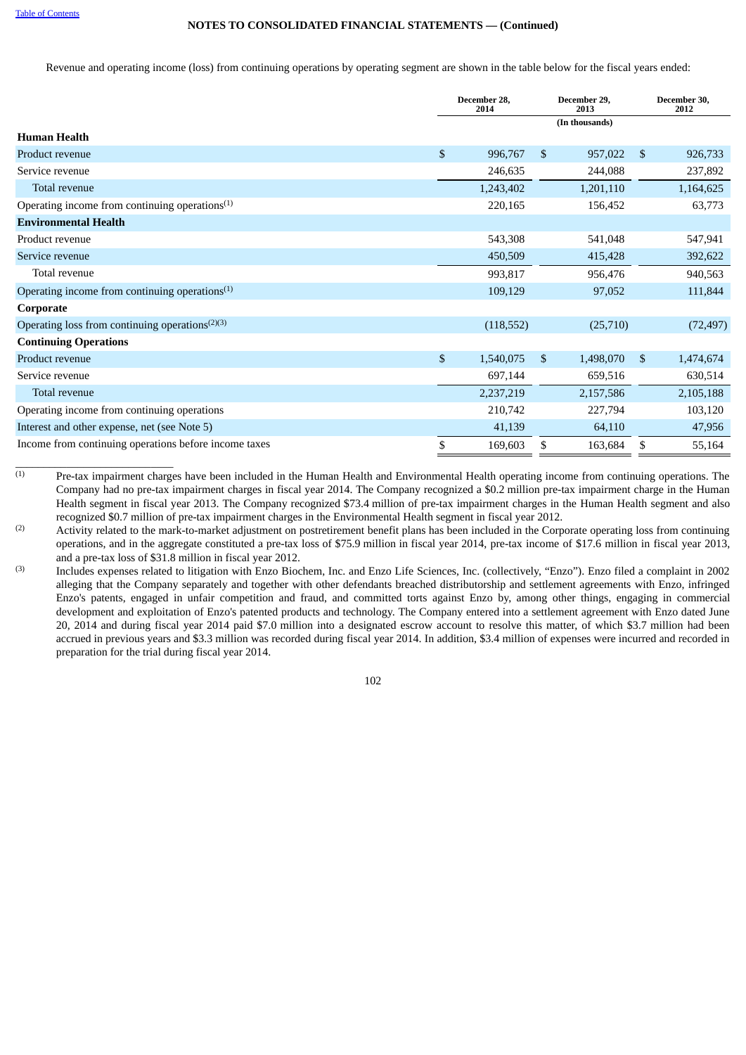NOTES TO CONSOLIDATED FINANCIAL STATEMENTS — (Continued)

Revenue and operating income (loss) from continuing operations by operating segment are shown in the table below for the fiscal years ended:

| | December 28, 2014 | December 29, 2013 | December 30, 2012 |
|---|---|---|---|
| | | (In thousands) | |
| **Human Health** | | | |
| Product revenue | $ 996,767 | $ 957,022 | $ 926,733 |
| Service revenue | 246,635 | 244,088 | 237,892 |
| Total revenue | 1,243,402 | 1,201,110 | 1,164,625 |
| Operating income from continuing operations[1] | 220,165 | 156,452 | 63,773 |
| **Environmental Health** | | | |
| Product revenue | 543,308 | 541,048 | 547,941 |
| Service revenue | 450,509 | 415,428 | 392,622 |
| Total revenue | 993,817 | 956,476 | 940,563 |
| Operating income from continuing operations[1] | 109,129 | 97,052 | 111,844 |
| **Corporate** | | | |
| Operating loss from continuing operations[2][3] | (118,552) | (25,710) | (72,497) |
| **Continuing Operations** | | | |
| Product revenue | $ 1,540,075 | $ 1,498,070 | $ 1,474,674 |
| Service revenue | 697,144 | 659,516 | 630,514 |
| Total revenue | 2,237,219 | 2,157,586 | 2,105,188 |
| Operating income from continuing operations | 210,742 | 227,794 | 103,120 |
| Interest and other expense, net (see Note 5) | 41,139 | 64,110 | 47,956 |
| Income from continuing operations before income taxes | $ 169,603 | $ 163,684 | $ 55,164 |

(1) Pre-tax impairment charges have been included in the Human Health and Environmental Health operating income from continuing operations. The Company had no pre-tax impairment charges in fiscal year 2014. The Company recognized a $0.2 million pre-tax impairment charge in the Human Health segment in fiscal year 2013. The Company recognized $73.4 million of pre-tax impairment charges in the Human Health segment and also recognized $0.7 million of pre-tax impairment charges in the Environmental Health segment in fiscal year 2012.

(2) Activity related to the mark-to-market adjustment on postretirement benefit plans has been included in the Corporate operating loss from continuing operations, and in the aggregate constituted a pre-tax loss of $75.9 million in fiscal year 2014, pre-tax income of $17.6 million in fiscal year 2013, and a pre-tax loss of $31.8 million in fiscal year 2012.

(3) Includes expenses related to litigation with Enzo Biochem, Inc. and Enzo Life Sciences, Inc. (collectively, "Enzo"). Enzo filed a complaint in 2002 alleging that the Company separately and together with other defendants breached distributorship and settlement agreements with Enzo, infringed Enzo's patents, engaged in unfair competition and fraud, and committed torts against Enzo by, among other things, engaging in commercial development and exploitation of Enzo's patented products and technology. The Company entered into a settlement agreement with Enzo dated June 20, 2014 and during fiscal year 2014 paid $7.0 million into a designated escrow account to resolve this matter, of which $3.7 million had been accrued in previous years and $3.3 million was recorded during fiscal year 2014. In addition, $3.4 million of expenses were incurred and recorded in preparation for the trial during fiscal year 2014.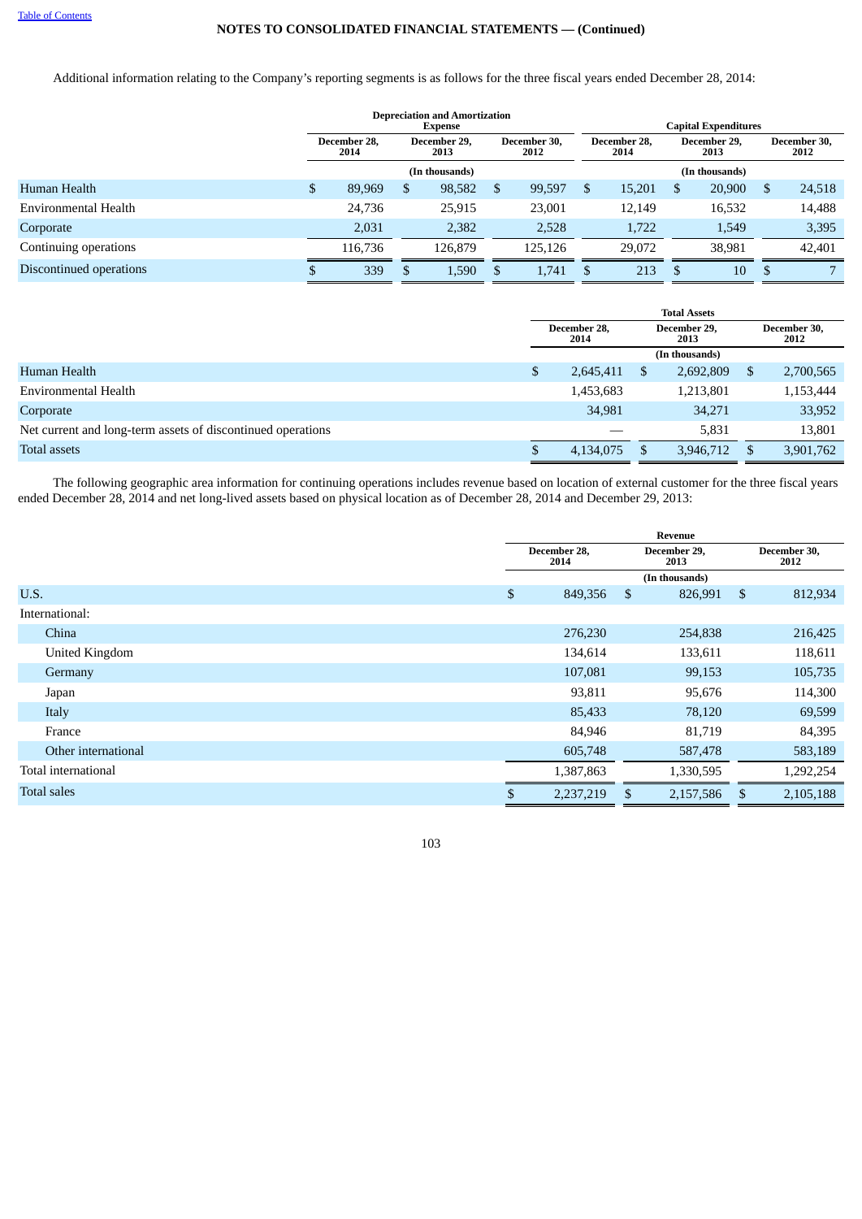## NOTES TO CONSOLIDATED FINANCIAL STATEMENTS — (Continued)

Additional information relating to the Company's reporting segments is as follows for the three fiscal years ended December 28, 2014:

| | Depreciation and Amortization Expense | | | Capital Expenditures | | |
|---|---|---|---|---|---|---|
| | December 28, 2014 | December 29, 2013 | December 30, 2012 | December 28, 2014 | December 29, 2013 | December 30, 2012 |
| | (In thousands) | | | (In thousands) | | |
| Human Health | $ 89,969 | $ 98,582 | $ 99,597 | $ 15,201 | $ 20,900 | $ 24,518 |
| Environmental Health | 24,736 | 25,915 | 23,001 | 12,149 | 16,532 | 14,488 |
| Corporate | 2,031 | 2,382 | 2,528 | 1,722 | 1,549 | 3,395 |
| Continuing operations | 116,736 | 126,879 | 125,126 | 29,072 | 38,981 | 42,401 |
| Discontinued operations | $ 339 | $ 1,590 | $ 1,741 | $ 213 | $ 10 | $ 7 |

| | Total Assets | | |
|---|---|---|---|
| | December 28, 2014 | December 29, 2013 | December 30, 2012 |
| | (In thousands) | | |
| Human Health | $ 2,645,411 | $ 2,692,809 | $ 2,700,565 |
| Environmental Health | 1,453,683 | 1,213,801 | 1,153,444 |
| Corporate | 34,981 | 34,271 | 33,952 |
| Net current and long-term assets of discontinued operations | — | 5,831 | 13,801 |
| Total assets | $ 4,134,075 | $ 3,946,712 | $ 3,901,762 |

The following geographic area information for continuing operations includes revenue based on location of external customer for the three fiscal years ended December 28, 2014 and net long-lived assets based on physical location as of December 28, 2014 and December 29, 2013:

| | Revenue | | |
|---|---|---|---|
| | December 28, 2014 | December 29, 2013 | December 30, 2012 |
| | (In thousands) | | |
| U.S. | $ 849,356 | $ 826,991 | $ 812,934 |
| International: | | | |
| China | 276,230 | 254,838 | 216,425 |
| United Kingdom | 134,614 | 133,611 | 118,611 |
| Germany | 107,081 | 99,153 | 105,735 |
| Japan | 93,811 | 95,676 | 114,300 |
| Italy | 85,433 | 78,120 | 69,599 |
| France | 84,946 | 81,719 | 84,395 |
| Other international | 605,748 | 587,478 | 583,189 |
| Total international | 1,387,863 | 1,330,595 | 1,292,254 |
| Total sales | $ 2,237,219 | $ 2,157,586 | $ 2,105,188 |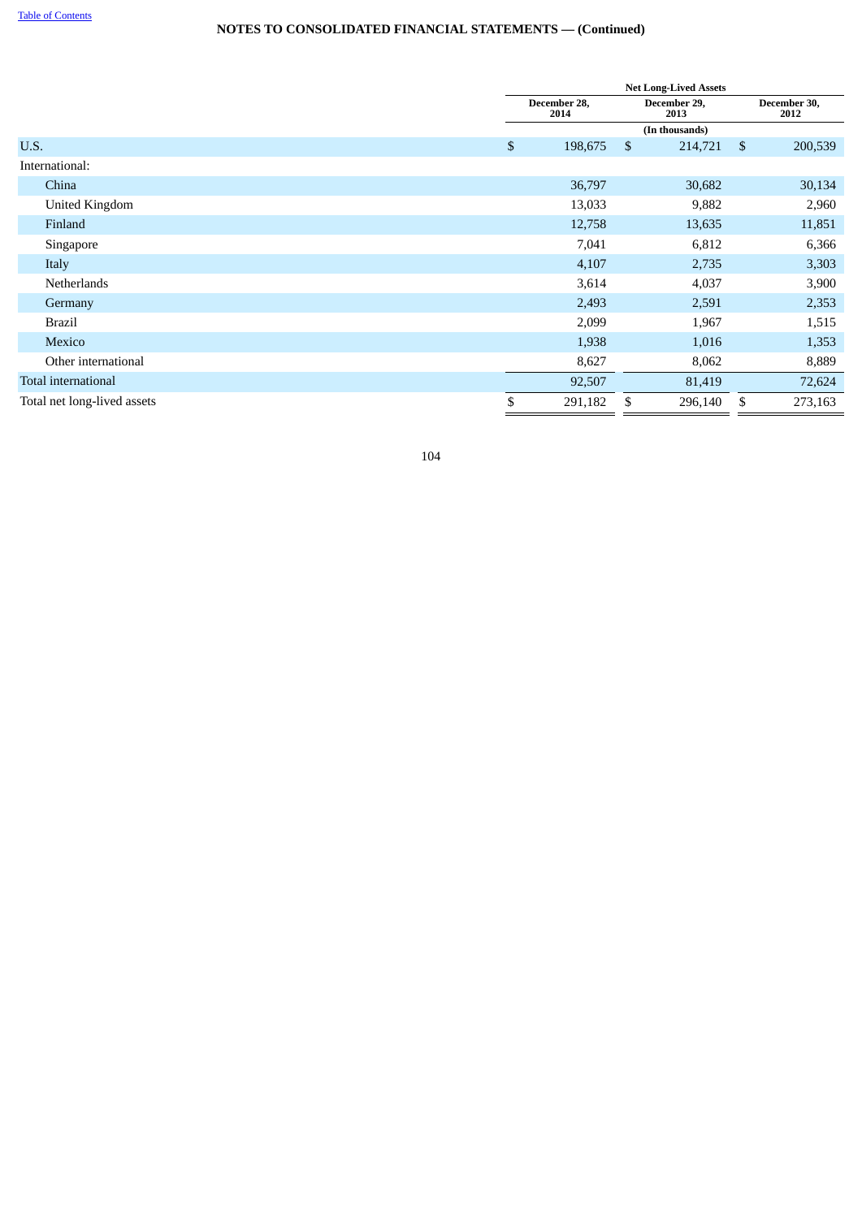NOTES TO CONSOLIDATED FINANCIAL STATEMENTS — (Continued)

| | Net Long-Lived Assets | | |
|---|---|---|---|
| | December 28, 2014 | December 29, 2013 | December 30, 2012 |
| | (In thousands) | | |
| U.S. | $ 198,675 | $ 214,721 | $ 200,539 |
| International: | | | |
| China | 36,797 | 30,682 | 30,134 |
| United Kingdom | 13,033 | 9,882 | 2,960 |
| Finland | 12,758 | 13,635 | 11,851 |
| Singapore | 7,041 | 6,812 | 6,366 |
| Italy | 4,107 | 2,735 | 3,303 |
| Netherlands | 3,614 | 4,037 | 3,900 |
| Germany | 2,493 | 2,591 | 2,353 |
| Brazil | 2,099 | 1,967 | 1,515 |
| Mexico | 1,938 | 1,016 | 1,353 |
| Other international | 8,627 | 8,062 | 8,889 |
| Total international | 92,507 | 81,419 | 72,624 |
| Total net long-lived assets | $ 291,182 | $ 296,140 | $ 273,163 |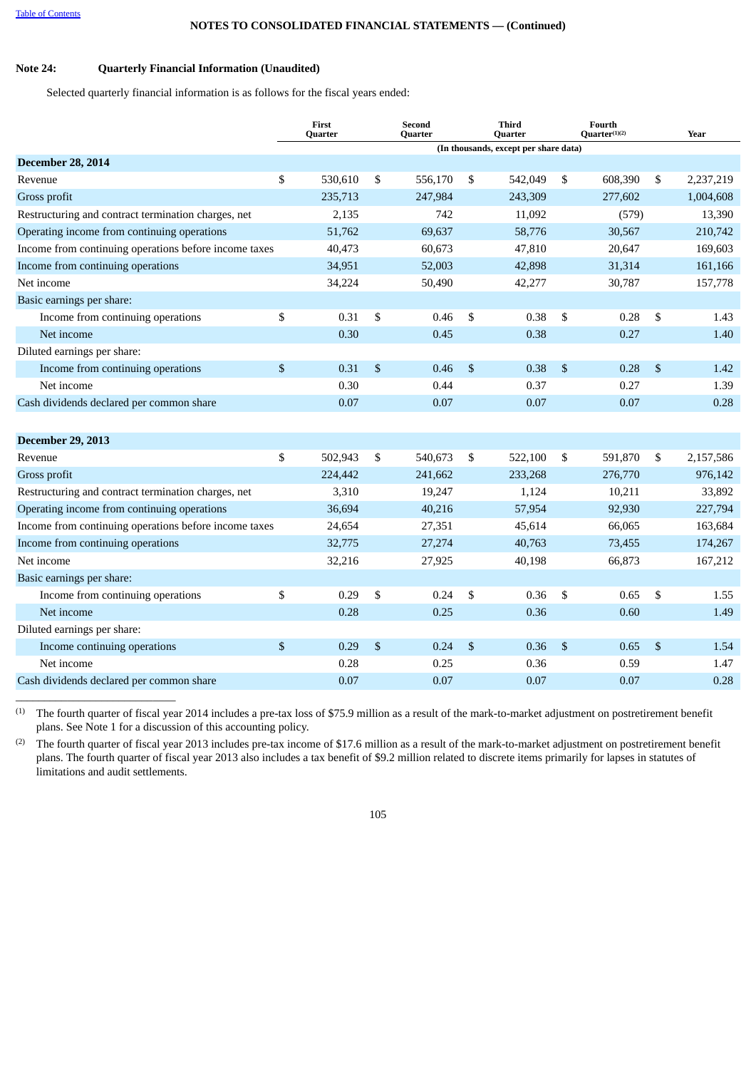NOTES TO CONSOLIDATED FINANCIAL STATEMENTS — (Continued)

## Note 24: Quarterly Financial Information (Unaudited)

Selected quarterly financial information is as follows for the fiscal years ended:

| | First Quarter | Second Quarter | Third Quarter | Fourth Quarter[(1)(2)] | Year |
|---|---|---|---|---|---|
| | (In thousands, except per share data) | | | | |
| **December 28, 2014** | | | | | |
| Revenue | $ 530,610 | $ 556,170 | $ 542,049 | $ 608,390 | $ 2,237,219 |
| Gross profit | 235,713 | 247,984 | 243,309 | 277,602 | 1,004,608 |
| Restructuring and contract termination charges, net | 2,135 | 742 | 11,092 | (579) | 13,390 |
| Operating income from continuing operations | 51,762 | 69,637 | 58,776 | 30,567 | 210,742 |
| Income from continuing operations before income taxes | 40,473 | 60,673 | 47,810 | 20,647 | 169,603 |
| Income from continuing operations | 34,951 | 52,003 | 42,898 | 31,314 | 161,166 |
| Net income | 34,224 | 50,490 | 42,277 | 30,787 | 157,778 |
| Basic earnings per share: | | | | | |
| Income from continuing operations | $ 0.31 | $ 0.46 | $ 0.38 | $ 0.28 | $ 1.43 |
| Net income | 0.30 | 0.45 | 0.38 | 0.27 | 1.40 |
| Diluted earnings per share: | | | | | |
| Income from continuing operations | $ 0.31 | $ 0.46 | $ 0.38 | $ 0.28 | $ 1.42 |
| Net income | 0.30 | 0.44 | 0.37 | 0.27 | 1.39 |
| Cash dividends declared per common share | 0.07 | 0.07 | 0.07 | 0.07 | 0.28 |
| **December 29, 2013** | | | | | |
| Revenue | $ 502,943 | $ 540,673 | $ 522,100 | $ 591,870 | $ 2,157,586 |
| Gross profit | 224,442 | 241,662 | 233,268 | 276,770 | 976,142 |
| Restructuring and contract termination charges, net | 3,310 | 19,247 | 1,124 | 10,211 | 33,892 |
| Operating income from continuing operations | 36,694 | 40,216 | 57,954 | 92,930 | 227,794 |
| Income from continuing operations before income taxes | 24,654 | 27,351 | 45,614 | 66,065 | 163,684 |
| Income from continuing operations | 32,775 | 27,274 | 40,763 | 73,455 | 174,267 |
| Net income | 32,216 | 27,925 | 40,198 | 66,873 | 167,212 |
| Basic earnings per share: | | | | | |
| Income from continuing operations | $ 0.29 | $ 0.24 | $ 0.36 | $ 0.65 | $ 1.55 |
| Net income | 0.28 | 0.25 | 0.36 | 0.60 | 1.49 |
| Diluted earnings per share: | | | | | |
| Income continuing operations | $ 0.29 | $ 0.24 | $ 0.36 | $ 0.65 | $ 1.54 |
| Net income | 0.28 | 0.25 | 0.36 | 0.59 | 1.47 |
| Cash dividends declared per common share | 0.07 | 0.07 | 0.07 | 0.07 | 0.28 |

(1) The fourth quarter of fiscal year 2014 includes a pre-tax loss of $75.9 million as a result of the mark-to-market adjustment on postretirement benefit plans. See Note 1 for a discussion of this accounting policy.

(2) The fourth quarter of fiscal year 2013 includes pre-tax income of $17.6 million as a result of the mark-to-market adjustment on postretirement benefit plans. The fourth quarter of fiscal year 2013 also includes a tax benefit of $9.2 million related to discrete items primarily for lapses in statutes of limitations and audit settlements.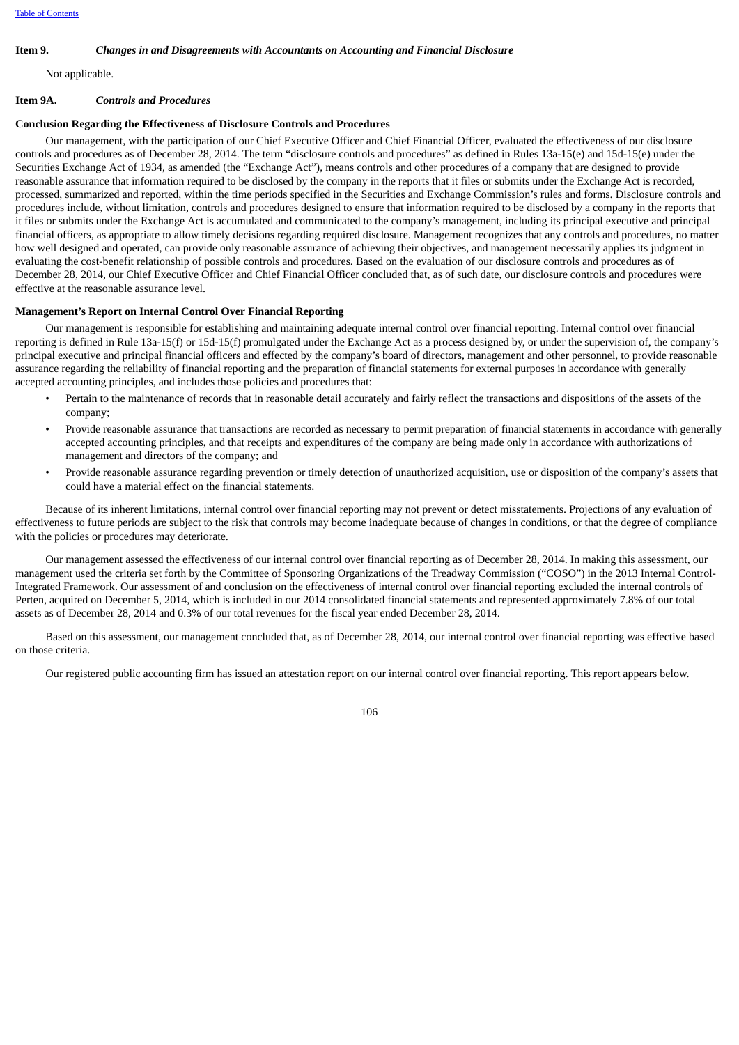**Item 9. *Changes in and Disagreements with Accountants on Accounting and Financial Disclosure***

Not applicable.

**Item 9A. *Controls and Procedures***

**Conclusion Regarding the Effectiveness of Disclosure Controls and Procedures**

Our management, with the participation of our Chief Executive Officer and Chief Financial Officer, evaluated the effectiveness of our disclosure controls and procedures as of December 28, 2014. The term "disclosure controls and procedures" as defined in Rules 13a-15(e) and 15d-15(e) under the Securities Exchange Act of 1934, as amended (the "Exchange Act"), means controls and other procedures of a company that are designed to provide reasonable assurance that information required to be disclosed by the company in the reports that it files or submits under the Exchange Act is recorded, processed, summarized and reported, within the time periods specified in the Securities and Exchange Commission's rules and forms. Disclosure controls and procedures include, without limitation, controls and procedures designed to ensure that information required to be disclosed by a company in the reports that it files or submits under the Exchange Act is accumulated and communicated to the company's management, including its principal executive and principal financial officers, as appropriate to allow timely decisions regarding required disclosure. Management recognizes that any controls and procedures, no matter how well designed and operated, can provide only reasonable assurance of achieving their objectives, and management necessarily applies its judgment in evaluating the cost-benefit relationship of possible controls and procedures. Based on the evaluation of our disclosure controls and procedures as of December 28, 2014, our Chief Executive Officer and Chief Financial Officer concluded that, as of such date, our disclosure controls and procedures were effective at the reasonable assurance level.

**Management's Report on Internal Control Over Financial Reporting**

Our management is responsible for establishing and maintaining adequate internal control over financial reporting. Internal control over financial reporting is defined in Rule 13a-15(f) or 15d-15(f) promulgated under the Exchange Act as a process designed by, or under the supervision of, the company's principal executive and principal financial officers and effected by the company's board of directors, management and other personnel, to provide reasonable assurance regarding the reliability of financial reporting and the preparation of financial statements for external purposes in accordance with generally accepted accounting principles, and includes those policies and procedures that:

- Pertain to the maintenance of records that in reasonable detail accurately and fairly reflect the transactions and dispositions of the assets of the company;
- Provide reasonable assurance that transactions are recorded as necessary to permit preparation of financial statements in accordance with generally accepted accounting principles, and that receipts and expenditures of the company are being made only in accordance with authorizations of management and directors of the company; and
- Provide reasonable assurance regarding prevention or timely detection of unauthorized acquisition, use or disposition of the company's assets that could have a material effect on the financial statements.

Because of its inherent limitations, internal control over financial reporting may not prevent or detect misstatements. Projections of any evaluation of effectiveness to future periods are subject to the risk that controls may become inadequate because of changes in conditions, or that the degree of compliance with the policies or procedures may deteriorate.

Our management assessed the effectiveness of our internal control over financial reporting as of December 28, 2014. In making this assessment, our management used the criteria set forth by the Committee of Sponsoring Organizations of the Treadway Commission ("COSO") in the 2013 Internal Control-Integrated Framework. Our assessment of and conclusion on the effectiveness of internal control over financial reporting excluded the internal controls of Perten, acquired on December 5, 2014, which is included in our 2014 consolidated financial statements and represented approximately 7.8% of our total assets as of December 28, 2014 and 0.3% of our total revenues for the fiscal year ended December 28, 2014.

Based on this assessment, our management concluded that, as of December 28, 2014, our internal control over financial reporting was effective based on those criteria.

Our registered public accounting firm has issued an attestation report on our internal control over financial reporting. This report appears below.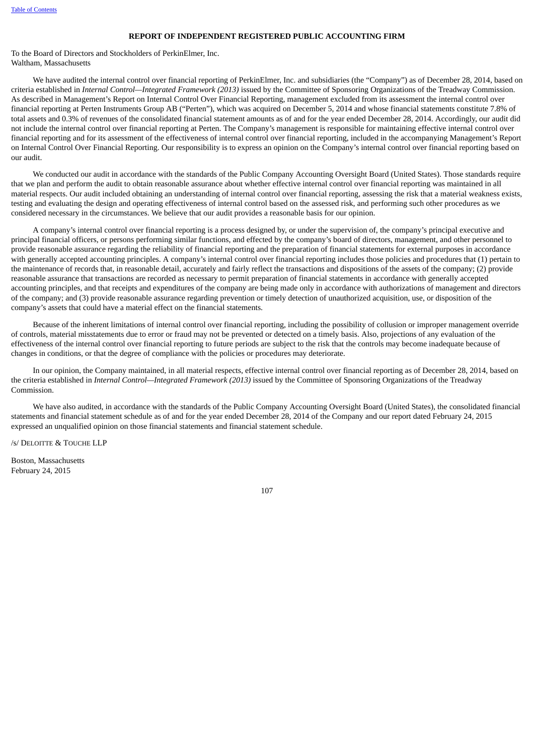## REPORT OF INDEPENDENT REGISTERED PUBLIC ACCOUNTING FIRM

To the Board of Directors and Stockholders of PerkinElmer, Inc.
Waltham, Massachusetts

We have audited the internal control over financial reporting of PerkinElmer, Inc. and subsidiaries (the "Company") as of December 28, 2014, based on criteria established in *Internal Control—Integrated Framework (2013)* issued by the Committee of Sponsoring Organizations of the Treadway Commission. As described in Management's Report on Internal Control Over Financial Reporting, management excluded from its assessment the internal control over financial reporting at Perten Instruments Group AB ("Perten"), which was acquired on December 5, 2014 and whose financial statements constitute 7.8% of total assets and 0.3% of revenues of the consolidated financial statement amounts as of and for the year ended December 28, 2014. Accordingly, our audit did not include the internal control over financial reporting at Perten. The Company's management is responsible for maintaining effective internal control over financial reporting and for its assessment of the effectiveness of internal control over financial reporting, included in the accompanying Management's Report on Internal Control Over Financial Reporting. Our responsibility is to express an opinion on the Company's internal control over financial reporting based on our audit.

We conducted our audit in accordance with the standards of the Public Company Accounting Oversight Board (United States). Those standards require that we plan and perform the audit to obtain reasonable assurance about whether effective internal control over financial reporting was maintained in all material respects. Our audit included obtaining an understanding of internal control over financial reporting, assessing the risk that a material weakness exists, testing and evaluating the design and operating effectiveness of internal control based on the assessed risk, and performing such other procedures as we considered necessary in the circumstances. We believe that our audit provides a reasonable basis for our opinion.

A company's internal control over financial reporting is a process designed by, or under the supervision of, the company's principal executive and principal financial officers, or persons performing similar functions, and effected by the company's board of directors, management, and other personnel to provide reasonable assurance regarding the reliability of financial reporting and the preparation of financial statements for external purposes in accordance with generally accepted accounting principles. A company's internal control over financial reporting includes those policies and procedures that (1) pertain to the maintenance of records that, in reasonable detail, accurately and fairly reflect the transactions and dispositions of the assets of the company; (2) provide reasonable assurance that transactions are recorded as necessary to permit preparation of financial statements in accordance with generally accepted accounting principles, and that receipts and expenditures of the company are being made only in accordance with authorizations of management and directors of the company; and (3) provide reasonable assurance regarding prevention or timely detection of unauthorized acquisition, use, or disposition of the company's assets that could have a material effect on the financial statements.

Because of the inherent limitations of internal control over financial reporting, including the possibility of collusion or improper management override of controls, material misstatements due to error or fraud may not be prevented or detected on a timely basis. Also, projections of any evaluation of the effectiveness of the internal control over financial reporting to future periods are subject to the risk that the controls may become inadequate because of changes in conditions, or that the degree of compliance with the policies or procedures may deteriorate.

In our opinion, the Company maintained, in all material respects, effective internal control over financial reporting as of December 28, 2014, based on the criteria established in *Internal Control—Integrated Framework (2013)* issued by the Committee of Sponsoring Organizations of the Treadway Commission.

We have also audited, in accordance with the standards of the Public Company Accounting Oversight Board (United States), the consolidated financial statements and financial statement schedule as of and for the year ended December 28, 2014 of the Company and our report dated February 24, 2015 expressed an unqualified opinion on those financial statements and financial statement schedule.

/s/ DELOITTE & TOUCHE LLP

Boston, Massachusetts
February 24, 2015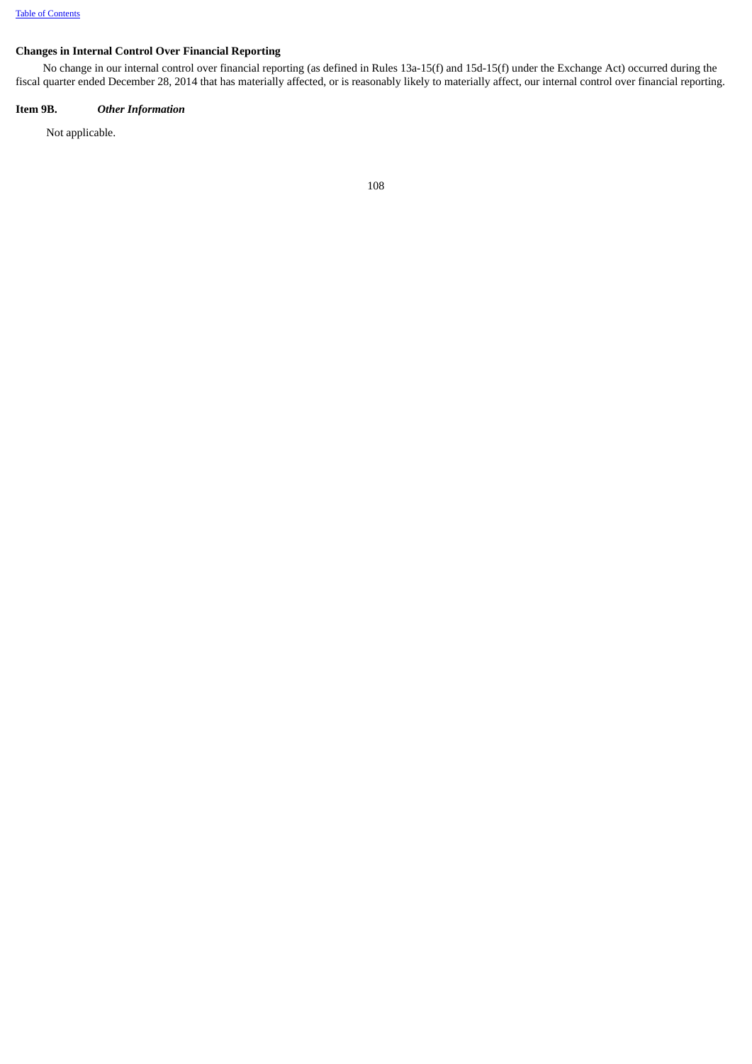## Changes in Internal Control Over Financial Reporting

No change in our internal control over financial reporting (as defined in Rules 13a-15(f) and 15d-15(f) under the Exchange Act) occurred during the fiscal quarter ended December 28, 2014 that has materially affected, or is reasonably likely to materially affect, our internal control over financial reporting.

## Item 9B. *Other Information*

Not applicable.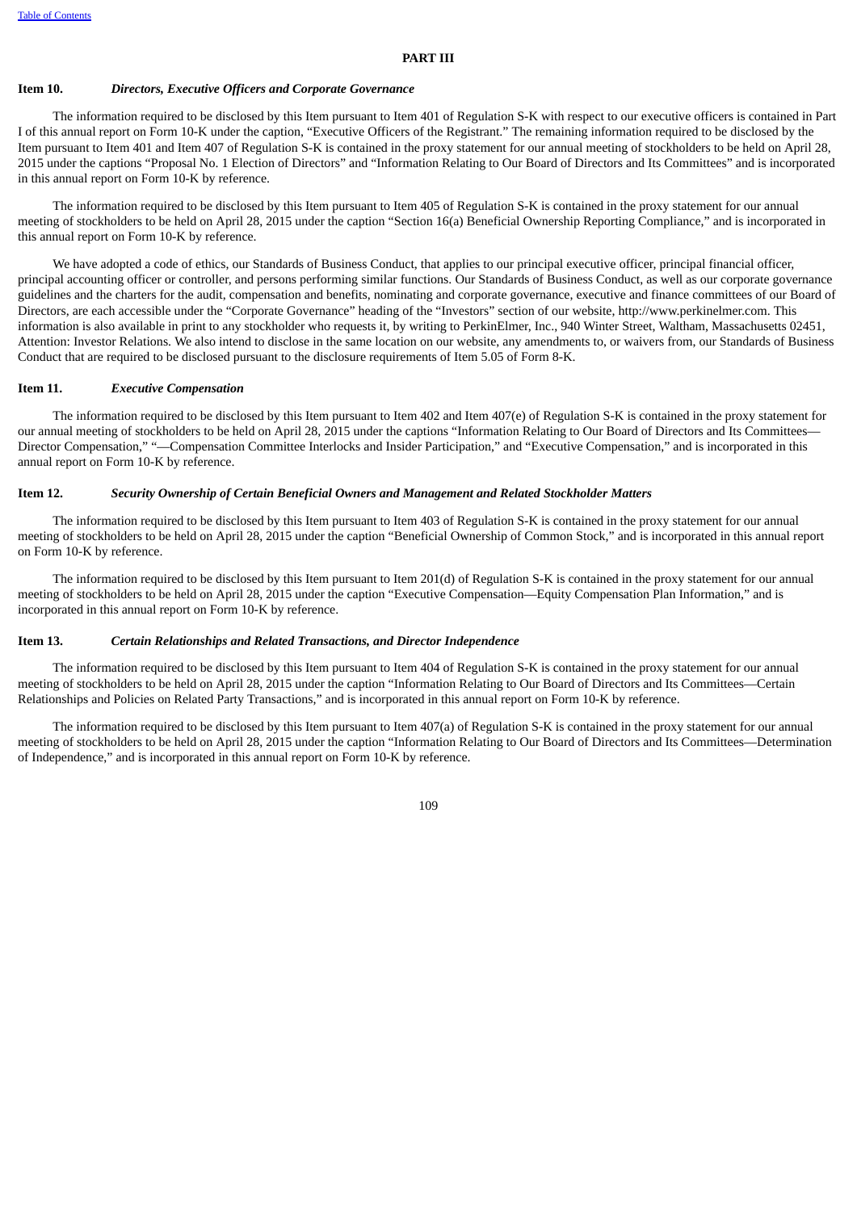# PART III

## Item 10. *Directors, Executive Officers and Corporate Governance*

The information required to be disclosed by this Item pursuant to Item 401 of Regulation S-K with respect to our executive officers is contained in Part I of this annual report on Form 10-K under the caption, "Executive Officers of the Registrant." The remaining information required to be disclosed by the Item pursuant to Item 401 and Item 407 of Regulation S-K is contained in the proxy statement for our annual meeting of stockholders to be held on April 28, 2015 under the captions "Proposal No. 1 Election of Directors" and "Information Relating to Our Board of Directors and Its Committees" and is incorporated in this annual report on Form 10-K by reference.

The information required to be disclosed by this Item pursuant to Item 405 of Regulation S-K is contained in the proxy statement for our annual meeting of stockholders to be held on April 28, 2015 under the caption "Section 16(a) Beneficial Ownership Reporting Compliance," and is incorporated in this annual report on Form 10-K by reference.

We have adopted a code of ethics, our Standards of Business Conduct, that applies to our principal executive officer, principal financial officer, principal accounting officer or controller, and persons performing similar functions. Our Standards of Business Conduct, as well as our corporate governance guidelines and the charters for the audit, compensation and benefits, nominating and corporate governance, executive and finance committees of our Board of Directors, are each accessible under the "Corporate Governance" heading of the "Investors" section of our website, http://www.perkinelmer.com. This information is also available in print to any stockholder who requests it, by writing to PerkinElmer, Inc., 940 Winter Street, Waltham, Massachusetts 02451, Attention: Investor Relations. We also intend to disclose in the same location on our website, any amendments to, or waivers from, our Standards of Business Conduct that are required to be disclosed pursuant to the disclosure requirements of Item 5.05 of Form 8-K.

## Item 11. *Executive Compensation*

The information required to be disclosed by this Item pursuant to Item 402 and Item 407(e) of Regulation S-K is contained in the proxy statement for our annual meeting of stockholders to be held on April 28, 2015 under the captions "Information Relating to Our Board of Directors and Its Committees—Director Compensation," "—Compensation Committee Interlocks and Insider Participation," and "Executive Compensation," and is incorporated in this annual report on Form 10-K by reference.

## Item 12. *Security Ownership of Certain Beneficial Owners and Management and Related Stockholder Matters*

The information required to be disclosed by this Item pursuant to Item 403 of Regulation S-K is contained in the proxy statement for our annual meeting of stockholders to be held on April 28, 2015 under the caption "Beneficial Ownership of Common Stock," and is incorporated in this annual report on Form 10-K by reference.

The information required to be disclosed by this Item pursuant to Item 201(d) of Regulation S-K is contained in the proxy statement for our annual meeting of stockholders to be held on April 28, 2015 under the caption "Executive Compensation—Equity Compensation Plan Information," and is incorporated in this annual report on Form 10-K by reference.

## Item 13. *Certain Relationships and Related Transactions, and Director Independence*

The information required to be disclosed by this Item pursuant to Item 404 of Regulation S-K is contained in the proxy statement for our annual meeting of stockholders to be held on April 28, 2015 under the caption "Information Relating to Our Board of Directors and Its Committees—Certain Relationships and Policies on Related Party Transactions," and is incorporated in this annual report on Form 10-K by reference.

The information required to be disclosed by this Item pursuant to Item 407(a) of Regulation S-K is contained in the proxy statement for our annual meeting of stockholders to be held on April 28, 2015 under the caption "Information Relating to Our Board of Directors and Its Committees—Determination of Independence," and is incorporated in this annual report on Form 10-K by reference.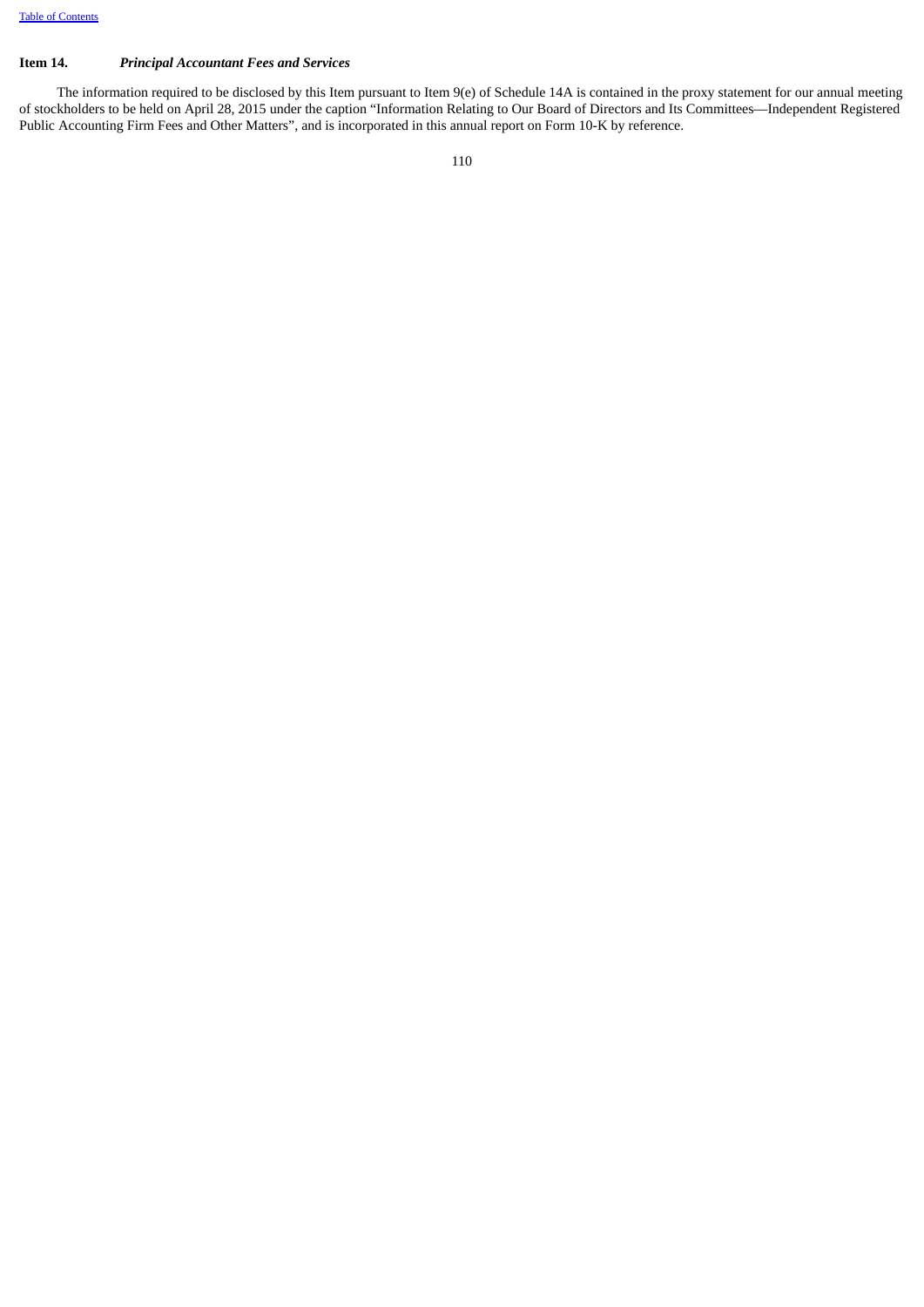## Item 14. *Principal Accountant Fees and Services*

The information required to be disclosed by this Item pursuant to Item 9(e) of Schedule 14A is contained in the proxy statement for our annual meeting of stockholders to be held on April 28, 2015 under the caption "Information Relating to Our Board of Directors and Its Committees—Independent Registered Public Accounting Firm Fees and Other Matters", and is incorporated in this annual report on Form 10-K by reference.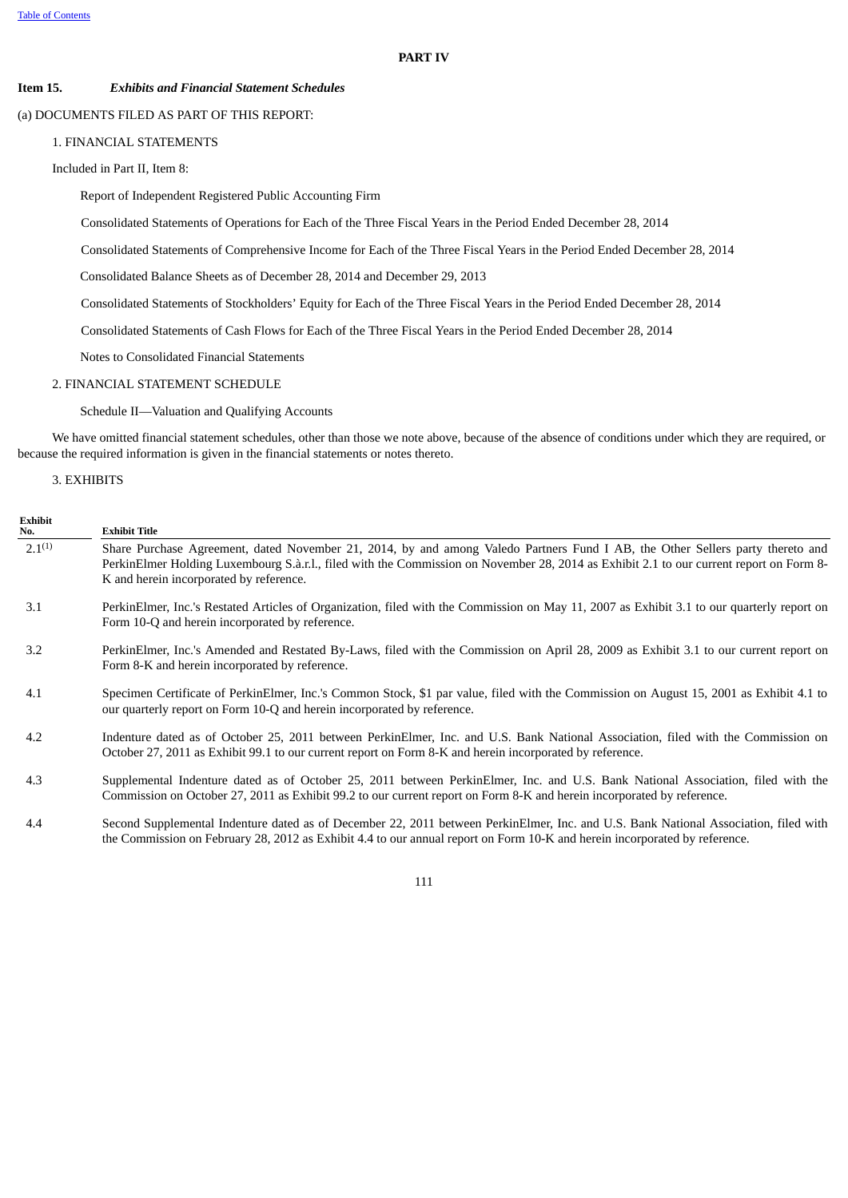## PART IV

**Item 15.** ***Exhibits and Financial Statement Schedules***

(a) DOCUMENTS FILED AS PART OF THIS REPORT:

1. FINANCIAL STATEMENTS

Included in Part II, Item 8:

Report of Independent Registered Public Accounting Firm

Consolidated Statements of Operations for Each of the Three Fiscal Years in the Period Ended December 28, 2014

Consolidated Statements of Comprehensive Income for Each of the Three Fiscal Years in the Period Ended December 28, 2014

Consolidated Balance Sheets as of December 28, 2014 and December 29, 2013

Consolidated Statements of Stockholders' Equity for Each of the Three Fiscal Years in the Period Ended December 28, 2014

Consolidated Statements of Cash Flows for Each of the Three Fiscal Years in the Period Ended December 28, 2014

Notes to Consolidated Financial Statements

2. FINANCIAL STATEMENT SCHEDULE

Schedule II—Valuation and Qualifying Accounts

We have omitted financial statement schedules, other than those we note above, because of the absence of conditions under which they are required, or because the required information is given in the financial statements or notes thereto.

3. EXHIBITS

| Exhibit No. | Exhibit Title |
|---|---|
| 2.1[(1)] | Share Purchase Agreement, dated November 21, 2014, by and among Valedo Partners Fund I AB, the Other Sellers party thereto and PerkinElmer Holding Luxembourg S.à.r.l., filed with the Commission on November 28, 2014 as Exhibit 2.1 to our current report on Form 8-K and herein incorporated by reference. |
| 3.1 | PerkinElmer, Inc.'s Restated Articles of Organization, filed with the Commission on May 11, 2007 as Exhibit 3.1 to our quarterly report on Form 10-Q and herein incorporated by reference. |
| 3.2 | PerkinElmer, Inc.'s Amended and Restated By-Laws, filed with the Commission on April 28, 2009 as Exhibit 3.1 to our current report on Form 8-K and herein incorporated by reference. |
| 4.1 | Specimen Certificate of PerkinElmer, Inc.'s Common Stock, $1 par value, filed with the Commission on August 15, 2001 as Exhibit 4.1 to our quarterly report on Form 10-Q and herein incorporated by reference. |
| 4.2 | Indenture dated as of October 25, 2011 between PerkinElmer, Inc. and U.S. Bank National Association, filed with the Commission on October 27, 2011 as Exhibit 99.1 to our current report on Form 8-K and herein incorporated by reference. |
| 4.3 | Supplemental Indenture dated as of October 25, 2011 between PerkinElmer, Inc. and U.S. Bank National Association, filed with the Commission on October 27, 2011 as Exhibit 99.2 to our current report on Form 8-K and herein incorporated by reference. |
| 4.4 | Second Supplemental Indenture dated as of December 22, 2011 between PerkinElmer, Inc. and U.S. Bank National Association, filed with the Commission on February 28, 2012 as Exhibit 4.4 to our annual report on Form 10-K and herein incorporated by reference. |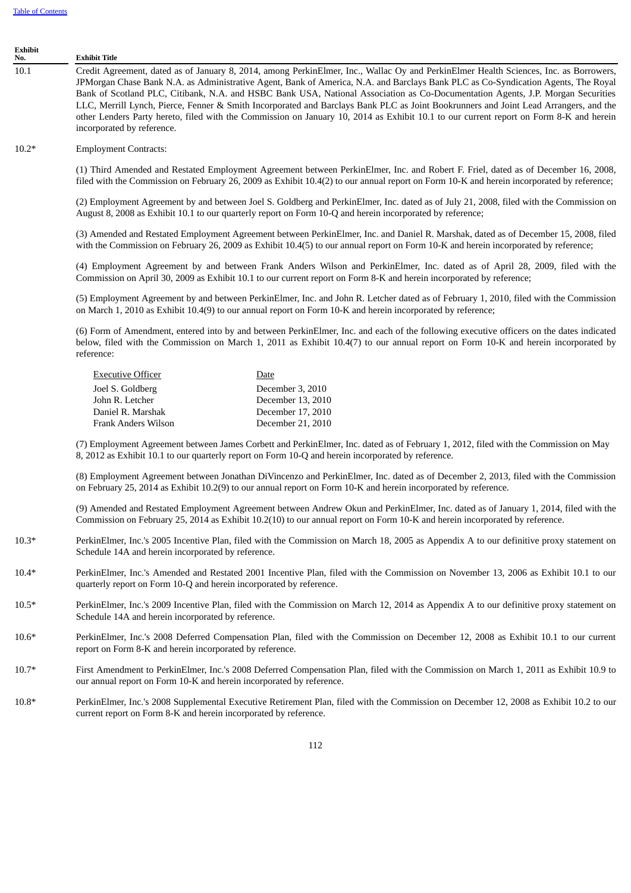| Exhibit No. | Exhibit Title |
|---|---|
| 10.1 | Credit Agreement, dated as of January 8, 2014, among PerkinElmer, Inc., Wallac Oy and PerkinElmer Health Sciences, Inc. as Borrowers, JPMorgan Chase Bank N.A. as Administrative Agent, Bank of America, N.A. and Barclays Bank PLC as Co-Syndication Agents, The Royal Bank of Scotland PLC, Citibank, N.A. and HSBC Bank USA, National Association as Co-Documentation Agents, J.P. Morgan Securities LLC, Merrill Lynch, Pierce, Fenner & Smith Incorporated and Barclays Bank PLC as Joint Bookrunners and Joint Lead Arrangers, and the other Lenders Party hereto, filed with the Commission on January 10, 2014 as Exhibit 10.1 to our current report on Form 8-K and herein incorporated by reference. |
| 10.2* | Employment Contracts: |

(1) Third Amended and Restated Employment Agreement between PerkinElmer, Inc. and Robert F. Friel, dated as of December 16, 2008, filed with the Commission on February 26, 2009 as Exhibit 10.4(2) to our annual report on Form 10-K and herein incorporated by reference;

(2) Employment Agreement by and between Joel S. Goldberg and PerkinElmer, Inc. dated as of July 21, 2008, filed with the Commission on August 8, 2008 as Exhibit 10.1 to our quarterly report on Form 10-Q and herein incorporated by reference;

(3) Amended and Restated Employment Agreement between PerkinElmer, Inc. and Daniel R. Marshak, dated as of December 15, 2008, filed with the Commission on February 26, 2009 as Exhibit 10.4(5) to our annual report on Form 10-K and herein incorporated by reference;

(4) Employment Agreement by and between Frank Anders Wilson and PerkinElmer, Inc. dated as of April 28, 2009, filed with the Commission on April 30, 2009 as Exhibit 10.1 to our current report on Form 8-K and herein incorporated by reference;

(5) Employment Agreement by and between PerkinElmer, Inc. and John R. Letcher dated as of February 1, 2010, filed with the Commission on March 1, 2010 as Exhibit 10.4(9) to our annual report on Form 10-K and herein incorporated by reference;

(6) Form of Amendment, entered into by and between PerkinElmer, Inc. and each of the following executive officers on the dates indicated below, filed with the Commission on March 1, 2011 as Exhibit 10.4(7) to our annual report on Form 10-K and herein incorporated by reference:

| Executive Officer | Date |
|---|---|
| Joel S. Goldberg | December 3, 2010 |
| John R. Letcher | December 13, 2010 |
| Daniel R. Marshak | December 17, 2010 |
| Frank Anders Wilson | December 21, 2010 |

(7) Employment Agreement between James Corbett and PerkinElmer, Inc. dated as of February 1, 2012, filed with the Commission on May 8, 2012 as Exhibit 10.1 to our quarterly report on Form 10-Q and herein incorporated by reference.

(8) Employment Agreement between Jonathan DiVincenzo and PerkinElmer, Inc. dated as of December 2, 2013, filed with the Commission on February 25, 2014 as Exhibit 10.2(9) to our annual report on Form 10-K and herein incorporated by reference.

(9) Amended and Restated Employment Agreement between Andrew Okun and PerkinElmer, Inc. dated as of January 1, 2014, filed with the Commission on February 25, 2014 as Exhibit 10.2(10) to our annual report on Form 10-K and herein incorporated by reference.

| Exhibit No. | Exhibit Title |
|---|---|
| 10.3* | PerkinElmer, Inc.'s 2005 Incentive Plan, filed with the Commission on March 18, 2005 as Appendix A to our definitive proxy statement on Schedule 14A and herein incorporated by reference. |
| 10.4* | PerkinElmer, Inc.'s Amended and Restated 2001 Incentive Plan, filed with the Commission on November 13, 2006 as Exhibit 10.1 to our quarterly report on Form 10-Q and herein incorporated by reference. |
| 10.5* | PerkinElmer, Inc.'s 2009 Incentive Plan, filed with the Commission on March 12, 2014 as Appendix A to our definitive proxy statement on Schedule 14A and herein incorporated by reference. |
| 10.6* | PerkinElmer, Inc.'s 2008 Deferred Compensation Plan, filed with the Commission on December 12, 2008 as Exhibit 10.1 to our current report on Form 8-K and herein incorporated by reference. |
| 10.7* | First Amendment to PerkinElmer, Inc.'s 2008 Deferred Compensation Plan, filed with the Commission on March 1, 2011 as Exhibit 10.9 to our annual report on Form 10-K and herein incorporated by reference. |
| 10.8* | PerkinElmer, Inc.'s 2008 Supplemental Executive Retirement Plan, filed with the Commission on December 12, 2008 as Exhibit 10.2 to our current report on Form 8-K and herein incorporated by reference. |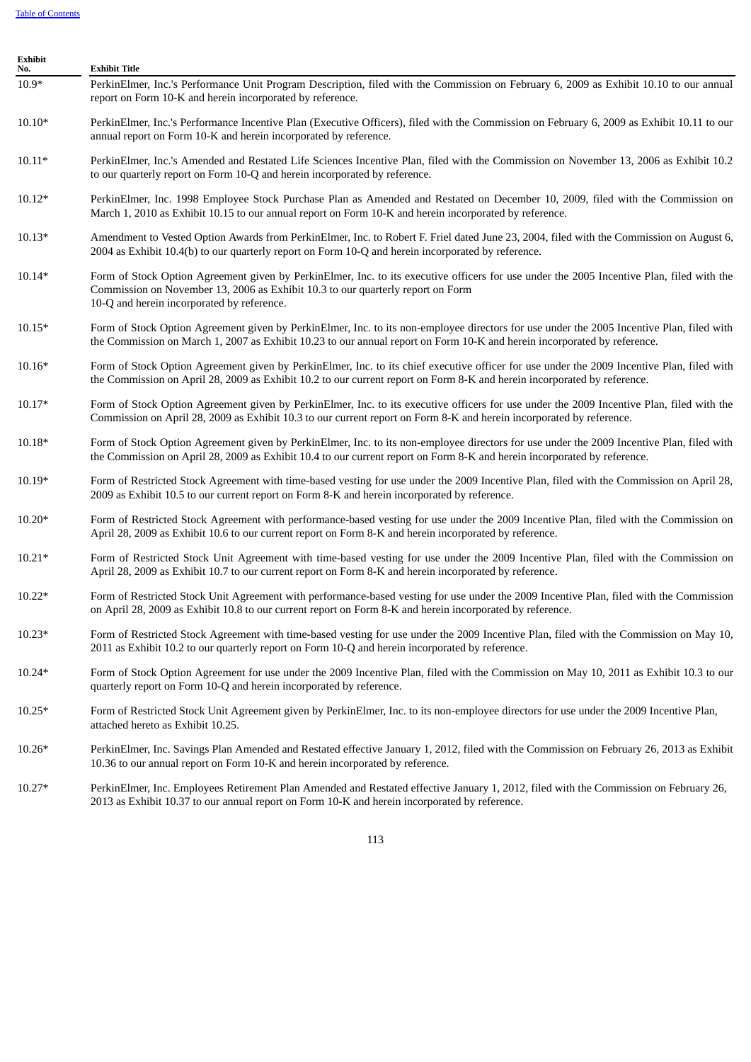| Exhibit No. | Exhibit Title |
|---|---|
| 10.9* | PerkinElmer, Inc.'s Performance Unit Program Description, filed with the Commission on February 6, 2009 as Exhibit 10.10 to our annual report on Form 10-K and herein incorporated by reference. |
| 10.10* | PerkinElmer, Inc.'s Performance Incentive Plan (Executive Officers), filed with the Commission on February 6, 2009 as Exhibit 10.11 to our annual report on Form 10-K and herein incorporated by reference. |
| 10.11* | PerkinElmer, Inc.'s Amended and Restated Life Sciences Incentive Plan, filed with the Commission on November 13, 2006 as Exhibit 10.2 to our quarterly report on Form 10-Q and herein incorporated by reference. |
| 10.12* | PerkinElmer, Inc. 1998 Employee Stock Purchase Plan as Amended and Restated on December 10, 2009, filed with the Commission on March 1, 2010 as Exhibit 10.15 to our annual report on Form 10-K and herein incorporated by reference. |
| 10.13* | Amendment to Vested Option Awards from PerkinElmer, Inc. to Robert F. Friel dated June 23, 2004, filed with the Commission on August 6, 2004 as Exhibit 10.4(b) to our quarterly report on Form 10-Q and herein incorporated by reference. |
| 10.14* | Form of Stock Option Agreement given by PerkinElmer, Inc. to its executive officers for use under the 2005 Incentive Plan, filed with the Commission on November 13, 2006 as Exhibit 10.3 to our quarterly report on Form 10-Q and herein incorporated by reference. |
| 10.15* | Form of Stock Option Agreement given by PerkinElmer, Inc. to its non-employee directors for use under the 2005 Incentive Plan, filed with the Commission on March 1, 2007 as Exhibit 10.23 to our annual report on Form 10-K and herein incorporated by reference. |
| 10.16* | Form of Stock Option Agreement given by PerkinElmer, Inc. to its chief executive officer for use under the 2009 Incentive Plan, filed with the Commission on April 28, 2009 as Exhibit 10.2 to our current report on Form 8-K and herein incorporated by reference. |
| 10.17* | Form of Stock Option Agreement given by PerkinElmer, Inc. to its executive officers for use under the 2009 Incentive Plan, filed with the Commission on April 28, 2009 as Exhibit 10.3 to our current report on Form 8-K and herein incorporated by reference. |
| 10.18* | Form of Stock Option Agreement given by PerkinElmer, Inc. to its non-employee directors for use under the 2009 Incentive Plan, filed with the Commission on April 28, 2009 as Exhibit 10.4 to our current report on Form 8-K and herein incorporated by reference. |
| 10.19* | Form of Restricted Stock Agreement with time-based vesting for use under the 2009 Incentive Plan, filed with the Commission on April 28, 2009 as Exhibit 10.5 to our current report on Form 8-K and herein incorporated by reference. |
| 10.20* | Form of Restricted Stock Agreement with performance-based vesting for use under the 2009 Incentive Plan, filed with the Commission on April 28, 2009 as Exhibit 10.6 to our current report on Form 8-K and herein incorporated by reference. |
| 10.21* | Form of Restricted Stock Unit Agreement with time-based vesting for use under the 2009 Incentive Plan, filed with the Commission on April 28, 2009 as Exhibit 10.7 to our current report on Form 8-K and herein incorporated by reference. |
| 10.22* | Form of Restricted Stock Unit Agreement with performance-based vesting for use under the 2009 Incentive Plan, filed with the Commission on April 28, 2009 as Exhibit 10.8 to our current report on Form 8-K and herein incorporated by reference. |
| 10.23* | Form of Restricted Stock Agreement with time-based vesting for use under the 2009 Incentive Plan, filed with the Commission on May 10, 2011 as Exhibit 10.2 to our quarterly report on Form 10-Q and herein incorporated by reference. |
| 10.24* | Form of Stock Option Agreement for use under the 2009 Incentive Plan, filed with the Commission on May 10, 2011 as Exhibit 10.3 to our quarterly report on Form 10-Q and herein incorporated by reference. |
| 10.25* | Form of Restricted Stock Unit Agreement given by PerkinElmer, Inc. to its non-employee directors for use under the 2009 Incentive Plan, attached hereto as Exhibit 10.25. |
| 10.26* | PerkinElmer, Inc. Savings Plan Amended and Restated effective January 1, 2012, filed with the Commission on February 26, 2013 as Exhibit 10.36 to our annual report on Form 10-K and herein incorporated by reference. |
| 10.27* | PerkinElmer, Inc. Employees Retirement Plan Amended and Restated effective January 1, 2012, filed with the Commission on February 26, 2013 as Exhibit 10.37 to our annual report on Form 10-K and herein incorporated by reference. |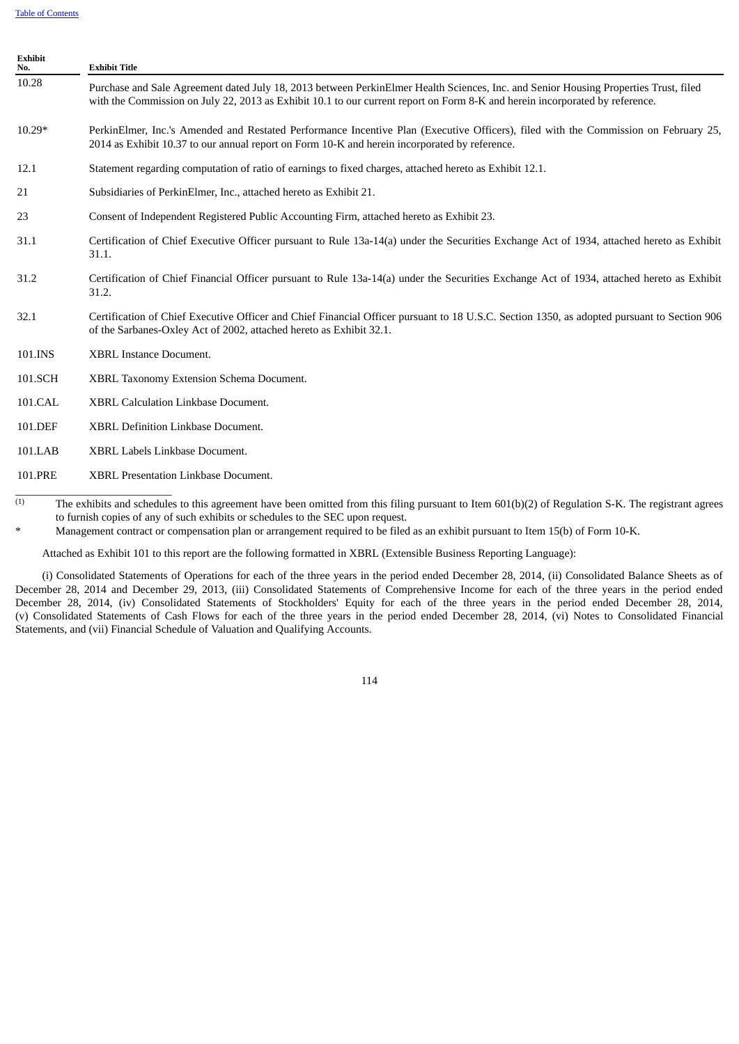| Exhibit No. | Exhibit Title |
|---|---|
| 10.28 | Purchase and Sale Agreement dated July 18, 2013 between PerkinElmer Health Sciences, Inc. and Senior Housing Properties Trust, filed with the Commission on July 22, 2013 as Exhibit 10.1 to our current report on Form 8-K and herein incorporated by reference. |
| 10.29* | PerkinElmer, Inc.'s Amended and Restated Performance Incentive Plan (Executive Officers), filed with the Commission on February 25, 2014 as Exhibit 10.37 to our annual report on Form 10-K and herein incorporated by reference. |
| 12.1 | Statement regarding computation of ratio of earnings to fixed charges, attached hereto as Exhibit 12.1. |
| 21 | Subsidiaries of PerkinElmer, Inc., attached hereto as Exhibit 21. |
| 23 | Consent of Independent Registered Public Accounting Firm, attached hereto as Exhibit 23. |
| 31.1 | Certification of Chief Executive Officer pursuant to Rule 13a-14(a) under the Securities Exchange Act of 1934, attached hereto as Exhibit 31.1. |
| 31.2 | Certification of Chief Financial Officer pursuant to Rule 13a-14(a) under the Securities Exchange Act of 1934, attached hereto as Exhibit 31.2. |
| 32.1 | Certification of Chief Executive Officer and Chief Financial Officer pursuant to 18 U.S.C. Section 1350, as adopted pursuant to Section 906 of the Sarbanes-Oxley Act of 2002, attached hereto as Exhibit 32.1. |
| 101.INS | XBRL Instance Document. |
| 101.SCH | XBRL Taxonomy Extension Schema Document. |
| 101.CAL | XBRL Calculation Linkbase Document. |
| 101.DEF | XBRL Definition Linkbase Document. |
| 101.LAB | XBRL Labels Linkbase Document. |
| 101.PRE | XBRL Presentation Linkbase Document. |

(1) The exhibits and schedules to this agreement have been omitted from this filing pursuant to Item 601(b)(2) of Regulation S-K. The registrant agrees to furnish copies of any of such exhibits or schedules to the SEC upon request.

\* Management contract or compensation plan or arrangement required to be filed as an exhibit pursuant to Item 15(b) of Form 10-K.

Attached as Exhibit 101 to this report are the following formatted in XBRL (Extensible Business Reporting Language):

(i) Consolidated Statements of Operations for each of the three years in the period ended December 28, 2014, (ii) Consolidated Balance Sheets as of December 28, 2014 and December 29, 2013, (iii) Consolidated Statements of Comprehensive Income for each of the three years in the period ended December 28, 2014, (iv) Consolidated Statements of Stockholders' Equity for each of the three years in the period ended December 28, 2014, (v) Consolidated Statements of Cash Flows for each of the three years in the period ended December 28, 2014, (vi) Notes to Consolidated Financial Statements, and (vii) Financial Schedule of Valuation and Qualifying Accounts.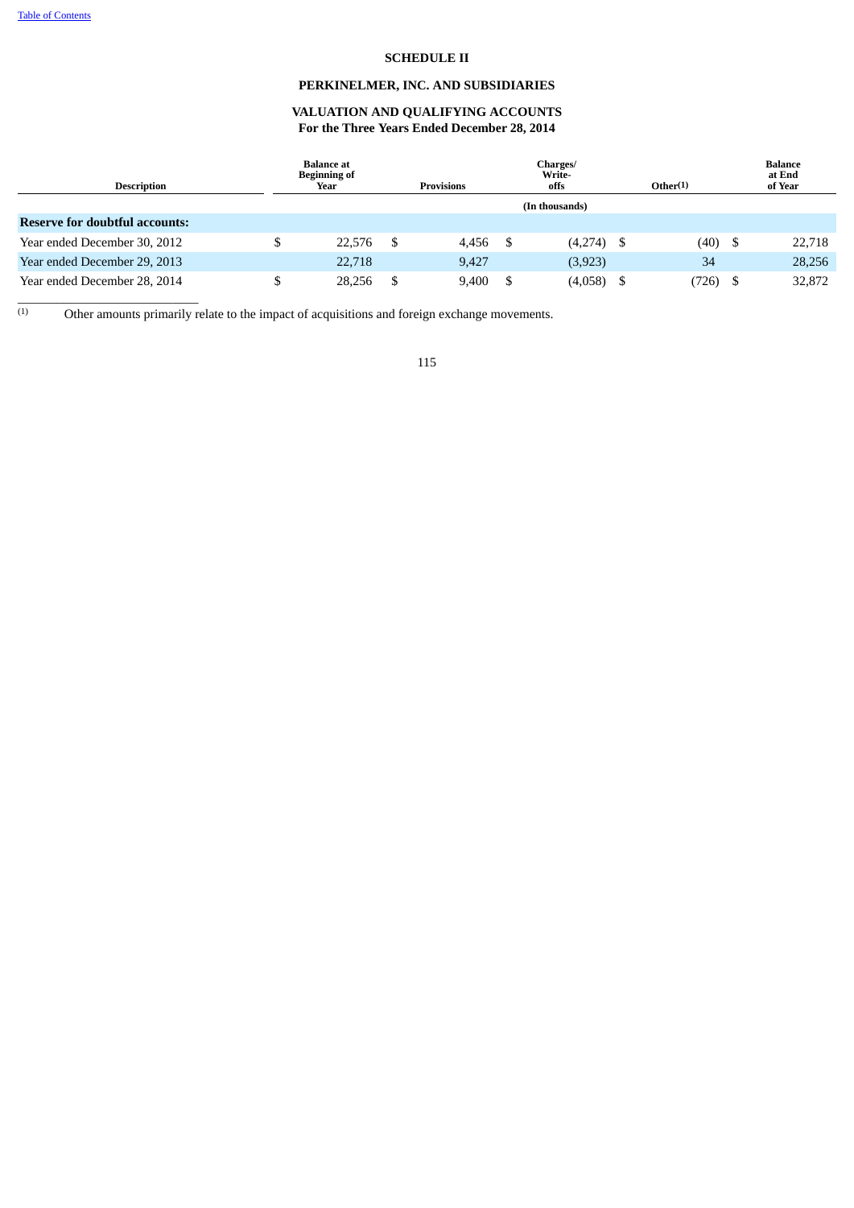# SCHEDULE II

## PERKINELMER, INC. AND SUBSIDIARIES

## VALUATION AND QUALIFYING ACCOUNTS

### For the Three Years Ended December 28, 2014

| Description | Balance at Beginning of Year | Provisions | Charges/ Write-offs | Other(1) | Balance at End of Year |
|---|---|---|---|---|---|
| | | | (In thousands) | | |
| **Reserve for doubtful accounts:** | | | | | |
| Year ended December 30, 2012 | $ 22,576 | $ 4,456 | $ (4,274) | $ (40) | $ 22,718 |
| Year ended December 29, 2013 | 22,718 | 9,427 | (3,923) | 34 | 28,256 |
| Year ended December 28, 2014 | $ 28,256 | $ 9,400 | $ (4,058) | $ (726) | $ 32,872 |

(1) Other amounts primarily relate to the impact of acquisitions and foreign exchange movements.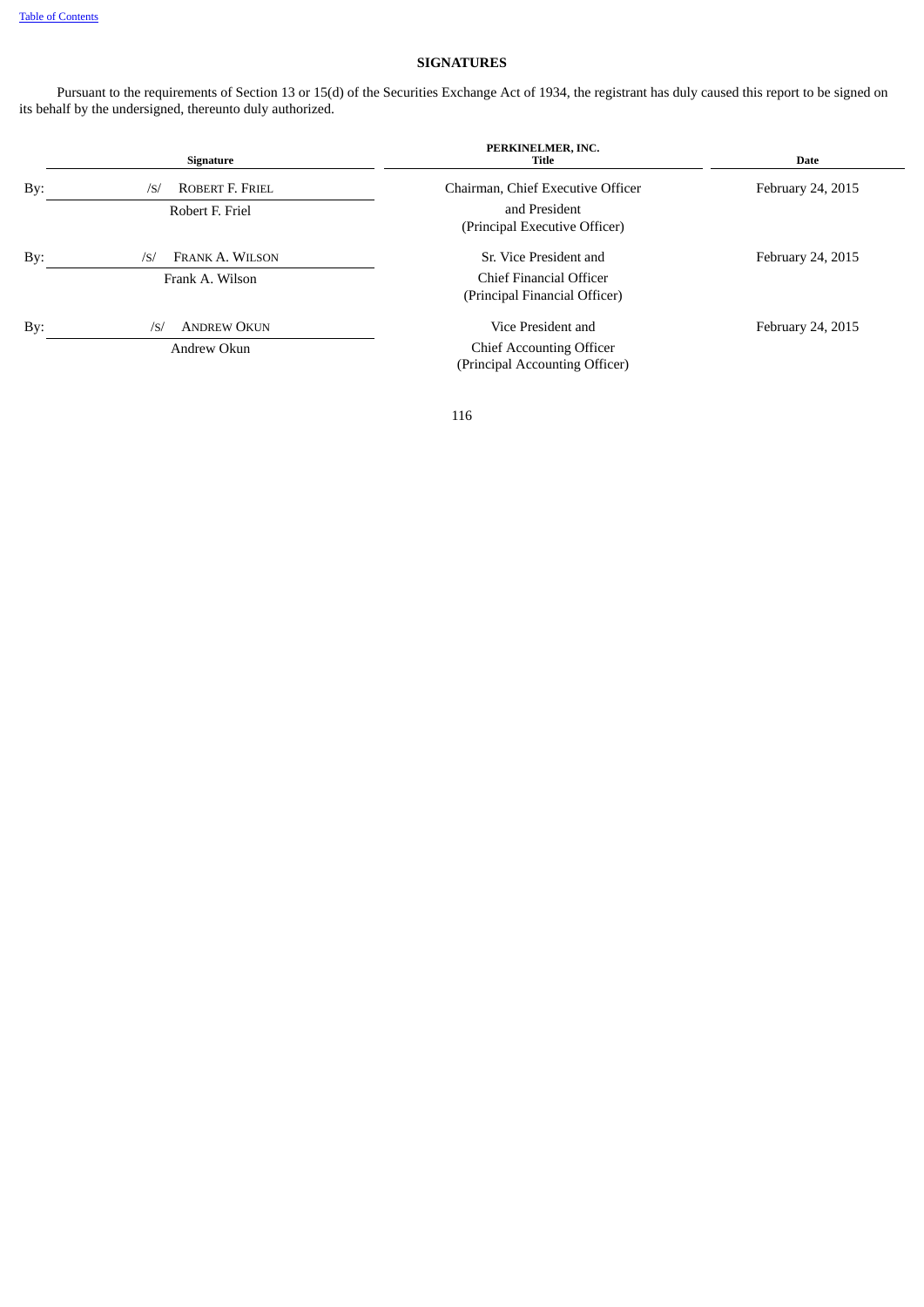[Table of Contents](#)

## SIGNATURES

Pursuant to the requirements of Section 13 or 15(d) of the Securities Exchange Act of 1934, the registrant has duly caused this report to be signed on its behalf by the undersigned, thereunto duly authorized.

**PERKINELMER, INC.**

| | Signature | Title | Date |
|---|---|---|---|
| By: | /S/ ROBERT F. FRIEL<br>Robert F. Friel | Chairman, Chief Executive Officer and President (Principal Executive Officer) | February 24, 2015 |
| By: | /S/ FRANK A. WILSON<br>Frank A. Wilson | Sr. Vice President and Chief Financial Officer (Principal Financial Officer) | February 24, 2015 |
| By: | /S/ ANDREW OKUN<br>Andrew Okun | Vice President and Chief Accounting Officer (Principal Accounting Officer) | February 24, 2015 |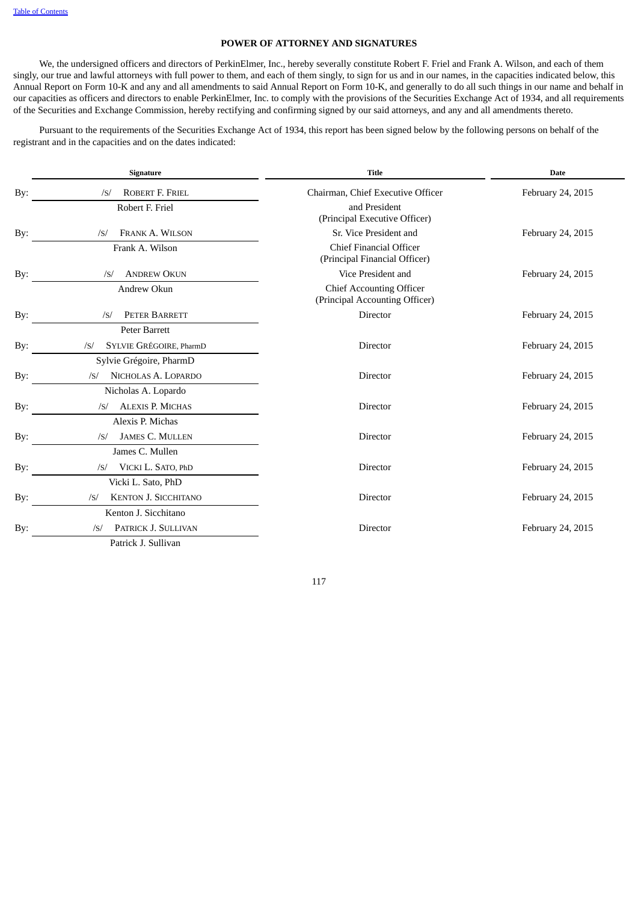## POWER OF ATTORNEY AND SIGNATURES

We, the undersigned officers and directors of PerkinElmer, Inc., hereby severally constitute Robert F. Friel and Frank A. Wilson, and each of them singly, our true and lawful attorneys with full power to them, and each of them singly, to sign for us and in our names, in the capacities indicated below, this Annual Report on Form 10-K and any and all amendments to said Annual Report on Form 10-K, and generally to do all such things in our name and behalf in our capacities as officers and directors to enable PerkinElmer, Inc. to comply with the provisions of the Securities Exchange Act of 1934, and all requirements of the Securities and Exchange Commission, hereby rectifying and confirming signed by our said attorneys, and any and all amendments thereto.

Pursuant to the requirements of the Securities Exchange Act of 1934, this report has been signed below by the following persons on behalf of the registrant and in the capacities and on the dates indicated:

| | Signature | Title | Date |
|---|---|---|---|
| By: | /S/ ROBERT F. FRIEL<br>Robert F. Friel | Chairman, Chief Executive Officer and President<br>(Principal Executive Officer) | February 24, 2015 |
| By: | /S/ FRANK A. WILSON<br>Frank A. Wilson | Sr. Vice President and Chief Financial Officer<br>(Principal Financial Officer) | February 24, 2015 |
| By: | /S/ ANDREW OKUN<br>Andrew Okun | Vice President and Chief Accounting Officer<br>(Principal Accounting Officer) | February 24, 2015 |
| By: | /S/ PETER BARRETT<br>Peter Barrett | Director | February 24, 2015 |
| By: | /S/ SYLVIE GRÉGOIRE, PharmD<br>Sylvie Grégoire, PharmD | Director | February 24, 2015 |
| By: | /S/ NICHOLAS A. LOPARDO<br>Nicholas A. Lopardo | Director | February 24, 2015 |
| By: | /S/ ALEXIS P. MICHAS<br>Alexis P. Michas | Director | February 24, 2015 |
| By: | /S/ JAMES C. MULLEN<br>James C. Mullen | Director | February 24, 2015 |
| By: | /S/ VICKI L. SATO, PhD<br>Vicki L. Sato, PhD | Director | February 24, 2015 |
| By: | /S/ KENTON J. SICCHITANO<br>Kenton J. Sicchitano | Director | February 24, 2015 |
| By: | /S/ PATRICK J. SULLIVAN<br>Patrick J. Sullivan | Director | February 24, 2015 |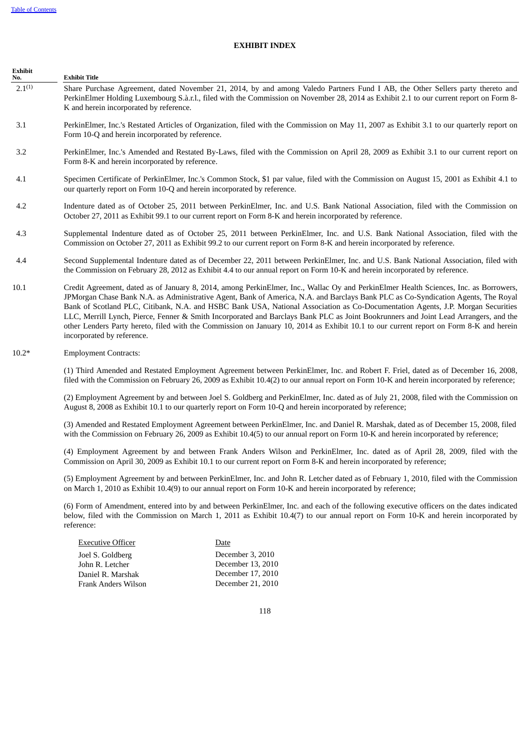## EXHIBIT INDEX

| Exhibit No. | Exhibit Title |
|---|---|
| 2.1[(1)] | Share Purchase Agreement, dated November 21, 2014, by and among Valedo Partners Fund I AB, the Other Sellers party thereto and PerkinElmer Holding Luxembourg S.à.r.l., filed with the Commission on November 28, 2014 as Exhibit 2.1 to our current report on Form 8-K and herein incorporated by reference. |
| 3.1 | PerkinElmer, Inc.'s Restated Articles of Organization, filed with the Commission on May 11, 2007 as Exhibit 3.1 to our quarterly report on Form 10-Q and herein incorporated by reference. |
| 3.2 | PerkinElmer, Inc.'s Amended and Restated By-Laws, filed with the Commission on April 28, 2009 as Exhibit 3.1 to our current report on Form 8-K and herein incorporated by reference. |
| 4.1 | Specimen Certificate of PerkinElmer, Inc.'s Common Stock, $1 par value, filed with the Commission on August 15, 2001 as Exhibit 4.1 to our quarterly report on Form 10-Q and herein incorporated by reference. |
| 4.2 | Indenture dated as of October 25, 2011 between PerkinElmer, Inc. and U.S. Bank National Association, filed with the Commission on October 27, 2011 as Exhibit 99.1 to our current report on Form 8-K and herein incorporated by reference. |
| 4.3 | Supplemental Indenture dated as of October 25, 2011 between PerkinElmer, Inc. and U.S. Bank National Association, filed with the Commission on October 27, 2011 as Exhibit 99.2 to our current report on Form 8-K and herein incorporated by reference. |
| 4.4 | Second Supplemental Indenture dated as of December 22, 2011 between PerkinElmer, Inc. and U.S. Bank National Association, filed with the Commission on February 28, 2012 as Exhibit 4.4 to our annual report on Form 10-K and herein incorporated by reference. |
| 10.1 | Credit Agreement, dated as of January 8, 2014, among PerkinElmer, Inc., Wallac Oy and PerkinElmer Health Sciences, Inc. as Borrowers, JPMorgan Chase Bank N.A. as Administrative Agent, Bank of America, N.A. and Barclays Bank PLC as Co-Syndication Agents, The Royal Bank of Scotland PLC, Citibank, N.A. and HSBC Bank USA, National Association as Co-Documentation Agents, J.P. Morgan Securities LLC, Merrill Lynch, Pierce, Fenner & Smith Incorporated and Barclays Bank PLC as Joint Bookrunners and Joint Lead Arrangers, and the other Lenders Party hereto, filed with the Commission on January 10, 2014 as Exhibit 10.1 to our current report on Form 8-K and herein incorporated by reference. |
| 10.2* | Employment Contracts: |

(1) Third Amended and Restated Employment Agreement between PerkinElmer, Inc. and Robert F. Friel, dated as of December 16, 2008, filed with the Commission on February 26, 2009 as Exhibit 10.4(2) to our annual report on Form 10-K and herein incorporated by reference;

(2) Employment Agreement by and between Joel S. Goldberg and PerkinElmer, Inc. dated as of July 21, 2008, filed with the Commission on August 8, 2008 as Exhibit 10.1 to our quarterly report on Form 10-Q and herein incorporated by reference;

(3) Amended and Restated Employment Agreement between PerkinElmer, Inc. and Daniel R. Marshak, dated as of December 15, 2008, filed with the Commission on February 26, 2009 as Exhibit 10.4(5) to our annual report on Form 10-K and herein incorporated by reference;

(4) Employment Agreement by and between Frank Anders Wilson and PerkinElmer, Inc. dated as of April 28, 2009, filed with the Commission on April 30, 2009 as Exhibit 10.1 to our current report on Form 8-K and herein incorporated by reference;

(5) Employment Agreement by and between PerkinElmer, Inc. and John R. Letcher dated as of February 1, 2010, filed with the Commission on March 1, 2010 as Exhibit 10.4(9) to our annual report on Form 10-K and herein incorporated by reference;

(6) Form of Amendment, entered into by and between PerkinElmer, Inc. and each of the following executive officers on the dates indicated below, filed with the Commission on March 1, 2011 as Exhibit 10.4(7) to our annual report on Form 10-K and herein incorporated by reference:

| Executive Officer | Date |
|---|---|
| Joel S. Goldberg | December 3, 2010 |
| John R. Letcher | December 13, 2010 |
| Daniel R. Marshak | December 17, 2010 |
| Frank Anders Wilson | December 21, 2010 |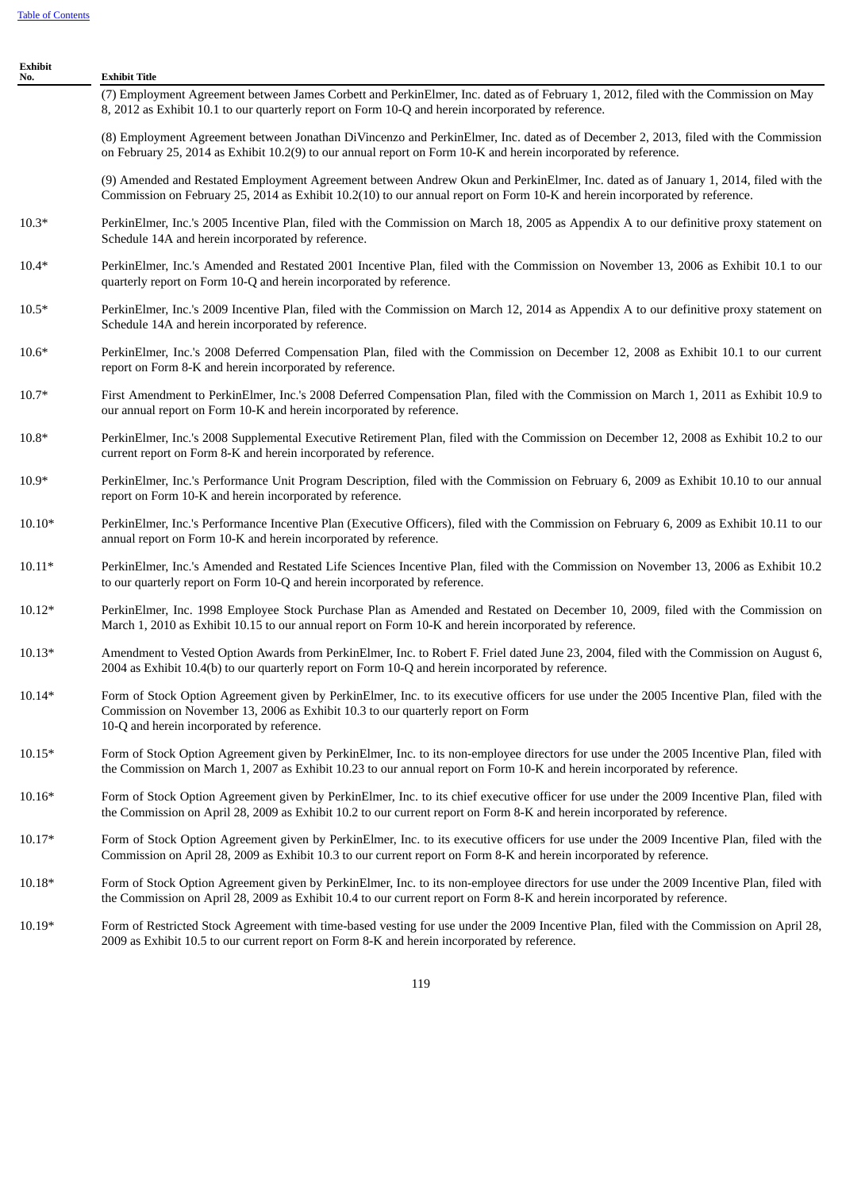| Exhibit No. | Exhibit Title |
|---|---|
| | (7) Employment Agreement between James Corbett and PerkinElmer, Inc. dated as of February 1, 2012, filed with the Commission on May 8, 2012 as Exhibit 10.1 to our quarterly report on Form 10-Q and herein incorporated by reference. |
| | (8) Employment Agreement between Jonathan DiVincenzo and PerkinElmer, Inc. dated as of December 2, 2013, filed with the Commission on February 25, 2014 as Exhibit 10.2(9) to our annual report on Form 10-K and herein incorporated by reference. |
| | (9) Amended and Restated Employment Agreement between Andrew Okun and PerkinElmer, Inc. dated as of January 1, 2014, filed with the Commission on February 25, 2014 as Exhibit 10.2(10) to our annual report on Form 10-K and herein incorporated by reference. |
| 10.3* | PerkinElmer, Inc.'s 2005 Incentive Plan, filed with the Commission on March 18, 2005 as Appendix A to our definitive proxy statement on Schedule 14A and herein incorporated by reference. |
| 10.4* | PerkinElmer, Inc.'s Amended and Restated 2001 Incentive Plan, filed with the Commission on November 13, 2006 as Exhibit 10.1 to our quarterly report on Form 10-Q and herein incorporated by reference. |
| 10.5* | PerkinElmer, Inc.'s 2009 Incentive Plan, filed with the Commission on March 12, 2014 as Appendix A to our definitive proxy statement on Schedule 14A and herein incorporated by reference. |
| 10.6* | PerkinElmer, Inc.'s 2008 Deferred Compensation Plan, filed with the Commission on December 12, 2008 as Exhibit 10.1 to our current report on Form 8-K and herein incorporated by reference. |
| 10.7* | First Amendment to PerkinElmer, Inc.'s 2008 Deferred Compensation Plan, filed with the Commission on March 1, 2011 as Exhibit 10.9 to our annual report on Form 10-K and herein incorporated by reference. |
| 10.8* | PerkinElmer, Inc.'s 2008 Supplemental Executive Retirement Plan, filed with the Commission on December 12, 2008 as Exhibit 10.2 to our current report on Form 8-K and herein incorporated by reference. |
| 10.9* | PerkinElmer, Inc.'s Performance Unit Program Description, filed with the Commission on February 6, 2009 as Exhibit 10.10 to our annual report on Form 10-K and herein incorporated by reference. |
| 10.10* | PerkinElmer, Inc.'s Performance Incentive Plan (Executive Officers), filed with the Commission on February 6, 2009 as Exhibit 10.11 to our annual report on Form 10-K and herein incorporated by reference. |
| 10.11* | PerkinElmer, Inc.'s Amended and Restated Life Sciences Incentive Plan, filed with the Commission on November 13, 2006 as Exhibit 10.2 to our quarterly report on Form 10-Q and herein incorporated by reference. |
| 10.12* | PerkinElmer, Inc. 1998 Employee Stock Purchase Plan as Amended and Restated on December 10, 2009, filed with the Commission on March 1, 2010 as Exhibit 10.15 to our annual report on Form 10-K and herein incorporated by reference. |
| 10.13* | Amendment to Vested Option Awards from PerkinElmer, Inc. to Robert F. Friel dated June 23, 2004, filed with the Commission on August 6, 2004 as Exhibit 10.4(b) to our quarterly report on Form 10-Q and herein incorporated by reference. |
| 10.14* | Form of Stock Option Agreement given by PerkinElmer, Inc. to its executive officers for use under the 2005 Incentive Plan, filed with the Commission on November 13, 2006 as Exhibit 10.3 to our quarterly report on Form 10-Q and herein incorporated by reference. |
| 10.15* | Form of Stock Option Agreement given by PerkinElmer, Inc. to its non-employee directors for use under the 2005 Incentive Plan, filed with the Commission on March 1, 2007 as Exhibit 10.23 to our annual report on Form 10-K and herein incorporated by reference. |
| 10.16* | Form of Stock Option Agreement given by PerkinElmer, Inc. to its chief executive officer for use under the 2009 Incentive Plan, filed with the Commission on April 28, 2009 as Exhibit 10.2 to our current report on Form 8-K and herein incorporated by reference. |
| 10.17* | Form of Stock Option Agreement given by PerkinElmer, Inc. to its executive officers for use under the 2009 Incentive Plan, filed with the Commission on April 28, 2009 as Exhibit 10.3 to our current report on Form 8-K and herein incorporated by reference. |
| 10.18* | Form of Stock Option Agreement given by PerkinElmer, Inc. to its non-employee directors for use under the 2009 Incentive Plan, filed with the Commission on April 28, 2009 as Exhibit 10.4 to our current report on Form 8-K and herein incorporated by reference. |
| 10.19* | Form of Restricted Stock Agreement with time-based vesting for use under the 2009 Incentive Plan, filed with the Commission on April 28, 2009 as Exhibit 10.5 to our current report on Form 8-K and herein incorporated by reference. |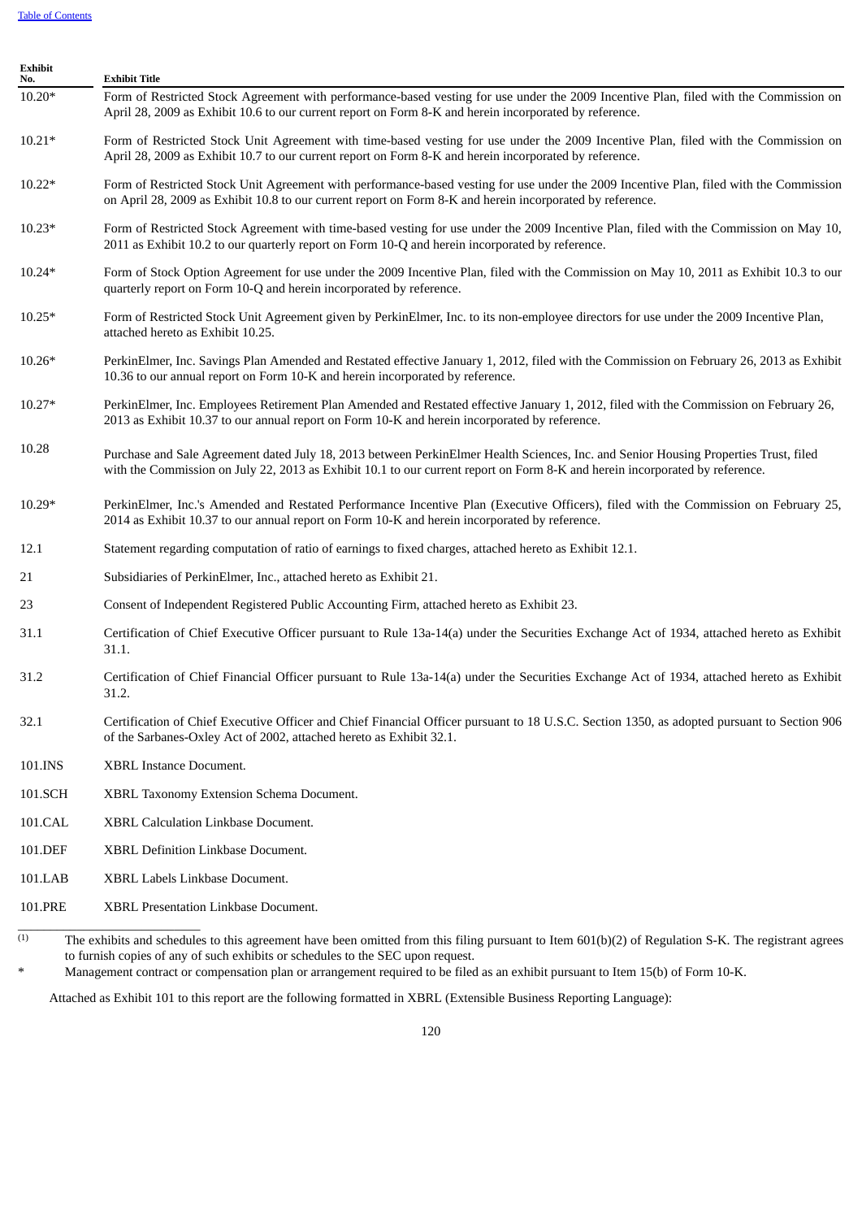| Exhibit No. | Exhibit Title |
|---|---|
| 10.20* | Form of Restricted Stock Agreement with performance-based vesting for use under the 2009 Incentive Plan, filed with the Commission on April 28, 2009 as Exhibit 10.6 to our current report on Form 8-K and herein incorporated by reference. |
| 10.21* | Form of Restricted Stock Unit Agreement with time-based vesting for use under the 2009 Incentive Plan, filed with the Commission on April 28, 2009 as Exhibit 10.7 to our current report on Form 8-K and herein incorporated by reference. |
| 10.22* | Form of Restricted Stock Unit Agreement with performance-based vesting for use under the 2009 Incentive Plan, filed with the Commission on April 28, 2009 as Exhibit 10.8 to our current report on Form 8-K and herein incorporated by reference. |
| 10.23* | Form of Restricted Stock Agreement with time-based vesting for use under the 2009 Incentive Plan, filed with the Commission on May 10, 2011 as Exhibit 10.2 to our quarterly report on Form 10-Q and herein incorporated by reference. |
| 10.24* | Form of Stock Option Agreement for use under the 2009 Incentive Plan, filed with the Commission on May 10, 2011 as Exhibit 10.3 to our quarterly report on Form 10-Q and herein incorporated by reference. |
| 10.25* | Form of Restricted Stock Unit Agreement given by PerkinElmer, Inc. to its non-employee directors for use under the 2009 Incentive Plan, attached hereto as Exhibit 10.25. |
| 10.26* | PerkinElmer, Inc. Savings Plan Amended and Restated effective January 1, 2012, filed with the Commission on February 26, 2013 as Exhibit 10.36 to our annual report on Form 10-K and herein incorporated by reference. |
| 10.27* | PerkinElmer, Inc. Employees Retirement Plan Amended and Restated effective January 1, 2012, filed with the Commission on February 26, 2013 as Exhibit 10.37 to our annual report on Form 10-K and herein incorporated by reference. |
| 10.28 | Purchase and Sale Agreement dated July 18, 2013 between PerkinElmer Health Sciences, Inc. and Senior Housing Properties Trust, filed with the Commission on July 22, 2013 as Exhibit 10.1 to our current report on Form 8-K and herein incorporated by reference. |
| 10.29* | PerkinElmer, Inc.'s Amended and Restated Performance Incentive Plan (Executive Officers), filed with the Commission on February 25, 2014 as Exhibit 10.37 to our annual report on Form 10-K and herein incorporated by reference. |
| 12.1 | Statement regarding computation of ratio of earnings to fixed charges, attached hereto as Exhibit 12.1. |
| 21 | Subsidiaries of PerkinElmer, Inc., attached hereto as Exhibit 21. |
| 23 | Consent of Independent Registered Public Accounting Firm, attached hereto as Exhibit 23. |
| 31.1 | Certification of Chief Executive Officer pursuant to Rule 13a-14(a) under the Securities Exchange Act of 1934, attached hereto as Exhibit 31.1. |
| 31.2 | Certification of Chief Financial Officer pursuant to Rule 13a-14(a) under the Securities Exchange Act of 1934, attached hereto as Exhibit 31.2. |
| 32.1 | Certification of Chief Executive Officer and Chief Financial Officer pursuant to 18 U.S.C. Section 1350, as adopted pursuant to Section 906 of the Sarbanes-Oxley Act of 2002, attached hereto as Exhibit 32.1. |
| 101.INS | XBRL Instance Document. |
| 101.SCH | XBRL Taxonomy Extension Schema Document. |
| 101.CAL | XBRL Calculation Linkbase Document. |
| 101.DEF | XBRL Definition Linkbase Document. |
| 101.LAB | XBRL Labels Linkbase Document. |
| 101.PRE | XBRL Presentation Linkbase Document. |

(1) The exhibits and schedules to this agreement have been omitted from this filing pursuant to Item 601(b)(2) of Regulation S-K. The registrant agrees to furnish copies of any of such exhibits or schedules to the SEC upon request.

\* Management contract or compensation plan or arrangement required to be filed as an exhibit pursuant to Item 15(b) of Form 10-K.

Attached as Exhibit 101 to this report are the following formatted in XBRL (Extensible Business Reporting Language):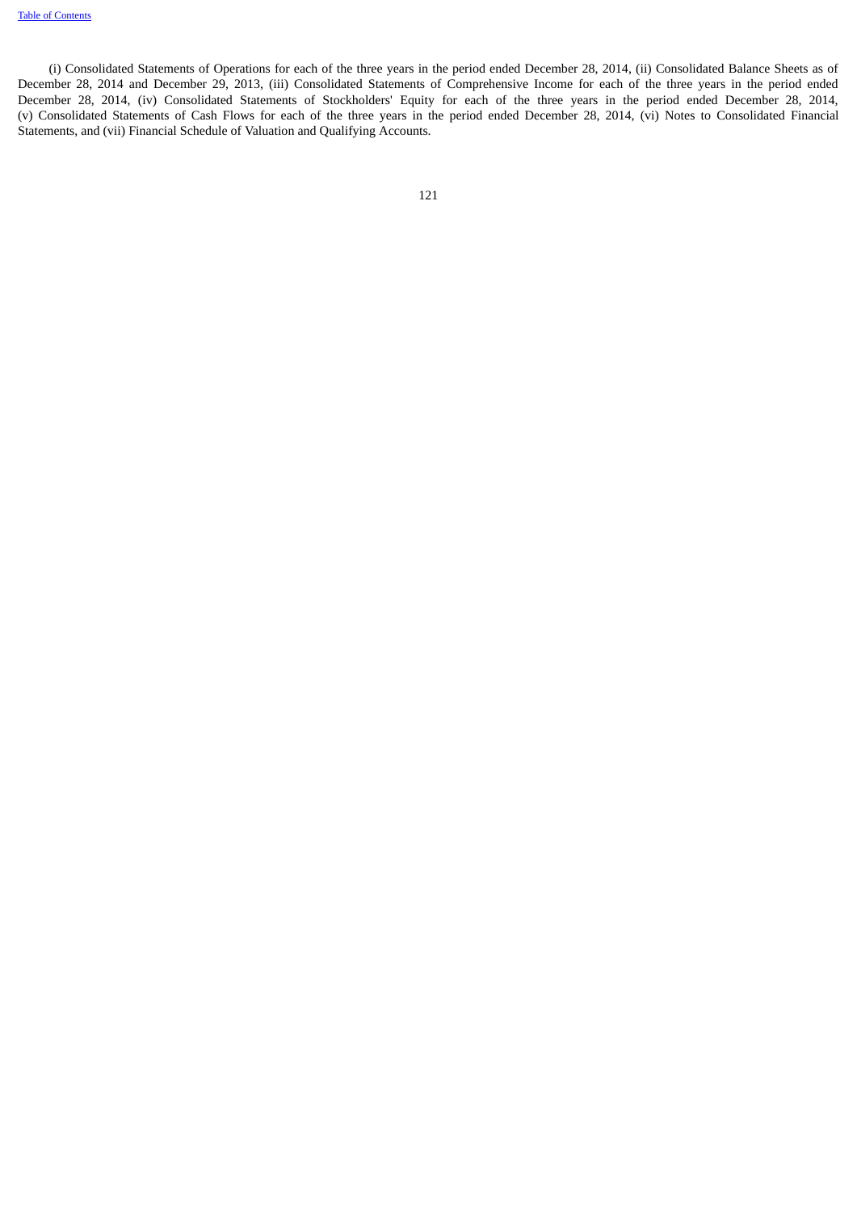(i) Consolidated Statements of Operations for each of the three years in the period ended December 28, 2014, (ii) Consolidated Balance Sheets as of December 28, 2014 and December 29, 2013, (iii) Consolidated Statements of Comprehensive Income for each of the three years in the period ended December 28, 2014, (iv) Consolidated Statements of Stockholders' Equity for each of the three years in the period ended December 28, 2014, (v) Consolidated Statements of Cash Flows for each of the three years in the period ended December 28, 2014, (vi) Notes to Consolidated Financial Statements, and (vii) Financial Schedule of Valuation and Qualifying Accounts.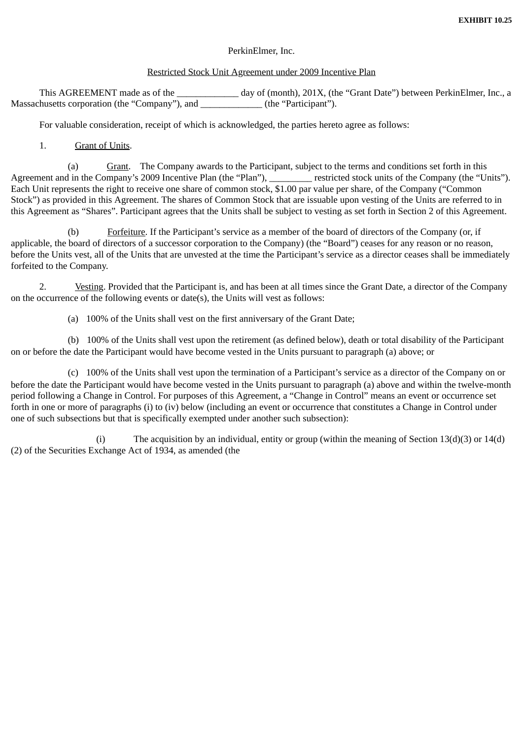**EXHIBIT 10.25**

PerkinElmer, Inc.

Restricted Stock Unit Agreement under 2009 Incentive Plan

This AGREEMENT made as of the _____________ day of (month), 201X, (the "Grant Date") between PerkinElmer, Inc., a Massachusetts corporation (the "Company"), and _____________ (the "Participant").

For valuable consideration, receipt of which is acknowledged, the parties hereto agree as follows:

1. Grant of Units.

(a) Grant. The Company awards to the Participant, subject to the terms and conditions set forth in this Agreement and in the Company's 2009 Incentive Plan (the "Plan"), _________ restricted stock units of the Company (the "Units"). Each Unit represents the right to receive one share of common stock, $1.00 par value per share, of the Company ("Common Stock") as provided in this Agreement. The shares of Common Stock that are issuable upon vesting of the Units are referred to in this Agreement as "Shares". Participant agrees that the Units shall be subject to vesting as set forth in Section 2 of this Agreement.

(b) Forfeiture. If the Participant's service as a member of the board of directors of the Company (or, if applicable, the board of directors of a successor corporation to the Company) (the "Board") ceases for any reason or no reason, before the Units vest, all of the Units that are unvested at the time the Participant's service as a director ceases shall be immediately forfeited to the Company.

2. Vesting. Provided that the Participant is, and has been at all times since the Grant Date, a director of the Company on the occurrence of the following events or date(s), the Units will vest as follows:

(a) 100% of the Units shall vest on the first anniversary of the Grant Date;

(b) 100% of the Units shall vest upon the retirement (as defined below), death or total disability of the Participant on or before the date the Participant would have become vested in the Units pursuant to paragraph (a) above; or

(c) 100% of the Units shall vest upon the termination of a Participant's service as a director of the Company on or before the date the Participant would have become vested in the Units pursuant to paragraph (a) above and within the twelve-month period following a Change in Control. For purposes of this Agreement, a "Change in Control" means an event or occurrence set forth in one or more of paragraphs (i) to (iv) below (including an event or occurrence that constitutes a Change in Control under one of such subsections but that is specifically exempted under another such subsection):

(i) The acquisition by an individual, entity or group (within the meaning of Section 13(d)(3) or 14(d)(2) of the Securities Exchange Act of 1934, as amended (the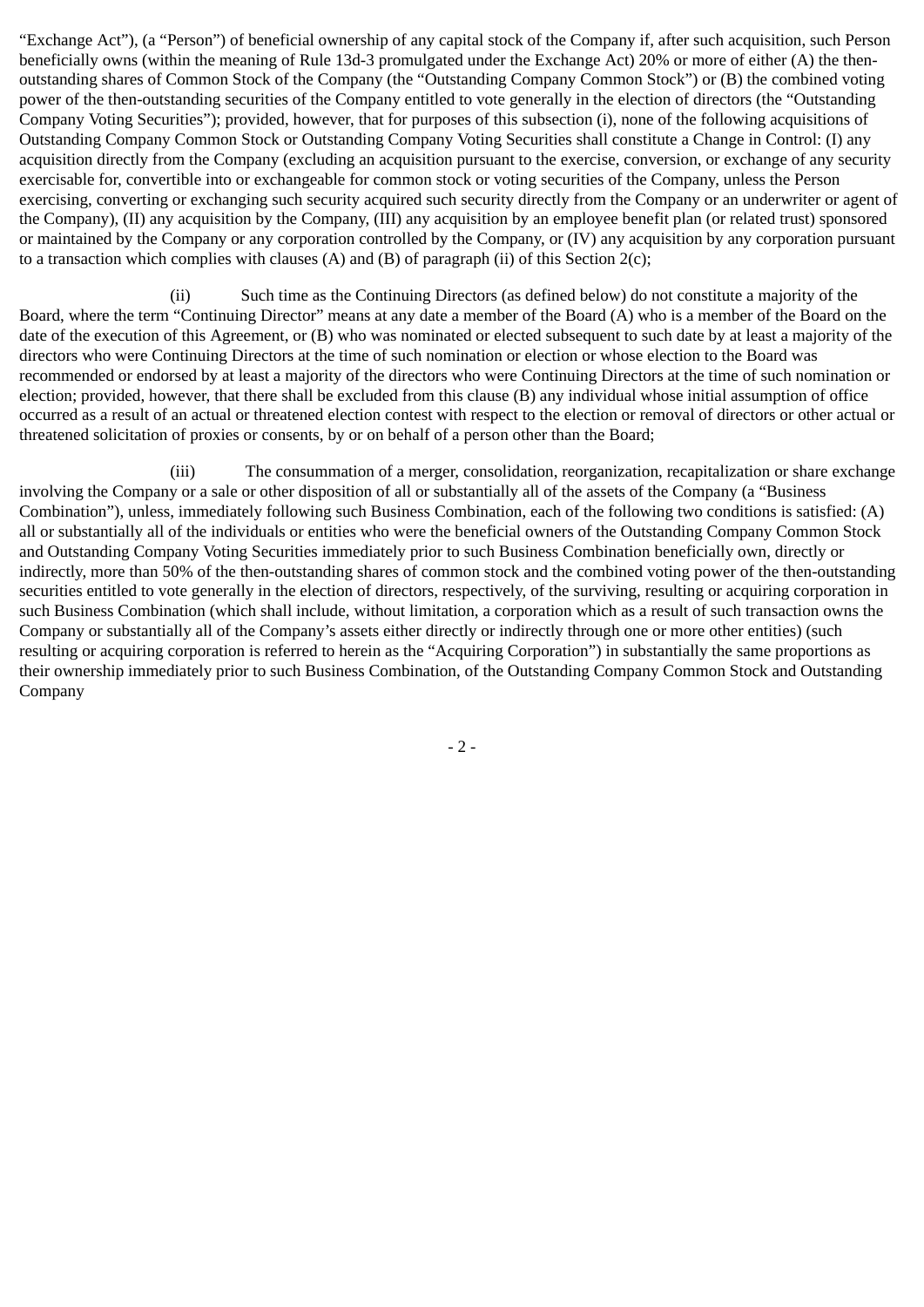"Exchange Act"), (a "Person") of beneficial ownership of any capital stock of the Company if, after such acquisition, such Person beneficially owns (within the meaning of Rule 13d-3 promulgated under the Exchange Act) 20% or more of either (A) the then-outstanding shares of Common Stock of the Company (the "Outstanding Company Common Stock") or (B) the combined voting power of the then-outstanding securities of the Company entitled to vote generally in the election of directors (the "Outstanding Company Voting Securities"); provided, however, that for purposes of this subsection (i), none of the following acquisitions of Outstanding Company Common Stock or Outstanding Company Voting Securities shall constitute a Change in Control: (I) any acquisition directly from the Company (excluding an acquisition pursuant to the exercise, conversion, or exchange of any security exercisable for, convertible into or exchangeable for common stock or voting securities of the Company, unless the Person exercising, converting or exchanging such security acquired such security directly from the Company or an underwriter or agent of the Company), (II) any acquisition by the Company, (III) any acquisition by an employee benefit plan (or related trust) sponsored or maintained by the Company or any corporation controlled by the Company, or (IV) any acquisition by any corporation pursuant to a transaction which complies with clauses (A) and (B) of paragraph (ii) of this Section 2(c);

(ii) Such time as the Continuing Directors (as defined below) do not constitute a majority of the Board, where the term "Continuing Director" means at any date a member of the Board (A) who is a member of the Board on the date of the execution of this Agreement, or (B) who was nominated or elected subsequent to such date by at least a majority of the directors who were Continuing Directors at the time of such nomination or election or whose election to the Board was recommended or endorsed by at least a majority of the directors who were Continuing Directors at the time of such nomination or election; provided, however, that there shall be excluded from this clause (B) any individual whose initial assumption of office occurred as a result of an actual or threatened election contest with respect to the election or removal of directors or other actual or threatened solicitation of proxies or consents, by or on behalf of a person other than the Board;

(iii) The consummation of a merger, consolidation, reorganization, recapitalization or share exchange involving the Company or a sale or other disposition of all or substantially all of the assets of the Company (a "Business Combination"), unless, immediately following such Business Combination, each of the following two conditions is satisfied: (A) all or substantially all of the individuals or entities who were the beneficial owners of the Outstanding Company Common Stock and Outstanding Company Voting Securities immediately prior to such Business Combination beneficially own, directly or indirectly, more than 50% of the then-outstanding shares of common stock and the combined voting power of the then-outstanding securities entitled to vote generally in the election of directors, respectively, of the surviving, resulting or acquiring corporation in such Business Combination (which shall include, without limitation, a corporation which as a result of such transaction owns the Company or substantially all of the Company's assets either directly or indirectly through one or more other entities) (such resulting or acquiring corporation is referred to herein as the "Acquiring Corporation") in substantially the same proportions as their ownership immediately prior to such Business Combination, of the Outstanding Company Common Stock and Outstanding Company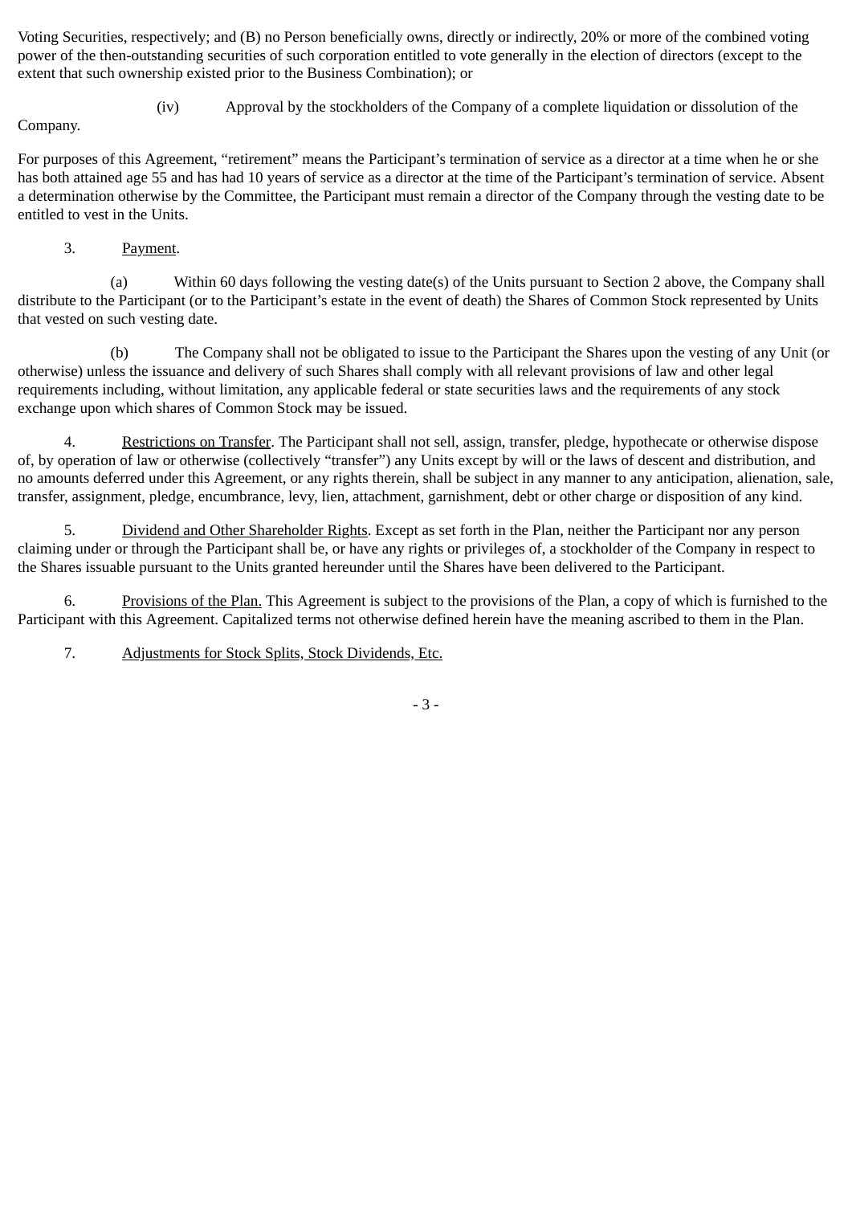Voting Securities, respectively; and (B) no Person beneficially owns, directly or indirectly, 20% or more of the combined voting power of the then-outstanding securities of such corporation entitled to vote generally in the election of directors (except to the extent that such ownership existed prior to the Business Combination); or

(iv) Approval by the stockholders of the Company of a complete liquidation or dissolution of the Company.

For purposes of this Agreement, "retirement" means the Participant's termination of service as a director at a time when he or she has both attained age 55 and has had 10 years of service as a director at the time of the Participant's termination of service. Absent a determination otherwise by the Committee, the Participant must remain a director of the Company through the vesting date to be entitled to vest in the Units.

3. Payment.

(a) Within 60 days following the vesting date(s) of the Units pursuant to Section 2 above, the Company shall distribute to the Participant (or to the Participant's estate in the event of death) the Shares of Common Stock represented by Units that vested on such vesting date.

(b) The Company shall not be obligated to issue to the Participant the Shares upon the vesting of any Unit (or otherwise) unless the issuance and delivery of such Shares shall comply with all relevant provisions of law and other legal requirements including, without limitation, any applicable federal or state securities laws and the requirements of any stock exchange upon which shares of Common Stock may be issued.

4. Restrictions on Transfer. The Participant shall not sell, assign, transfer, pledge, hypothecate or otherwise dispose of, by operation of law or otherwise (collectively "transfer") any Units except by will or the laws of descent and distribution, and no amounts deferred under this Agreement, or any rights therein, shall be subject in any manner to any anticipation, alienation, sale, transfer, assignment, pledge, encumbrance, levy, lien, attachment, garnishment, debt or other charge or disposition of any kind.

5. Dividend and Other Shareholder Rights. Except as set forth in the Plan, neither the Participant nor any person claiming under or through the Participant shall be, or have any rights or privileges of, a stockholder of the Company in respect to the Shares issuable pursuant to the Units granted hereunder until the Shares have been delivered to the Participant.

6. Provisions of the Plan. This Agreement is subject to the provisions of the Plan, a copy of which is furnished to the Participant with this Agreement. Capitalized terms not otherwise defined herein have the meaning ascribed to them in the Plan.

7. Adjustments for Stock Splits, Stock Dividends, Etc.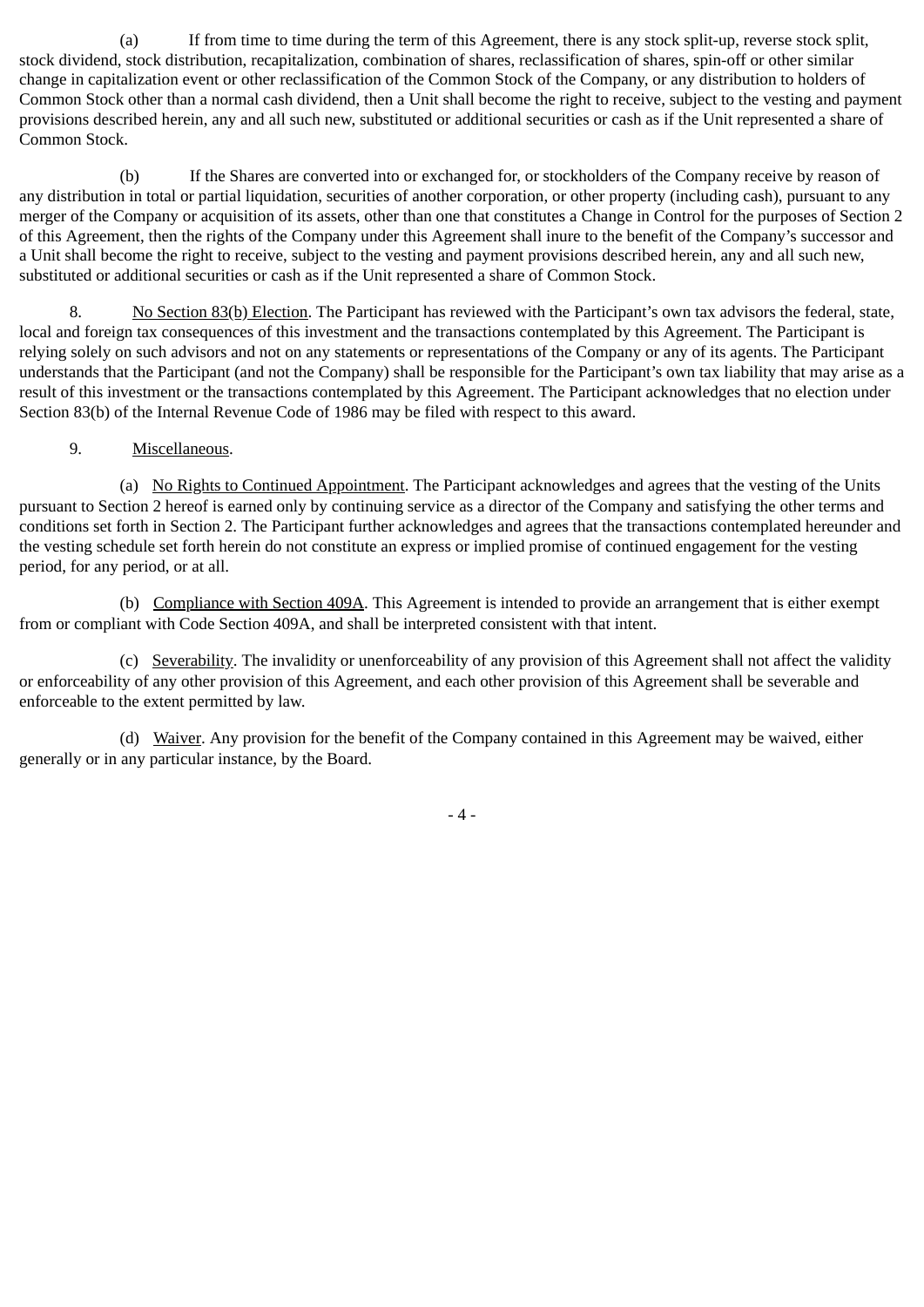(a) If from time to time during the term of this Agreement, there is any stock split-up, reverse stock split, stock dividend, stock distribution, recapitalization, combination of shares, reclassification of shares, spin-off or other similar change in capitalization event or other reclassification of the Common Stock of the Company, or any distribution to holders of Common Stock other than a normal cash dividend, then a Unit shall become the right to receive, subject to the vesting and payment provisions described herein, any and all such new, substituted or additional securities or cash as if the Unit represented a share of Common Stock.

(b) If the Shares are converted into or exchanged for, or stockholders of the Company receive by reason of any distribution in total or partial liquidation, securities of another corporation, or other property (including cash), pursuant to any merger of the Company or acquisition of its assets, other than one that constitutes a Change in Control for the purposes of Section 2 of this Agreement, then the rights of the Company under this Agreement shall inure to the benefit of the Company's successor and a Unit shall become the right to receive, subject to the vesting and payment provisions described herein, any and all such new, substituted or additional securities or cash as if the Unit represented a share of Common Stock.

8. No Section 83(b) Election. The Participant has reviewed with the Participant's own tax advisors the federal, state, local and foreign tax consequences of this investment and the transactions contemplated by this Agreement. The Participant is relying solely on such advisors and not on any statements or representations of the Company or any of its agents. The Participant understands that the Participant (and not the Company) shall be responsible for the Participant's own tax liability that may arise as a result of this investment or the transactions contemplated by this Agreement. The Participant acknowledges that no election under Section 83(b) of the Internal Revenue Code of 1986 may be filed with respect to this award.

9. Miscellaneous.

(a) No Rights to Continued Appointment. The Participant acknowledges and agrees that the vesting of the Units pursuant to Section 2 hereof is earned only by continuing service as a director of the Company and satisfying the other terms and conditions set forth in Section 2. The Participant further acknowledges and agrees that the transactions contemplated hereunder and the vesting schedule set forth herein do not constitute an express or implied promise of continued engagement for the vesting period, for any period, or at all.

(b) Compliance with Section 409A. This Agreement is intended to provide an arrangement that is either exempt from or compliant with Code Section 409A, and shall be interpreted consistent with that intent.

(c) Severability. The invalidity or unenforceability of any provision of this Agreement shall not affect the validity or enforceability of any other provision of this Agreement, and each other provision of this Agreement shall be severable and enforceable to the extent permitted by law.

(d) Waiver. Any provision for the benefit of the Company contained in this Agreement may be waived, either generally or in any particular instance, by the Board.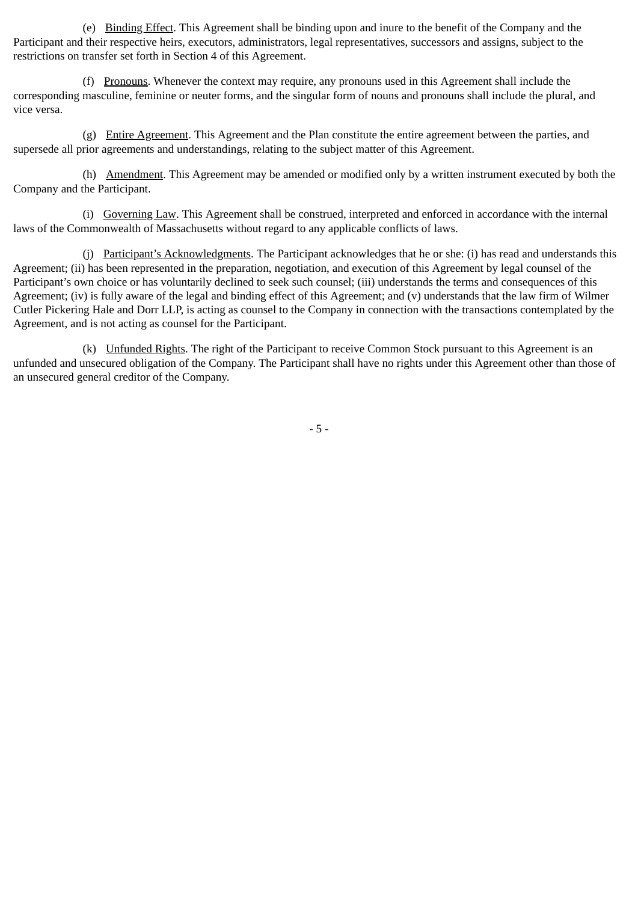(e) Binding Effect. This Agreement shall be binding upon and inure to the benefit of the Company and the Participant and their respective heirs, executors, administrators, legal representatives, successors and assigns, subject to the restrictions on transfer set forth in Section 4 of this Agreement.

(f) Pronouns. Whenever the context may require, any pronouns used in this Agreement shall include the corresponding masculine, feminine or neuter forms, and the singular form of nouns and pronouns shall include the plural, and vice versa.

(g) Entire Agreement. This Agreement and the Plan constitute the entire agreement between the parties, and supersede all prior agreements and understandings, relating to the subject matter of this Agreement.

(h) Amendment. This Agreement may be amended or modified only by a written instrument executed by both the Company and the Participant.

(i) Governing Law. This Agreement shall be construed, interpreted and enforced in accordance with the internal laws of the Commonwealth of Massachusetts without regard to any applicable conflicts of laws.

(j) Participant's Acknowledgments. The Participant acknowledges that he or she: (i) has read and understands this Agreement; (ii) has been represented in the preparation, negotiation, and execution of this Agreement by legal counsel of the Participant's own choice or has voluntarily declined to seek such counsel; (iii) understands the terms and consequences of this Agreement; (iv) is fully aware of the legal and binding effect of this Agreement; and (v) understands that the law firm of Wilmer Cutler Pickering Hale and Dorr LLP, is acting as counsel to the Company in connection with the transactions contemplated by the Agreement, and is not acting as counsel for the Participant.

(k) Unfunded Rights. The right of the Participant to receive Common Stock pursuant to this Agreement is an unfunded and unsecured obligation of the Company. The Participant shall have no rights under this Agreement other than those of an unsecured general creditor of the Company.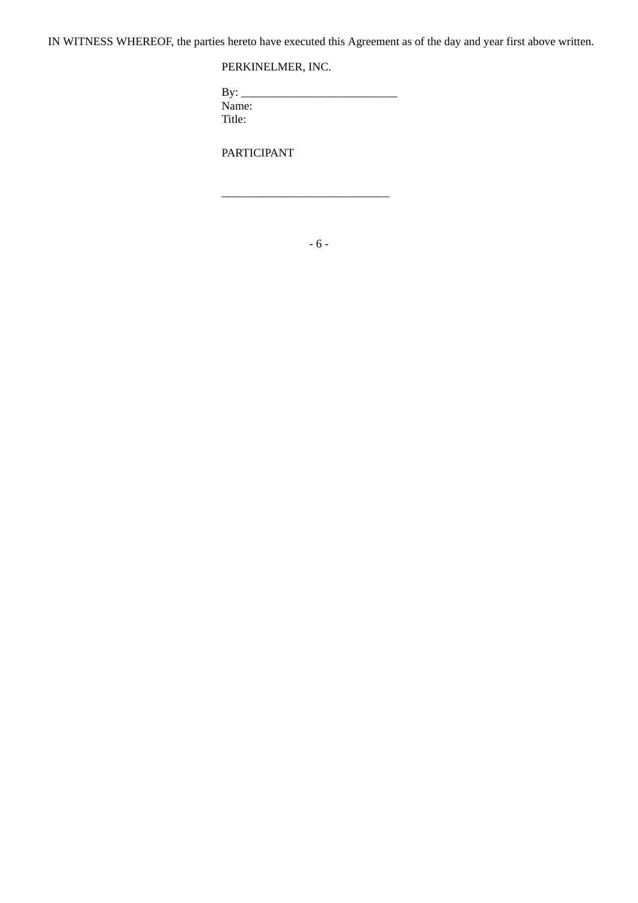IN WITNESS WHEREOF, the parties hereto have executed this Agreement as of the day and year first above written.

PERKINELMER, INC.

By: ___________________________
Name:
Title:

PARTICIPANT

_____________________________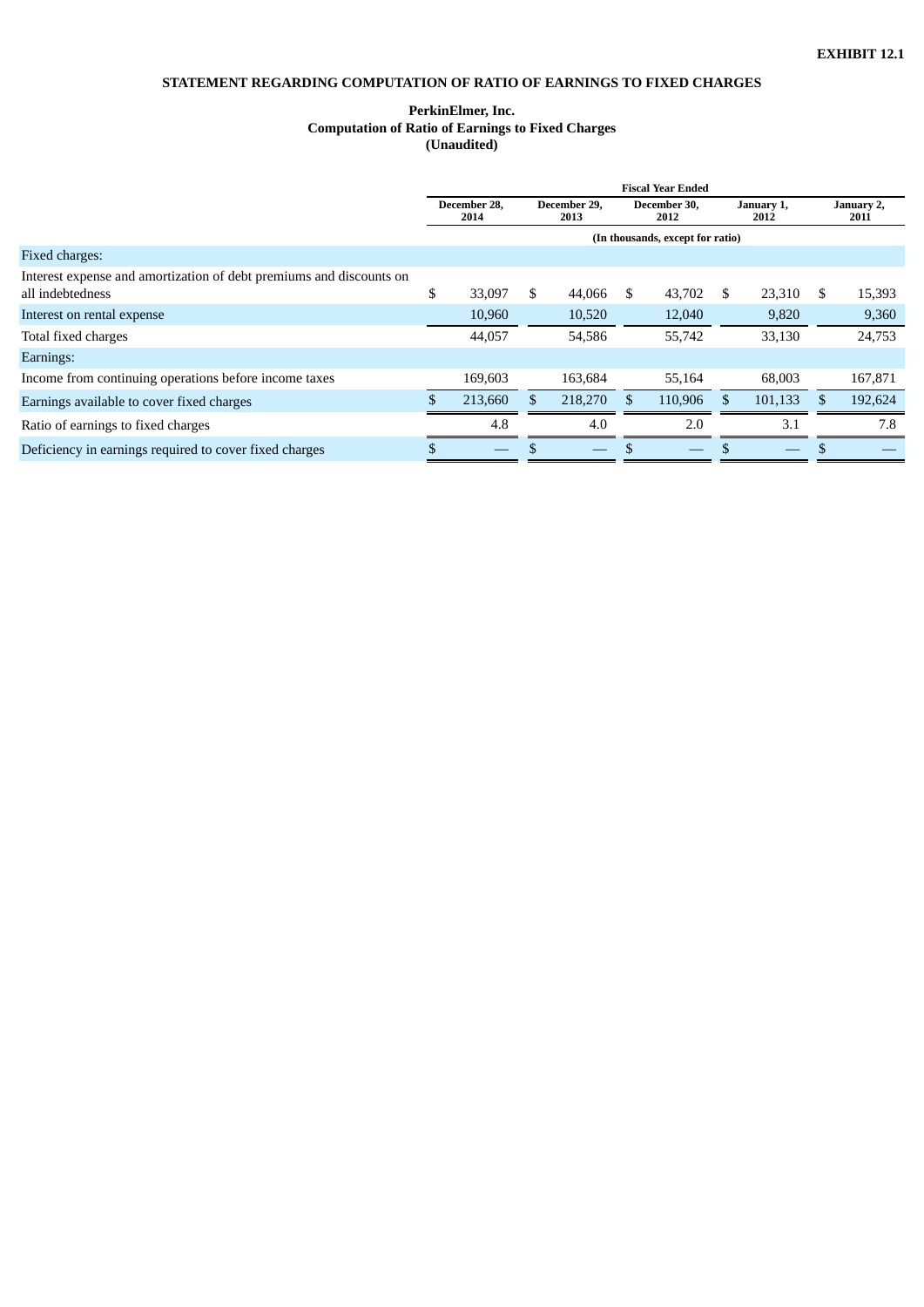**EXHIBIT 12.1**

## STATEMENT REGARDING COMPUTATION OF RATIO OF EARNINGS TO FIXED CHARGES

### PerkinElmer, Inc.
### Computation of Ratio of Earnings to Fixed Charges
### (Unaudited)

| | Fiscal Year Ended | | | | |
|---|---|---|---|---|---|
| | December 28, 2014 | December 29, 2013 | December 30, 2012 | January 1, 2012 | January 2, 2011 |
| | (In thousands, except for ratio) | | | | |
| Fixed charges: | | | | | |
| Interest expense and amortization of debt premiums and discounts on all indebtedness | $ 33,097 | $ 44,066 | $ 43,702 | $ 23,310 | $ 15,393 |
| Interest on rental expense | 10,960 | 10,520 | 12,040 | 9,820 | 9,360 |
| Total fixed charges | 44,057 | 54,586 | 55,742 | 33,130 | 24,753 |
| Earnings: | | | | | |
| Income from continuing operations before income taxes | 169,603 | 163,684 | 55,164 | 68,003 | 167,871 |
| Earnings available to cover fixed charges | $ 213,660 | $ 218,270 | $ 110,906 | $ 101,133 | $ 192,624 |
| Ratio of earnings to fixed charges | 4.8 | 4.0 | 2.0 | 3.1 | 7.8 |
| Deficiency in earnings required to cover fixed charges | $ — | $ — | $ — | $ — | $ — |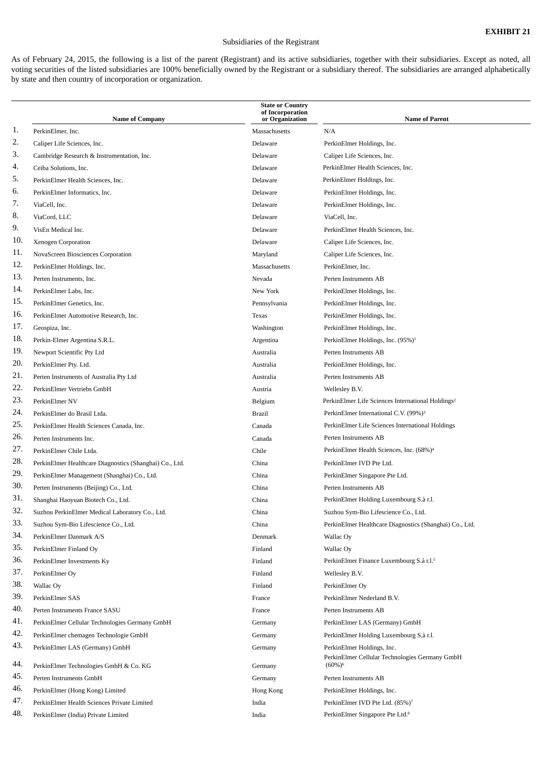**EXHIBIT 21**

Subsidiaries of the Registrant

As of February 24, 2015, the following is a list of the parent (Registrant) and its active subsidiaries, together with their subsidiaries. Except as noted, all voting securities of the listed subsidiaries are 100% beneficially owned by the Registrant or a subsidiary thereof. The subsidiaries are arranged alphabetically by state and then country of incorporation or organization.

| | Name of Company | State or Country of Incorporation or Organization | Name of Parent |
|---|---|---|---|
| 1. | PerkinElmer, Inc. | Massachusetts | N/A |
| 2. | Caliper Life Sciences, Inc. | Delaware | PerkinElmer Holdings, Inc. |
| 3. | Cambridge Research & Instrumentation, Inc. | Delaware | Caliper Life Sciences, Inc. |
| 4. | Ceiba Solutions, Inc. | Delaware | PerkinElmer Health Sciences, Inc. |
| 5. | PerkinElmer Health Sciences, Inc. | Delaware | PerkinElmer Holdings, Inc. |
| 6. | PerkinElmer Informatics, Inc. | Delaware | PerkinElmer Holdings, Inc. |
| 7. | ViaCell, Inc. | Delaware | PerkinElmer Holdings, Inc. |
| 8. | ViaCord, LLC | Delaware | ViaCell, Inc. |
| 9. | VisEn Medical Inc. | Delaware | PerkinElmer Health Sciences, Inc. |
| 10. | Xenogen Corporation | Delaware | Caliper Life Sciences, Inc. |
| 11. | NovaScreen Biosciences Corporation | Maryland | Caliper Life Sciences, Inc. |
| 12. | PerkinElmer Holdings, Inc. | Massachusetts | PerkinElmer, Inc. |
| 13. | Perten Instruments, Inc. | Nevada | Perten Instruments AB |
| 14. | PerkinElmer Labs, Inc. | New York | PerkinElmer Holdings, Inc. |
| 15. | PerkinElmer Genetics, Inc. | Pennsylvania | PerkinElmer Holdings, Inc. |
| 16. | PerkinElmer Automotive Research, Inc. | Texas | PerkinElmer Holdings, Inc. |
| 17. | Geospiza, Inc. | Washington | PerkinElmer Holdings, Inc. |
| 18. | Perkin-Elmer Argentina S.R.L. | Argentina | PerkinElmer Holdings, Inc. (95%)[1] |
| 19. | Newport Scientific Pty Ltd | Australia | Perten Instruments AB |
| 20. | PerkinElmer Pty. Ltd. | Australia | PerkinElmer Holdings, Inc. |
| 21. | Perten Instruments of Australia Pty Ltd | Australia | Perten Instruments AB |
| 22. | PerkinElmer Vertriebs GmbH | Austria | Wellesley B.V. |
| 23. | PerkinElmer NV | Belgium | PerkinElmer Life Sciences International Holdings[2] |
| 24. | PerkinElmer do Brasil Ltda. | Brazil | PerkinElmer International C.V. (99%)[3] |
| 25. | PerkinElmer Health Sciences Canada, Inc. | Canada | PerkinElmer Life Sciences International Holdings |
| 26. | Perten Instruments Inc. | Canada | Perten Instruments AB |
| 27. | PerkinElmer Chile Ltda. | Chile | PerkinElmer Health Sciences, Inc. (68%)[4] |
| 28. | PerkinElmer Healthcare Diagnostics (Shanghai) Co., Ltd. | China | PerkinElmer IVD Pte Ltd. |
| 29. | PerkinElmer Management (Shanghai) Co., Ltd. | China | PerkinElmer Singapore Pte Ltd. |
| 30. | Perten Instruments (Beijing) Co., Ltd. | China | Perten Instruments AB |
| 31. | Shanghai Haoyuan Biotech Co., Ltd. | China | PerkinElmer Holding Luxembourg S.à r.l. |
| 32. | Suzhou PerkinElmer Medical Laboratory Co., Ltd. | China | Suzhou Sym-Bio Lifescience Co., Ltd. |
| 33. | Suzhou Sym-Bio Lifescience Co., Ltd. | China | PerkinElmer Healthcare Diagnostics (Shanghai) Co., Ltd. |
| 34. | PerkinElmer Danmark A/S | Denmark | Wallac Oy |
| 35. | PerkinElmer Finland Oy | Finland | Wallac Oy |
| 36. | PerkinElmer Investments Ky | Finland | PerkinElmer Finance Luxembourg S.à r.l.[5] |
| 37. | PerkinElmer Oy | Finland | Wellesley B.V. |
| 38. | Wallac Oy | Finland | PerkinElmer Oy |
| 39. | PerkinElmer SAS | France | PerkinElmer Nederland B.V. |
| 40. | Perten Instruments France SASU | France | Perten Instruments AB |
| 41. | PerkinElmer Cellular Technologies Germany GmbH | Germany | PerkinElmer LAS (Germany) GmbH |
| 42. | PerkinElmer chemagen Technologie GmbH | Germany | PerkinElmer Holding Luxembourg S.à r.l. |
| 43. | PerkinElmer LAS (Germany) GmbH | Germany | PerkinElmer Holdings, Inc. |
| 44. | PerkinElmer Technologies GmbH & Co. KG | Germany | PerkinElmer Cellular Technologies Germany GmbH (60%)[6] |
| 45. | Perten Instruments GmbH | Germany | Perten Instruments AB |
| 46. | PerkinElmer (Hong Kong) Limited | Hong Kong | PerkinElmer Holdings, Inc. |
| 47. | PerkinElmer Health Sciences Private Limited | India | PerkinElmer IVD Pte Ltd. (85%)[7] |
| 48. | PerkinElmer (India) Private Limited | India | PerkinElmer Singapore Pte Ltd.[8] |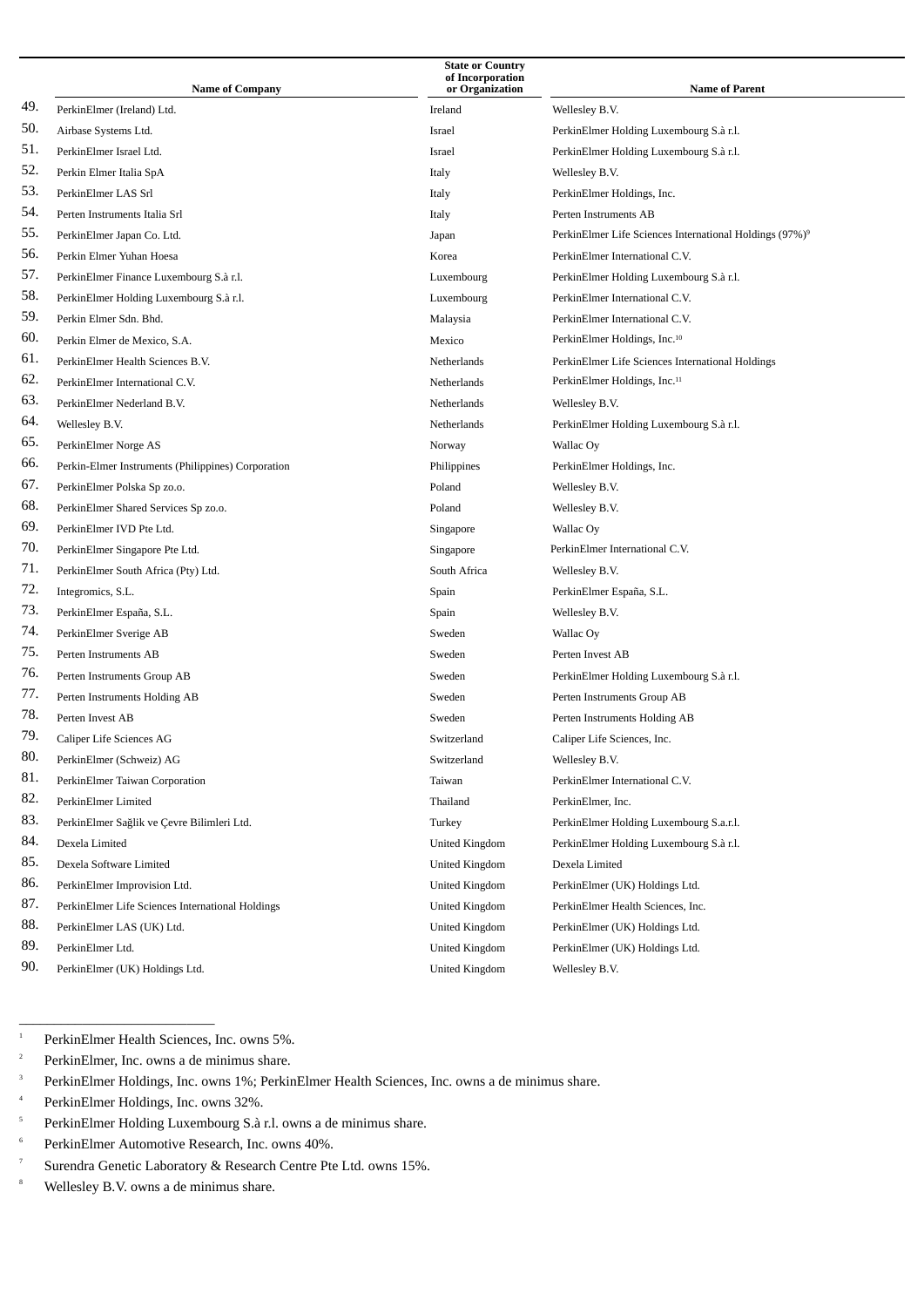|  | Name of Company | State or Country of Incorporation or Organization | Name of Parent |
|---|---|---|---|
| 49. | PerkinElmer (Ireland) Ltd. | Ireland | Wellesley B.V. |
| 50. | Airbase Systems Ltd. | Israel | PerkinElmer Holding Luxembourg S.à r.l. |
| 51. | PerkinElmer Israel Ltd. | Israel | PerkinElmer Holding Luxembourg S.à r.l. |
| 52. | Perkin Elmer Italia SpA | Italy | Wellesley B.V. |
| 53. | PerkinElmer LAS Srl | Italy | PerkinElmer Holdings, Inc. |
| 54. | Perten Instruments Italia Srl | Italy | Perten Instruments AB |
| 55. | PerkinElmer Japan Co. Ltd. | Japan | PerkinElmer Life Sciences International Holdings (97%)[9] |
| 56. | Perkin Elmer Yuhan Hoesa | Korea | PerkinElmer International C.V. |
| 57. | PerkinElmer Finance Luxembourg S.à r.l. | Luxembourg | PerkinElmer Holding Luxembourg S.à r.l. |
| 58. | PerkinElmer Holding Luxembourg S.à r.l. | Luxembourg | PerkinElmer International C.V. |
| 59. | Perkin Elmer Sdn. Bhd. | Malaysia | PerkinElmer International C.V. |
| 60. | Perkin Elmer de Mexico, S.A. | Mexico | PerkinElmer Holdings, Inc.[10] |
| 61. | PerkinElmer Health Sciences B.V. | Netherlands | PerkinElmer Life Sciences International Holdings |
| 62. | PerkinElmer International C.V. | Netherlands | PerkinElmer Holdings, Inc.[11] |
| 63. | PerkinElmer Nederland B.V. | Netherlands | Wellesley B.V. |
| 64. | Wellesley B.V. | Netherlands | PerkinElmer Holding Luxembourg S.à r.l. |
| 65. | PerkinElmer Norge AS | Norway | Wallac Oy |
| 66. | Perkin-Elmer Instruments (Philippines) Corporation | Philippines | PerkinElmer Holdings, Inc. |
| 67. | PerkinElmer Polska Sp zo.o. | Poland | Wellesley B.V. |
| 68. | PerkinElmer Shared Services Sp zo.o. | Poland | Wellesley B.V. |
| 69. | PerkinElmer IVD Pte Ltd. | Singapore | Wallac Oy |
| 70. | PerkinElmer Singapore Pte Ltd. | Singapore | PerkinElmer International C.V. |
| 71. | PerkinElmer South Africa (Pty) Ltd. | South Africa | Wellesley B.V. |
| 72. | Integromics, S.L. | Spain | PerkinElmer España, S.L. |
| 73. | PerkinElmer España, S.L. | Spain | Wellesley B.V. |
| 74. | PerkinElmer Sverige AB | Sweden | Wallac Oy |
| 75. | Perten Instruments AB | Sweden | Perten Invest AB |
| 76. | Perten Instruments Group AB | Sweden | PerkinElmer Holding Luxembourg S.à r.l. |
| 77. | Perten Instruments Holding AB | Sweden | Perten Instruments Group AB |
| 78. | Perten Invest AB | Sweden | Perten Instruments Holding AB |
| 79. | Caliper Life Sciences AG | Switzerland | Caliper Life Sciences, Inc. |
| 80. | PerkinElmer (Schweiz) AG | Switzerland | Wellesley B.V. |
| 81. | PerkinElmer Taiwan Corporation | Taiwan | PerkinElmer International C.V. |
| 82. | PerkinElmer Limited | Thailand | PerkinElmer, Inc. |
| 83. | PerkinElmer Sağlik ve Çevre Bilimleri Ltd. | Turkey | PerkinElmer Holding Luxembourg S.a.r.l. |
| 84. | Dexela Limited | United Kingdom | PerkinElmer Holding Luxembourg S.à r.l. |
| 85. | Dexela Software Limited | United Kingdom | Dexela Limited |
| 86. | PerkinElmer Improvision Ltd. | United Kingdom | PerkinElmer (UK) Holdings Ltd. |
| 87. | PerkinElmer Life Sciences International Holdings | United Kingdom | PerkinElmer Health Sciences, Inc. |
| 88. | PerkinElmer LAS (UK) Ltd. | United Kingdom | PerkinElmer (UK) Holdings Ltd. |
| 89. | PerkinElmer Ltd. | United Kingdom | PerkinElmer (UK) Holdings Ltd. |
| 90. | PerkinElmer (UK) Holdings Ltd. | United Kingdom | Wellesley B.V. |

---

[1] PerkinElmer Health Sciences, Inc. owns 5%.

[2] PerkinElmer, Inc. owns a de minimus share.

[3] PerkinElmer Holdings, Inc. owns 1%; PerkinElmer Health Sciences, Inc. owns a de minimus share.

[4] PerkinElmer Holdings, Inc. owns 32%.

[5] PerkinElmer Holding Luxembourg S.à r.l. owns a de minimus share.

[6] PerkinElmer Automotive Research, Inc. owns 40%.

[7] Surendra Genetic Laboratory & Research Centre Pte Ltd. owns 15%.

[8] Wellesley B.V. owns a de minimus share.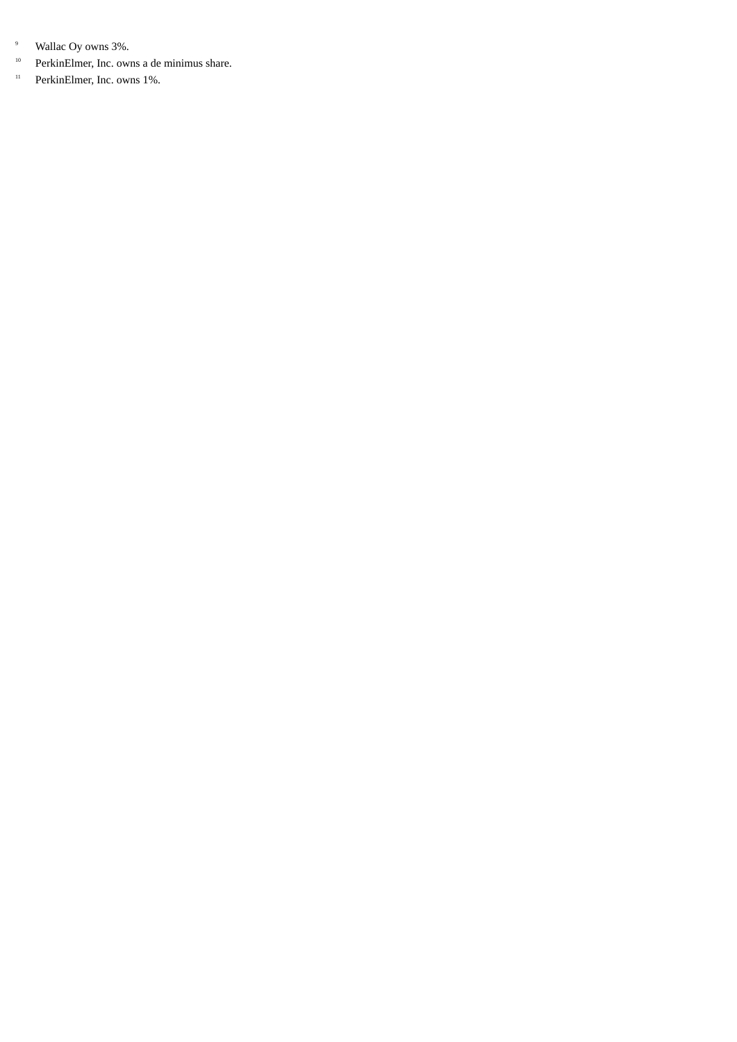[9] Wallac Oy owns 3%.

[10] PerkinElmer, Inc. owns a de minimus share.

[11] PerkinElmer, Inc. owns 1%.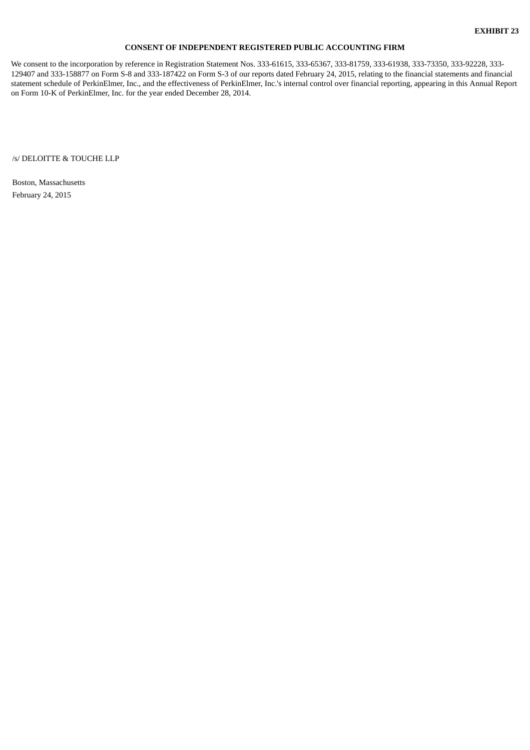**EXHIBIT 23**

**CONSENT OF INDEPENDENT REGISTERED PUBLIC ACCOUNTING FIRM**

We consent to the incorporation by reference in Registration Statement Nos. 333-61615, 333-65367, 333-81759, 333-61938, 333-73350, 333-92228, 333-129407 and 333-158877 on Form S-8 and 333-187422 on Form S-3 of our reports dated February 24, 2015, relating to the financial statements and financial statement schedule of PerkinElmer, Inc., and the effectiveness of PerkinElmer, Inc.'s internal control over financial reporting, appearing in this Annual Report on Form 10-K of PerkinElmer, Inc. for the year ended December 28, 2014.

/s/ DELOITTE & TOUCHE LLP

Boston, Massachusetts
February 24, 2015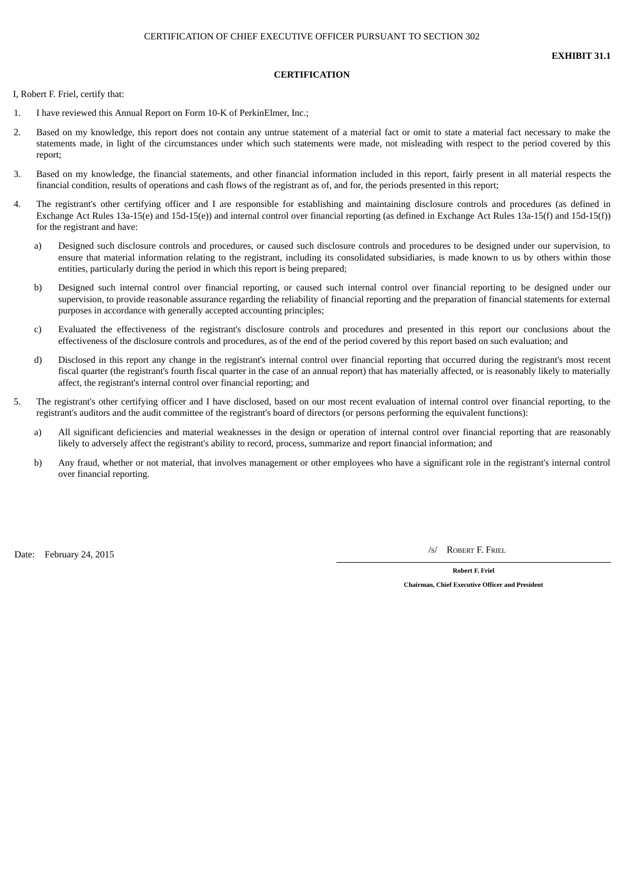CERTIFICATION OF CHIEF EXECUTIVE OFFICER PURSUANT TO SECTION 302

**EXHIBIT 31.1**

**CERTIFICATION**

I, Robert F. Friel, certify that:

1. I have reviewed this Annual Report on Form 10-K of PerkinElmer, Inc.;
2. Based on my knowledge, this report does not contain any untrue statement of a material fact or omit to state a material fact necessary to make the statements made, in light of the circumstances under which such statements were made, not misleading with respect to the period covered by this report;
3. Based on my knowledge, the financial statements, and other financial information included in this report, fairly present in all material respects the financial condition, results of operations and cash flows of the registrant as of, and for, the periods presented in this report;
4. The registrant's other certifying officer and I are responsible for establishing and maintaining disclosure controls and procedures (as defined in Exchange Act Rules 13a-15(e) and 15d-15(e)) and internal control over financial reporting (as defined in Exchange Act Rules 13a-15(f) and 15d-15(f)) for the registrant and have:
   a) Designed such disclosure controls and procedures, or caused such disclosure controls and procedures to be designed under our supervision, to ensure that material information relating to the registrant, including its consolidated subsidiaries, is made known to us by others within those entities, particularly during the period in which this report is being prepared;
   b) Designed such internal control over financial reporting, or caused such internal control over financial reporting to be designed under our supervision, to provide reasonable assurance regarding the reliability of financial reporting and the preparation of financial statements for external purposes in accordance with generally accepted accounting principles;
   c) Evaluated the effectiveness of the registrant's disclosure controls and procedures and presented in this report our conclusions about the effectiveness of the disclosure controls and procedures, as of the end of the period covered by this report based on such evaluation; and
   d) Disclosed in this report any change in the registrant's internal control over financial reporting that occurred during the registrant's most recent fiscal quarter (the registrant's fourth fiscal quarter in the case of an annual report) that has materially affected, or is reasonably likely to materially affect, the registrant's internal control over financial reporting; and
5. The registrant's other certifying officer and I have disclosed, based on our most recent evaluation of internal control over financial reporting, to the registrant's auditors and the audit committee of the registrant's board of directors (or persons performing the equivalent functions):
   a) All significant deficiencies and material weaknesses in the design or operation of internal control over financial reporting that are reasonably likely to adversely affect the registrant's ability to record, process, summarize and report financial information; and
   b) Any fraud, whether or not material, that involves management or other employees who have a significant role in the registrant's internal control over financial reporting.

Date: February 24, 2015

/s/ Robert F. Friel

**Robert F. Friel**

**Chairman, Chief Executive Officer and President**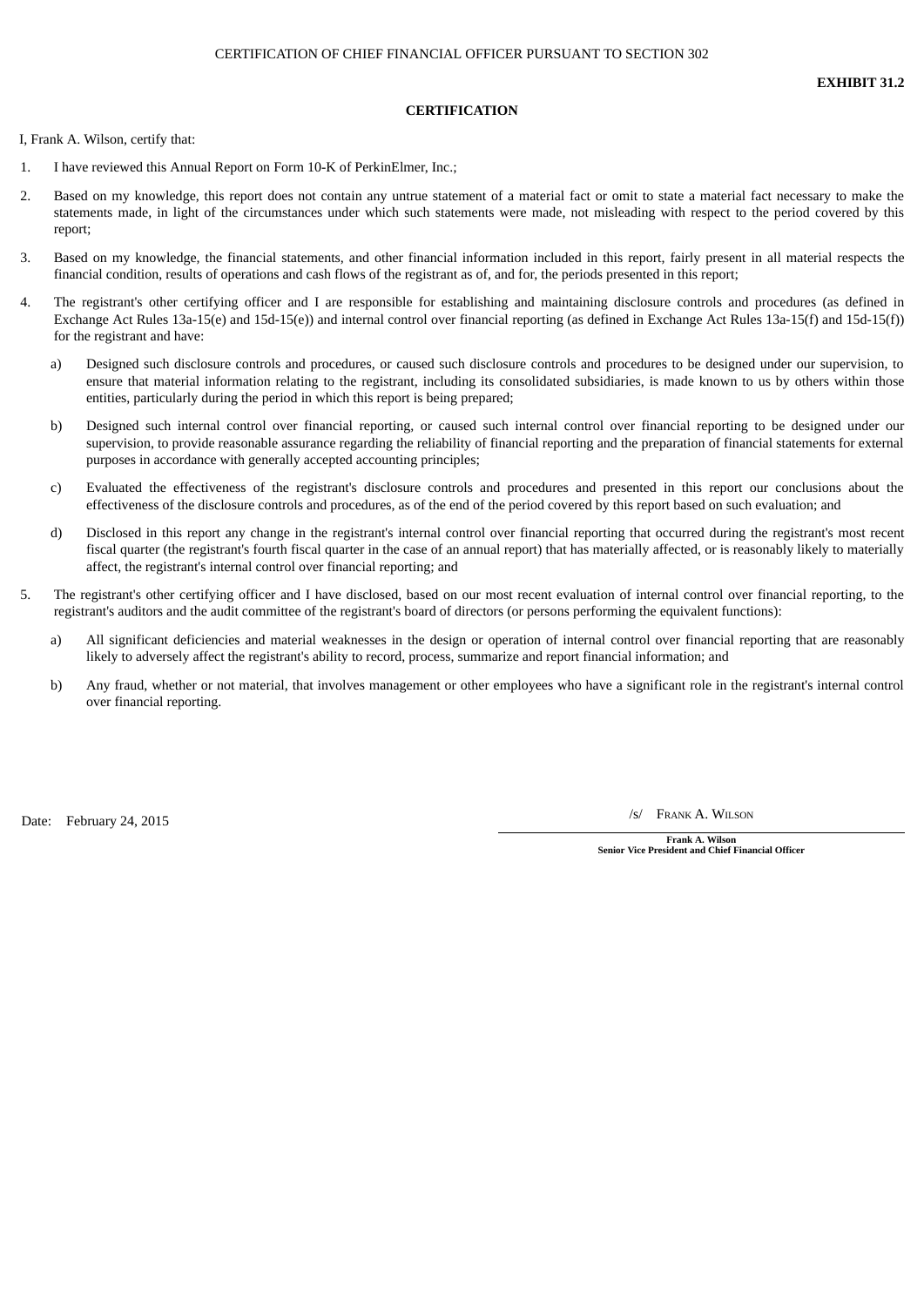CERTIFICATION OF CHIEF FINANCIAL OFFICER PURSUANT TO SECTION 302

**EXHIBIT 31.2**

**CERTIFICATION**

I, Frank A. Wilson, certify that:

1. I have reviewed this Annual Report on Form 10-K of PerkinElmer, Inc.;
2. Based on my knowledge, this report does not contain any untrue statement of a material fact or omit to state a material fact necessary to make the statements made, in light of the circumstances under which such statements were made, not misleading with respect to the period covered by this report;
3. Based on my knowledge, the financial statements, and other financial information included in this report, fairly present in all material respects the financial condition, results of operations and cash flows of the registrant as of, and for, the periods presented in this report;
4. The registrant's other certifying officer and I are responsible for establishing and maintaining disclosure controls and procedures (as defined in Exchange Act Rules 13a-15(e) and 15d-15(e)) and internal control over financial reporting (as defined in Exchange Act Rules 13a-15(f) and 15d-15(f)) for the registrant and have:
   a) Designed such disclosure controls and procedures, or caused such disclosure controls and procedures to be designed under our supervision, to ensure that material information relating to the registrant, including its consolidated subsidiaries, is made known to us by others within those entities, particularly during the period in which this report is being prepared;
   b) Designed such internal control over financial reporting, or caused such internal control over financial reporting to be designed under our supervision, to provide reasonable assurance regarding the reliability of financial reporting and the preparation of financial statements for external purposes in accordance with generally accepted accounting principles;
   c) Evaluated the effectiveness of the registrant's disclosure controls and procedures and presented in this report our conclusions about the effectiveness of the disclosure controls and procedures, as of the end of the period covered by this report based on such evaluation; and
   d) Disclosed in this report any change in the registrant's internal control over financial reporting that occurred during the registrant's most recent fiscal quarter (the registrant's fourth fiscal quarter in the case of an annual report) that has materially affected, or is reasonably likely to materially affect, the registrant's internal control over financial reporting; and
5. The registrant's other certifying officer and I have disclosed, based on our most recent evaluation of internal control over financial reporting, to the registrant's auditors and the audit committee of the registrant's board of directors (or persons performing the equivalent functions):
   a) All significant deficiencies and material weaknesses in the design or operation of internal control over financial reporting that are reasonably likely to adversely affect the registrant's ability to record, process, summarize and report financial information; and
   b) Any fraud, whether or not material, that involves management or other employees who have a significant role in the registrant's internal control over financial reporting.

Date: February 24, 2015

/s/ FRANK A. WILSON

**Frank A. Wilson**
**Senior Vice President and Chief Financial Officer**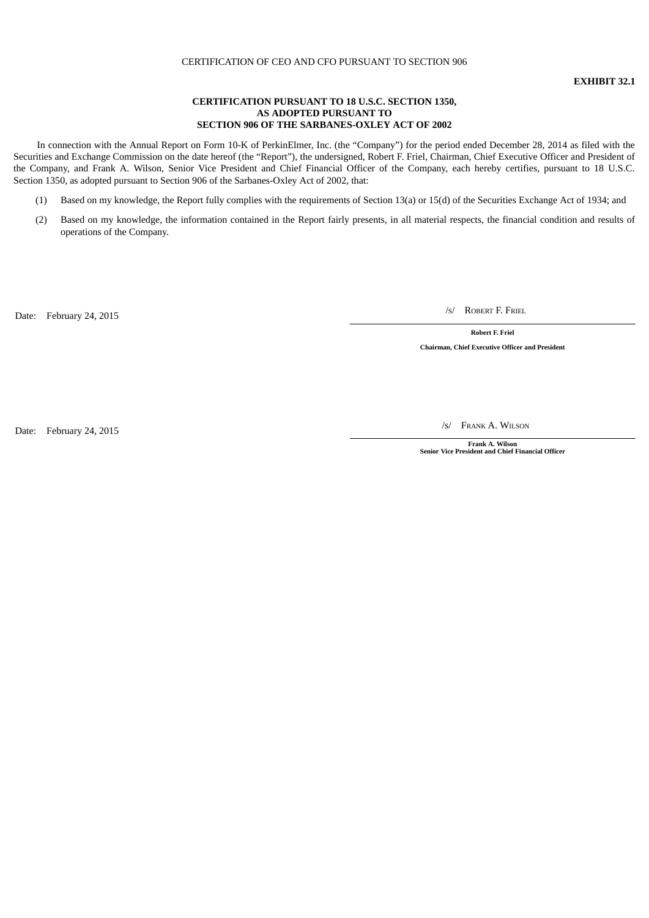CERTIFICATION OF CEO AND CFO PURSUANT TO SECTION 906

**EXHIBIT 32.1**

**CERTIFICATION PURSUANT TO 18 U.S.C. SECTION 1350,**
**AS ADOPTED PURSUANT TO**
**SECTION 906 OF THE SARBANES-OXLEY ACT OF 2002**

In connection with the Annual Report on Form 10-K of PerkinElmer, Inc. (the “Company”) for the period ended December 28, 2014 as filed with the Securities and Exchange Commission on the date hereof (the “Report”), the undersigned, Robert F. Friel, Chairman, Chief Executive Officer and President of the Company, and Frank A. Wilson, Senior Vice President and Chief Financial Officer of the Company, each hereby certifies, pursuant to 18 U.S.C. Section 1350, as adopted pursuant to Section 906 of the Sarbanes-Oxley Act of 2002, that:

(1) Based on my knowledge, the Report fully complies with the requirements of Section 13(a) or 15(d) of the Securities Exchange Act of 1934; and

(2) Based on my knowledge, the information contained in the Report fairly presents, in all material respects, the financial condition and results of operations of the Company.

Date: February 24, 2015

/s/ Robert F. Friel

**Robert F. Friel**
**Chairman, Chief Executive Officer and President**

Date: February 24, 2015

/s/ Frank A. Wilson

**Frank A. Wilson**
**Senior Vice President and Chief Financial Officer**